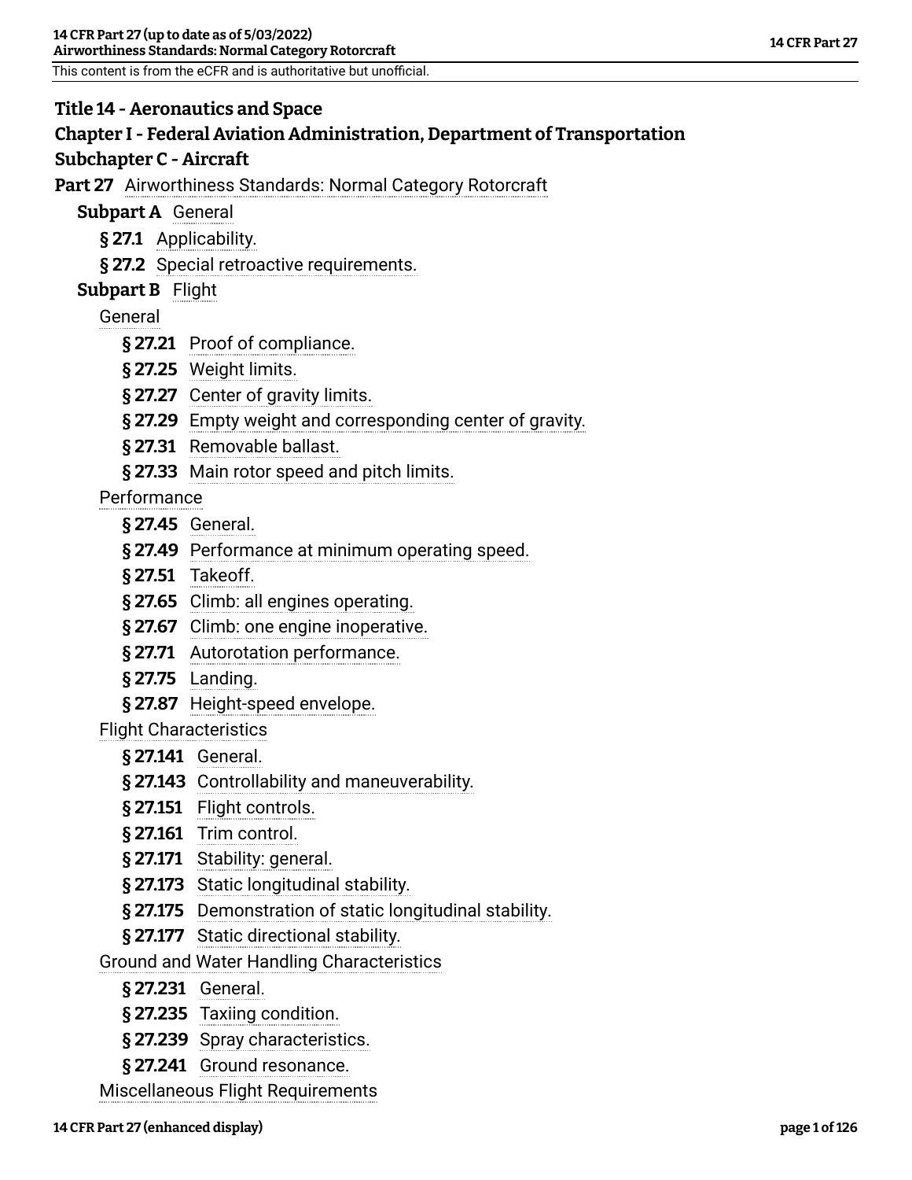# Title 14 - Aeronautics and Space

## Chapter I - Federal Aviation Administration, Department of Transportation

## Subchapter C - Aircraft

**Part 27** Airworthiness Standards: Normal Category Rotorcraft

- **Subpart A** General
  - **§ 27.1** Applicability.
  - **§ 27.2** Special retroactive requirements.
- **Subpart B** Flight
  - General
    - **§ 27.21** Proof of compliance.
    - **§ 27.25** Weight limits.
    - **§ 27.27** Center of gravity limits.
    - **§ 27.29** Empty weight and corresponding center of gravity.
    - **§ 27.31** Removable ballast.
    - **§ 27.33** Main rotor speed and pitch limits.
  - Performance
    - **§ 27.45** General.
    - **§ 27.49** Performance at minimum operating speed.
    - **§ 27.51** Takeoff.
    - **§ 27.65** Climb: all engines operating.
    - **§ 27.67** Climb: one engine inoperative.
    - **§ 27.71** Autorotation performance.
    - **§ 27.75** Landing.
    - **§ 27.87** Height-speed envelope.
  - Flight Characteristics
    - **§ 27.141** General.
    - **§ 27.143** Controllability and maneuverability.
    - **§ 27.151** Flight controls.
    - **§ 27.161** Trim control.
    - **§ 27.171** Stability: general.
    - **§ 27.173** Static longitudinal stability.
    - **§ 27.175** Demonstration of static longitudinal stability.
    - **§ 27.177** Static directional stability.
  - Ground and Water Handling Characteristics
    - **§ 27.231** General.
    - **§ 27.235** Taxiing condition.
    - **§ 27.239** Spray characteristics.
    - **§ 27.241** Ground resonance.
  - Miscellaneous Flight Requirements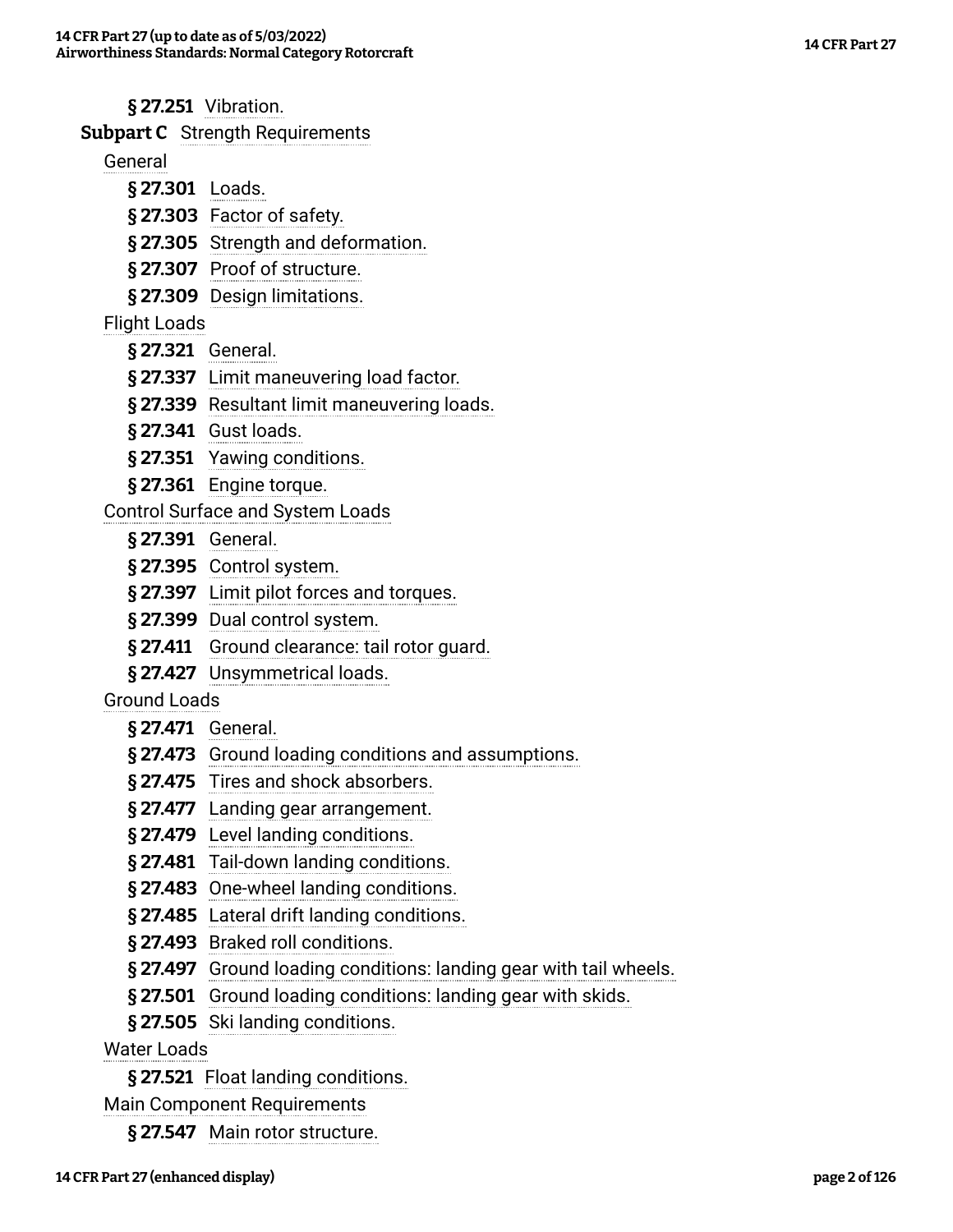**§ 27.251** Vibration.

**Subpart C** Strength Requirements

General

**§ 27.301** Loads.

**§ 27.303** Factor of safety.

**§ 27.305** Strength and deformation.

**§ 27.307** Proof of structure.

**§ 27.309** Design limitations.

Flight Loads

**§ 27.321** General.

**§ 27.337** Limit maneuvering load factor.

**§ 27.339** Resultant limit maneuvering loads.

**§ 27.341** Gust loads.

**§ 27.351** Yawing conditions.

**§ 27.361** Engine torque.

Control Surface and System Loads

**§ 27.391** General.

**§ 27.395** Control system.

**§ 27.397** Limit pilot forces and torques.

**§ 27.399** Dual control system.

**§ 27.411** Ground clearance: tail rotor guard.

**§ 27.427** Unsymmetrical loads.

Ground Loads

**§ 27.471** General.

**§ 27.473** Ground loading conditions and assumptions.

**§ 27.475** Tires and shock absorbers.

**§ 27.477** Landing gear arrangement.

**§ 27.479** Level landing conditions.

**§ 27.481** Tail-down landing conditions.

**§ 27.483** One-wheel landing conditions.

**§ 27.485** Lateral drift landing conditions.

**§ 27.493** Braked roll conditions.

**§ 27.497** Ground loading conditions: landing gear with tail wheels.

**§ 27.501** Ground loading conditions: landing gear with skids.

**§ 27.505** Ski landing conditions.

Water Loads

**§ 27.521** Float landing conditions.

Main Component Requirements

**§ 27.547** Main rotor structure.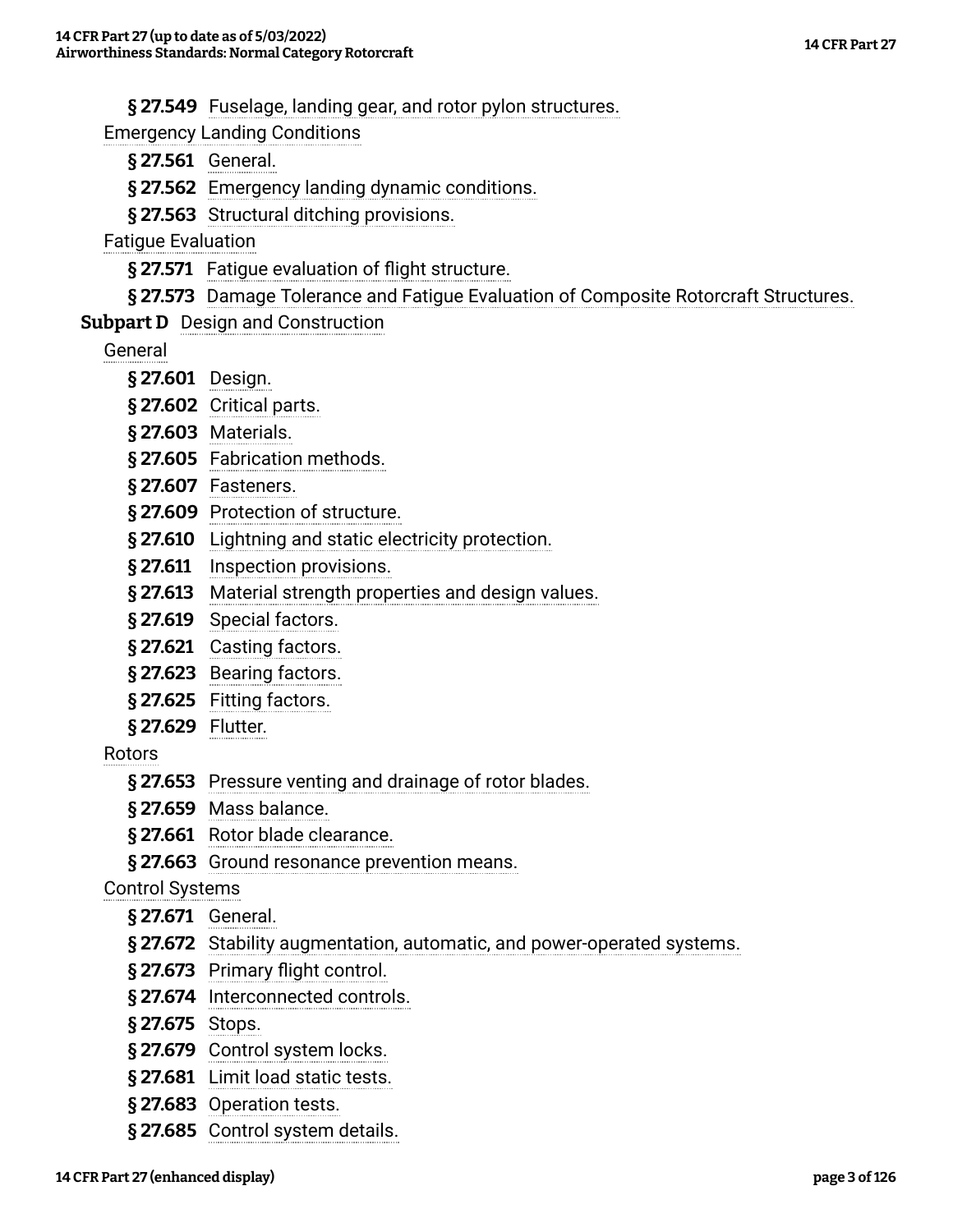**§ 27.549** Fuselage, landing gear, and rotor pylon structures.

Emergency Landing Conditions

**§ 27.561** General.

**§ 27.562** Emergency landing dynamic conditions.

**§ 27.563** Structural ditching provisions.

Fatigue Evaluation

**§ 27.571** Fatigue evaluation of flight structure.

**§ 27.573** Damage Tolerance and Fatigue Evaluation of Composite Rotorcraft Structures.

**Subpart D** Design and Construction

General

**§ 27.601** Design.

**§ 27.602** Critical parts.

**§ 27.603** Materials.

**§ 27.605** Fabrication methods.

**§ 27.607** Fasteners.

**§ 27.609** Protection of structure.

**§ 27.610** Lightning and static electricity protection.

**§ 27.611** Inspection provisions.

**§ 27.613** Material strength properties and design values.

**§ 27.619** Special factors.

**§ 27.621** Casting factors.

**§ 27.623** Bearing factors.

**§ 27.625** Fitting factors.

**§ 27.629** Flutter.

Rotors

**§ 27.653** Pressure venting and drainage of rotor blades.

**§ 27.659** Mass balance.

**§ 27.661** Rotor blade clearance.

**§ 27.663** Ground resonance prevention means.

Control Systems

**§ 27.671** General.

**§ 27.672** Stability augmentation, automatic, and power-operated systems.

**§ 27.673** Primary flight control.

**§ 27.674** Interconnected controls.

**§ 27.675** Stops.

**§ 27.679** Control system locks.

**§ 27.681** Limit load static tests.

**§ 27.683** Operation tests.

**§ 27.685** Control system details.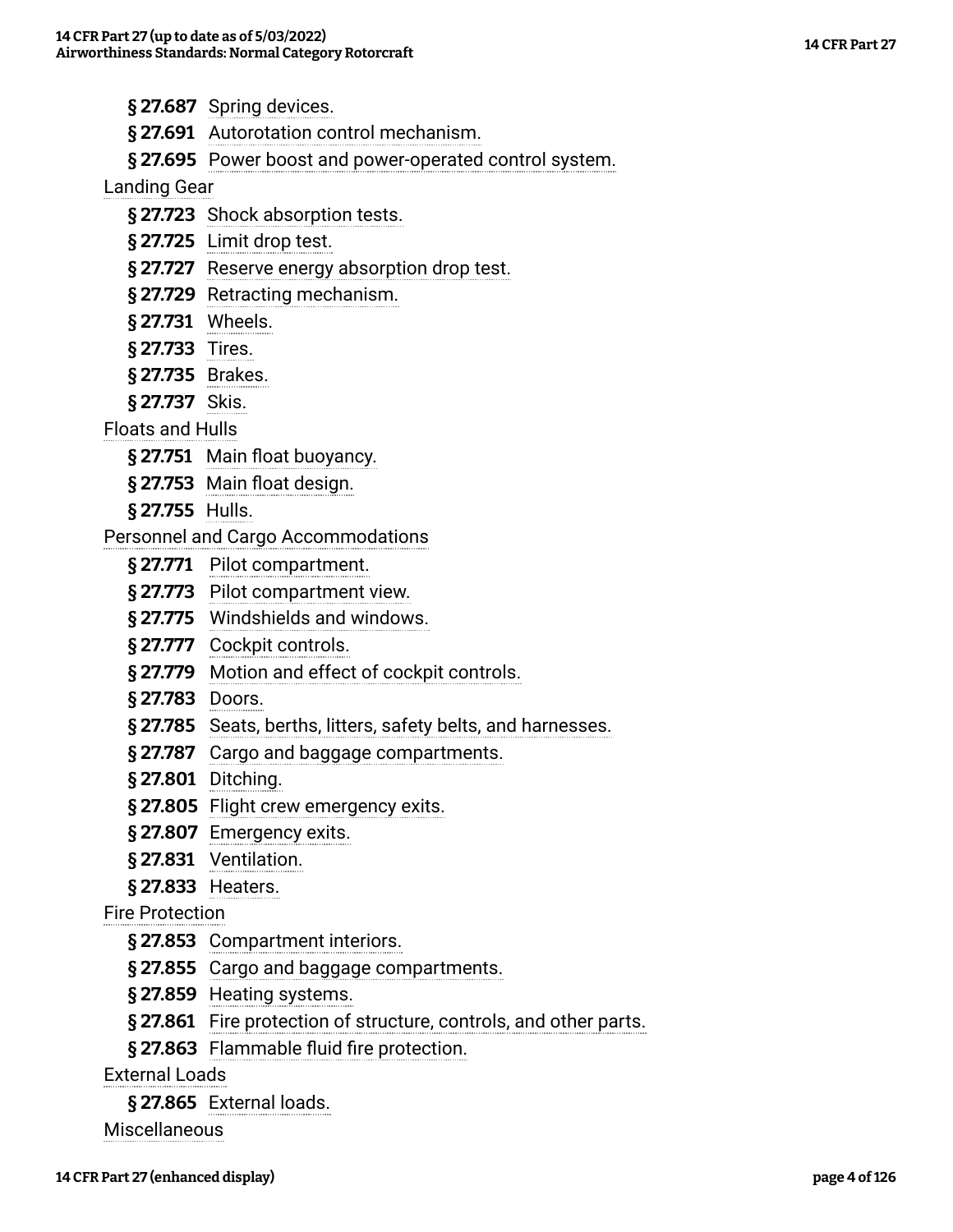**§ 27.687** Spring devices.

**§ 27.691** Autorotation control mechanism.

**§ 27.695** Power boost and power-operated control system.

Landing Gear

**§ 27.723** Shock absorption tests.

**§ 27.725** Limit drop test.

**§ 27.727** Reserve energy absorption drop test.

**§ 27.729** Retracting mechanism.

**§ 27.731** Wheels.

**§ 27.733** Tires.

**§ 27.735** Brakes.

**§ 27.737** Skis.

Floats and Hulls

**§ 27.751** Main float buoyancy.

**§ 27.753** Main float design.

**§ 27.755** Hulls.

Personnel and Cargo Accommodations

**§ 27.771** Pilot compartment.

**§ 27.773** Pilot compartment view.

**§ 27.775** Windshields and windows.

**§ 27.777** Cockpit controls.

**§ 27.779** Motion and effect of cockpit controls.

**§ 27.783** Doors.

**§ 27.785** Seats, berths, litters, safety belts, and harnesses.

**§ 27.787** Cargo and baggage compartments.

**§ 27.801** Ditching.

**§ 27.805** Flight crew emergency exits.

**§ 27.807** Emergency exits.

**§ 27.831** Ventilation.

**§ 27.833** Heaters.

Fire Protection

**§ 27.853** Compartment interiors.

**§ 27.855** Cargo and baggage compartments.

**§ 27.859** Heating systems.

**§ 27.861** Fire protection of structure, controls, and other parts.

**§ 27.863** Flammable fluid fire protection.

External Loads

**§ 27.865** External loads.

Miscellaneous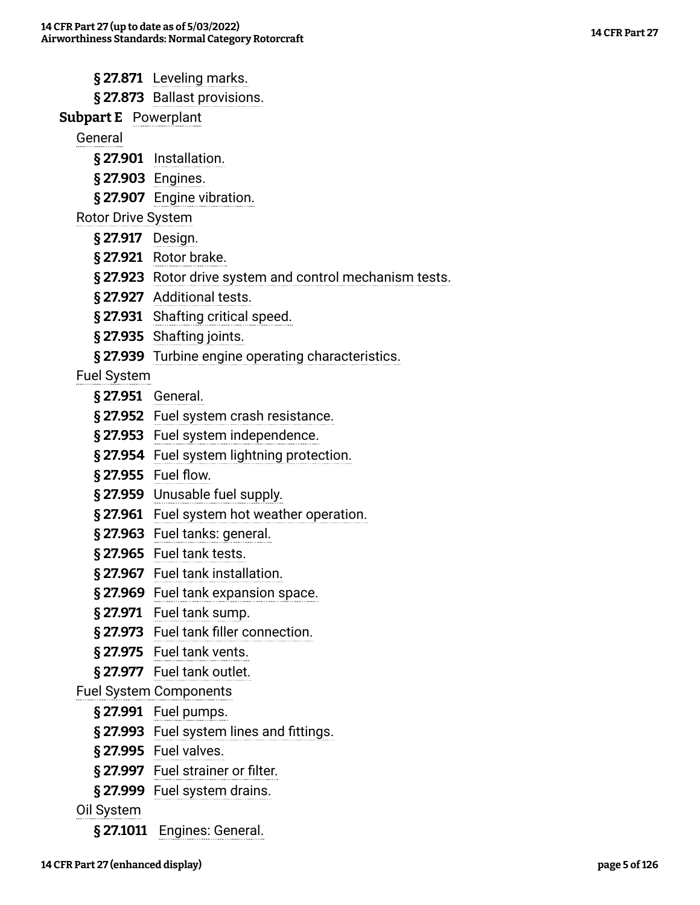**§ 27.871** Leveling marks.

**§ 27.873** Ballast provisions.

**Subpart E** Powerplant

General

**§ 27.901** Installation.

**§ 27.903** Engines.

**§ 27.907** Engine vibration.

Rotor Drive System

**§ 27.917** Design.

**§ 27.921** Rotor brake.

**§ 27.923** Rotor drive system and control mechanism tests.

**§ 27.927** Additional tests.

**§ 27.931** Shafting critical speed.

**§ 27.935** Shafting joints.

**§ 27.939** Turbine engine operating characteristics.

Fuel System

**§ 27.951** General.

**§ 27.952** Fuel system crash resistance.

**§ 27.953** Fuel system independence.

**§ 27.954** Fuel system lightning protection.

**§ 27.955** Fuel flow.

**§ 27.959** Unusable fuel supply.

**§ 27.961** Fuel system hot weather operation.

**§ 27.963** Fuel tanks: general.

**§ 27.965** Fuel tank tests.

**§ 27.967** Fuel tank installation.

**§ 27.969** Fuel tank expansion space.

**§ 27.971** Fuel tank sump.

**§ 27.973** Fuel tank filler connection.

**§ 27.975** Fuel tank vents.

**§ 27.977** Fuel tank outlet.

Fuel System Components

**§ 27.991** Fuel pumps.

**§ 27.993** Fuel system lines and fittings.

**§ 27.995** Fuel valves.

**§ 27.997** Fuel strainer or filter.

**§ 27.999** Fuel system drains.

Oil System

**§ 27.1011** Engines: General.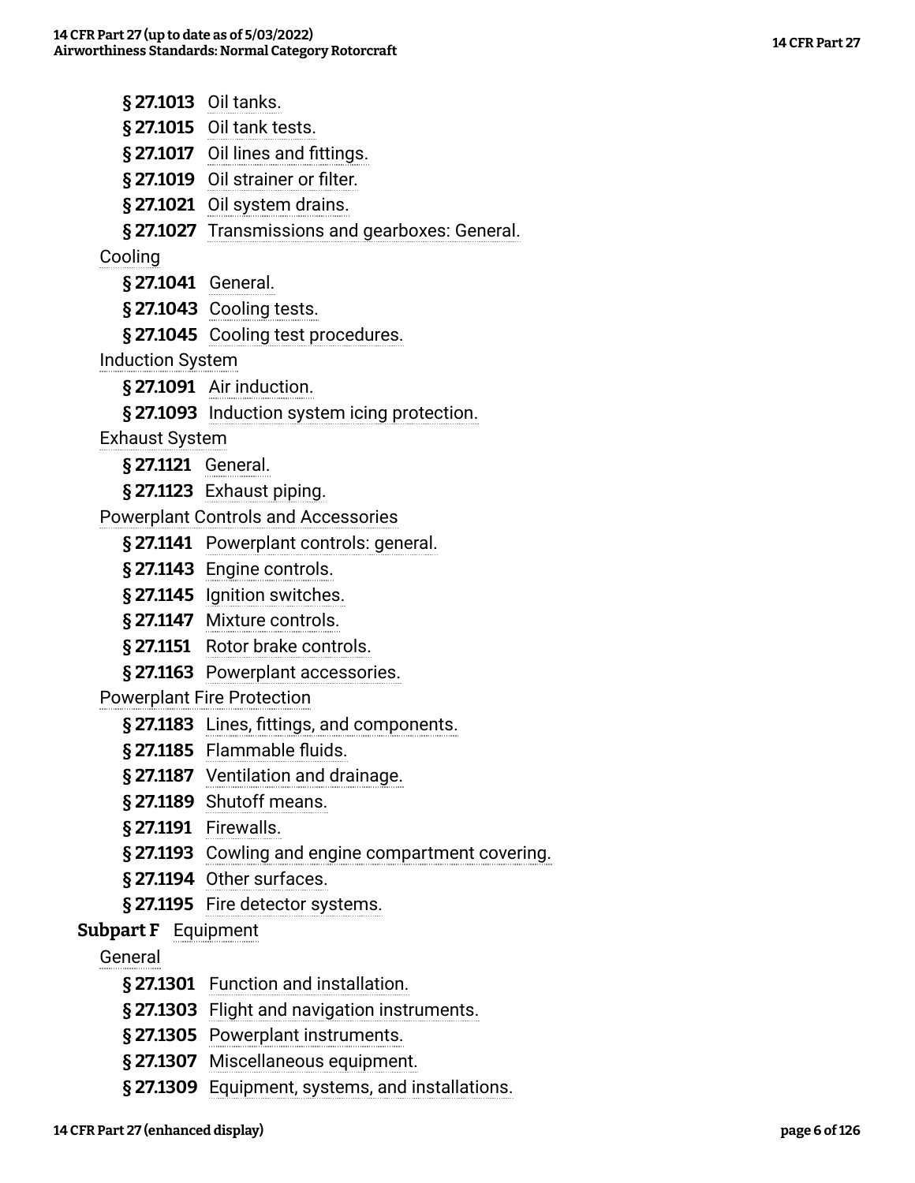**§ 27.1013** Oil tanks.

**§ 27.1015** Oil tank tests.

**§ 27.1017** Oil lines and fittings.

**§ 27.1019** Oil strainer or filter.

**§ 27.1021** Oil system drains.

**§ 27.1027** Transmissions and gearboxes: General.

Cooling

**§ 27.1041** General.

**§ 27.1043** Cooling tests.

**§ 27.1045** Cooling test procedures.

Induction System

**§ 27.1091** Air induction.

**§ 27.1093** Induction system icing protection.

Exhaust System

**§ 27.1121** General.

**§ 27.1123** Exhaust piping.

Powerplant Controls and Accessories

**§ 27.1141** Powerplant controls: general.

**§ 27.1143** Engine controls.

**§ 27.1145** Ignition switches.

**§ 27.1147** Mixture controls.

**§ 27.1151** Rotor brake controls.

**§ 27.1163** Powerplant accessories.

Powerplant Fire Protection

**§ 27.1183** Lines, fittings, and components.

**§ 27.1185** Flammable fluids.

**§ 27.1187** Ventilation and drainage.

**§ 27.1189** Shutoff means.

**§ 27.1191** Firewalls.

**§ 27.1193** Cowling and engine compartment covering.

**§ 27.1194** Other surfaces.

**§ 27.1195** Fire detector systems.

**Subpart F** Equipment

General

**§ 27.1301** Function and installation.

**§ 27.1303** Flight and navigation instruments.

**§ 27.1305** Powerplant instruments.

**§ 27.1307** Miscellaneous equipment.

**§ 27.1309** Equipment, systems, and installations.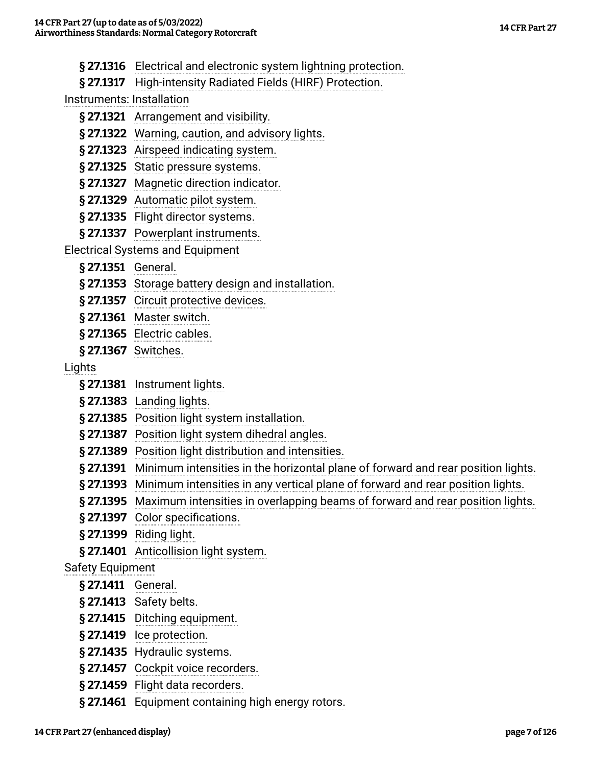**§ 27.1316** Electrical and electronic system lightning protection.

**§ 27.1317** High-intensity Radiated Fields (HIRF) Protection.

Instruments: Installation

**§ 27.1321** Arrangement and visibility.

**§ 27.1322** Warning, caution, and advisory lights.

**§ 27.1323** Airspeed indicating system.

**§ 27.1325** Static pressure systems.

**§ 27.1327** Magnetic direction indicator.

**§ 27.1329** Automatic pilot system.

**§ 27.1335** Flight director systems.

**§ 27.1337** Powerplant instruments.

Electrical Systems and Equipment

**§ 27.1351** General.

**§ 27.1353** Storage battery design and installation.

**§ 27.1357** Circuit protective devices.

**§ 27.1361** Master switch.

**§ 27.1365** Electric cables.

**§ 27.1367** Switches.

Lights

**§ 27.1381** Instrument lights.

**§ 27.1383** Landing lights.

**§ 27.1385** Position light system installation.

**§ 27.1387** Position light system dihedral angles.

**§ 27.1389** Position light distribution and intensities.

**§ 27.1391** Minimum intensities in the horizontal plane of forward and rear position lights.

**§ 27.1393** Minimum intensities in any vertical plane of forward and rear position lights.

**§ 27.1395** Maximum intensities in overlapping beams of forward and rear position lights.

**§ 27.1397** Color specifications.

**§ 27.1399** Riding light.

**§ 27.1401** Anticollision light system.

Safety Equipment

**§ 27.1411** General.

**§ 27.1413** Safety belts.

**§ 27.1415** Ditching equipment.

**§ 27.1419** Ice protection.

**§ 27.1435** Hydraulic systems.

**§ 27.1457** Cockpit voice recorders.

**§ 27.1459** Flight data recorders.

**§ 27.1461** Equipment containing high energy rotors.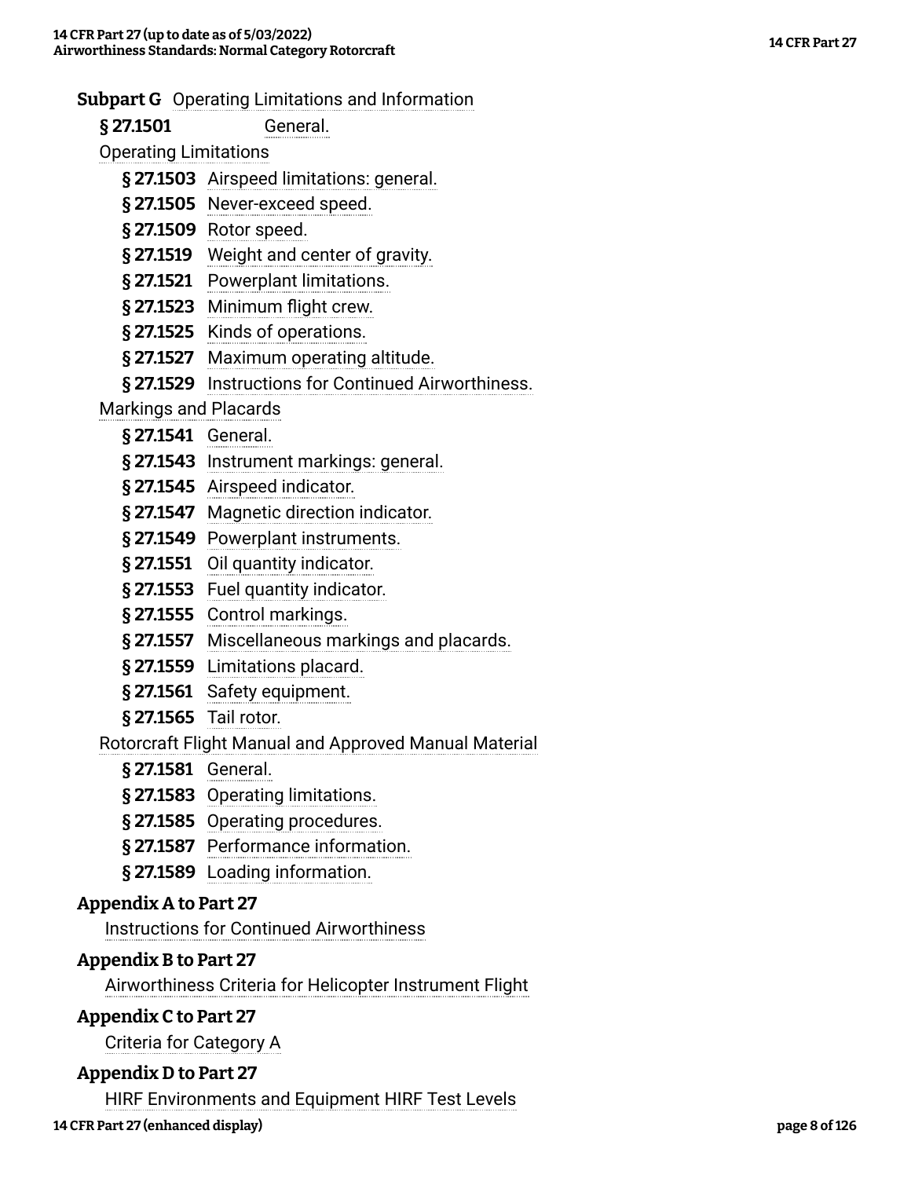**Subpart G** Operating Limitations and Information

**§ 27.1501** General.

Operating Limitations

- **§ 27.1503** Airspeed limitations: general.
- **§ 27.1505** Never-exceed speed.
- **§ 27.1509** Rotor speed.
- **§ 27.1519** Weight and center of gravity.
- **§ 27.1521** Powerplant limitations.
- **§ 27.1523** Minimum flight crew.
- **§ 27.1525** Kinds of operations.
- **§ 27.1527** Maximum operating altitude.
- **§ 27.1529** Instructions for Continued Airworthiness.

Markings and Placards

- **§ 27.1541** General.
- **§ 27.1543** Instrument markings: general.
- **§ 27.1545** Airspeed indicator.
- **§ 27.1547** Magnetic direction indicator.
- **§ 27.1549** Powerplant instruments.
- **§ 27.1551** Oil quantity indicator.
- **§ 27.1553** Fuel quantity indicator.
- **§ 27.1555** Control markings.
- **§ 27.1557** Miscellaneous markings and placards.
- **§ 27.1559** Limitations placard.
- **§ 27.1561** Safety equipment.
- **§ 27.1565** Tail rotor.

Rotorcraft Flight Manual and Approved Manual Material

- **§ 27.1581** General.
- **§ 27.1583** Operating limitations.
- **§ 27.1585** Operating procedures.
- **§ 27.1587** Performance information.
- **§ 27.1589** Loading information.

**Appendix A to Part 27**

Instructions for Continued Airworthiness

**Appendix B to Part 27**

Airworthiness Criteria for Helicopter Instrument Flight

**Appendix C to Part 27**

Criteria for Category A

**Appendix D to Part 27**

HIRF Environments and Equipment HIRF Test Levels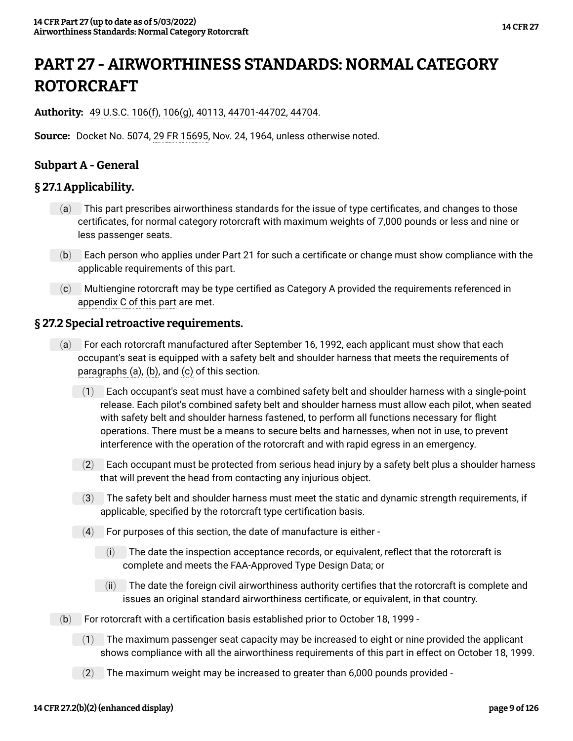# PART 27 - AIRWORTHINESS STANDARDS: NORMAL CATEGORY ROTORCRAFT

**Authority:** 49 U.S.C. 106(f), 106(g), 40113, 44701-44702, 44704.

**Source:** Docket No. 5074, 29 FR 15695, Nov. 24, 1964, unless otherwise noted.

## Subpart A - General

### § 27.1 Applicability.

(a) This part prescribes airworthiness standards for the issue of type certificates, and changes to those certificates, for normal category rotorcraft with maximum weights of 7,000 pounds or less and nine or less passenger seats.

(b) Each person who applies under Part 21 for such a certificate or change must show compliance with the applicable requirements of this part.

(c) Multiengine rotorcraft may be type certified as Category A provided the requirements referenced in appendix C of this part are met.

### § 27.2 Special retroactive requirements.

(a) For each rotorcraft manufactured after September 16, 1992, each applicant must show that each occupant's seat is equipped with a safety belt and shoulder harness that meets the requirements of paragraphs (a), (b), and (c) of this section.

(1) Each occupant's seat must have a combined safety belt and shoulder harness with a single-point release. Each pilot's combined safety belt and shoulder harness must allow each pilot, when seated with safety belt and shoulder harness fastened, to perform all functions necessary for flight operations. There must be a means to secure belts and harnesses, when not in use, to prevent interference with the operation of the rotorcraft and with rapid egress in an emergency.

(2) Each occupant must be protected from serious head injury by a safety belt plus a shoulder harness that will prevent the head from contacting any injurious object.

(3) The safety belt and shoulder harness must meet the static and dynamic strength requirements, if applicable, specified by the rotorcraft type certification basis.

(4) For purposes of this section, the date of manufacture is either -

(i) The date the inspection acceptance records, or equivalent, reflect that the rotorcraft is complete and meets the FAA-Approved Type Design Data; or

(ii) The date the foreign civil airworthiness authority certifies that the rotorcraft is complete and issues an original standard airworthiness certificate, or equivalent, in that country.

(b) For rotorcraft with a certification basis established prior to October 18, 1999 -

(1) The maximum passenger seat capacity may be increased to eight or nine provided the applicant shows compliance with all the airworthiness requirements of this part in effect on October 18, 1999.

(2) The maximum weight may be increased to greater than 6,000 pounds provided -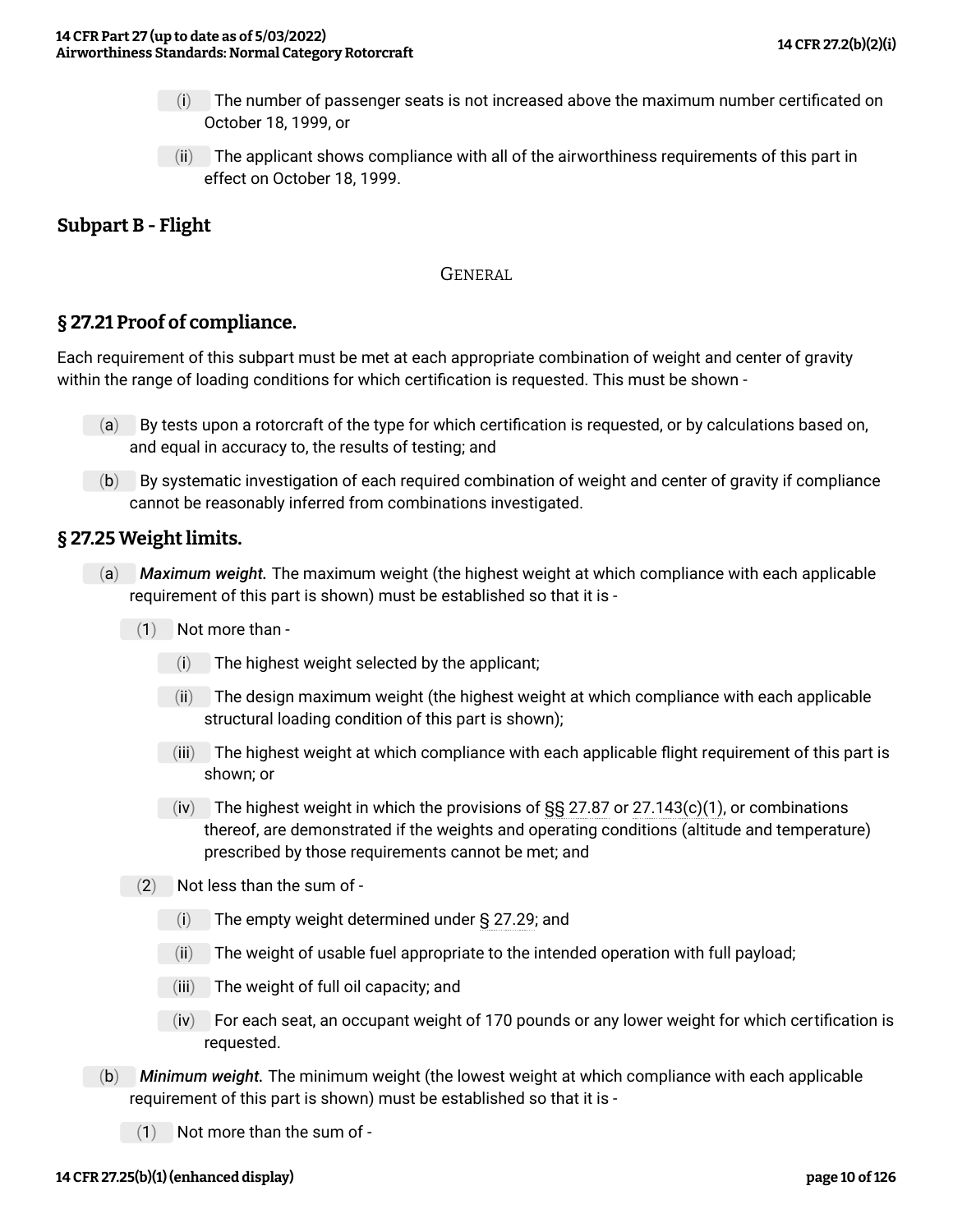(i) The number of passenger seats is not increased above the maximum number certificated on October 18, 1999, or

(ii) The applicant shows compliance with all of the airworthiness requirements of this part in effect on October 18, 1999.

## Subpart B - Flight

GENERAL

### § 27.21 Proof of compliance.

Each requirement of this subpart must be met at each appropriate combination of weight and center of gravity within the range of loading conditions for which certification is requested. This must be shown -

(a) By tests upon a rotorcraft of the type for which certification is requested, or by calculations based on, and equal in accuracy to, the results of testing; and

(b) By systematic investigation of each required combination of weight and center of gravity if compliance cannot be reasonably inferred from combinations investigated.

### § 27.25 Weight limits.

(a) ***Maximum weight.*** The maximum weight (the highest weight at which compliance with each applicable requirement of this part is shown) must be established so that it is -

(1) Not more than -

(i) The highest weight selected by the applicant;

(ii) The design maximum weight (the highest weight at which compliance with each applicable structural loading condition of this part is shown);

(iii) The highest weight at which compliance with each applicable flight requirement of this part is shown; or

(iv) The highest weight in which the provisions of §§ 27.87 or 27.143(c)(1), or combinations thereof, are demonstrated if the weights and operating conditions (altitude and temperature) prescribed by those requirements cannot be met; and

(2) Not less than the sum of -

(i) The empty weight determined under § 27.29; and

(ii) The weight of usable fuel appropriate to the intended operation with full payload;

(iii) The weight of full oil capacity; and

(iv) For each seat, an occupant weight of 170 pounds or any lower weight for which certification is requested.

(b) ***Minimum weight.*** The minimum weight (the lowest weight at which compliance with each applicable requirement of this part is shown) must be established so that it is -

(1) Not more than the sum of -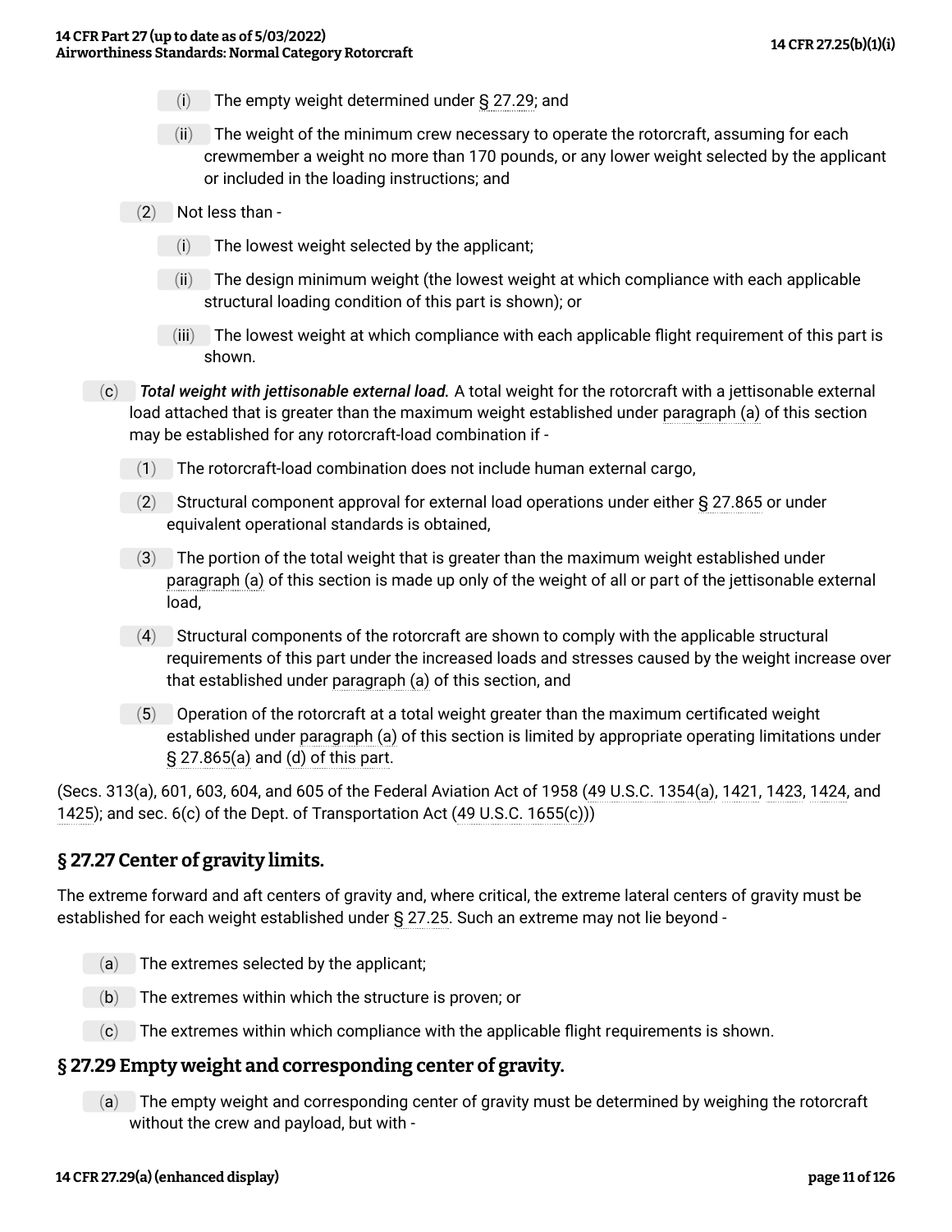- (i) The empty weight determined under § 27.29; and
- (ii) The weight of the minimum crew necessary to operate the rotorcraft, assuming for each crewmember a weight no more than 170 pounds, or any lower weight selected by the applicant or included in the loading instructions; and

(2) Not less than -

- (i) The lowest weight selected by the applicant;
- (ii) The design minimum weight (the lowest weight at which compliance with each applicable structural loading condition of this part is shown); or
- (iii) The lowest weight at which compliance with each applicable flight requirement of this part is shown.

(c) ***Total weight with jettisonable external load.*** A total weight for the rotorcraft with a jettisonable external load attached that is greater than the maximum weight established under paragraph (a) of this section may be established for any rotorcraft-load combination if -

- (1) The rotorcraft-load combination does not include human external cargo,
- (2) Structural component approval for external load operations under either § 27.865 or under equivalent operational standards is obtained,
- (3) The portion of the total weight that is greater than the maximum weight established under paragraph (a) of this section is made up only of the weight of all or part of the jettisonable external load,
- (4) Structural components of the rotorcraft are shown to comply with the applicable structural requirements of this part under the increased loads and stresses caused by the weight increase over that established under paragraph (a) of this section, and
- (5) Operation of the rotorcraft at a total weight greater than the maximum certificated weight established under paragraph (a) of this section is limited by appropriate operating limitations under § 27.865(a) and (d) of this part.

(Secs. 313(a), 601, 603, 604, and 605 of the Federal Aviation Act of 1958 (49 U.S.C. 1354(a), 1421, 1423, 1424, and 1425); and sec. 6(c) of the Dept. of Transportation Act (49 U.S.C. 1655(c)))

## § 27.27 Center of gravity limits.

The extreme forward and aft centers of gravity and, where critical, the extreme lateral centers of gravity must be established for each weight established under § 27.25. Such an extreme may not lie beyond -

- (a) The extremes selected by the applicant;
- (b) The extremes within which the structure is proven; or
- (c) The extremes within which compliance with the applicable flight requirements is shown.

## § 27.29 Empty weight and corresponding center of gravity.

(a) The empty weight and corresponding center of gravity must be determined by weighing the rotorcraft without the crew and payload, but with -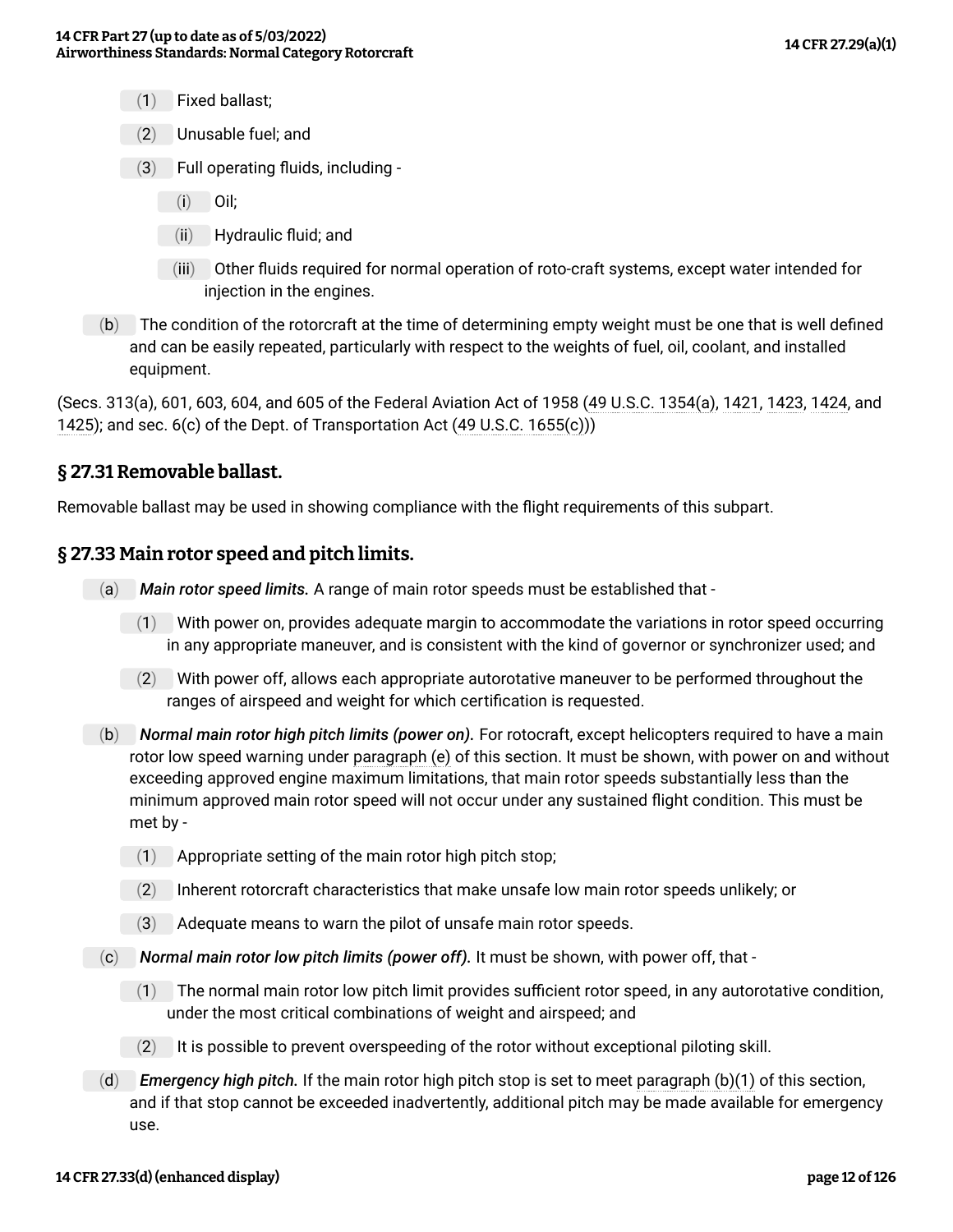(1) Fixed ballast;

(2) Unusable fuel; and

(3) Full operating fluids, including -

(i) Oil;

(ii) Hydraulic fluid; and

(iii) Other fluids required for normal operation of roto-craft systems, except water intended for injection in the engines.

(b) The condition of the rotorcraft at the time of determining empty weight must be one that is well defined and can be easily repeated, particularly with respect to the weights of fuel, oil, coolant, and installed equipment.

(Secs. 313(a), 601, 603, 604, and 605 of the Federal Aviation Act of 1958 (49 U.S.C. 1354(a), 1421, 1423, 1424, and 1425); and sec. 6(c) of the Dept. of Transportation Act (49 U.S.C. 1655(c)))

## § 27.31 Removable ballast.

Removable ballast may be used in showing compliance with the flight requirements of this subpart.

## § 27.33 Main rotor speed and pitch limits.

(a) ***Main rotor speed limits.*** A range of main rotor speeds must be established that -

(1) With power on, provides adequate margin to accommodate the variations in rotor speed occurring in any appropriate maneuver, and is consistent with the kind of governor or synchronizer used; and

(2) With power off, allows each appropriate autorotative maneuver to be performed throughout the ranges of airspeed and weight for which certification is requested.

(b) ***Normal main rotor high pitch limits (power on).*** For rotocraft, except helicopters required to have a main rotor low speed warning under paragraph (e) of this section. It must be shown, with power on and without exceeding approved engine maximum limitations, that main rotor speeds substantially less than the minimum approved main rotor speed will not occur under any sustained flight condition. This must be met by -

(1) Appropriate setting of the main rotor high pitch stop;

(2) Inherent rotorcraft characteristics that make unsafe low main rotor speeds unlikely; or

(3) Adequate means to warn the pilot of unsafe main rotor speeds.

(c) ***Normal main rotor low pitch limits (power off).*** It must be shown, with power off, that -

(1) The normal main rotor low pitch limit provides sufficient rotor speed, in any autorotative condition, under the most critical combinations of weight and airspeed; and

(2) It is possible to prevent overspeeding of the rotor without exceptional piloting skill.

(d) ***Emergency high pitch.*** If the main rotor high pitch stop is set to meet paragraph (b)(1) of this section, and if that stop cannot be exceeded inadvertently, additional pitch may be made available for emergency use.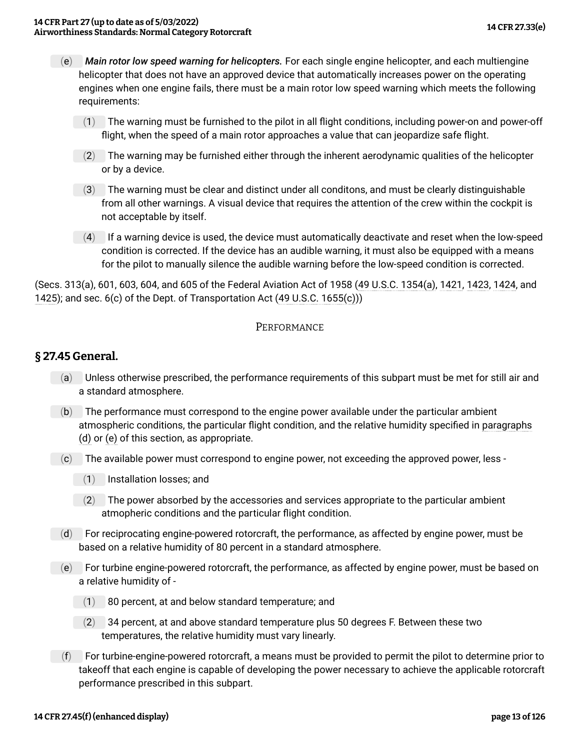(e) *Main rotor low speed warning for helicopters.* For each single engine helicopter, and each multiengine helicopter that does not have an approved device that automatically increases power on the operating engines when one engine fails, there must be a main rotor low speed warning which meets the following requirements:

(1) The warning must be furnished to the pilot in all flight conditions, including power-on and power-off flight, when the speed of a main rotor approaches a value that can jeopardize safe flight.

(2) The warning may be furnished either through the inherent aerodynamic qualities of the helicopter or by a device.

(3) The warning must be clear and distinct under all conditons, and must be clearly distinguishable from all other warnings. A visual device that requires the attention of the crew within the cockpit is not acceptable by itself.

(4) If a warning device is used, the device must automatically deactivate and reset when the low-speed condition is corrected. If the device has an audible warning, it must also be equipped with a means for the pilot to manually silence the audible warning before the low-speed condition is corrected.

(Secs. 313(a), 601, 603, 604, and 605 of the Federal Aviation Act of 1958 (49 U.S.C. 1354(a), 1421, 1423, 1424, and 1425); and sec. 6(c) of the Dept. of Transportation Act (49 U.S.C. 1655(c)))

PERFORMANCE

## § 27.45 General.

(a) Unless otherwise prescribed, the performance requirements of this subpart must be met for still air and a standard atmosphere.

(b) The performance must correspond to the engine power available under the particular ambient atmospheric conditions, the particular flight condition, and the relative humidity specified in paragraphs (d) or (e) of this section, as appropriate.

(c) The available power must correspond to engine power, not exceeding the approved power, less -

(1) Installation losses; and

(2) The power absorbed by the accessories and services appropriate to the particular ambient atmopheric conditions and the particular flight condition.

(d) For reciprocating engine-powered rotorcraft, the performance, as affected by engine power, must be based on a relative humidity of 80 percent in a standard atmosphere.

(e) For turbine engine-powered rotorcraft, the performance, as affected by engine power, must be based on a relative humidity of -

(1) 80 percent, at and below standard temperature; and

(2) 34 percent, at and above standard temperature plus 50 degrees F. Between these two temperatures, the relative humidity must vary linearly.

(f) For turbine-engine-powered rotorcraft, a means must be provided to permit the pilot to determine prior to takeoff that each engine is capable of developing the power necessary to achieve the applicable rotorcraft performance prescribed in this subpart.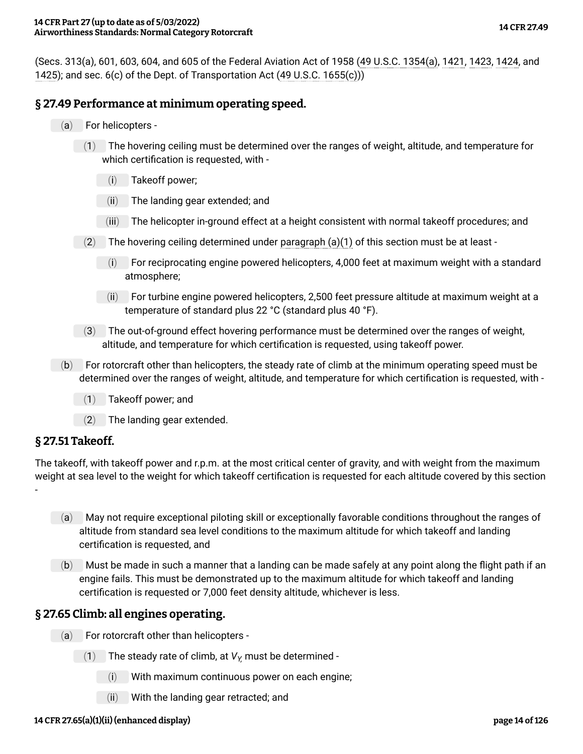(Secs. 313(a), 601, 603, 604, and 605 of the Federal Aviation Act of 1958 (49 U.S.C. 1354(a), 1421, 1423, 1424, and 1425); and sec. 6(c) of the Dept. of Transportation Act (49 U.S.C. 1655(c)))

## § 27.49 Performance at minimum operating speed.

(a) For helicopters -

(1) The hovering ceiling must be determined over the ranges of weight, altitude, and temperature for which certification is requested, with -

(i) Takeoff power;

(ii) The landing gear extended; and

(iii) The helicopter in-ground effect at a height consistent with normal takeoff procedures; and

(2) The hovering ceiling determined under paragraph (a)(1) of this section must be at least -

(i) For reciprocating engine powered helicopters, 4,000 feet at maximum weight with a standard atmosphere;

(ii) For turbine engine powered helicopters, 2,500 feet pressure altitude at maximum weight at a temperature of standard plus 22 °C (standard plus 40 °F).

(3) The out-of-ground effect hovering performance must be determined over the ranges of weight, altitude, and temperature for which certification is requested, using takeoff power.

(b) For rotorcraft other than helicopters, the steady rate of climb at the minimum operating speed must be determined over the ranges of weight, altitude, and temperature for which certification is requested, with -

(1) Takeoff power; and

(2) The landing gear extended.

## § 27.51 Takeoff.

The takeoff, with takeoff power and r.p.m. at the most critical center of gravity, and with weight from the maximum weight at sea level to the weight for which takeoff certification is requested for each altitude covered by this section -

(a) May not require exceptional piloting skill or exceptionally favorable conditions throughout the ranges of altitude from standard sea level conditions to the maximum altitude for which takeoff and landing certification is requested, and

(b) Must be made in such a manner that a landing can be made safely at any point along the flight path if an engine fails. This must be demonstrated up to the maximum altitude for which takeoff and landing certification is requested or 7,000 feet density altitude, whichever is less.

## § 27.65 Climb: all engines operating.

(a) For rotorcraft other than helicopters -

(1) The steady rate of climb, at $V_Y$, must be determined -

(i) With maximum continuous power on each engine;

(ii) With the landing gear retracted; and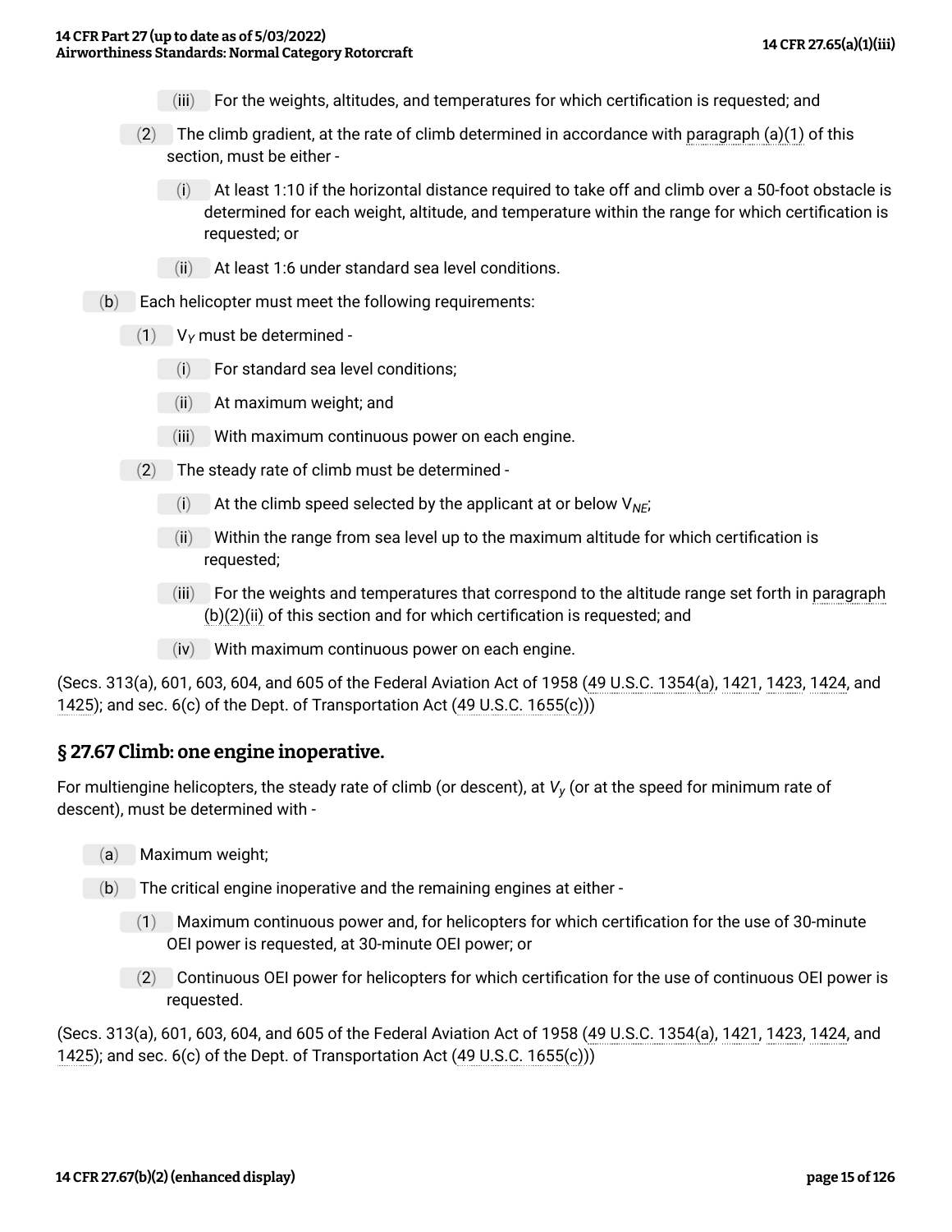(iii) For the weights, altitudes, and temperatures for which certification is requested; and

(2) The climb gradient, at the rate of climb determined in accordance with paragraph (a)(1) of this section, must be either -

(i) At least 1:10 if the horizontal distance required to take off and climb over a 50-foot obstacle is determined for each weight, altitude, and temperature within the range for which certification is requested; or

(ii) At least 1:6 under standard sea level conditions.

(b) Each helicopter must meet the following requirements:

(1) $V_Y$ must be determined -

(i) For standard sea level conditions;

(ii) At maximum weight; and

(iii) With maximum continuous power on each engine.

(2) The steady rate of climb must be determined -

(i) At the climb speed selected by the applicant at or below $V_{NE}$;

(ii) Within the range from sea level up to the maximum altitude for which certification is requested;

(iii) For the weights and temperatures that correspond to the altitude range set forth in paragraph (b)(2)(ii) of this section and for which certification is requested; and

(iv) With maximum continuous power on each engine.

(Secs. 313(a), 601, 603, 604, and 605 of the Federal Aviation Act of 1958 (49 U.S.C. 1354(a), 1421, 1423, 1424, and 1425); and sec. 6(c) of the Dept. of Transportation Act (49 U.S.C. 1655(c)))

## § 27.67 Climb: one engine inoperative.

For multiengine helicopters, the steady rate of climb (or descent), at $V_y$ (or at the speed for minimum rate of descent), must be determined with -

(a) Maximum weight;

(b) The critical engine inoperative and the remaining engines at either -

(1) Maximum continuous power and, for helicopters for which certification for the use of 30-minute OEI power is requested, at 30-minute OEI power; or

(2) Continuous OEI power for helicopters for which certification for the use of continuous OEI power is requested.

(Secs. 313(a), 601, 603, 604, and 605 of the Federal Aviation Act of 1958 (49 U.S.C. 1354(a), 1421, 1423, 1424, and 1425); and sec. 6(c) of the Dept. of Transportation Act (49 U.S.C. 1655(c)))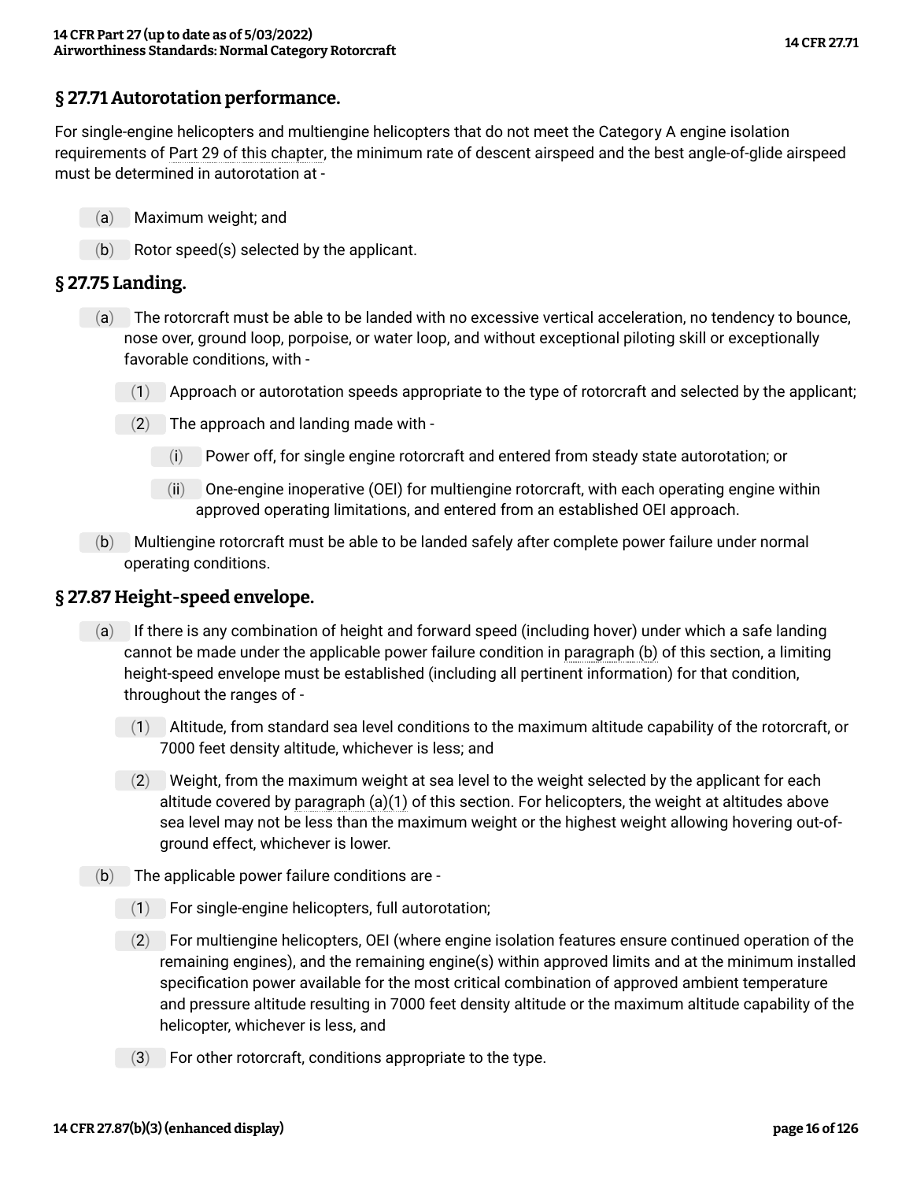## § 27.71 Autorotation performance.

For single-engine helicopters and multiengine helicopters that do not meet the Category A engine isolation requirements of Part 29 of this chapter, the minimum rate of descent airspeed and the best angle-of-glide airspeed must be determined in autorotation at -

(a) Maximum weight; and

(b) Rotor speed(s) selected by the applicant.

## § 27.75 Landing.

(a) The rotorcraft must be able to be landed with no excessive vertical acceleration, no tendency to bounce, nose over, ground loop, porpoise, or water loop, and without exceptional piloting skill or exceptionally favorable conditions, with -

(1) Approach or autorotation speeds appropriate to the type of rotorcraft and selected by the applicant;

(2) The approach and landing made with -

(i) Power off, for single engine rotorcraft and entered from steady state autorotation; or

(ii) One-engine inoperative (OEI) for multiengine rotorcraft, with each operating engine within approved operating limitations, and entered from an established OEI approach.

(b) Multiengine rotorcraft must be able to be landed safely after complete power failure under normal operating conditions.

## § 27.87 Height-speed envelope.

(a) If there is any combination of height and forward speed (including hover) under which a safe landing cannot be made under the applicable power failure condition in paragraph (b) of this section, a limiting height-speed envelope must be established (including all pertinent information) for that condition, throughout the ranges of -

(1) Altitude, from standard sea level conditions to the maximum altitude capability of the rotorcraft, or 7000 feet density altitude, whichever is less; and

(2) Weight, from the maximum weight at sea level to the weight selected by the applicant for each altitude covered by paragraph (a)(1) of this section. For helicopters, the weight at altitudes above sea level may not be less than the maximum weight or the highest weight allowing hovering out-of-ground effect, whichever is lower.

(b) The applicable power failure conditions are -

(1) For single-engine helicopters, full autorotation;

(2) For multiengine helicopters, OEI (where engine isolation features ensure continued operation of the remaining engines), and the remaining engine(s) within approved limits and at the minimum installed specification power available for the most critical combination of approved ambient temperature and pressure altitude resulting in 7000 feet density altitude or the maximum altitude capability of the helicopter, whichever is less, and

(3) For other rotorcraft, conditions appropriate to the type.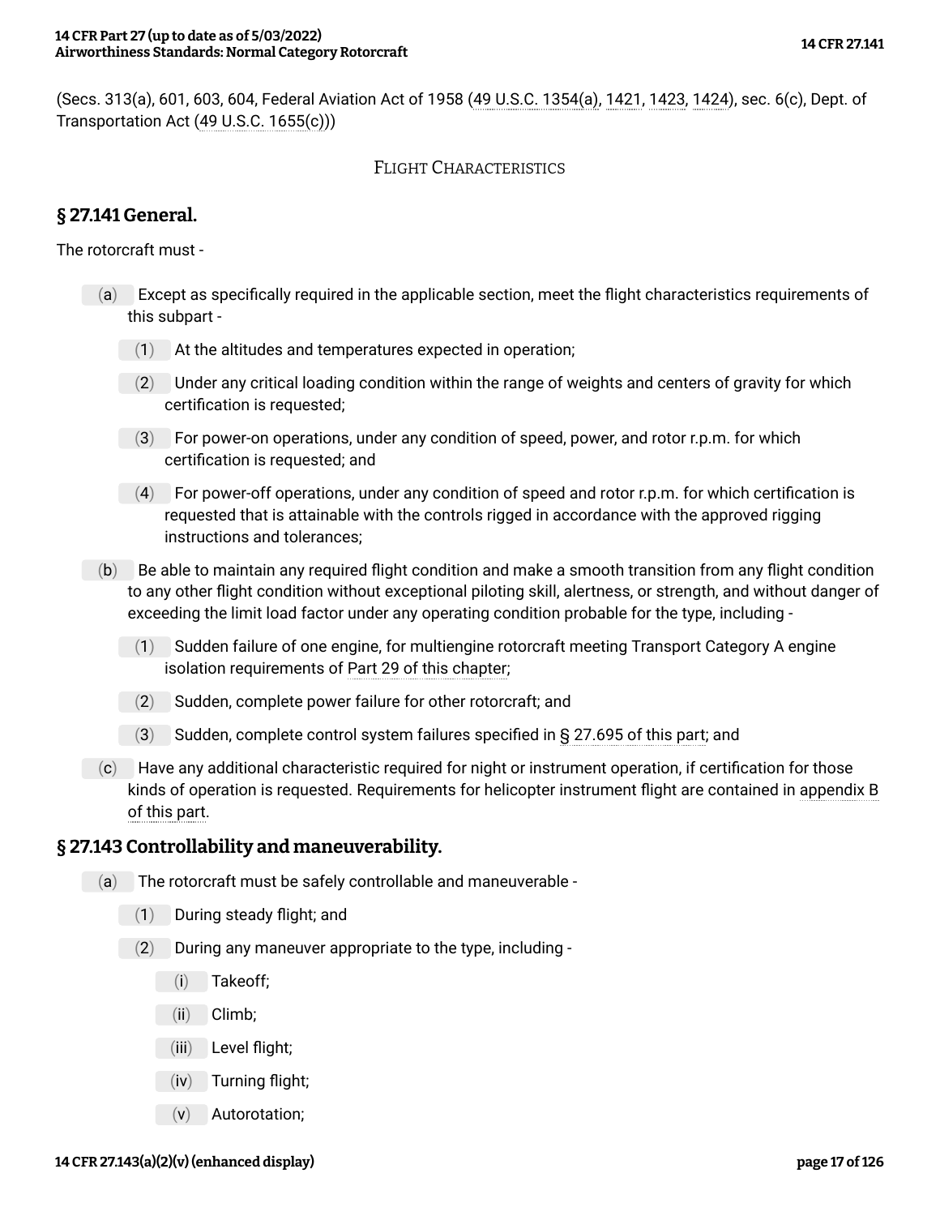(Secs. 313(a), 601, 603, 604, Federal Aviation Act of 1958 (49 U.S.C. 1354(a), 1421, 1423, 1424), sec. 6(c), Dept. of Transportation Act (49 U.S.C. 1655(c)))

FLIGHT CHARACTERISTICS

## § 27.141 General.

The rotorcraft must -

- (a) Except as specifically required in the applicable section, meet the flight characteristics requirements of this subpart -
  - (1) At the altitudes and temperatures expected in operation;
  - (2) Under any critical loading condition within the range of weights and centers of gravity for which certification is requested;
  - (3) For power-on operations, under any condition of speed, power, and rotor r.p.m. for which certification is requested; and
  - (4) For power-off operations, under any condition of speed and rotor r.p.m. for which certification is requested that is attainable with the controls rigged in accordance with the approved rigging instructions and tolerances;
- (b) Be able to maintain any required flight condition and make a smooth transition from any flight condition to any other flight condition without exceptional piloting skill, alertness, or strength, and without danger of exceeding the limit load factor under any operating condition probable for the type, including -
  - (1) Sudden failure of one engine, for multiengine rotorcraft meeting Transport Category A engine isolation requirements of Part 29 of this chapter;
  - (2) Sudden, complete power failure for other rotorcraft; and
  - (3) Sudden, complete control system failures specified in § 27.695 of this part; and
- (c) Have any additional characteristic required for night or instrument operation, if certification for those kinds of operation is requested. Requirements for helicopter instrument flight are contained in appendix B of this part.

## § 27.143 Controllability and maneuverability.

- (a) The rotorcraft must be safely controllable and maneuverable -
  - (1) During steady flight; and
  - (2) During any maneuver appropriate to the type, including -
    - (i) Takeoff;
    - (ii) Climb;
    - (iii) Level flight;
    - (iv) Turning flight;
    - (v) Autorotation;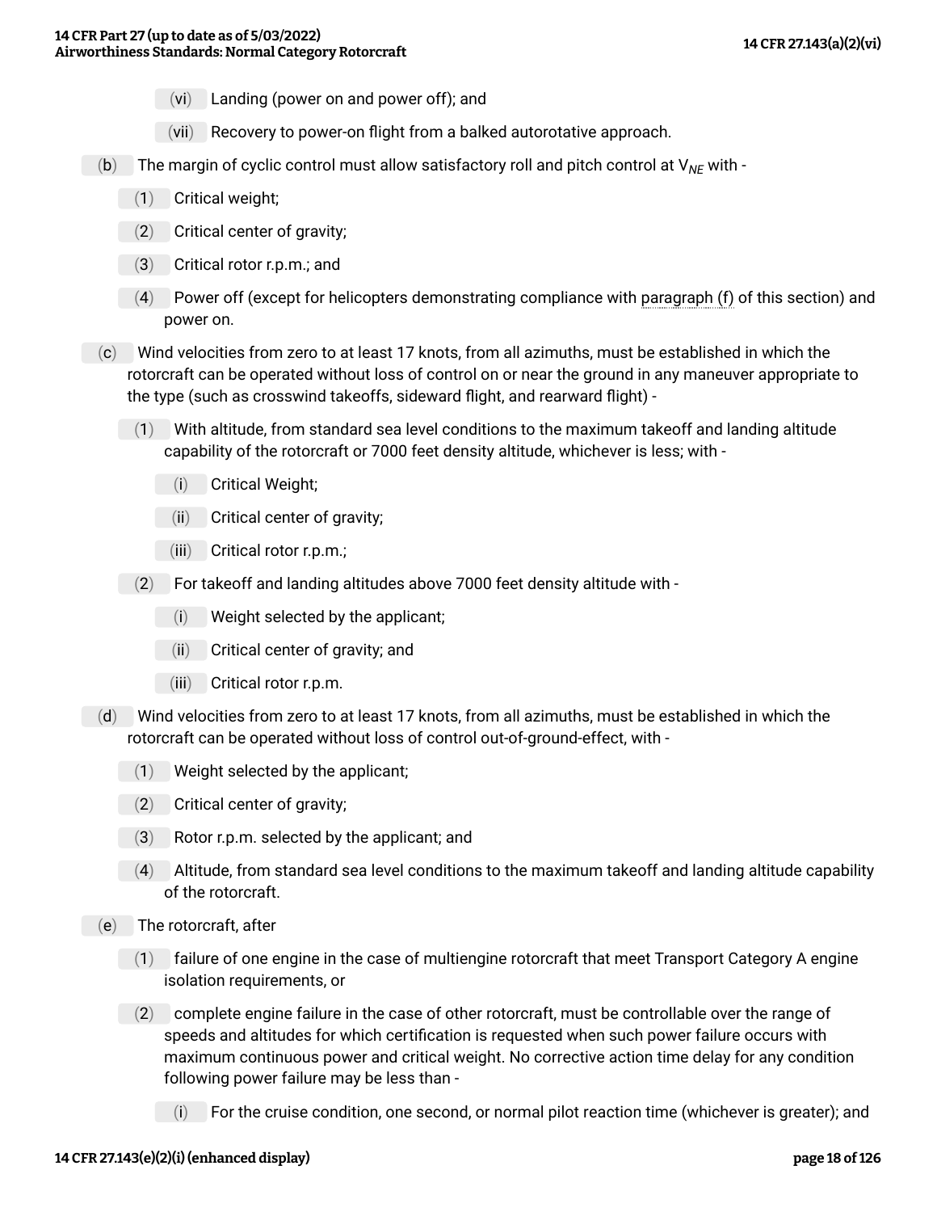(vi) Landing (power on and power off); and

(vii) Recovery to power-on flight from a balked autorotative approach.

(b) The margin of cyclic control must allow satisfactory roll and pitch control at $V_{NE}$ with -

(1) Critical weight;

(2) Critical center of gravity;

(3) Critical rotor r.p.m.; and

(4) Power off (except for helicopters demonstrating compliance with paragraph (f) of this section) and power on.

(c) Wind velocities from zero to at least 17 knots, from all azimuths, must be established in which the rotorcraft can be operated without loss of control on or near the ground in any maneuver appropriate to the type (such as crosswind takeoffs, sideward flight, and rearward flight) -

(1) With altitude, from standard sea level conditions to the maximum takeoff and landing altitude capability of the rotorcraft or 7000 feet density altitude, whichever is less; with -

(i) Critical Weight;

(ii) Critical center of gravity;

(iii) Critical rotor r.p.m.;

(2) For takeoff and landing altitudes above 7000 feet density altitude with -

(i) Weight selected by the applicant;

(ii) Critical center of gravity; and

(iii) Critical rotor r.p.m.

(d) Wind velocities from zero to at least 17 knots, from all azimuths, must be established in which the rotorcraft can be operated without loss of control out-of-ground-effect, with -

(1) Weight selected by the applicant;

(2) Critical center of gravity;

(3) Rotor r.p.m. selected by the applicant; and

(4) Altitude, from standard sea level conditions to the maximum takeoff and landing altitude capability of the rotorcraft.

(e) The rotorcraft, after

(1) failure of one engine in the case of multiengine rotorcraft that meet Transport Category A engine isolation requirements, or

(2) complete engine failure in the case of other rotorcraft, must be controllable over the range of speeds and altitudes for which certification is requested when such power failure occurs with maximum continuous power and critical weight. No corrective action time delay for any condition following power failure may be less than -

(i) For the cruise condition, one second, or normal pilot reaction time (whichever is greater); and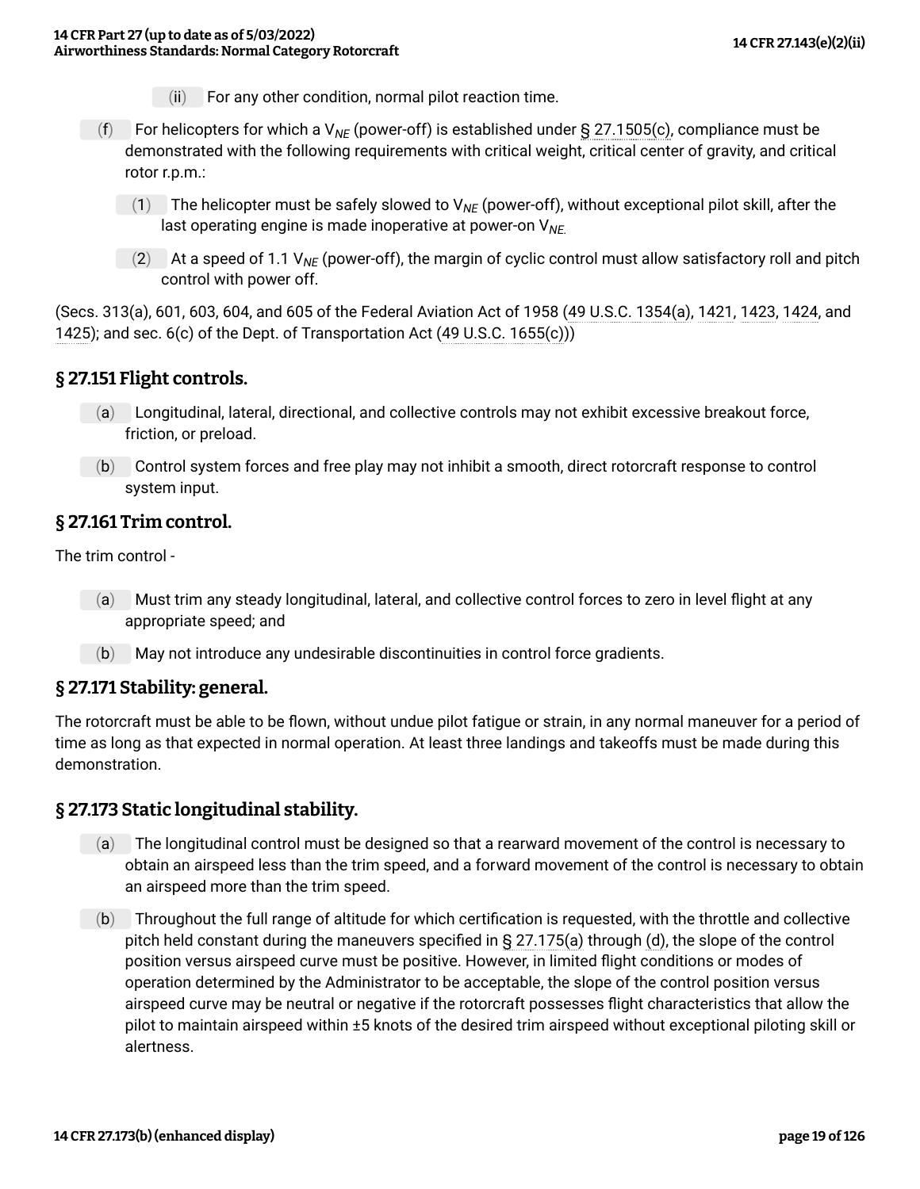(ii) For any other condition, normal pilot reaction time.

(f) For helicopters for which a $V_{NE}$ (power-off) is established under § 27.1505(c), compliance must be demonstrated with the following requirements with critical weight, critical center of gravity, and critical rotor r.p.m.:

(1) The helicopter must be safely slowed to $V_{NE}$ (power-off), without exceptional pilot skill, after the last operating engine is made inoperative at power-on $V_{NE}$.

(2) At a speed of 1.1 $V_{NE}$ (power-off), the margin of cyclic control must allow satisfactory roll and pitch control with power off.

(Secs. 313(a), 601, 603, 604, and 605 of the Federal Aviation Act of 1958 (49 U.S.C. 1354(a), 1421, 1423, 1424, and 1425); and sec. 6(c) of the Dept. of Transportation Act (49 U.S.C. 1655(c)))

## § 27.151 Flight controls.

(a) Longitudinal, lateral, directional, and collective controls may not exhibit excessive breakout force, friction, or preload.

(b) Control system forces and free play may not inhibit a smooth, direct rotorcraft response to control system input.

## § 27.161 Trim control.

The trim control -

(a) Must trim any steady longitudinal, lateral, and collective control forces to zero in level flight at any appropriate speed; and

(b) May not introduce any undesirable discontinuities in control force gradients.

## § 27.171 Stability: general.

The rotorcraft must be able to be flown, without undue pilot fatigue or strain, in any normal maneuver for a period of time as long as that expected in normal operation. At least three landings and takeoffs must be made during this demonstration.

## § 27.173 Static longitudinal stability.

(a) The longitudinal control must be designed so that a rearward movement of the control is necessary to obtain an airspeed less than the trim speed, and a forward movement of the control is necessary to obtain an airspeed more than the trim speed.

(b) Throughout the full range of altitude for which certification is requested, with the throttle and collective pitch held constant during the maneuvers specified in § 27.175(a) through (d), the slope of the control position versus airspeed curve must be positive. However, in limited flight conditions or modes of operation determined by the Administrator to be acceptable, the slope of the control position versus airspeed curve may be neutral or negative if the rotorcraft possesses flight characteristics that allow the pilot to maintain airspeed within ±5 knots of the desired trim airspeed without exceptional piloting skill or alertness.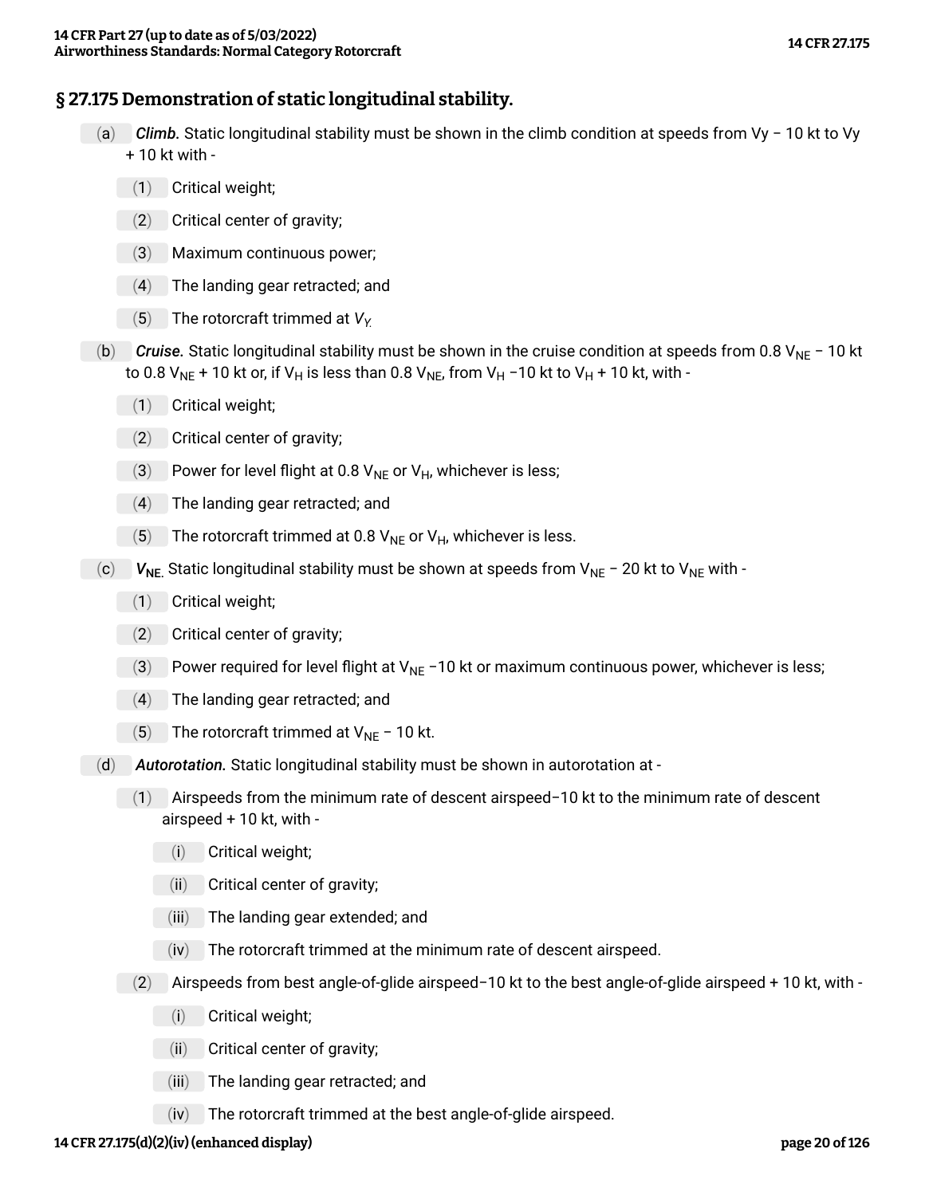## § 27.175 Demonstration of static longitudinal stability.

(a) ***Climb.*** Static longitudinal stability must be shown in the climb condition at speeds from Vy – 10 kt to Vy + 10 kt with -

(1) Critical weight;

(2) Critical center of gravity;

(3) Maximum continuous power;

(4) The landing gear retracted; and

(5) The rotorcraft trimmed at $V_Y$.

(b) ***Cruise.*** Static longitudinal stability must be shown in the cruise condition at speeds from 0.8 $V_{NE}$ – 10 kt to 0.8 $V_{NE}$ + 10 kt or, if $V_H$ is less than 0.8 $V_{NE}$, from $V_H$ –10 kt to $V_H$ + 10 kt, with -

(1) Critical weight;

(2) Critical center of gravity;

(3) Power for level flight at 0.8 $V_{NE}$ or $V_H$, whichever is less;

(4) The landing gear retracted; and

(5) The rotorcraft trimmed at 0.8 $V_{NE}$ or $V_H$, whichever is less.

(c) ***$V_{NE}$.*** Static longitudinal stability must be shown at speeds from $V_{NE}$ – 20 kt to $V_{NE}$ with -

(1) Critical weight;

(2) Critical center of gravity;

(3) Power required for level flight at $V_{NE}$ –10 kt or maximum continuous power, whichever is less;

(4) The landing gear retracted; and

(5) The rotorcraft trimmed at $V_{NE}$ – 10 kt.

(d) ***Autorotation.*** Static longitudinal stability must be shown in autorotation at -

(1) Airspeeds from the minimum rate of descent airspeed–10 kt to the minimum rate of descent airspeed + 10 kt, with -

(i) Critical weight;

(ii) Critical center of gravity;

(iii) The landing gear extended; and

(iv) The rotorcraft trimmed at the minimum rate of descent airspeed.

(2) Airspeeds from best angle-of-glide airspeed–10 kt to the best angle-of-glide airspeed + 10 kt, with -

(i) Critical weight;

(ii) Critical center of gravity;

(iii) The landing gear retracted; and

(iv) The rotorcraft trimmed at the best angle-of-glide airspeed.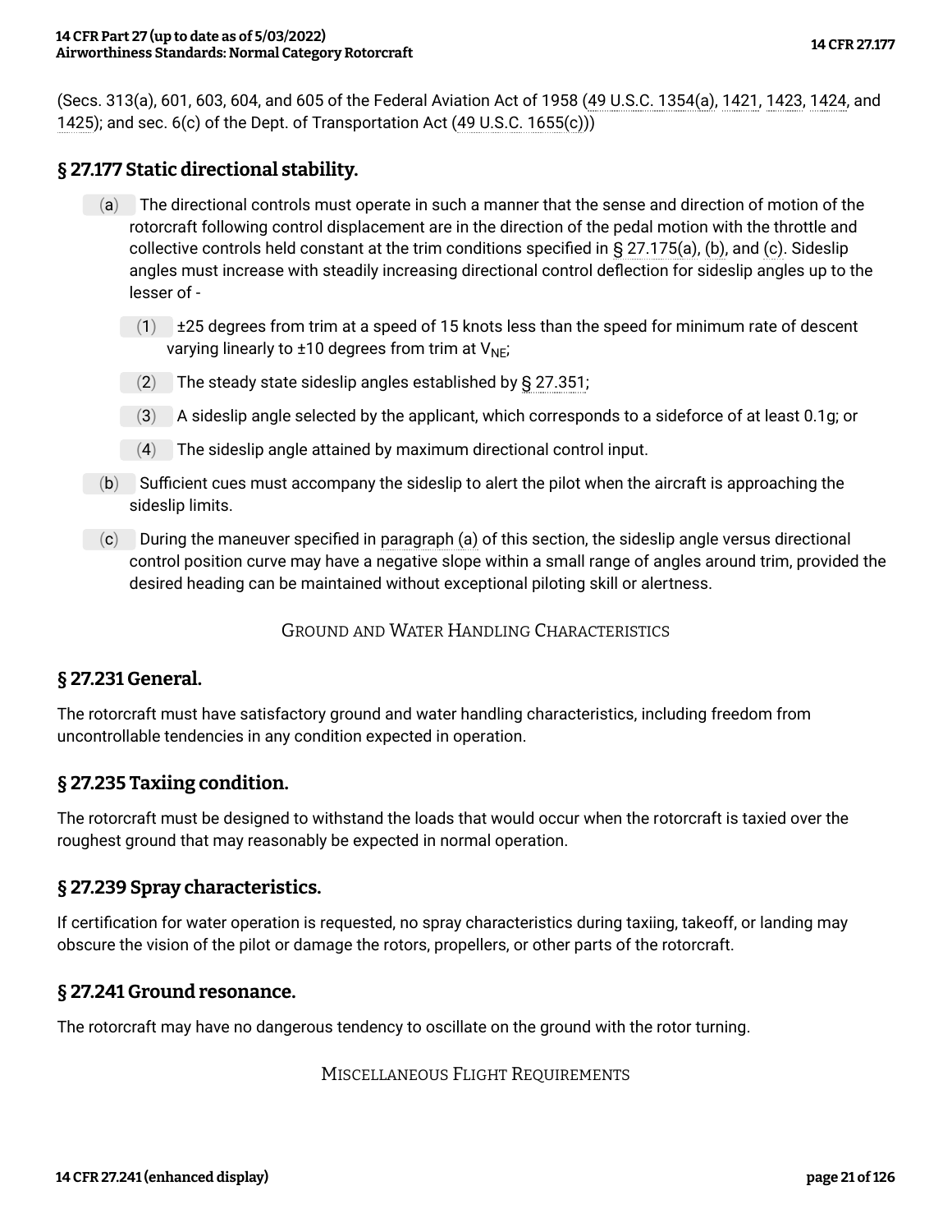(Secs. 313(a), 601, 603, 604, and 605 of the Federal Aviation Act of 1958 (49 U.S.C. 1354(a), 1421, 1423, 1424, and 1425); and sec. 6(c) of the Dept. of Transportation Act (49 U.S.C. 1655(c)))

## § 27.177 Static directional stability.

(a) The directional controls must operate in such a manner that the sense and direction of motion of the rotorcraft following control displacement are in the direction of the pedal motion with the throttle and collective controls held constant at the trim conditions specified in § 27.175(a), (b), and (c). Sideslip angles must increase with steadily increasing directional control deflection for sideslip angles up to the lesser of -

(1) ±25 degrees from trim at a speed of 15 knots less than the speed for minimum rate of descent varying linearly to ±10 degrees from trim at $V_{NE}$;

(2) The steady state sideslip angles established by § 27.351;

(3) A sideslip angle selected by the applicant, which corresponds to a sideforce of at least 0.1g; or

(4) The sideslip angle attained by maximum directional control input.

(b) Sufficient cues must accompany the sideslip to alert the pilot when the aircraft is approaching the sideslip limits.

(c) During the maneuver specified in paragraph (a) of this section, the sideslip angle versus directional control position curve may have a negative slope within a small range of angles around trim, provided the desired heading can be maintained without exceptional piloting skill or alertness.

GROUND AND WATER HANDLING CHARACTERISTICS

## § 27.231 General.

The rotorcraft must have satisfactory ground and water handling characteristics, including freedom from uncontrollable tendencies in any condition expected in operation.

## § 27.235 Taxiing condition.

The rotorcraft must be designed to withstand the loads that would occur when the rotorcraft is taxied over the roughest ground that may reasonably be expected in normal operation.

## § 27.239 Spray characteristics.

If certification for water operation is requested, no spray characteristics during taxiing, takeoff, or landing may obscure the vision of the pilot or damage the rotors, propellers, or other parts of the rotorcraft.

## § 27.241 Ground resonance.

The rotorcraft may have no dangerous tendency to oscillate on the ground with the rotor turning.

MISCELLANEOUS FLIGHT REQUIREMENTS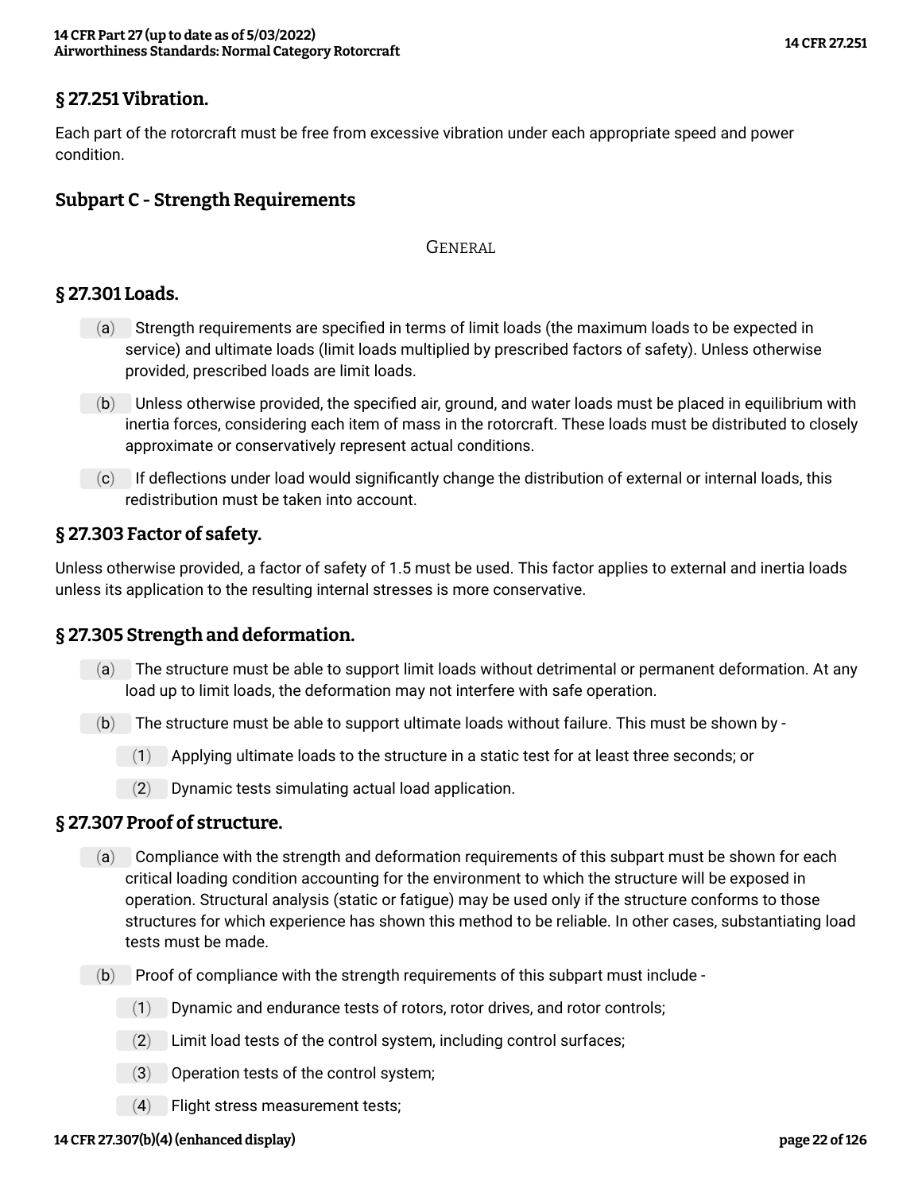## § 27.251 Vibration.

Each part of the rotorcraft must be free from excessive vibration under each appropriate speed and power condition.

## Subpart C - Strength Requirements

GENERAL

## § 27.301 Loads.

(a) Strength requirements are specified in terms of limit loads (the maximum loads to be expected in service) and ultimate loads (limit loads multiplied by prescribed factors of safety). Unless otherwise provided, prescribed loads are limit loads.

(b) Unless otherwise provided, the specified air, ground, and water loads must be placed in equilibrium with inertia forces, considering each item of mass in the rotorcraft. These loads must be distributed to closely approximate or conservatively represent actual conditions.

(c) If deflections under load would significantly change the distribution of external or internal loads, this redistribution must be taken into account.

## § 27.303 Factor of safety.

Unless otherwise provided, a factor of safety of 1.5 must be used. This factor applies to external and inertia loads unless its application to the resulting internal stresses is more conservative.

## § 27.305 Strength and deformation.

(a) The structure must be able to support limit loads without detrimental or permanent deformation. At any load up to limit loads, the deformation may not interfere with safe operation.

(b) The structure must be able to support ultimate loads without failure. This must be shown by -

(1) Applying ultimate loads to the structure in a static test for at least three seconds; or

(2) Dynamic tests simulating actual load application.

## § 27.307 Proof of structure.

(a) Compliance with the strength and deformation requirements of this subpart must be shown for each critical loading condition accounting for the environment to which the structure will be exposed in operation. Structural analysis (static or fatigue) may be used only if the structure conforms to those structures for which experience has shown this method to be reliable. In other cases, substantiating load tests must be made.

(b) Proof of compliance with the strength requirements of this subpart must include -

(1) Dynamic and endurance tests of rotors, rotor drives, and rotor controls;

(2) Limit load tests of the control system, including control surfaces;

(3) Operation tests of the control system;

(4) Flight stress measurement tests;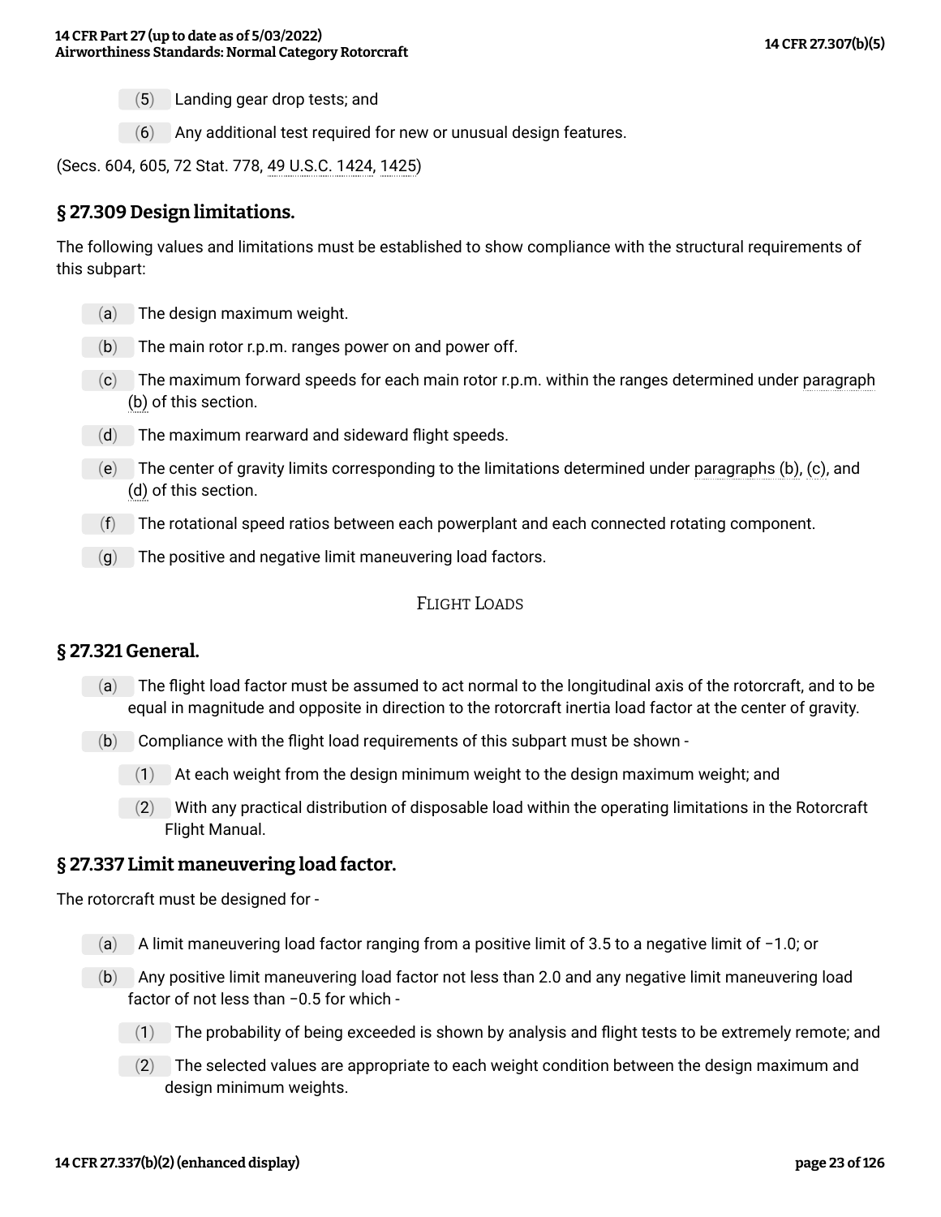(5) Landing gear drop tests; and

(6) Any additional test required for new or unusual design features.

(Secs. 604, 605, 72 Stat. 778, 49 U.S.C. 1424, 1425)

## § 27.309 Design limitations.

The following values and limitations must be established to show compliance with the structural requirements of this subpart:

(a) The design maximum weight.

(b) The main rotor r.p.m. ranges power on and power off.

(c) The maximum forward speeds for each main rotor r.p.m. within the ranges determined under paragraph (b) of this section.

(d) The maximum rearward and sideward flight speeds.

(e) The center of gravity limits corresponding to the limitations determined under paragraphs (b), (c), and (d) of this section.

(f) The rotational speed ratios between each powerplant and each connected rotating component.

(g) The positive and negative limit maneuvering load factors.

FLIGHT LOADS

## § 27.321 General.

(a) The flight load factor must be assumed to act normal to the longitudinal axis of the rotorcraft, and to be equal in magnitude and opposite in direction to the rotorcraft inertia load factor at the center of gravity.

(b) Compliance with the flight load requirements of this subpart must be shown -

(1) At each weight from the design minimum weight to the design maximum weight; and

(2) With any practical distribution of disposable load within the operating limitations in the Rotorcraft Flight Manual.

## § 27.337 Limit maneuvering load factor.

The rotorcraft must be designed for -

(a) A limit maneuvering load factor ranging from a positive limit of 3.5 to a negative limit of −1.0; or

(b) Any positive limit maneuvering load factor not less than 2.0 and any negative limit maneuvering load factor of not less than −0.5 for which -

(1) The probability of being exceeded is shown by analysis and flight tests to be extremely remote; and

(2) The selected values are appropriate to each weight condition between the design maximum and design minimum weights.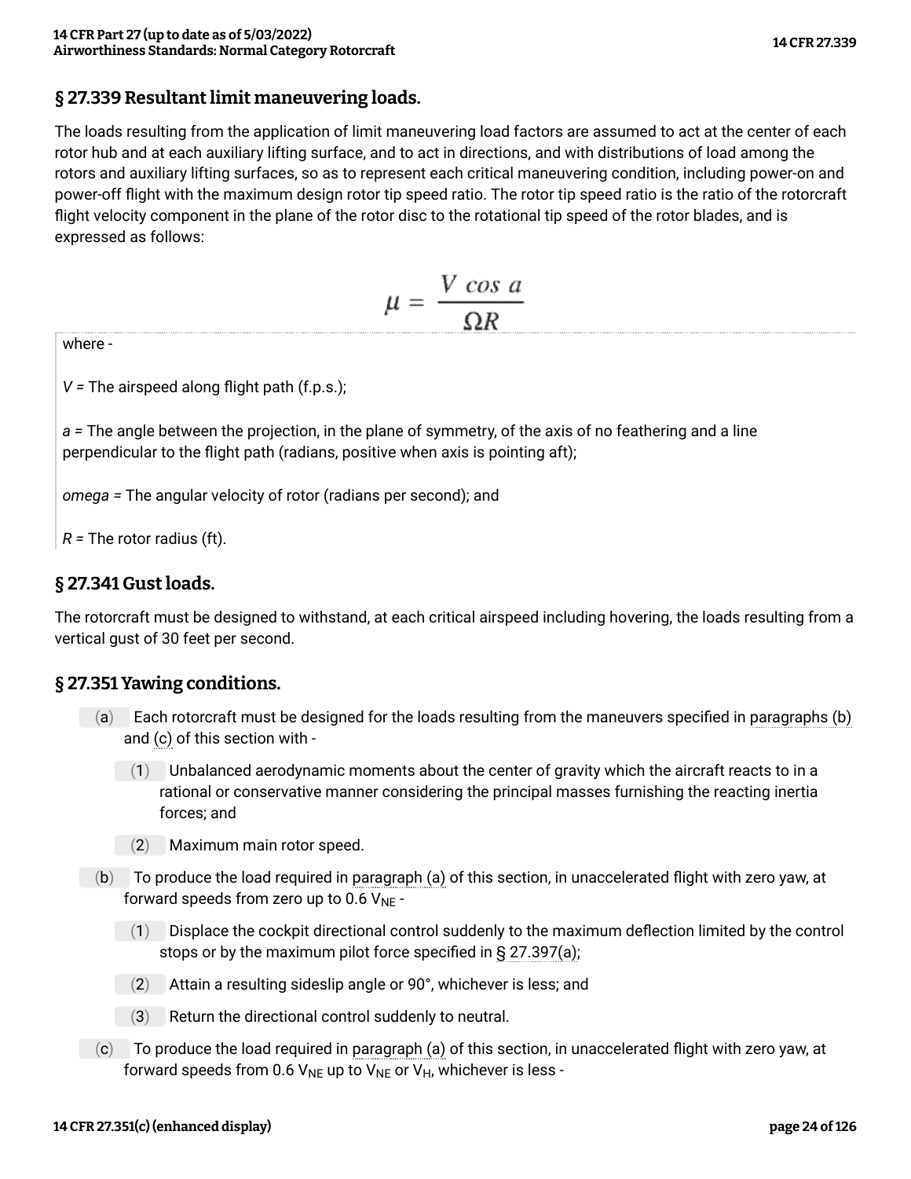## § 27.339 Resultant limit maneuvering loads.

The loads resulting from the application of limit maneuvering load factors are assumed to act at the center of each rotor hub and at each auxiliary lifting surface, and to act in directions, and with distributions of load among the rotors and auxiliary lifting surfaces, so as to represent each critical maneuvering condition, including power-on and power-off flight with the maximum design rotor tip speed ratio. The rotor tip speed ratio is the ratio of the rotorcraft flight velocity component in the plane of the rotor disc to the rotational tip speed of the rotor blades, and is expressed as follows:

$$\mu = \frac{V \cos a}{\Omega R}$$

where -

*V* = The airspeed along flight path (f.p.s.);

*a* = The angle between the projection, in the plane of symmetry, of the axis of no feathering and a line perpendicular to the flight path (radians, positive when axis is pointing aft);

*omega* = The angular velocity of rotor (radians per second); and

*R* = The rotor radius (ft).

## § 27.341 Gust loads.

The rotorcraft must be designed to withstand, at each critical airspeed including hovering, the loads resulting from a vertical gust of 30 feet per second.

## § 27.351 Yawing conditions.

(a) Each rotorcraft must be designed for the loads resulting from the maneuvers specified in paragraphs (b) and (c) of this section with -

(1) Unbalanced aerodynamic moments about the center of gravity which the aircraft reacts to in a rational or conservative manner considering the principal masses furnishing the reacting inertia forces; and

(2) Maximum main rotor speed.

(b) To produce the load required in paragraph (a) of this section, in unaccelerated flight with zero yaw, at forward speeds from zero up to 0.6 $V_{NE}$ -

(1) Displace the cockpit directional control suddenly to the maximum deflection limited by the control stops or by the maximum pilot force specified in § 27.397(a);

(2) Attain a resulting sideslip angle or 90°, whichever is less; and

(3) Return the directional control suddenly to neutral.

(c) To produce the load required in paragraph (a) of this section, in unaccelerated flight with zero yaw, at forward speeds from 0.6 $V_{NE}$ up to $V_{NE}$ or $V_H$, whichever is less -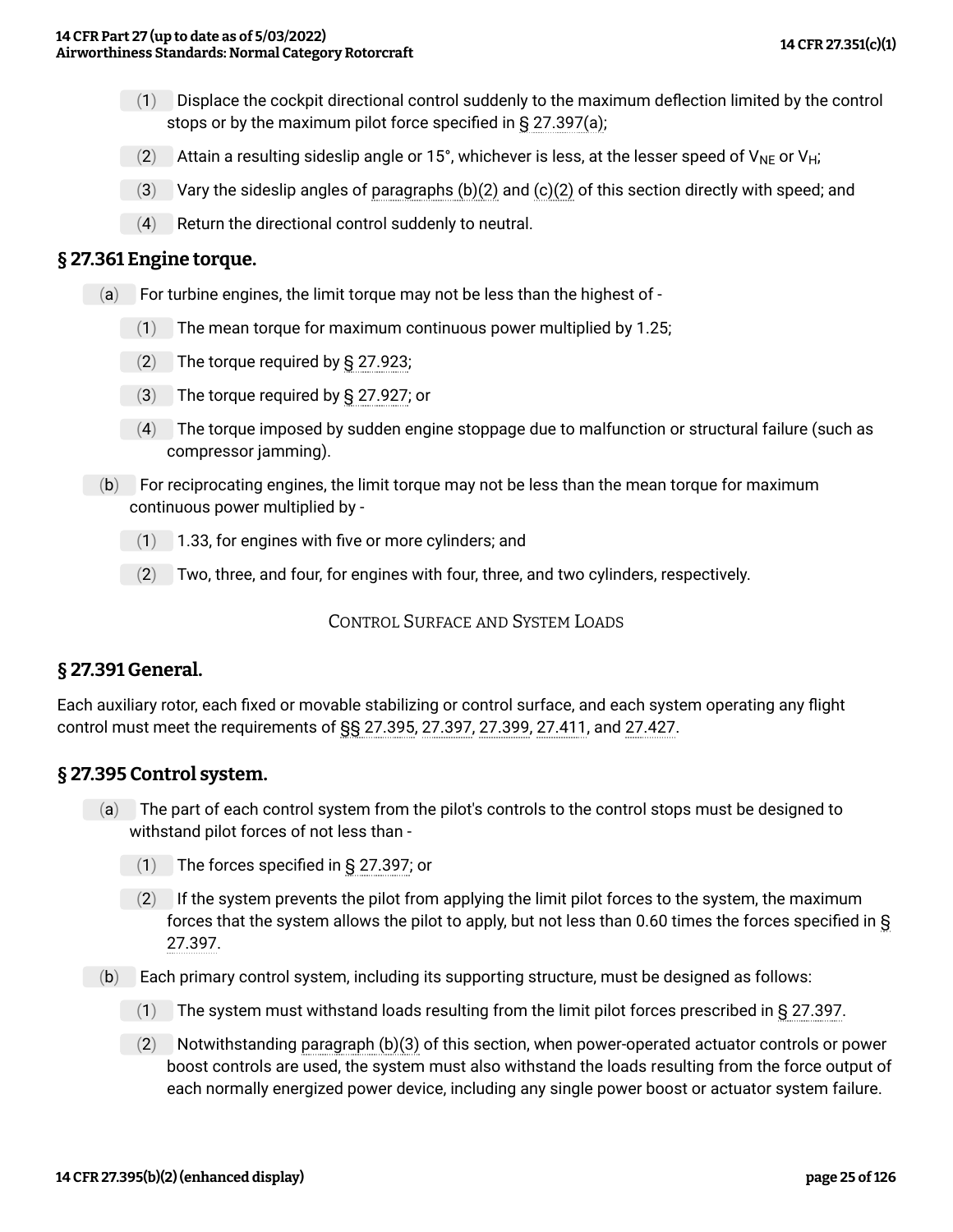(1) Displace the cockpit directional control suddenly to the maximum deflection limited by the control stops or by the maximum pilot force specified in § 27.397(a);

(2) Attain a resulting sideslip angle or 15°, whichever is less, at the lesser speed of $V_{NE}$ or $V_H$;

(3) Vary the sideslip angles of paragraphs (b)(2) and (c)(2) of this section directly with speed; and

(4) Return the directional control suddenly to neutral.

## § 27.361 Engine torque.

(a) For turbine engines, the limit torque may not be less than the highest of -

(1) The mean torque for maximum continuous power multiplied by 1.25;

(2) The torque required by § 27.923;

(3) The torque required by § 27.927; or

(4) The torque imposed by sudden engine stoppage due to malfunction or structural failure (such as compressor jamming).

(b) For reciprocating engines, the limit torque may not be less than the mean torque for maximum continuous power multiplied by -

(1) 1.33, for engines with five or more cylinders; and

(2) Two, three, and four, for engines with four, three, and two cylinders, respectively.

CONTROL SURFACE AND SYSTEM LOADS

## § 27.391 General.

Each auxiliary rotor, each fixed or movable stabilizing or control surface, and each system operating any flight control must meet the requirements of §§ 27.395, 27.397, 27.399, 27.411, and 27.427.

## § 27.395 Control system.

(a) The part of each control system from the pilot's controls to the control stops must be designed to withstand pilot forces of not less than -

(1) The forces specified in § 27.397; or

(2) If the system prevents the pilot from applying the limit pilot forces to the system, the maximum forces that the system allows the pilot to apply, but not less than 0.60 times the forces specified in § 27.397.

(b) Each primary control system, including its supporting structure, must be designed as follows:

(1) The system must withstand loads resulting from the limit pilot forces prescribed in § 27.397.

(2) Notwithstanding paragraph (b)(3) of this section, when power-operated actuator controls or power boost controls are used, the system must also withstand the loads resulting from the force output of each normally energized power device, including any single power boost or actuator system failure.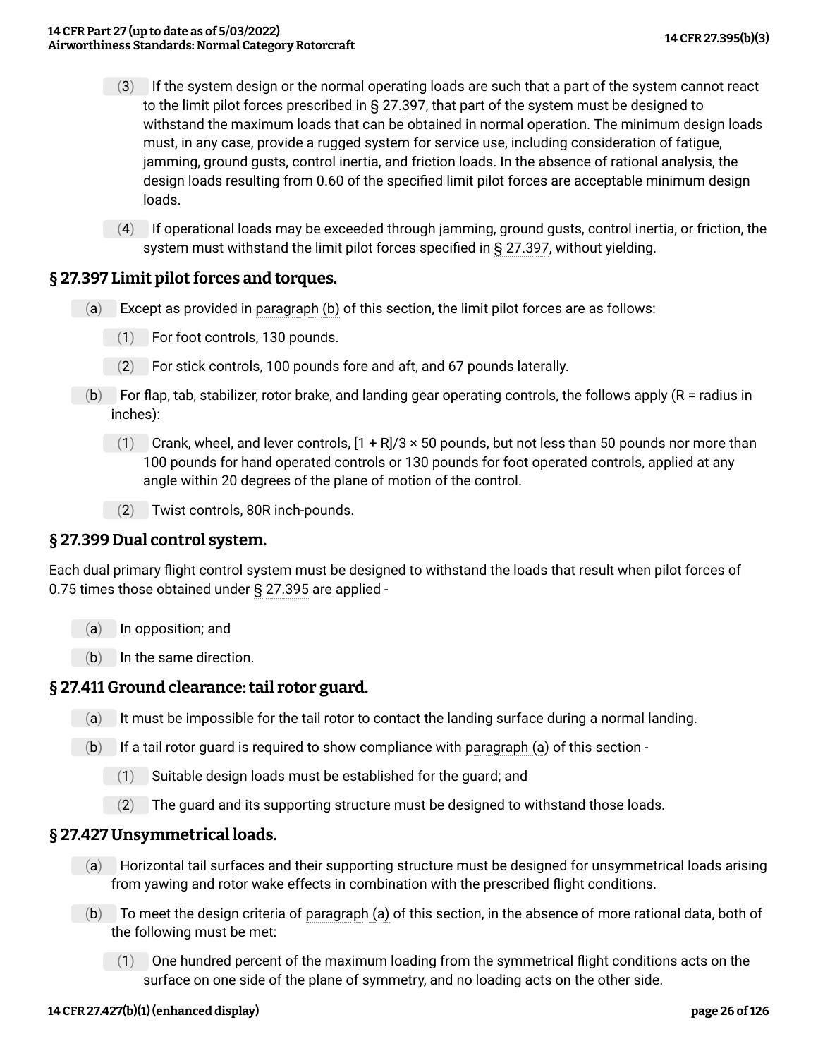(3) If the system design or the normal operating loads are such that a part of the system cannot react to the limit pilot forces prescribed in § 27.397, that part of the system must be designed to withstand the maximum loads that can be obtained in normal operation. The minimum design loads must, in any case, provide a rugged system for service use, including consideration of fatigue, jamming, ground gusts, control inertia, and friction loads. In the absence of rational analysis, the design loads resulting from 0.60 of the specified limit pilot forces are acceptable minimum design loads.

(4) If operational loads may be exceeded through jamming, ground gusts, control inertia, or friction, the system must withstand the limit pilot forces specified in § 27.397, without yielding.

## § 27.397 Limit pilot forces and torques.

(a) Except as provided in paragraph (b) of this section, the limit pilot forces are as follows:

(1) For foot controls, 130 pounds.

(2) For stick controls, 100 pounds fore and aft, and 67 pounds laterally.

(b) For flap, tab, stabilizer, rotor brake, and landing gear operating controls, the follows apply (R = radius in inches):

(1) Crank, wheel, and lever controls, $[1 + R]/3 \times 50$ pounds, but not less than 50 pounds nor more than 100 pounds for hand operated controls or 130 pounds for foot operated controls, applied at any angle within 20 degrees of the plane of motion of the control.

(2) Twist controls, 80R inch-pounds.

## § 27.399 Dual control system.

Each dual primary flight control system must be designed to withstand the loads that result when pilot forces of 0.75 times those obtained under § 27.395 are applied -

(a) In opposition; and

(b) In the same direction.

## § 27.411 Ground clearance: tail rotor guard.

(a) It must be impossible for the tail rotor to contact the landing surface during a normal landing.

(b) If a tail rotor guard is required to show compliance with paragraph (a) of this section -

(1) Suitable design loads must be established for the guard; and

(2) The guard and its supporting structure must be designed to withstand those loads.

## § 27.427 Unsymmetrical loads.

(a) Horizontal tail surfaces and their supporting structure must be designed for unsymmetrical loads arising from yawing and rotor wake effects in combination with the prescribed flight conditions.

(b) To meet the design criteria of paragraph (a) of this section, in the absence of more rational data, both of the following must be met:

(1) One hundred percent of the maximum loading from the symmetrical flight conditions acts on the surface on one side of the plane of symmetry, and no loading acts on the other side.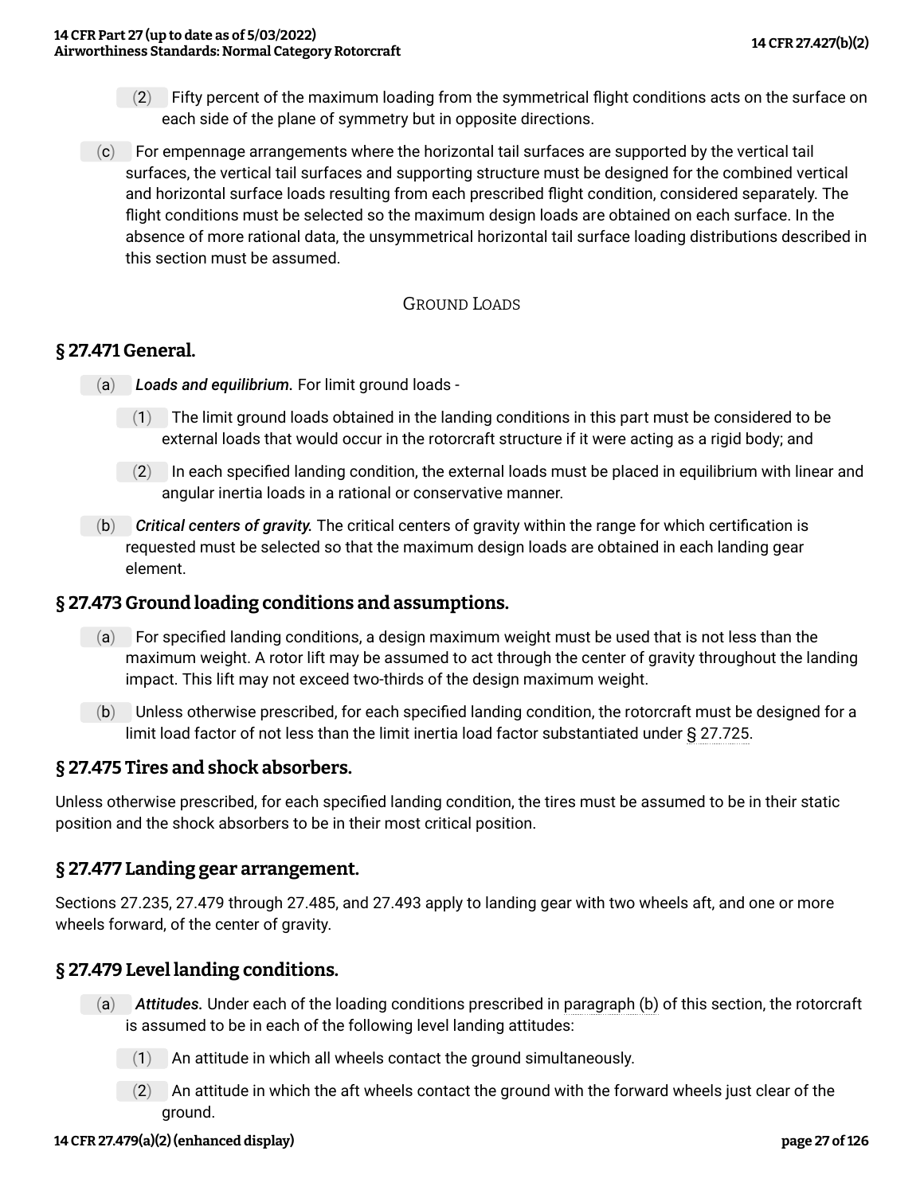(2) Fifty percent of the maximum loading from the symmetrical flight conditions acts on the surface on each side of the plane of symmetry but in opposite directions.

(c) For empennage arrangements where the horizontal tail surfaces are supported by the vertical tail surfaces, the vertical tail surfaces and supporting structure must be designed for the combined vertical and horizontal surface loads resulting from each prescribed flight condition, considered separately. The flight conditions must be selected so the maximum design loads are obtained on each surface. In the absence of more rational data, the unsymmetrical horizontal tail surface loading distributions described in this section must be assumed.

GROUND LOADS

## § 27.471 General.

(a) ***Loads and equilibrium.*** For limit ground loads -

(1) The limit ground loads obtained in the landing conditions in this part must be considered to be external loads that would occur in the rotorcraft structure if it were acting as a rigid body; and

(2) In each specified landing condition, the external loads must be placed in equilibrium with linear and angular inertia loads in a rational or conservative manner.

(b) ***Critical centers of gravity.*** The critical centers of gravity within the range for which certification is requested must be selected so that the maximum design loads are obtained in each landing gear element.

## § 27.473 Ground loading conditions and assumptions.

(a) For specified landing conditions, a design maximum weight must be used that is not less than the maximum weight. A rotor lift may be assumed to act through the center of gravity throughout the landing impact. This lift may not exceed two-thirds of the design maximum weight.

(b) Unless otherwise prescribed, for each specified landing condition, the rotorcraft must be designed for a limit load factor of not less than the limit inertia load factor substantiated under § 27.725.

## § 27.475 Tires and shock absorbers.

Unless otherwise prescribed, for each specified landing condition, the tires must be assumed to be in their static position and the shock absorbers to be in their most critical position.

## § 27.477 Landing gear arrangement.

Sections 27.235, 27.479 through 27.485, and 27.493 apply to landing gear with two wheels aft, and one or more wheels forward, of the center of gravity.

## § 27.479 Level landing conditions.

(a) ***Attitudes.*** Under each of the loading conditions prescribed in paragraph (b) of this section, the rotorcraft is assumed to be in each of the following level landing attitudes:

(1) An attitude in which all wheels contact the ground simultaneously.

(2) An attitude in which the aft wheels contact the ground with the forward wheels just clear of the ground.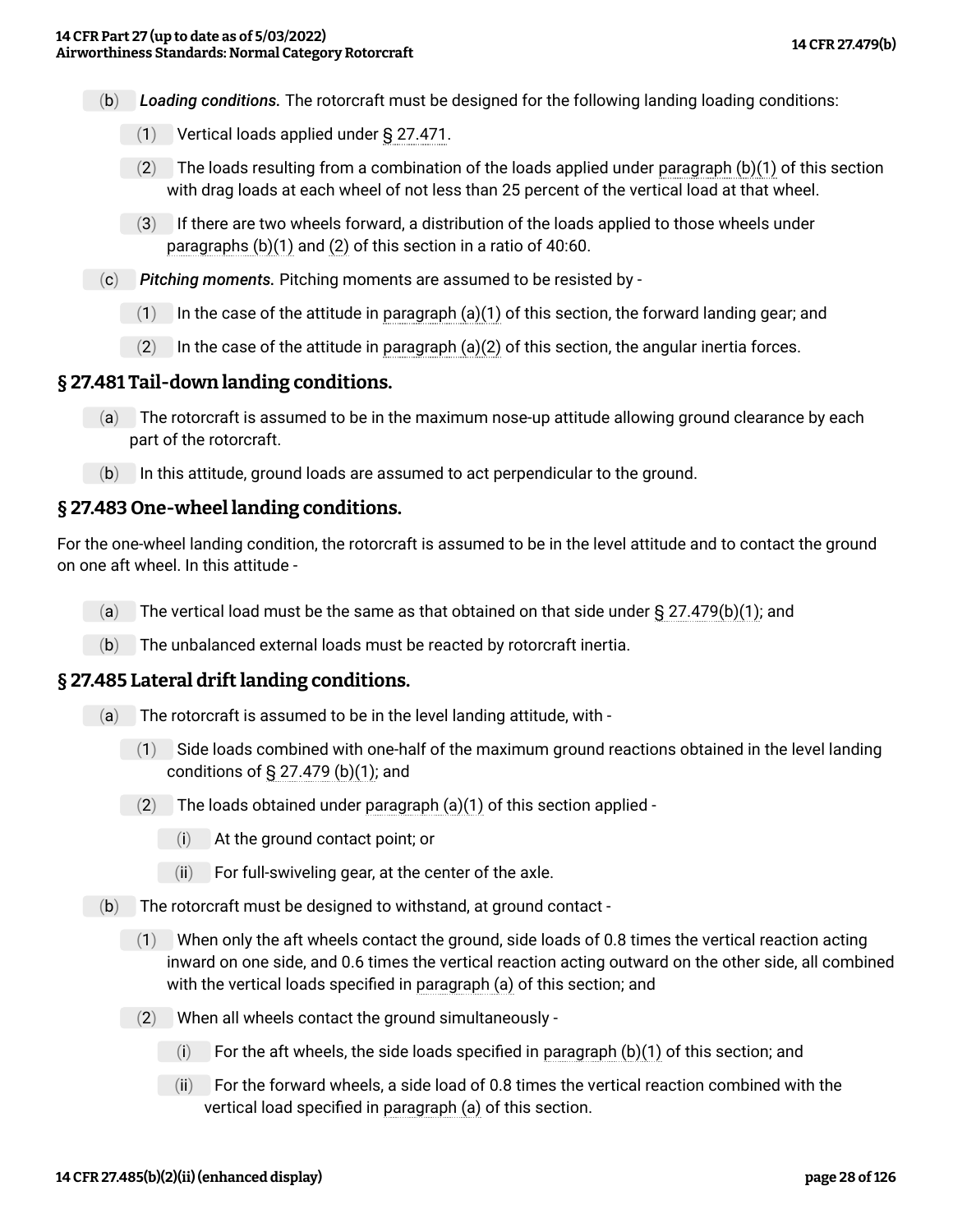(b) *Loading conditions.* The rotorcraft must be designed for the following landing loading conditions:

(1) Vertical loads applied under § 27.471.

(2) The loads resulting from a combination of the loads applied under paragraph (b)(1) of this section with drag loads at each wheel of not less than 25 percent of the vertical load at that wheel.

(3) If there are two wheels forward, a distribution of the loads applied to those wheels under paragraphs (b)(1) and (2) of this section in a ratio of 40:60.

(c) *Pitching moments.* Pitching moments are assumed to be resisted by -

(1) In the case of the attitude in paragraph (a)(1) of this section, the forward landing gear; and

(2) In the case of the attitude in paragraph (a)(2) of this section, the angular inertia forces.

## § 27.481 Tail-down landing conditions.

(a) The rotorcraft is assumed to be in the maximum nose-up attitude allowing ground clearance by each part of the rotorcraft.

(b) In this attitude, ground loads are assumed to act perpendicular to the ground.

## § 27.483 One-wheel landing conditions.

For the one-wheel landing condition, the rotorcraft is assumed to be in the level attitude and to contact the ground on one aft wheel. In this attitude -

(a) The vertical load must be the same as that obtained on that side under § 27.479(b)(1); and

(b) The unbalanced external loads must be reacted by rotorcraft inertia.

## § 27.485 Lateral drift landing conditions.

(a) The rotorcraft is assumed to be in the level landing attitude, with -

(1) Side loads combined with one-half of the maximum ground reactions obtained in the level landing conditions of § 27.479 (b)(1); and

(2) The loads obtained under paragraph (a)(1) of this section applied -

(i) At the ground contact point; or

(ii) For full-swiveling gear, at the center of the axle.

(b) The rotorcraft must be designed to withstand, at ground contact -

(1) When only the aft wheels contact the ground, side loads of 0.8 times the vertical reaction acting inward on one side, and 0.6 times the vertical reaction acting outward on the other side, all combined with the vertical loads specified in paragraph (a) of this section; and

(2) When all wheels contact the ground simultaneously -

(i) For the aft wheels, the side loads specified in paragraph (b)(1) of this section; and

(ii) For the forward wheels, a side load of 0.8 times the vertical reaction combined with the vertical load specified in paragraph (a) of this section.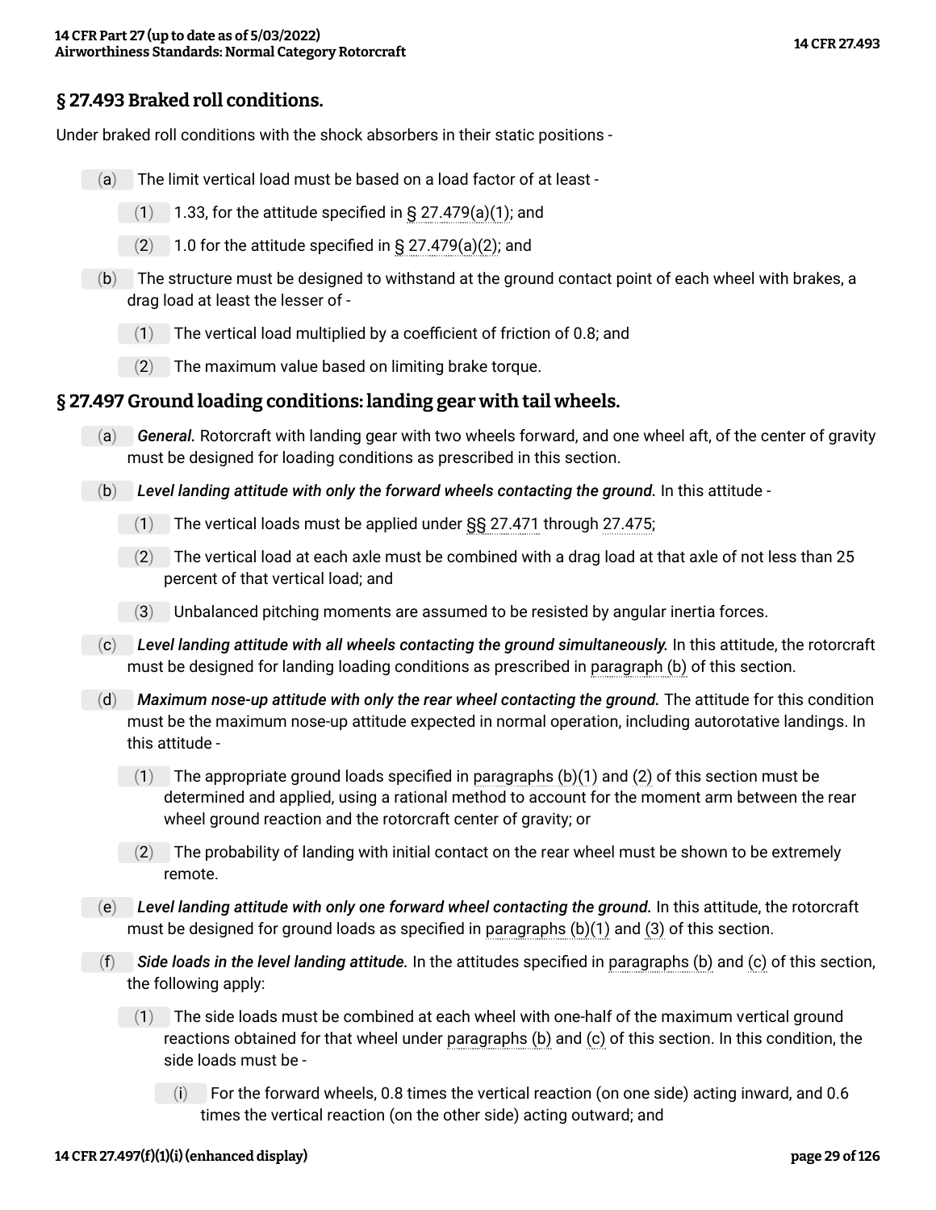## § 27.493 Braked roll conditions.

Under braked roll conditions with the shock absorbers in their static positions -

(a) The limit vertical load must be based on a load factor of at least -

(1) 1.33, for the attitude specified in § 27.479(a)(1); and

(2) 1.0 for the attitude specified in § 27.479(a)(2); and

(b) The structure must be designed to withstand at the ground contact point of each wheel with brakes, a drag load at least the lesser of -

(1) The vertical load multiplied by a coefficient of friction of 0.8; and

(2) The maximum value based on limiting brake torque.

## § 27.497 Ground loading conditions: landing gear with tail wheels.

(a) *General.* Rotorcraft with landing gear with two wheels forward, and one wheel aft, of the center of gravity must be designed for loading conditions as prescribed in this section.

(b) *Level landing attitude with only the forward wheels contacting the ground.* In this attitude -

(1) The vertical loads must be applied under §§ 27.471 through 27.475;

(2) The vertical load at each axle must be combined with a drag load at that axle of not less than 25 percent of that vertical load; and

(3) Unbalanced pitching moments are assumed to be resisted by angular inertia forces.

(c) *Level landing attitude with all wheels contacting the ground simultaneously.* In this attitude, the rotorcraft must be designed for landing loading conditions as prescribed in paragraph (b) of this section.

(d) *Maximum nose-up attitude with only the rear wheel contacting the ground.* The attitude for this condition must be the maximum nose-up attitude expected in normal operation, including autorotative landings. In this attitude -

(1) The appropriate ground loads specified in paragraphs (b)(1) and (2) of this section must be determined and applied, using a rational method to account for the moment arm between the rear wheel ground reaction and the rotorcraft center of gravity; or

(2) The probability of landing with initial contact on the rear wheel must be shown to be extremely remote.

(e) *Level landing attitude with only one forward wheel contacting the ground.* In this attitude, the rotorcraft must be designed for ground loads as specified in paragraphs (b)(1) and (3) of this section.

(f) *Side loads in the level landing attitude.* In the attitudes specified in paragraphs (b) and (c) of this section, the following apply:

(1) The side loads must be combined at each wheel with one-half of the maximum vertical ground reactions obtained for that wheel under paragraphs (b) and (c) of this section. In this condition, the side loads must be -

(i) For the forward wheels, 0.8 times the vertical reaction (on one side) acting inward, and 0.6 times the vertical reaction (on the other side) acting outward; and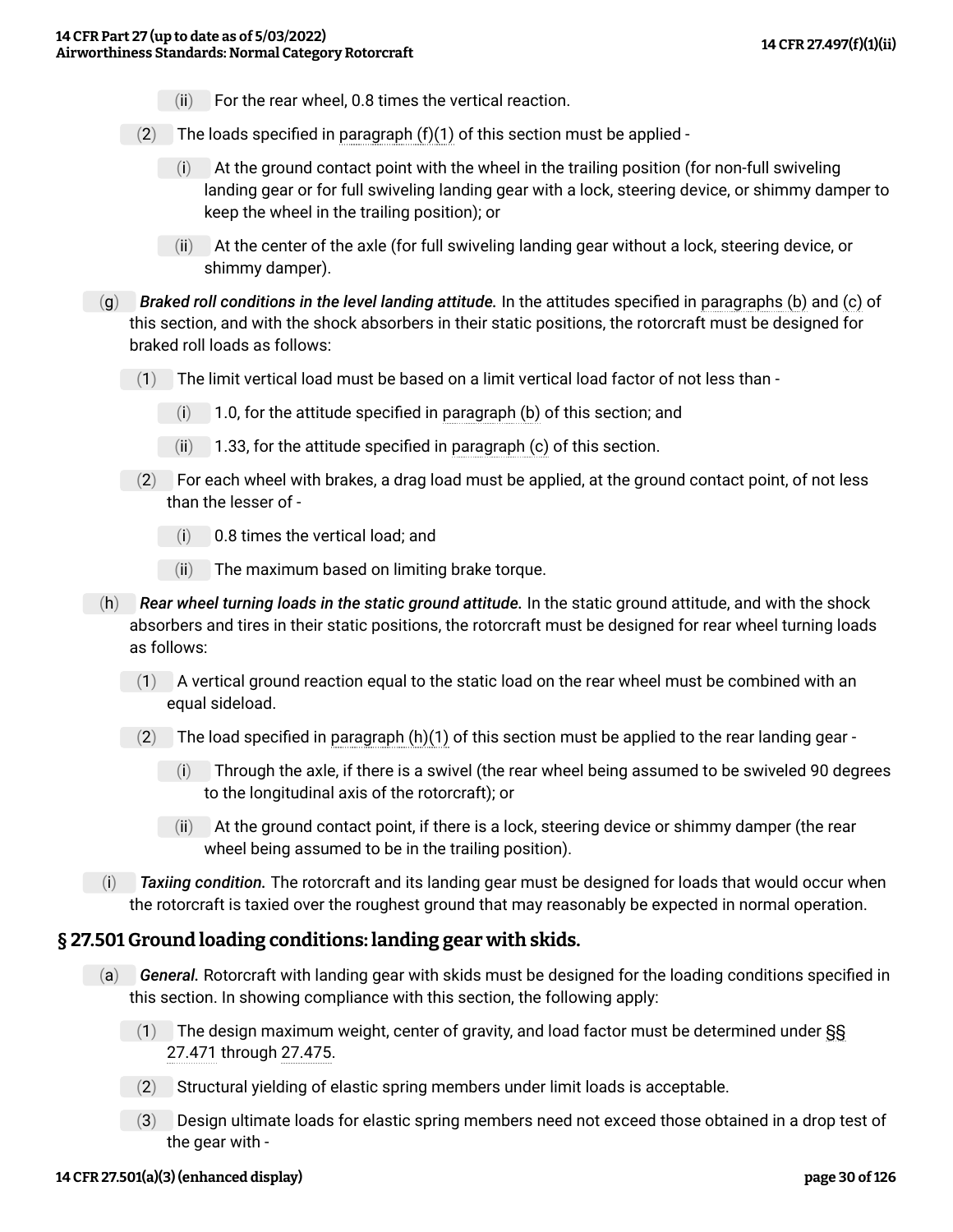(ii) For the rear wheel, 0.8 times the vertical reaction.

(2) The loads specified in paragraph (f)(1) of this section must be applied -

(i) At the ground contact point with the wheel in the trailing position (for non-full swiveling landing gear or for full swiveling landing gear with a lock, steering device, or shimmy damper to keep the wheel in the trailing position); or

(ii) At the center of the axle (for full swiveling landing gear without a lock, steering device, or shimmy damper).

(g) ***Braked roll conditions in the level landing attitude.*** In the attitudes specified in paragraphs (b) and (c) of this section, and with the shock absorbers in their static positions, the rotorcraft must be designed for braked roll loads as follows:

(1) The limit vertical load must be based on a limit vertical load factor of not less than -

(i) 1.0, for the attitude specified in paragraph (b) of this section; and

(ii) 1.33, for the attitude specified in paragraph (c) of this section.

(2) For each wheel with brakes, a drag load must be applied, at the ground contact point, of not less than the lesser of -

(i) 0.8 times the vertical load; and

(ii) The maximum based on limiting brake torque.

(h) ***Rear wheel turning loads in the static ground attitude.*** In the static ground attitude, and with the shock absorbers and tires in their static positions, the rotorcraft must be designed for rear wheel turning loads as follows:

(1) A vertical ground reaction equal to the static load on the rear wheel must be combined with an equal sideload.

(2) The load specified in paragraph (h)(1) of this section must be applied to the rear landing gear -

(i) Through the axle, if there is a swivel (the rear wheel being assumed to be swiveled 90 degrees to the longitudinal axis of the rotorcraft); or

(ii) At the ground contact point, if there is a lock, steering device or shimmy damper (the rear wheel being assumed to be in the trailing position).

(i) ***Taxiing condition.*** The rotorcraft and its landing gear must be designed for loads that would occur when the rotorcraft is taxied over the roughest ground that may reasonably be expected in normal operation.

## § 27.501 Ground loading conditions: landing gear with skids.

(a) ***General.*** Rotorcraft with landing gear with skids must be designed for the loading conditions specified in this section. In showing compliance with this section, the following apply:

(1) The design maximum weight, center of gravity, and load factor must be determined under §§ 27.471 through 27.475.

(2) Structural yielding of elastic spring members under limit loads is acceptable.

(3) Design ultimate loads for elastic spring members need not exceed those obtained in a drop test of the gear with -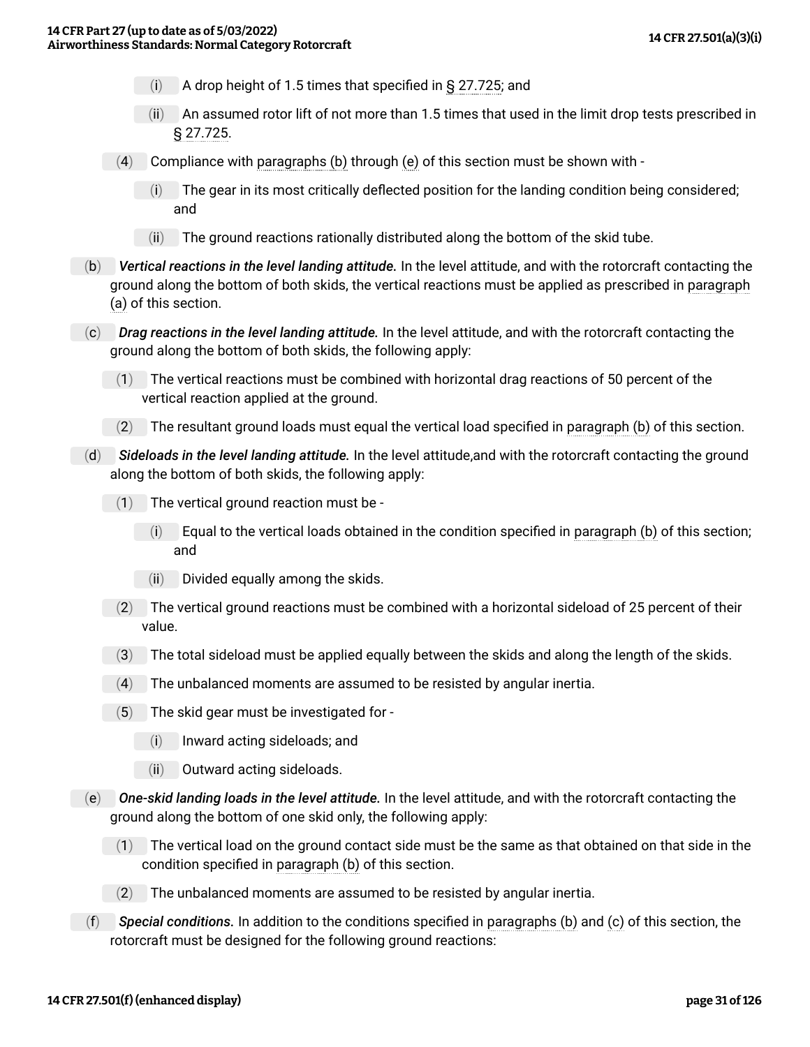(i) A drop height of 1.5 times that specified in § 27.725; and

(ii) An assumed rotor lift of not more than 1.5 times that used in the limit drop tests prescribed in § 27.725.

(4) Compliance with paragraphs (b) through (e) of this section must be shown with -

(i) The gear in its most critically deflected position for the landing condition being considered; and

(ii) The ground reactions rationally distributed along the bottom of the skid tube.

(b) ***Vertical reactions in the level landing attitude.*** In the level attitude, and with the rotorcraft contacting the ground along the bottom of both skids, the vertical reactions must be applied as prescribed in paragraph (a) of this section.

(c) ***Drag reactions in the level landing attitude.*** In the level attitude, and with the rotorcraft contacting the ground along the bottom of both skids, the following apply:

(1) The vertical reactions must be combined with horizontal drag reactions of 50 percent of the vertical reaction applied at the ground.

(2) The resultant ground loads must equal the vertical load specified in paragraph (b) of this section.

(d) ***Sideloads in the level landing attitude.*** In the level attitude,and with the rotorcraft contacting the ground along the bottom of both skids, the following apply:

(1) The vertical ground reaction must be -

(i) Equal to the vertical loads obtained in the condition specified in paragraph (b) of this section; and

(ii) Divided equally among the skids.

(2) The vertical ground reactions must be combined with a horizontal sideload of 25 percent of their value.

(3) The total sideload must be applied equally between the skids and along the length of the skids.

(4) The unbalanced moments are assumed to be resisted by angular inertia.

(5) The skid gear must be investigated for -

(i) Inward acting sideloads; and

(ii) Outward acting sideloads.

(e) ***One-skid landing loads in the level attitude.*** In the level attitude, and with the rotorcraft contacting the ground along the bottom of one skid only, the following apply:

(1) The vertical load on the ground contact side must be the same as that obtained on that side in the condition specified in paragraph (b) of this section.

(2) The unbalanced moments are assumed to be resisted by angular inertia.

(f) ***Special conditions.*** In addition to the conditions specified in paragraphs (b) and (c) of this section, the rotorcraft must be designed for the following ground reactions: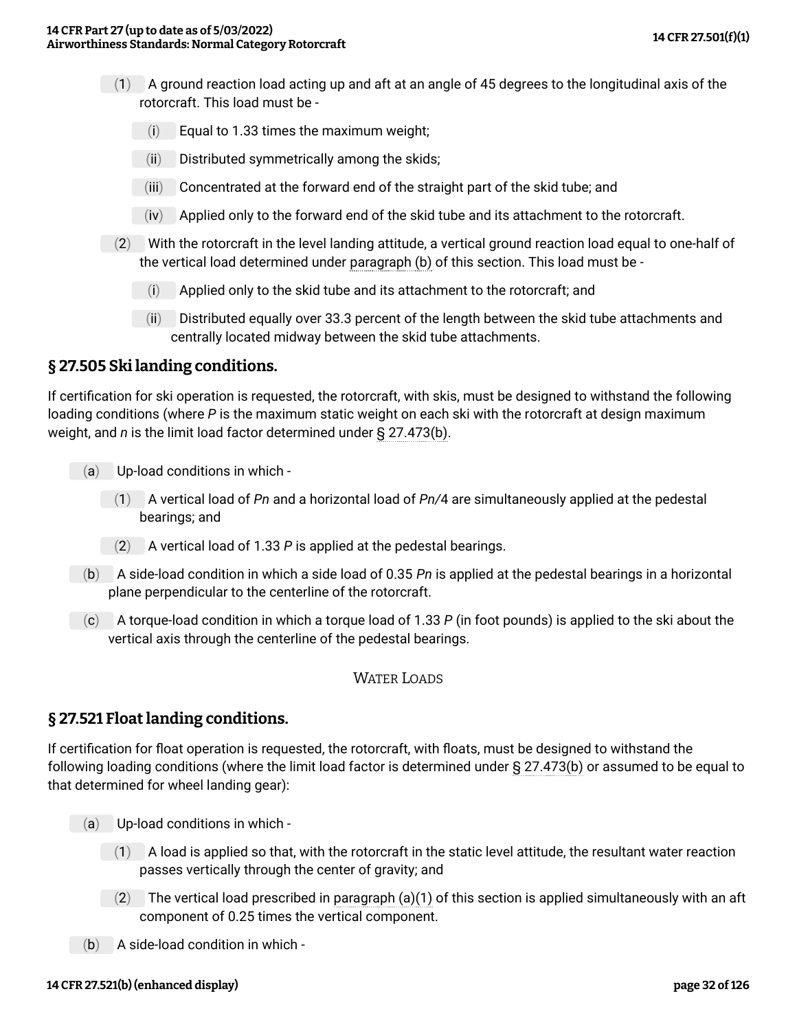(1) A ground reaction load acting up and aft at an angle of 45 degrees to the longitudinal axis of the rotorcraft. This load must be -

(i) Equal to 1.33 times the maximum weight;

(ii) Distributed symmetrically among the skids;

(iii) Concentrated at the forward end of the straight part of the skid tube; and

(iv) Applied only to the forward end of the skid tube and its attachment to the rotorcraft.

(2) With the rotorcraft in the level landing attitude, a vertical ground reaction load equal to one-half of the vertical load determined under paragraph (b) of this section. This load must be -

(i) Applied only to the skid tube and its attachment to the rotorcraft; and

(ii) Distributed equally over 33.3 percent of the length between the skid tube attachments and centrally located midway between the skid tube attachments.

## § 27.505 Ski landing conditions.

If certification for ski operation is requested, the rotorcraft, with skis, must be designed to withstand the following loading conditions (where $P$ is the maximum static weight on each ski with the rotorcraft at design maximum weight, and $n$ is the limit load factor determined under § 27.473(b).

(a) Up-load conditions in which -

(1) A vertical load of $Pn$ and a horizontal load of $Pn/4$ are simultaneously applied at the pedestal bearings; and

(2) A vertical load of 1.33 $P$ is applied at the pedestal bearings.

(b) A side-load condition in which a side load of 0.35 $Pn$ is applied at the pedestal bearings in a horizontal plane perpendicular to the centerline of the rotorcraft.

(c) A torque-load condition in which a torque load of 1.33 $P$ (in foot pounds) is applied to the ski about the vertical axis through the centerline of the pedestal bearings.

WATER LOADS

## § 27.521 Float landing conditions.

If certification for float operation is requested, the rotorcraft, with floats, must be designed to withstand the following loading conditions (where the limit load factor is determined under § 27.473(b) or assumed to be equal to that determined for wheel landing gear):

(a) Up-load conditions in which -

(1) A load is applied so that, with the rotorcraft in the static level attitude, the resultant water reaction passes vertically through the center of gravity; and

(2) The vertical load prescribed in paragraph (a)(1) of this section is applied simultaneously with an aft component of 0.25 times the vertical component.

(b) A side-load condition in which -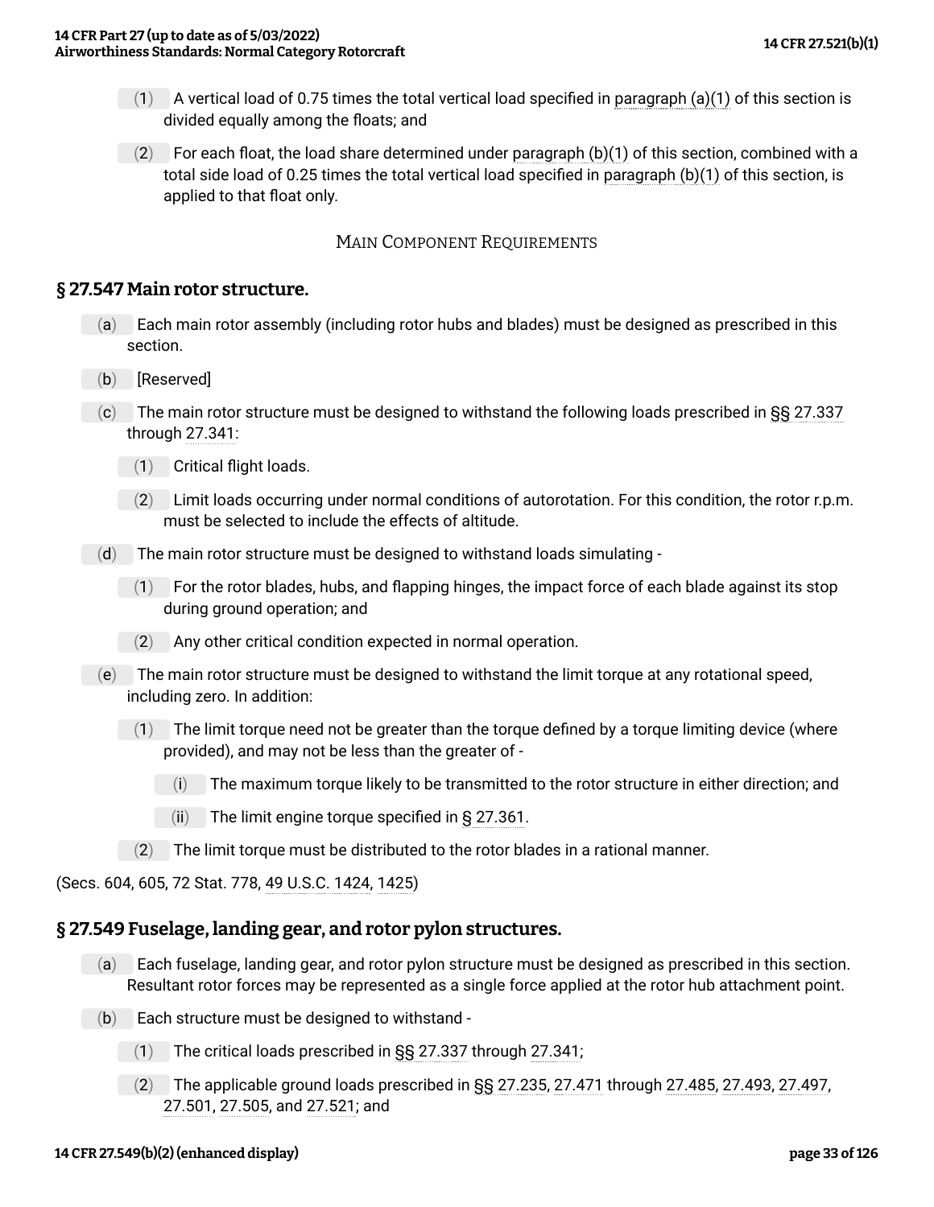(1) A vertical load of 0.75 times the total vertical load specified in paragraph (a)(1) of this section is divided equally among the floats; and

(2) For each float, the load share determined under paragraph (b)(1) of this section, combined with a total side load of 0.25 times the total vertical load specified in paragraph (b)(1) of this section, is applied to that float only.

MAIN COMPONENT REQUIREMENTS

## § 27.547 Main rotor structure.

(a) Each main rotor assembly (including rotor hubs and blades) must be designed as prescribed in this section.

(b) [Reserved]

(c) The main rotor structure must be designed to withstand the following loads prescribed in §§ 27.337 through 27.341:

(1) Critical flight loads.

(2) Limit loads occurring under normal conditions of autorotation. For this condition, the rotor r.p.m. must be selected to include the effects of altitude.

(d) The main rotor structure must be designed to withstand loads simulating -

(1) For the rotor blades, hubs, and flapping hinges, the impact force of each blade against its stop during ground operation; and

(2) Any other critical condition expected in normal operation.

(e) The main rotor structure must be designed to withstand the limit torque at any rotational speed, including zero. In addition:

(1) The limit torque need not be greater than the torque defined by a torque limiting device (where provided), and may not be less than the greater of -

(i) The maximum torque likely to be transmitted to the rotor structure in either direction; and

(ii) The limit engine torque specified in § 27.361.

(2) The limit torque must be distributed to the rotor blades in a rational manner.

(Secs. 604, 605, 72 Stat. 778, 49 U.S.C. 1424, 1425)

## § 27.549 Fuselage, landing gear, and rotor pylon structures.

(a) Each fuselage, landing gear, and rotor pylon structure must be designed as prescribed in this section. Resultant rotor forces may be represented as a single force applied at the rotor hub attachment point.

(b) Each structure must be designed to withstand -

(1) The critical loads prescribed in §§ 27.337 through 27.341;

(2) The applicable ground loads prescribed in §§ 27.235, 27.471 through 27.485, 27.493, 27.497, 27.501, 27.505, and 27.521; and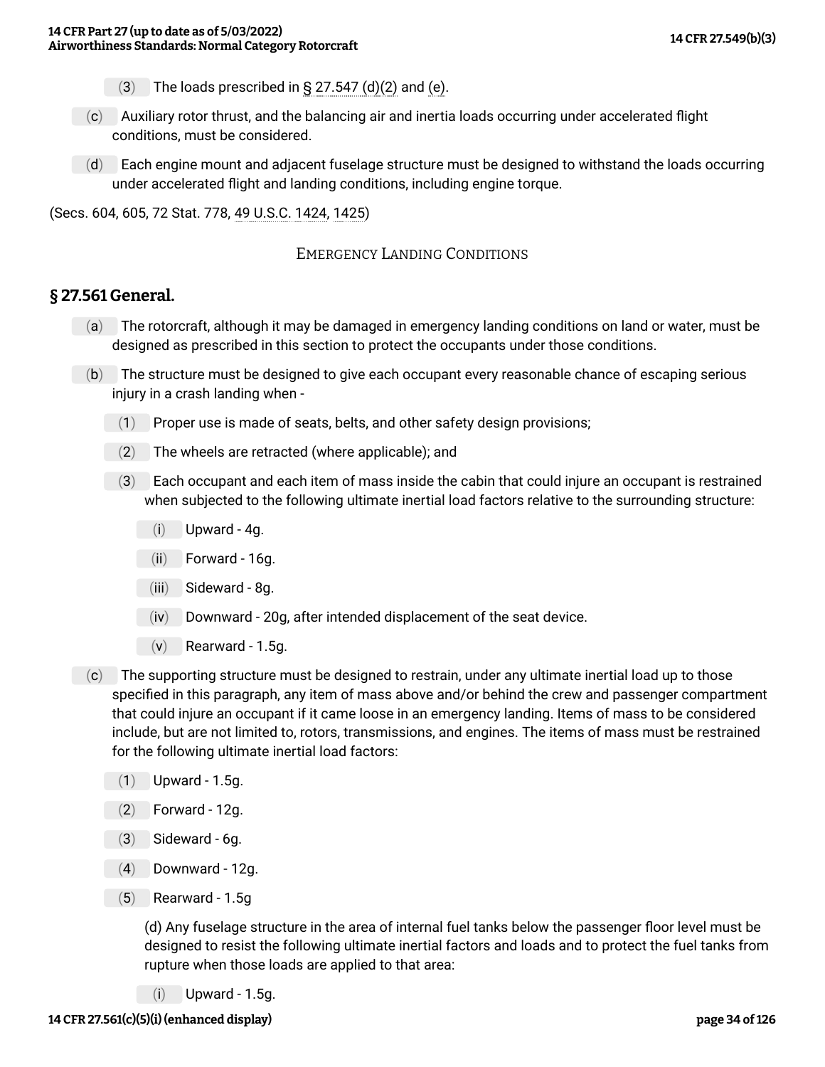(3) The loads prescribed in § 27.547 (d)(2) and (e).

(c) Auxiliary rotor thrust, and the balancing air and inertia loads occurring under accelerated flight conditions, must be considered.

(d) Each engine mount and adjacent fuselage structure must be designed to withstand the loads occurring under accelerated flight and landing conditions, including engine torque.

(Secs. 604, 605, 72 Stat. 778, 49 U.S.C. 1424, 1425)

EMERGENCY LANDING CONDITIONS

## § 27.561 General.

(a) The rotorcraft, although it may be damaged in emergency landing conditions on land or water, must be designed as prescribed in this section to protect the occupants under those conditions.

(b) The structure must be designed to give each occupant every reasonable chance of escaping serious injury in a crash landing when -

(1) Proper use is made of seats, belts, and other safety design provisions;

(2) The wheels are retracted (where applicable); and

(3) Each occupant and each item of mass inside the cabin that could injure an occupant is restrained when subjected to the following ultimate inertial load factors relative to the surrounding structure:

(i) Upward - 4g.

(ii) Forward - 16g.

(iii) Sideward - 8g.

(iv) Downward - 20g, after intended displacement of the seat device.

(v) Rearward - 1.5g.

(c) The supporting structure must be designed to restrain, under any ultimate inertial load up to those specified in this paragraph, any item of mass above and/or behind the crew and passenger compartment that could injure an occupant if it came loose in an emergency landing. Items of mass to be considered include, but are not limited to, rotors, transmissions, and engines. The items of mass must be restrained for the following ultimate inertial load factors:

(1) Upward - 1.5g.

(2) Forward - 12g.

(3) Sideward - 6g.

(4) Downward - 12g.

(5) Rearward - 1.5g

(d) Any fuselage structure in the area of internal fuel tanks below the passenger floor level must be designed to resist the following ultimate inertial factors and loads and to protect the fuel tanks from rupture when those loads are applied to that area:

(i) Upward - 1.5g.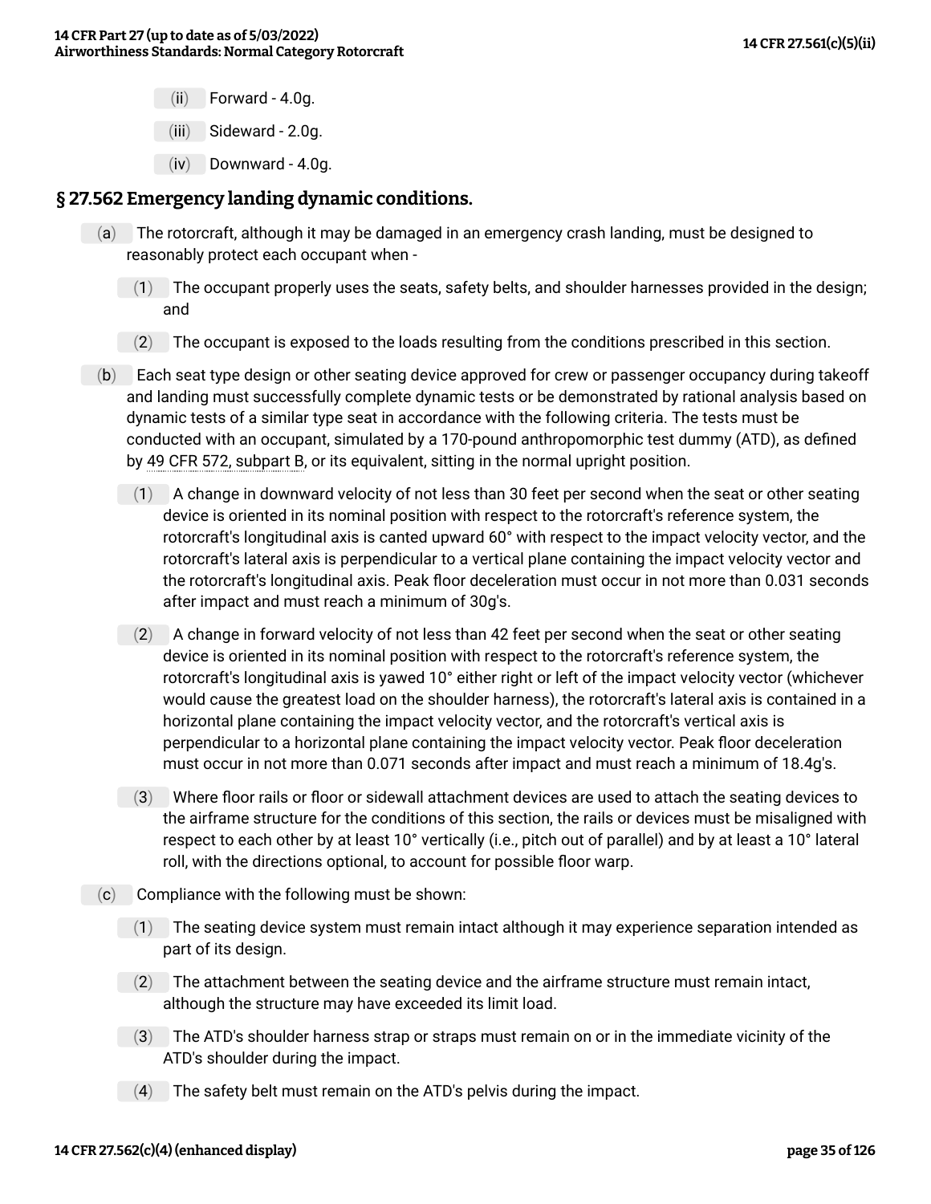(ii) Forward - 4.0g.

(iii) Sideward - 2.0g.

(iv) Downward - 4.0g.

## § 27.562 Emergency landing dynamic conditions.

(a) The rotorcraft, although it may be damaged in an emergency crash landing, must be designed to reasonably protect each occupant when -

(1) The occupant properly uses the seats, safety belts, and shoulder harnesses provided in the design; and

(2) The occupant is exposed to the loads resulting from the conditions prescribed in this section.

(b) Each seat type design or other seating device approved for crew or passenger occupancy during takeoff and landing must successfully complete dynamic tests or be demonstrated by rational analysis based on dynamic tests of a similar type seat in accordance with the following criteria. The tests must be conducted with an occupant, simulated by a 170-pound anthropomorphic test dummy (ATD), as defined by 49 CFR 572, subpart B, or its equivalent, sitting in the normal upright position.

(1) A change in downward velocity of not less than 30 feet per second when the seat or other seating device is oriented in its nominal position with respect to the rotorcraft's reference system, the rotorcraft's longitudinal axis is canted upward 60° with respect to the impact velocity vector, and the rotorcraft's lateral axis is perpendicular to a vertical plane containing the impact velocity vector and the rotorcraft's longitudinal axis. Peak floor deceleration must occur in not more than 0.031 seconds after impact and must reach a minimum of 30g's.

(2) A change in forward velocity of not less than 42 feet per second when the seat or other seating device is oriented in its nominal position with respect to the rotorcraft's reference system, the rotorcraft's longitudinal axis is yawed 10° either right or left of the impact velocity vector (whichever would cause the greatest load on the shoulder harness), the rotorcraft's lateral axis is contained in a horizontal plane containing the impact velocity vector, and the rotorcraft's vertical axis is perpendicular to a horizontal plane containing the impact velocity vector. Peak floor deceleration must occur in not more than 0.071 seconds after impact and must reach a minimum of 18.4g's.

(3) Where floor rails or floor or sidewall attachment devices are used to attach the seating devices to the airframe structure for the conditions of this section, the rails or devices must be misaligned with respect to each other by at least 10° vertically (i.e., pitch out of parallel) and by at least a 10° lateral roll, with the directions optional, to account for possible floor warp.

(c) Compliance with the following must be shown:

(1) The seating device system must remain intact although it may experience separation intended as part of its design.

(2) The attachment between the seating device and the airframe structure must remain intact, although the structure may have exceeded its limit load.

(3) The ATD's shoulder harness strap or straps must remain on or in the immediate vicinity of the ATD's shoulder during the impact.

(4) The safety belt must remain on the ATD's pelvis during the impact.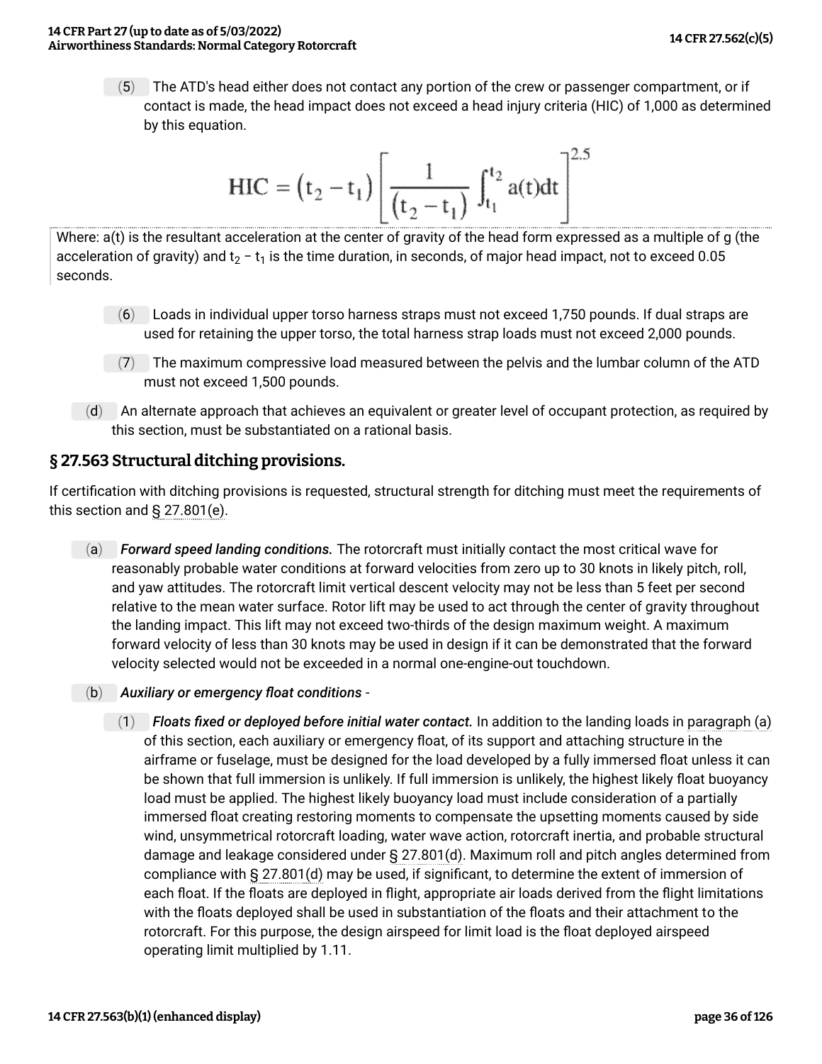(5) The ATD's head either does not contact any portion of the crew or passenger compartment, or if contact is made, the head impact does not exceed a head injury criteria (HIC) of 1,000 as determined by this equation.

$$\text{HIC} = (t_2 - t_1)\left[\frac{1}{(t_2 - t_1)}\int_{t_1}^{t_2} a(t)dt\right]^{2.5}$$

Where: a(t) is the resultant acceleration at the center of gravity of the head form expressed as a multiple of g (the acceleration of gravity) and $t_2 - t_1$ is the time duration, in seconds, of major head impact, not to exceed 0.05 seconds.

(6) Loads in individual upper torso harness straps must not exceed 1,750 pounds. If dual straps are used for retaining the upper torso, the total harness strap loads must not exceed 2,000 pounds.

(7) The maximum compressive load measured between the pelvis and the lumbar column of the ATD must not exceed 1,500 pounds.

(d) An alternate approach that achieves an equivalent or greater level of occupant protection, as required by this section, must be substantiated on a rational basis.

## § 27.563 Structural ditching provisions.

If certification with ditching provisions is requested, structural strength for ditching must meet the requirements of this section and § 27.801(e).

(a) ***Forward speed landing conditions.*** The rotorcraft must initially contact the most critical wave for reasonably probable water conditions at forward velocities from zero up to 30 knots in likely pitch, roll, and yaw attitudes. The rotorcraft limit vertical descent velocity may not be less than 5 feet per second relative to the mean water surface. Rotor lift may be used to act through the center of gravity throughout the landing impact. This lift may not exceed two-thirds of the design maximum weight. A maximum forward velocity of less than 30 knots may be used in design if it can be demonstrated that the forward velocity selected would not be exceeded in a normal one-engine-out touchdown.

(b) ***Auxiliary or emergency float conditions*** -

(1) ***Floats fixed or deployed before initial water contact.*** In addition to the landing loads in paragraph (a) of this section, each auxiliary or emergency float, of its support and attaching structure in the airframe or fuselage, must be designed for the load developed by a fully immersed float unless it can be shown that full immersion is unlikely. If full immersion is unlikely, the highest likely float buoyancy load must be applied. The highest likely buoyancy load must include consideration of a partially immersed float creating restoring moments to compensate the upsetting moments caused by side wind, unsymmetrical rotorcraft loading, water wave action, rotorcraft inertia, and probable structural damage and leakage considered under § 27.801(d). Maximum roll and pitch angles determined from compliance with § 27.801(d) may be used, if significant, to determine the extent of immersion of each float. If the floats are deployed in flight, appropriate air loads derived from the flight limitations with the floats deployed shall be used in substantiation of the floats and their attachment to the rotorcraft. For this purpose, the design airspeed for limit load is the float deployed airspeed operating limit multiplied by 1.11.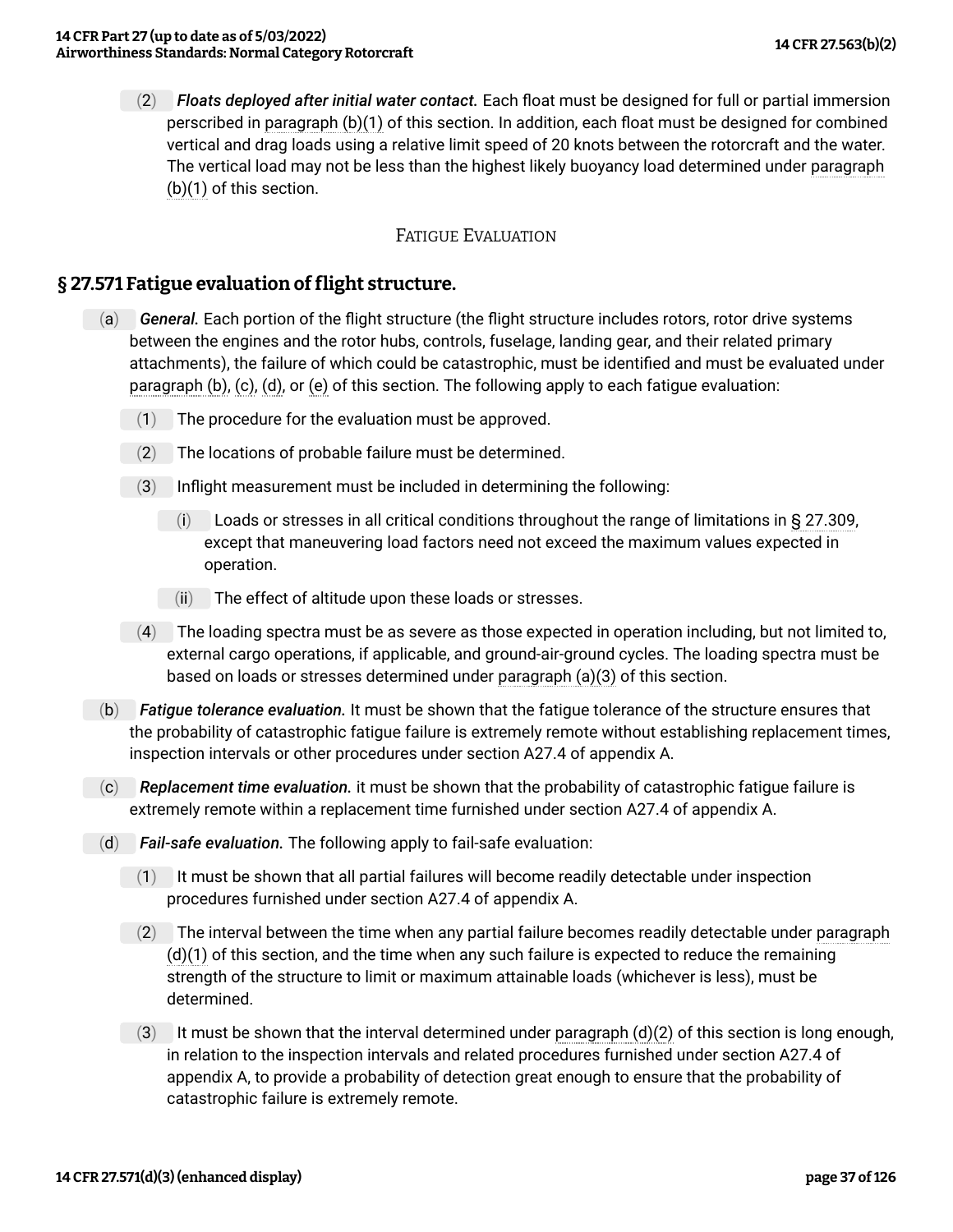(2) ***Floats deployed after initial water contact.*** Each float must be designed for full or partial immersion perscribed in paragraph (b)(1) of this section. In addition, each float must be designed for combined vertical and drag loads using a relative limit speed of 20 knots between the rotorcraft and the water. The vertical load may not be less than the highest likely buoyancy load determined under paragraph (b)(1) of this section.

FATIGUE EVALUATION

## § 27.571 Fatigue evaluation of flight structure.

(a) ***General.*** Each portion of the flight structure (the flight structure includes rotors, rotor drive systems between the engines and the rotor hubs, controls, fuselage, landing gear, and their related primary attachments), the failure of which could be catastrophic, must be identified and must be evaluated under paragraph (b), (c), (d), or (e) of this section. The following apply to each fatigue evaluation:

(1) The procedure for the evaluation must be approved.

(2) The locations of probable failure must be determined.

(3) Inflight measurement must be included in determining the following:

(i) Loads or stresses in all critical conditions throughout the range of limitations in § 27.309, except that maneuvering load factors need not exceed the maximum values expected in operation.

(ii) The effect of altitude upon these loads or stresses.

(4) The loading spectra must be as severe as those expected in operation including, but not limited to, external cargo operations, if applicable, and ground-air-ground cycles. The loading spectra must be based on loads or stresses determined under paragraph (a)(3) of this section.

(b) ***Fatigue tolerance evaluation.*** It must be shown that the fatigue tolerance of the structure ensures that the probability of catastrophic fatigue failure is extremely remote without establishing replacement times, inspection intervals or other procedures under section A27.4 of appendix A.

(c) ***Replacement time evaluation.*** it must be shown that the probability of catastrophic fatigue failure is extremely remote within a replacement time furnished under section A27.4 of appendix A.

(d) ***Fail-safe evaluation.*** The following apply to fail-safe evaluation:

(1) It must be shown that all partial failures will become readily detectable under inspection procedures furnished under section A27.4 of appendix A.

(2) The interval between the time when any partial failure becomes readily detectable under paragraph (d)(1) of this section, and the time when any such failure is expected to reduce the remaining strength of the structure to limit or maximum attainable loads (whichever is less), must be determined.

(3) It must be shown that the interval determined under paragraph (d)(2) of this section is long enough, in relation to the inspection intervals and related procedures furnished under section A27.4 of appendix A, to provide a probability of detection great enough to ensure that the probability of catastrophic failure is extremely remote.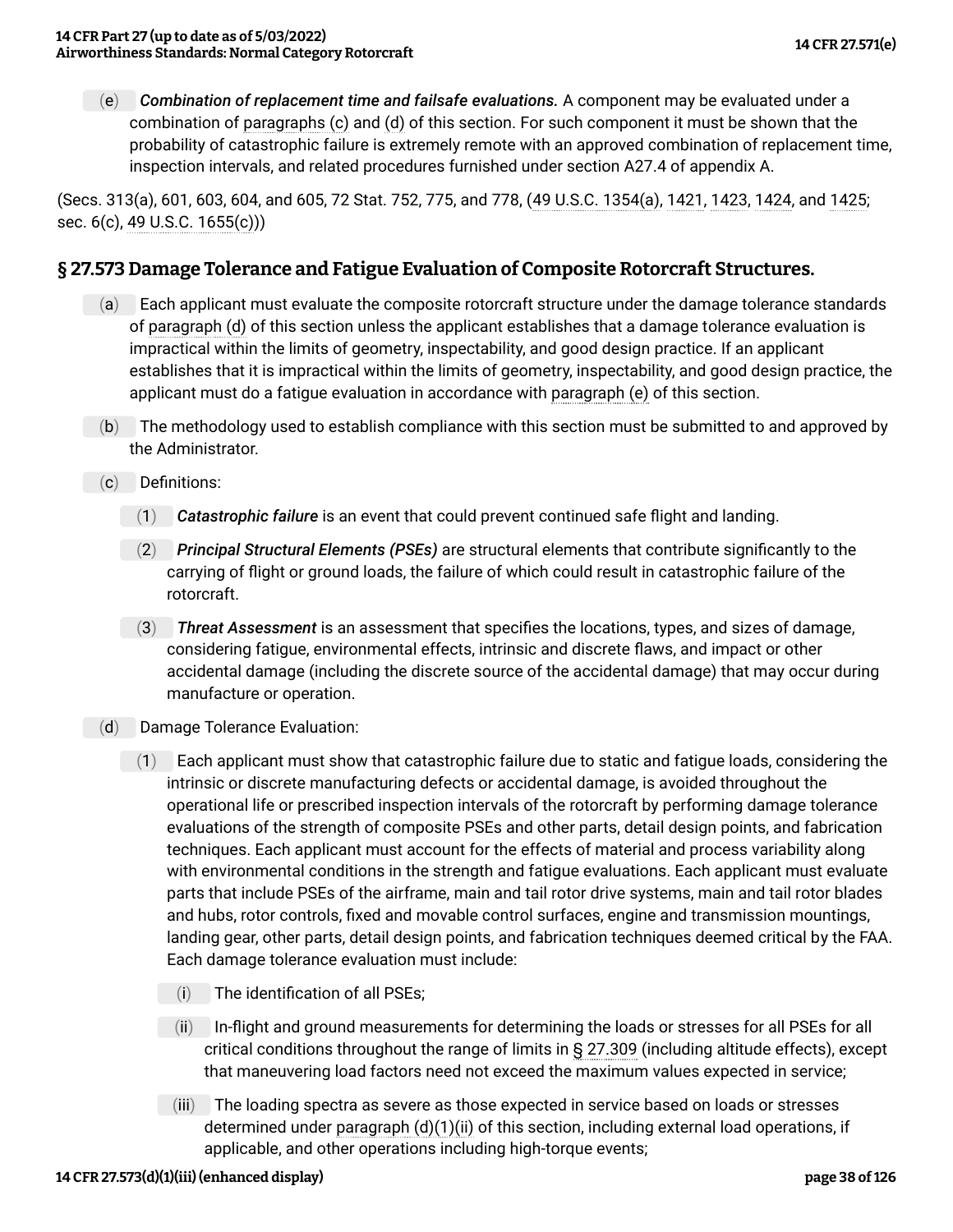(e) ***Combination of replacement time and failsafe evaluations.*** A component may be evaluated under a combination of paragraphs (c) and (d) of this section. For such component it must be shown that the probability of catastrophic failure is extremely remote with an approved combination of replacement time, inspection intervals, and related procedures furnished under section A27.4 of appendix A.

(Secs. 313(a), 601, 603, 604, and 605, 72 Stat. 752, 775, and 778, (49 U.S.C. 1354(a), 1421, 1423, 1424, and 1425; sec. 6(c), 49 U.S.C. 1655(c)))

## § 27.573 Damage Tolerance and Fatigue Evaluation of Composite Rotorcraft Structures.

(a) Each applicant must evaluate the composite rotorcraft structure under the damage tolerance standards of paragraph (d) of this section unless the applicant establishes that a damage tolerance evaluation is impractical within the limits of geometry, inspectability, and good design practice. If an applicant establishes that it is impractical within the limits of geometry, inspectability, and good design practice, the applicant must do a fatigue evaluation in accordance with paragraph (e) of this section.

(b) The methodology used to establish compliance with this section must be submitted to and approved by the Administrator.

(c) Definitions:

(1) ***Catastrophic failure*** is an event that could prevent continued safe flight and landing.

(2) ***Principal Structural Elements (PSEs)*** are structural elements that contribute significantly to the carrying of flight or ground loads, the failure of which could result in catastrophic failure of the rotorcraft.

(3) ***Threat Assessment*** is an assessment that specifies the locations, types, and sizes of damage, considering fatigue, environmental effects, intrinsic and discrete flaws, and impact or other accidental damage (including the discrete source of the accidental damage) that may occur during manufacture or operation.

(d) Damage Tolerance Evaluation:

(1) Each applicant must show that catastrophic failure due to static and fatigue loads, considering the intrinsic or discrete manufacturing defects or accidental damage, is avoided throughout the operational life or prescribed inspection intervals of the rotorcraft by performing damage tolerance evaluations of the strength of composite PSEs and other parts, detail design points, and fabrication techniques. Each applicant must account for the effects of material and process variability along with environmental conditions in the strength and fatigue evaluations. Each applicant must evaluate parts that include PSEs of the airframe, main and tail rotor drive systems, main and tail rotor blades and hubs, rotor controls, fixed and movable control surfaces, engine and transmission mountings, landing gear, other parts, detail design points, and fabrication techniques deemed critical by the FAA. Each damage tolerance evaluation must include:

(i) The identification of all PSEs;

(ii) In-flight and ground measurements for determining the loads or stresses for all PSEs for all critical conditions throughout the range of limits in § 27.309 (including altitude effects), except that maneuvering load factors need not exceed the maximum values expected in service;

(iii) The loading spectra as severe as those expected in service based on loads or stresses determined under paragraph (d)(1)(ii) of this section, including external load operations, if applicable, and other operations including high-torque events;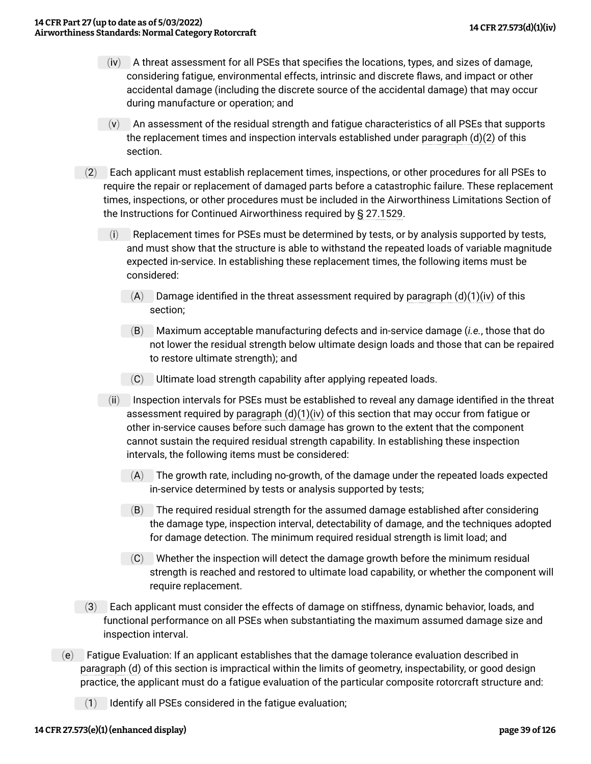(iv) A threat assessment for all PSEs that specifies the locations, types, and sizes of damage, considering fatigue, environmental effects, intrinsic and discrete flaws, and impact or other accidental damage (including the discrete source of the accidental damage) that may occur during manufacture or operation; and

(v) An assessment of the residual strength and fatigue characteristics of all PSEs that supports the replacement times and inspection intervals established under paragraph (d)(2) of this section.

(2) Each applicant must establish replacement times, inspections, or other procedures for all PSEs to require the repair or replacement of damaged parts before a catastrophic failure. These replacement times, inspections, or other procedures must be included in the Airworthiness Limitations Section of the Instructions for Continued Airworthiness required by § 27.1529.

(i) Replacement times for PSEs must be determined by tests, or by analysis supported by tests, and must show that the structure is able to withstand the repeated loads of variable magnitude expected in-service. In establishing these replacement times, the following items must be considered:

(A) Damage identified in the threat assessment required by paragraph (d)(1)(iv) of this section;

(B) Maximum acceptable manufacturing defects and in-service damage (*i.e.*, those that do not lower the residual strength below ultimate design loads and those that can be repaired to restore ultimate strength); and

(C) Ultimate load strength capability after applying repeated loads.

(ii) Inspection intervals for PSEs must be established to reveal any damage identified in the threat assessment required by paragraph (d)(1)(iv) of this section that may occur from fatigue or other in-service causes before such damage has grown to the extent that the component cannot sustain the required residual strength capability. In establishing these inspection intervals, the following items must be considered:

(A) The growth rate, including no-growth, of the damage under the repeated loads expected in-service determined by tests or analysis supported by tests;

(B) The required residual strength for the assumed damage established after considering the damage type, inspection interval, detectability of damage, and the techniques adopted for damage detection. The minimum required residual strength is limit load; and

(C) Whether the inspection will detect the damage growth before the minimum residual strength is reached and restored to ultimate load capability, or whether the component will require replacement.

(3) Each applicant must consider the effects of damage on stiffness, dynamic behavior, loads, and functional performance on all PSEs when substantiating the maximum assumed damage size and inspection interval.

(e) Fatigue Evaluation: If an applicant establishes that the damage tolerance evaluation described in paragraph (d) of this section is impractical within the limits of geometry, inspectability, or good design practice, the applicant must do a fatigue evaluation of the particular composite rotorcraft structure and:

(1) Identify all PSEs considered in the fatigue evaluation;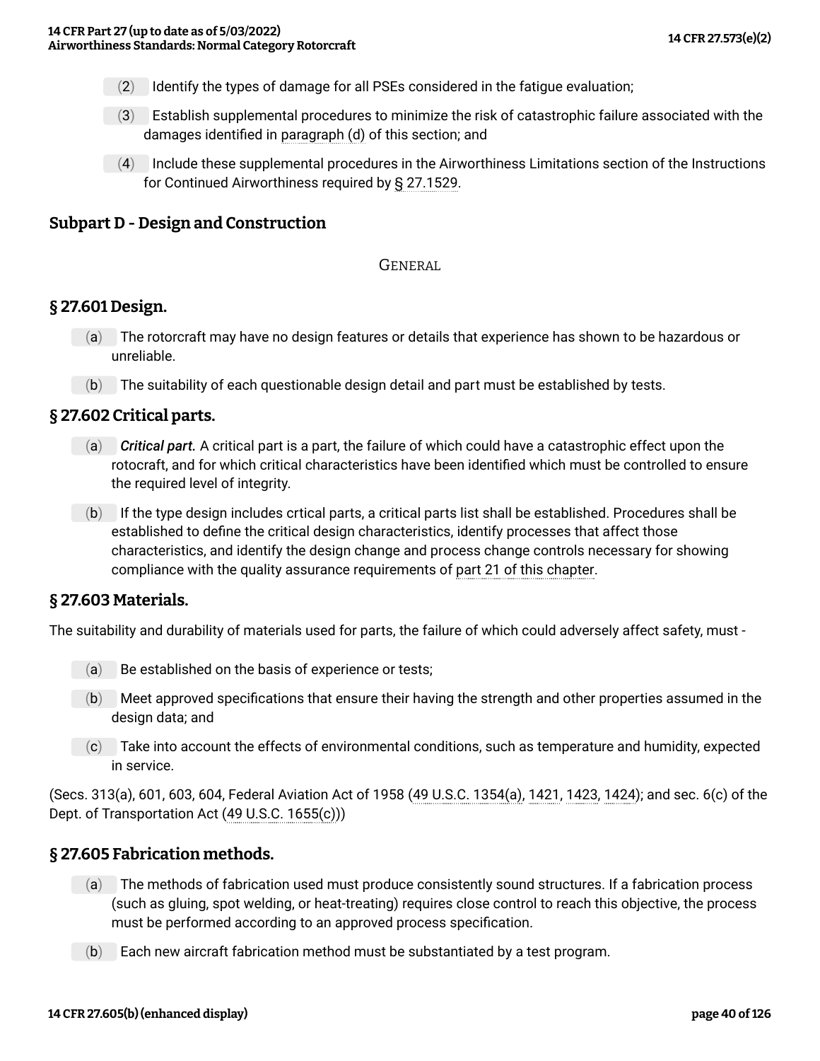(2) Identify the types of damage for all PSEs considered in the fatigue evaluation;

(3) Establish supplemental procedures to minimize the risk of catastrophic failure associated with the damages identified in paragraph (d) of this section; and

(4) Include these supplemental procedures in the Airworthiness Limitations section of the Instructions for Continued Airworthiness required by § 27.1529.

## Subpart D - Design and Construction

GENERAL

### § 27.601 Design.

(a) The rotorcraft may have no design features or details that experience has shown to be hazardous or unreliable.

(b) The suitability of each questionable design detail and part must be established by tests.

### § 27.602 Critical parts.

(a) ***Critical part.*** A critical part is a part, the failure of which could have a catastrophic effect upon the rotocraft, and for which critical characteristics have been identified which must be controlled to ensure the required level of integrity.

(b) If the type design includes crtical parts, a critical parts list shall be established. Procedures shall be established to define the critical design characteristics, identify processes that affect those characteristics, and identify the design change and process change controls necessary for showing compliance with the quality assurance requirements of part 21 of this chapter.

### § 27.603 Materials.

The suitability and durability of materials used for parts, the failure of which could adversely affect safety, must -

(a) Be established on the basis of experience or tests;

(b) Meet approved specifications that ensure their having the strength and other properties assumed in the design data; and

(c) Take into account the effects of environmental conditions, such as temperature and humidity, expected in service.

(Secs. 313(a), 601, 603, 604, Federal Aviation Act of 1958 (49 U.S.C. 1354(a), 1421, 1423, 1424); and sec. 6(c) of the Dept. of Transportation Act (49 U.S.C. 1655(c)))

### § 27.605 Fabrication methods.

(a) The methods of fabrication used must produce consistently sound structures. If a fabrication process (such as gluing, spot welding, or heat-treating) requires close control to reach this objective, the process must be performed according to an approved process specification.

(b) Each new aircraft fabrication method must be substantiated by a test program.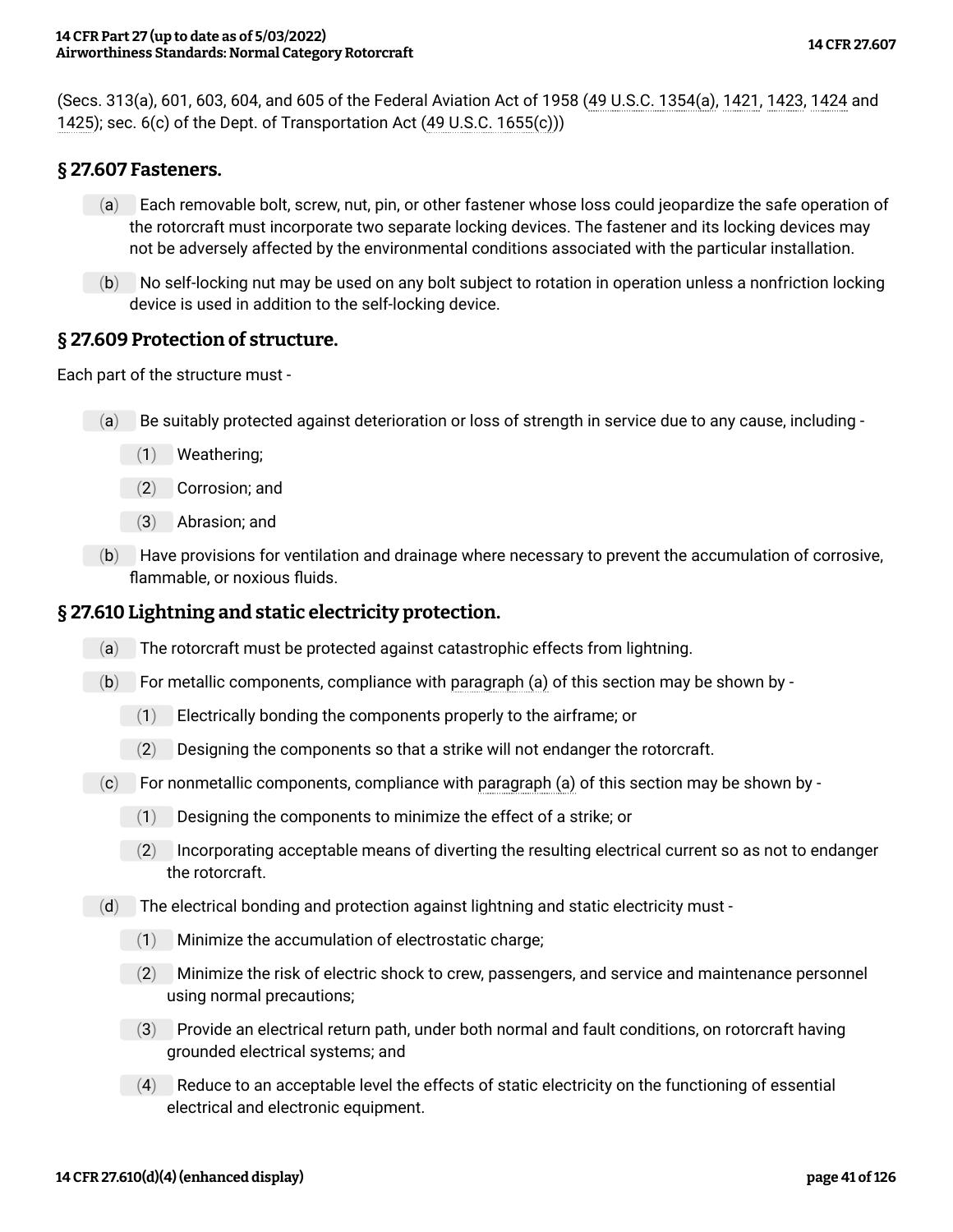(Secs. 313(a), 601, 603, 604, and 605 of the Federal Aviation Act of 1958 (49 U.S.C. 1354(a), 1421, 1423, 1424 and 1425); sec. 6(c) of the Dept. of Transportation Act (49 U.S.C. 1655(c)))

## § 27.607 Fasteners.

(a) Each removable bolt, screw, nut, pin, or other fastener whose loss could jeopardize the safe operation of the rotorcraft must incorporate two separate locking devices. The fastener and its locking devices may not be adversely affected by the environmental conditions associated with the particular installation.

(b) No self-locking nut may be used on any bolt subject to rotation in operation unless a nonfriction locking device is used in addition to the self-locking device.

## § 27.609 Protection of structure.

Each part of the structure must -

(a) Be suitably protected against deterioration or loss of strength in service due to any cause, including -

(1) Weathering;

(2) Corrosion; and

(3) Abrasion; and

(b) Have provisions for ventilation and drainage where necessary to prevent the accumulation of corrosive, flammable, or noxious fluids.

## § 27.610 Lightning and static electricity protection.

(a) The rotorcraft must be protected against catastrophic effects from lightning.

(b) For metallic components, compliance with paragraph (a) of this section may be shown by -

(1) Electrically bonding the components properly to the airframe; or

(2) Designing the components so that a strike will not endanger the rotorcraft.

(c) For nonmetallic components, compliance with paragraph (a) of this section may be shown by -

(1) Designing the components to minimize the effect of a strike; or

(2) Incorporating acceptable means of diverting the resulting electrical current so as not to endanger the rotorcraft.

(d) The electrical bonding and protection against lightning and static electricity must -

(1) Minimize the accumulation of electrostatic charge;

(2) Minimize the risk of electric shock to crew, passengers, and service and maintenance personnel using normal precautions;

(3) Provide an electrical return path, under both normal and fault conditions, on rotorcraft having grounded electrical systems; and

(4) Reduce to an acceptable level the effects of static electricity on the functioning of essential electrical and electronic equipment.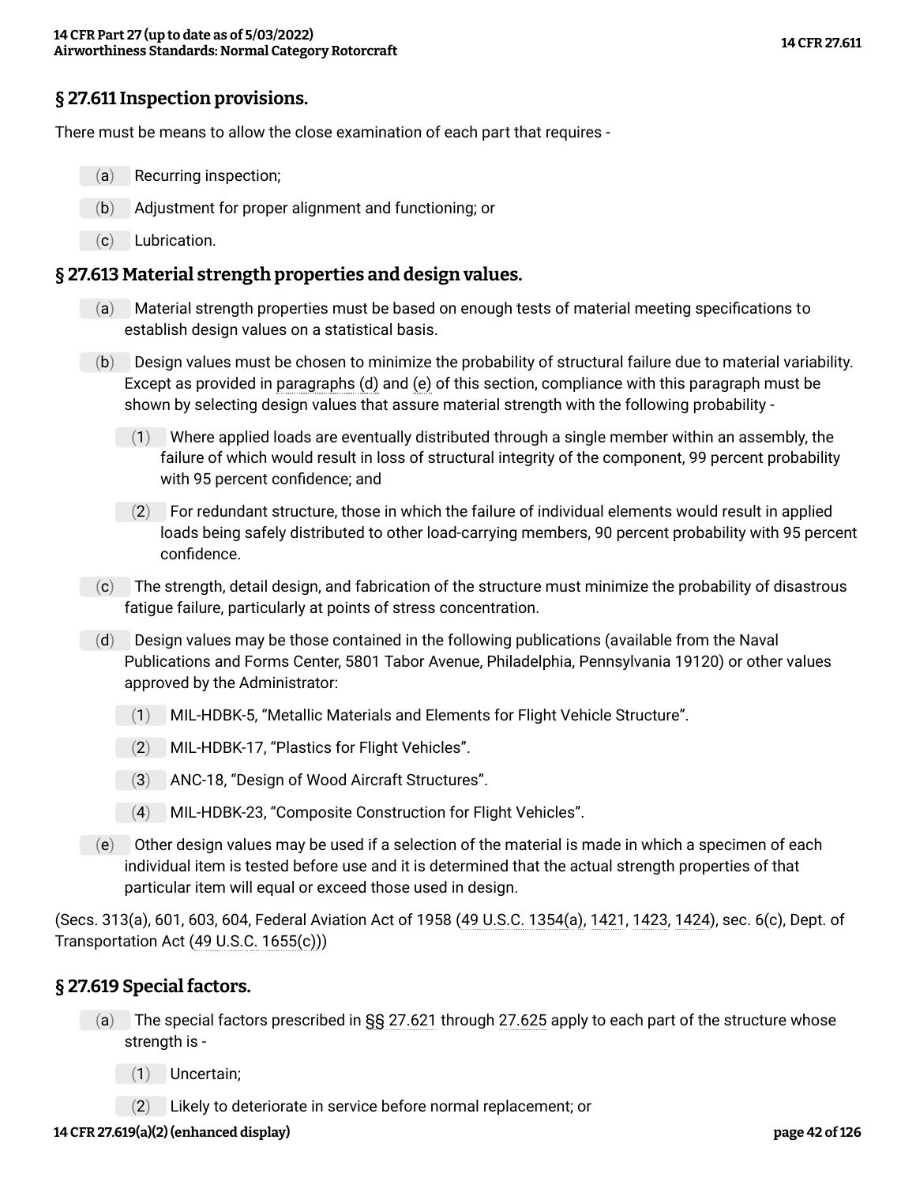## § 27.611 Inspection provisions.

There must be means to allow the close examination of each part that requires -

(a) Recurring inspection;

(b) Adjustment for proper alignment and functioning; or

(c) Lubrication.

## § 27.613 Material strength properties and design values.

(a) Material strength properties must be based on enough tests of material meeting specifications to establish design values on a statistical basis.

(b) Design values must be chosen to minimize the probability of structural failure due to material variability. Except as provided in paragraphs (d) and (e) of this section, compliance with this paragraph must be shown by selecting design values that assure material strength with the following probability -

(1) Where applied loads are eventually distributed through a single member within an assembly, the failure of which would result in loss of structural integrity of the component, 99 percent probability with 95 percent confidence; and

(2) For redundant structure, those in which the failure of individual elements would result in applied loads being safely distributed to other load-carrying members, 90 percent probability with 95 percent confidence.

(c) The strength, detail design, and fabrication of the structure must minimize the probability of disastrous fatigue failure, particularly at points of stress concentration.

(d) Design values may be those contained in the following publications (available from the Naval Publications and Forms Center, 5801 Tabor Avenue, Philadelphia, Pennsylvania 19120) or other values approved by the Administrator:

(1) MIL-HDBK-5, "Metallic Materials and Elements for Flight Vehicle Structure".

(2) MIL-HDBK-17, "Plastics for Flight Vehicles".

(3) ANC-18, "Design of Wood Aircraft Structures".

(4) MIL-HDBK-23, "Composite Construction for Flight Vehicles".

(e) Other design values may be used if a selection of the material is made in which a specimen of each individual item is tested before use and it is determined that the actual strength properties of that particular item will equal or exceed those used in design.

(Secs. 313(a), 601, 603, 604, Federal Aviation Act of 1958 (49 U.S.C. 1354(a), 1421, 1423, 1424), sec. 6(c), Dept. of Transportation Act (49 U.S.C. 1655(c)))

## § 27.619 Special factors.

(a) The special factors prescribed in §§ 27.621 through 27.625 apply to each part of the structure whose strength is -

(1) Uncertain;

(2) Likely to deteriorate in service before normal replacement; or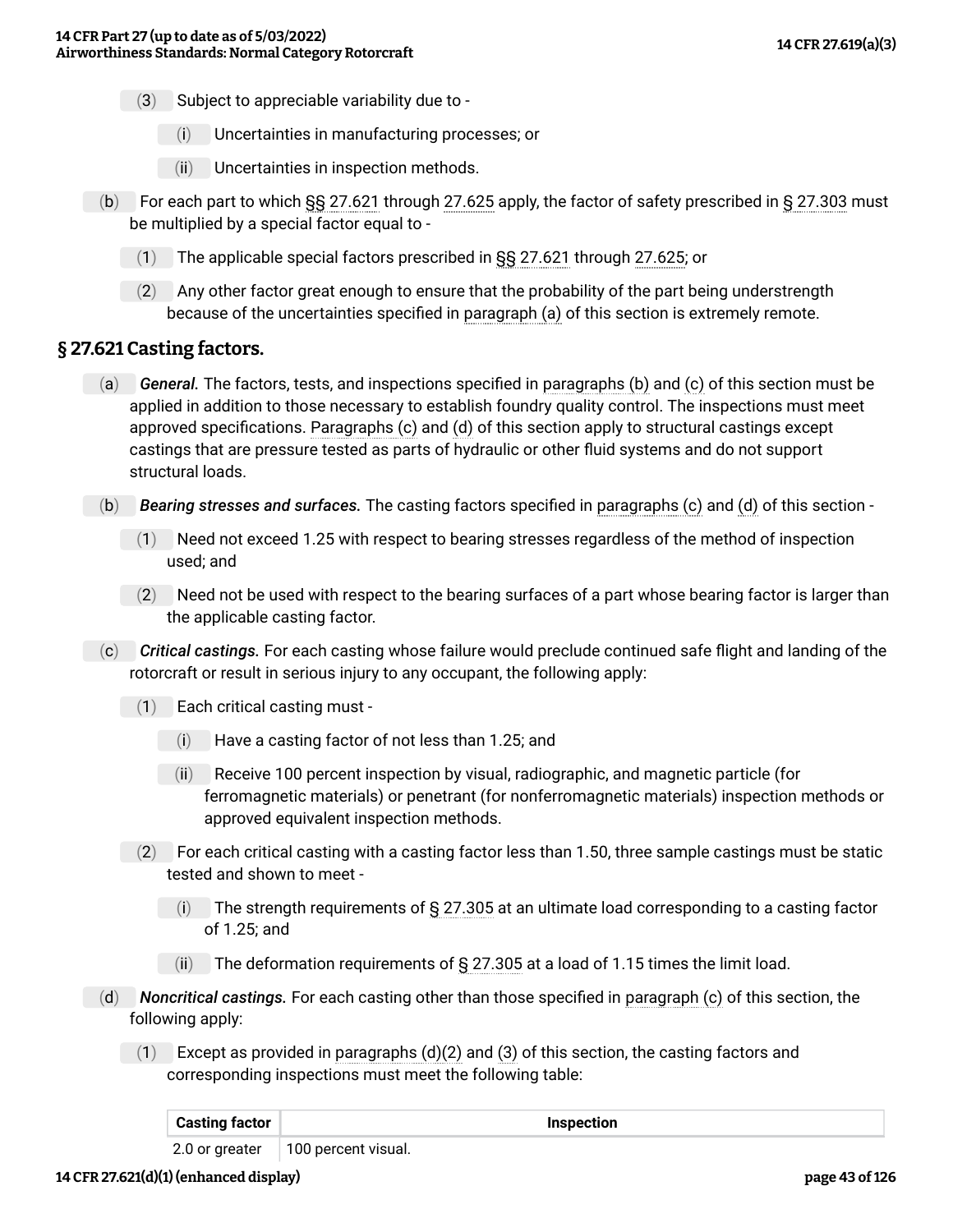(3) Subject to appreciable variability due to -

  (i) Uncertainties in manufacturing processes; or

  (ii) Uncertainties in inspection methods.

(b) For each part to which §§ 27.621 through 27.625 apply, the factor of safety prescribed in § 27.303 must be multiplied by a special factor equal to -

  (1) The applicable special factors prescribed in §§ 27.621 through 27.625; or

  (2) Any other factor great enough to ensure that the probability of the part being understrength because of the uncertainties specified in paragraph (a) of this section is extremely remote.

## § 27.621 Casting factors.

(a) *General.* The factors, tests, and inspections specified in paragraphs (b) and (c) of this section must be applied in addition to those necessary to establish foundry quality control. The inspections must meet approved specifications. Paragraphs (c) and (d) of this section apply to structural castings except castings that are pressure tested as parts of hydraulic or other fluid systems and do not support structural loads.

(b) *Bearing stresses and surfaces.* The casting factors specified in paragraphs (c) and (d) of this section -

  (1) Need not exceed 1.25 with respect to bearing stresses regardless of the method of inspection used; and

  (2) Need not be used with respect to the bearing surfaces of a part whose bearing factor is larger than the applicable casting factor.

(c) *Critical castings.* For each casting whose failure would preclude continued safe flight and landing of the rotorcraft or result in serious injury to any occupant, the following apply:

  (1) Each critical casting must -

    (i) Have a casting factor of not less than 1.25; and

    (ii) Receive 100 percent inspection by visual, radiographic, and magnetic particle (for ferromagnetic materials) or penetrant (for nonferromagnetic materials) inspection methods or approved equivalent inspection methods.

  (2) For each critical casting with a casting factor less than 1.50, three sample castings must be static tested and shown to meet -

    (i) The strength requirements of § 27.305 at an ultimate load corresponding to a casting factor of 1.25; and

    (ii) The deformation requirements of § 27.305 at a load of 1.15 times the limit load.

(d) *Noncritical castings.* For each casting other than those specified in paragraph (c) of this section, the following apply:

  (1) Except as provided in paragraphs (d)(2) and (3) of this section, the casting factors and corresponding inspections must meet the following table:

| Casting factor | Inspection |
|---|---|
| 2.0 or greater | 100 percent visual. |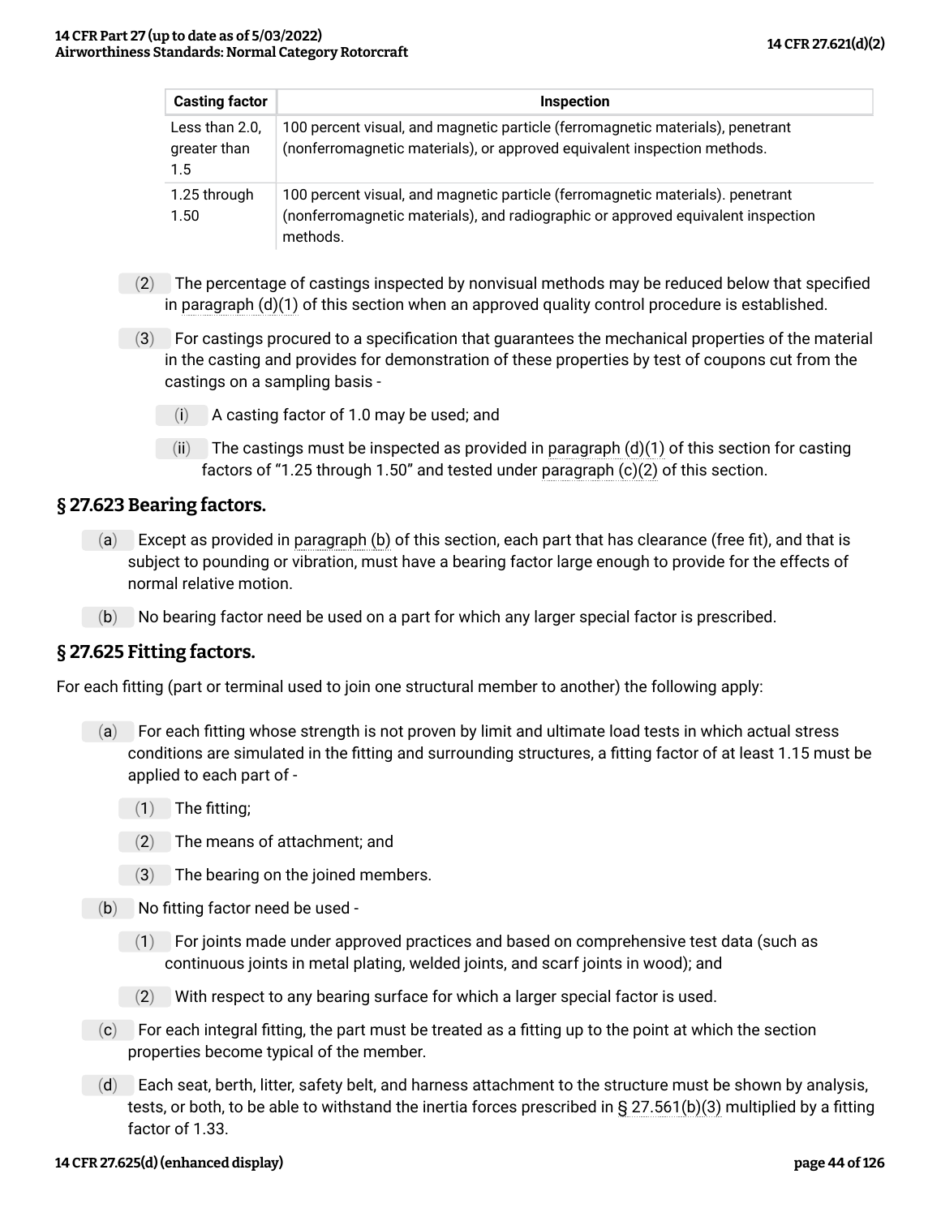| Casting factor | Inspection |
|---|---|
| Less than 2.0, greater than 1.5 | 100 percent visual, and magnetic particle (ferromagnetic materials), penetrant (nonferromagnetic materials), or approved equivalent inspection methods. |
| 1.25 through 1.50 | 100 percent visual, and magnetic particle (ferromagnetic materials). penetrant (nonferromagnetic materials), and radiographic or approved equivalent inspection methods. |

(2) The percentage of castings inspected by nonvisual methods may be reduced below that specified in paragraph (d)(1) of this section when an approved quality control procedure is established.

(3) For castings procured to a specification that guarantees the mechanical properties of the material in the casting and provides for demonstration of these properties by test of coupons cut from the castings on a sampling basis -

(i) A casting factor of 1.0 may be used; and

(ii) The castings must be inspected as provided in paragraph (d)(1) of this section for casting factors of "1.25 through 1.50" and tested under paragraph (c)(2) of this section.

## § 27.623 Bearing factors.

(a) Except as provided in paragraph (b) of this section, each part that has clearance (free fit), and that is subject to pounding or vibration, must have a bearing factor large enough to provide for the effects of normal relative motion.

(b) No bearing factor need be used on a part for which any larger special factor is prescribed.

## § 27.625 Fitting factors.

For each fitting (part or terminal used to join one structural member to another) the following apply:

(a) For each fitting whose strength is not proven by limit and ultimate load tests in which actual stress conditions are simulated in the fitting and surrounding structures, a fitting factor of at least 1.15 must be applied to each part of -

(1) The fitting;

(2) The means of attachment; and

(3) The bearing on the joined members.

(b) No fitting factor need be used -

(1) For joints made under approved practices and based on comprehensive test data (such as continuous joints in metal plating, welded joints, and scarf joints in wood); and

(2) With respect to any bearing surface for which a larger special factor is used.

(c) For each integral fitting, the part must be treated as a fitting up to the point at which the section properties become typical of the member.

(d) Each seat, berth, litter, safety belt, and harness attachment to the structure must be shown by analysis, tests, or both, to be able to withstand the inertia forces prescribed in § 27.561(b)(3) multiplied by a fitting factor of 1.33.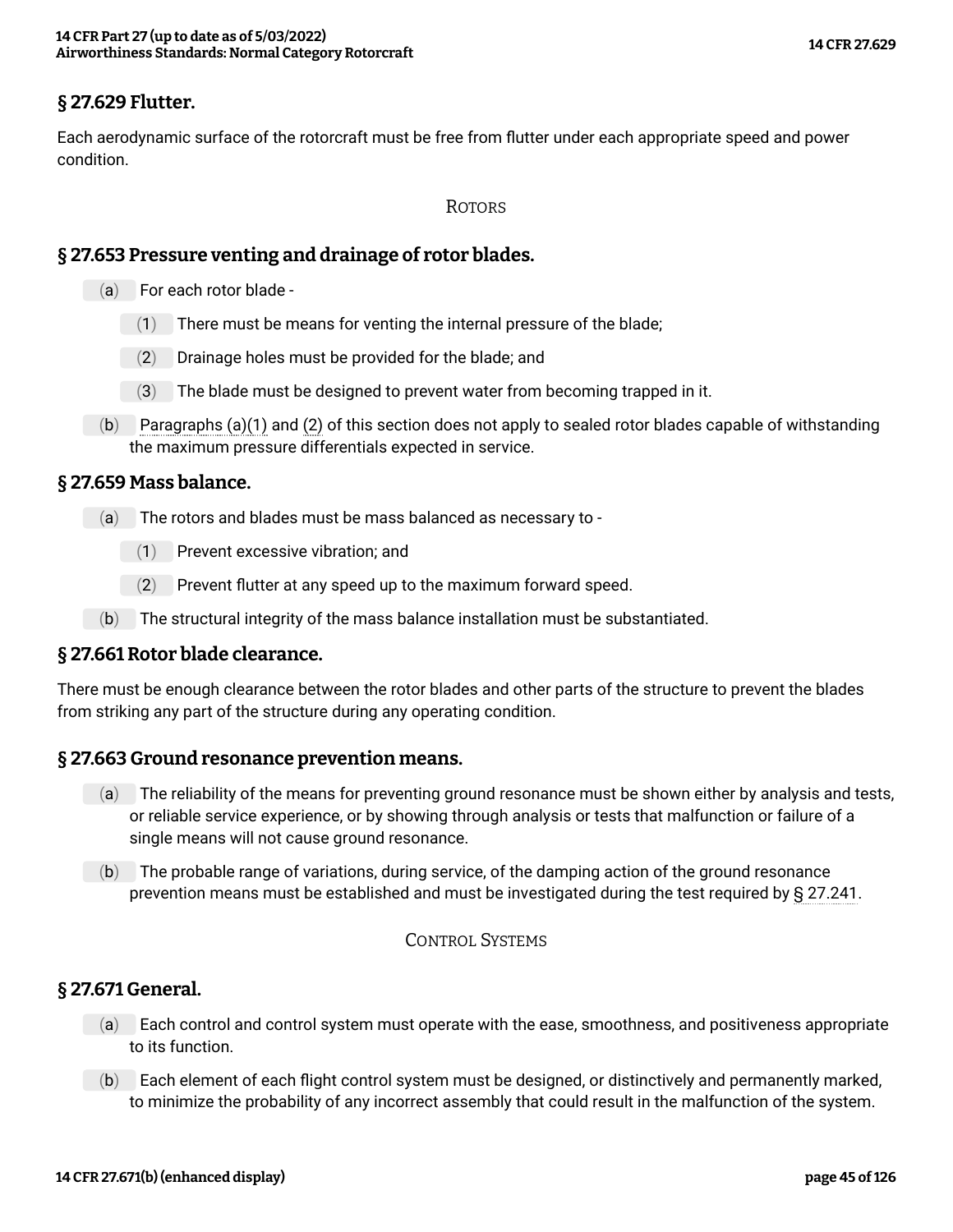## § 27.629 Flutter.

Each aerodynamic surface of the rotorcraft must be free from flutter under each appropriate speed and power condition.

ROTORS

## § 27.653 Pressure venting and drainage of rotor blades.

(a) For each rotor blade -

(1) There must be means for venting the internal pressure of the blade;

(2) Drainage holes must be provided for the blade; and

(3) The blade must be designed to prevent water from becoming trapped in it.

(b) Paragraphs (a)(1) and (2) of this section does not apply to sealed rotor blades capable of withstanding the maximum pressure differentials expected in service.

## § 27.659 Mass balance.

(a) The rotors and blades must be mass balanced as necessary to -

(1) Prevent excessive vibration; and

(2) Prevent flutter at any speed up to the maximum forward speed.

(b) The structural integrity of the mass balance installation must be substantiated.

## § 27.661 Rotor blade clearance.

There must be enough clearance between the rotor blades and other parts of the structure to prevent the blades from striking any part of the structure during any operating condition.

## § 27.663 Ground resonance prevention means.

(a) The reliability of the means for preventing ground resonance must be shown either by analysis and tests, or reliable service experience, or by showing through analysis or tests that malfunction or failure of a single means will not cause ground resonance.

(b) The probable range of variations, during service, of the damping action of the ground resonance prevention means must be established and must be investigated during the test required by § 27.241.

CONTROL SYSTEMS

## § 27.671 General.

(a) Each control and control system must operate with the ease, smoothness, and positiveness appropriate to its function.

(b) Each element of each flight control system must be designed, or distinctively and permanently marked, to minimize the probability of any incorrect assembly that could result in the malfunction of the system.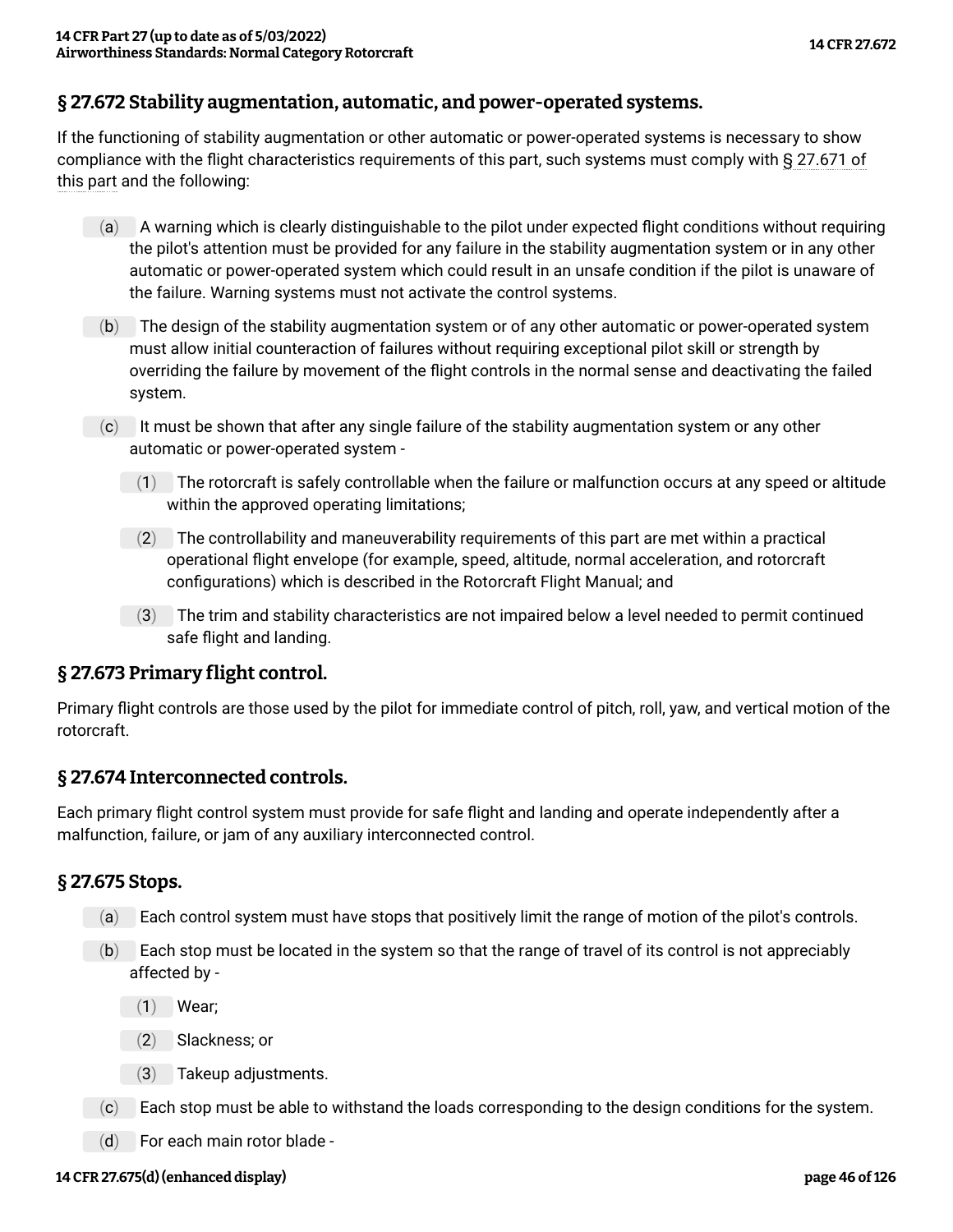## § 27.672 Stability augmentation, automatic, and power-operated systems.

If the functioning of stability augmentation or other automatic or power-operated systems is necessary to show compliance with the flight characteristics requirements of this part, such systems must comply with § 27.671 of this part and the following:

(a) A warning which is clearly distinguishable to the pilot under expected flight conditions without requiring the pilot's attention must be provided for any failure in the stability augmentation system or in any other automatic or power-operated system which could result in an unsafe condition if the pilot is unaware of the failure. Warning systems must not activate the control systems.

(b) The design of the stability augmentation system or of any other automatic or power-operated system must allow initial counteraction of failures without requiring exceptional pilot skill or strength by overriding the failure by movement of the flight controls in the normal sense and deactivating the failed system.

(c) It must be shown that after any single failure of the stability augmentation system or any other automatic or power-operated system -

(1) The rotorcraft is safely controllable when the failure or malfunction occurs at any speed or altitude within the approved operating limitations;

(2) The controllability and maneuverability requirements of this part are met within a practical operational flight envelope (for example, speed, altitude, normal acceleration, and rotorcraft configurations) which is described in the Rotorcraft Flight Manual; and

(3) The trim and stability characteristics are not impaired below a level needed to permit continued safe flight and landing.

## § 27.673 Primary flight control.

Primary flight controls are those used by the pilot for immediate control of pitch, roll, yaw, and vertical motion of the rotorcraft.

## § 27.674 Interconnected controls.

Each primary flight control system must provide for safe flight and landing and operate independently after a malfunction, failure, or jam of any auxiliary interconnected control.

## § 27.675 Stops.

(a) Each control system must have stops that positively limit the range of motion of the pilot's controls.

(b) Each stop must be located in the system so that the range of travel of its control is not appreciably affected by -

(1) Wear;

(2) Slackness; or

(3) Takeup adjustments.

(c) Each stop must be able to withstand the loads corresponding to the design conditions for the system.

(d) For each main rotor blade -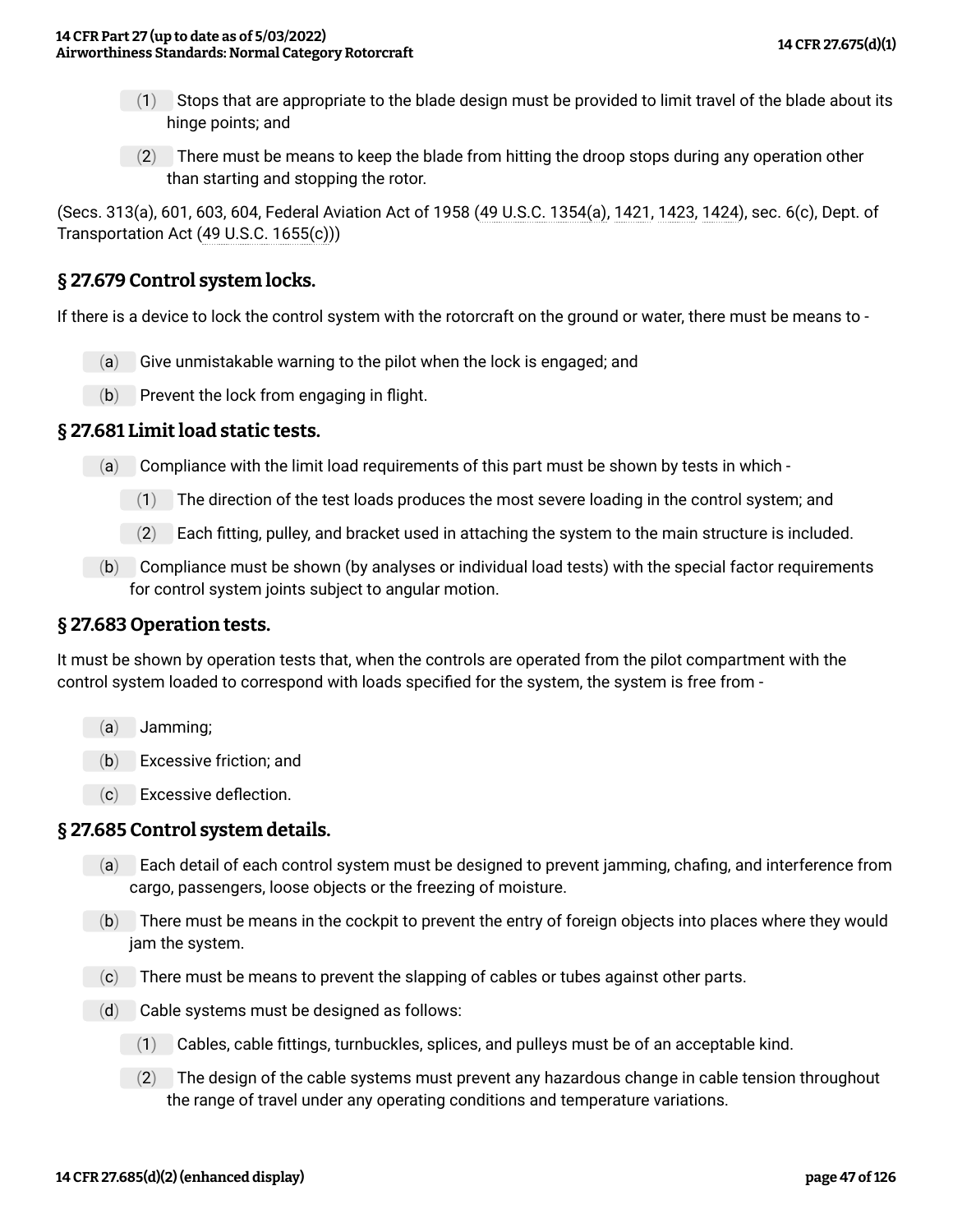(1) Stops that are appropriate to the blade design must be provided to limit travel of the blade about its hinge points; and

(2) There must be means to keep the blade from hitting the droop stops during any operation other than starting and stopping the rotor.

(Secs. 313(a), 601, 603, 604, Federal Aviation Act of 1958 (49 U.S.C. 1354(a), 1421, 1423, 1424), sec. 6(c), Dept. of Transportation Act (49 U.S.C. 1655(c)))

## § 27.679 Control system locks.

If there is a device to lock the control system with the rotorcraft on the ground or water, there must be means to -

(a) Give unmistakable warning to the pilot when the lock is engaged; and

(b) Prevent the lock from engaging in flight.

## § 27.681 Limit load static tests.

(a) Compliance with the limit load requirements of this part must be shown by tests in which -

(1) The direction of the test loads produces the most severe loading in the control system; and

(2) Each fitting, pulley, and bracket used in attaching the system to the main structure is included.

(b) Compliance must be shown (by analyses or individual load tests) with the special factor requirements for control system joints subject to angular motion.

## § 27.683 Operation tests.

It must be shown by operation tests that, when the controls are operated from the pilot compartment with the control system loaded to correspond with loads specified for the system, the system is free from -

(a) Jamming;

(b) Excessive friction; and

(c) Excessive deflection.

## § 27.685 Control system details.

(a) Each detail of each control system must be designed to prevent jamming, chafing, and interference from cargo, passengers, loose objects or the freezing of moisture.

(b) There must be means in the cockpit to prevent the entry of foreign objects into places where they would jam the system.

(c) There must be means to prevent the slapping of cables or tubes against other parts.

(d) Cable systems must be designed as follows:

(1) Cables, cable fittings, turnbuckles, splices, and pulleys must be of an acceptable kind.

(2) The design of the cable systems must prevent any hazardous change in cable tension throughout the range of travel under any operating conditions and temperature variations.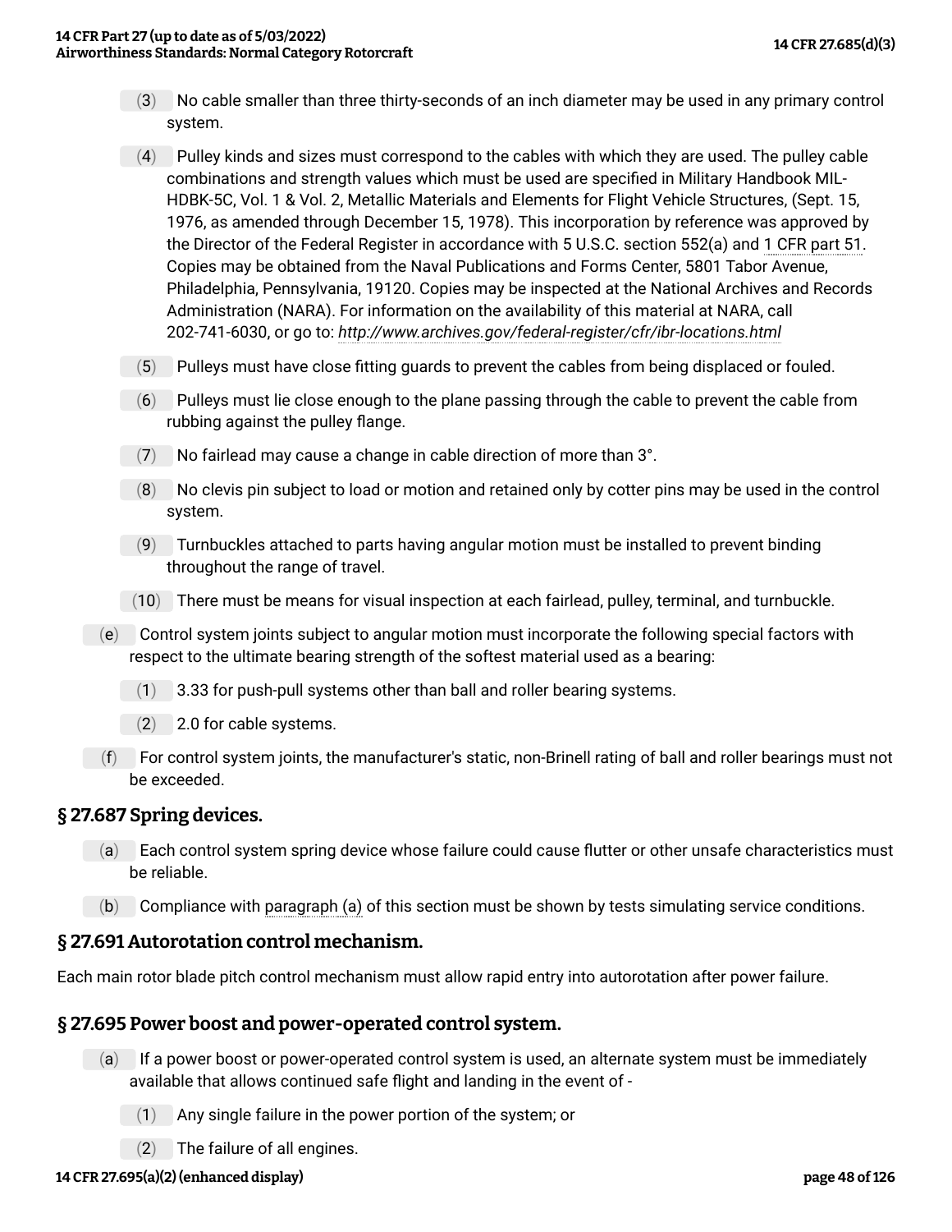(3) No cable smaller than three thirty-seconds of an inch diameter may be used in any primary control system.

(4) Pulley kinds and sizes must correspond to the cables with which they are used. The pulley cable combinations and strength values which must be used are specified in Military Handbook MIL-HDBK-5C, Vol. 1 & Vol. 2, Metallic Materials and Elements for Flight Vehicle Structures, (Sept. 15, 1976, as amended through December 15, 1978). This incorporation by reference was approved by the Director of the Federal Register in accordance with 5 U.S.C. section 552(a) and 1 CFR part 51. Copies may be obtained from the Naval Publications and Forms Center, 5801 Tabor Avenue, Philadelphia, Pennsylvania, 19120. Copies may be inspected at the National Archives and Records Administration (NARA). For information on the availability of this material at NARA, call 202-741-6030, or go to: *http://www.archives.gov/federal-register/cfr/ibr-locations.html*

(5) Pulleys must have close fitting guards to prevent the cables from being displaced or fouled.

(6) Pulleys must lie close enough to the plane passing through the cable to prevent the cable from rubbing against the pulley flange.

(7) No fairlead may cause a change in cable direction of more than 3°.

(8) No clevis pin subject to load or motion and retained only by cotter pins may be used in the control system.

(9) Turnbuckles attached to parts having angular motion must be installed to prevent binding throughout the range of travel.

(10) There must be means for visual inspection at each fairlead, pulley, terminal, and turnbuckle.

(e) Control system joints subject to angular motion must incorporate the following special factors with respect to the ultimate bearing strength of the softest material used as a bearing:

(1) 3.33 for push-pull systems other than ball and roller bearing systems.

(2) 2.0 for cable systems.

(f) For control system joints, the manufacturer's static, non-Brinell rating of ball and roller bearings must not be exceeded.

## § 27.687 Spring devices.

(a) Each control system spring device whose failure could cause flutter or other unsafe characteristics must be reliable.

(b) Compliance with paragraph (a) of this section must be shown by tests simulating service conditions.

## § 27.691 Autorotation control mechanism.

Each main rotor blade pitch control mechanism must allow rapid entry into autorotation after power failure.

## § 27.695 Power boost and power-operated control system.

(a) If a power boost or power-operated control system is used, an alternate system must be immediately available that allows continued safe flight and landing in the event of -

(1) Any single failure in the power portion of the system; or

(2) The failure of all engines.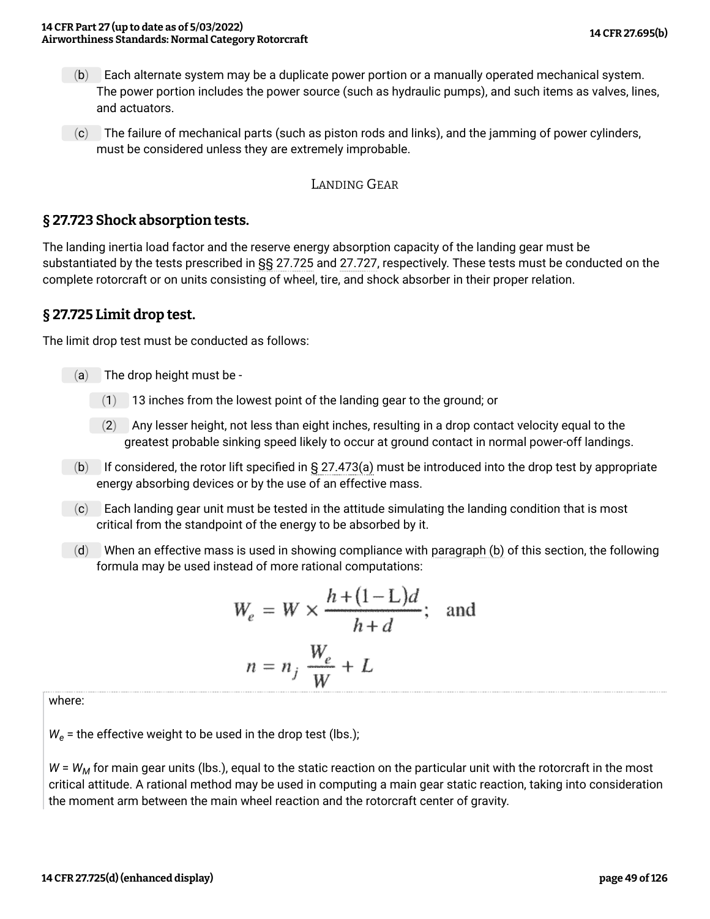(b) Each alternate system may be a duplicate power portion or a manually operated mechanical system. The power portion includes the power source (such as hydraulic pumps), and such items as valves, lines, and actuators.

(c) The failure of mechanical parts (such as piston rods and links), and the jamming of power cylinders, must be considered unless they are extremely improbable.

LANDING GEAR

## § 27.723 Shock absorption tests.

The landing inertia load factor and the reserve energy absorption capacity of the landing gear must be substantiated by the tests prescribed in §§ 27.725 and 27.727, respectively. These tests must be conducted on the complete rotorcraft or on units consisting of wheel, tire, and shock absorber in their proper relation.

## § 27.725 Limit drop test.

The limit drop test must be conducted as follows:

(a) The drop height must be -

(1) 13 inches from the lowest point of the landing gear to the ground; or

(2) Any lesser height, not less than eight inches, resulting in a drop contact velocity equal to the greatest probable sinking speed likely to occur at ground contact in normal power-off landings.

(b) If considered, the rotor lift specified in § 27.473(a) must be introduced into the drop test by appropriate energy absorbing devices or by the use of an effective mass.

(c) Each landing gear unit must be tested in the attitude simulating the landing condition that is most critical from the standpoint of the energy to be absorbed by it.

(d) When an effective mass is used in showing compliance with paragraph (b) of this section, the following formula may be used instead of more rational computations:

$$W_e = W \times \frac{h + (1 - L)d}{h + d}; \quad \text{and}$$

$$n = n_j \frac{W_e}{W} + L$$

where:

$W_e$ = the effective weight to be used in the drop test (lbs.);

$W = W_M$ for main gear units (lbs.), equal to the static reaction on the particular unit with the rotorcraft in the most critical attitude. A rational method may be used in computing a main gear static reaction, taking into consideration the moment arm between the main wheel reaction and the rotorcraft center of gravity.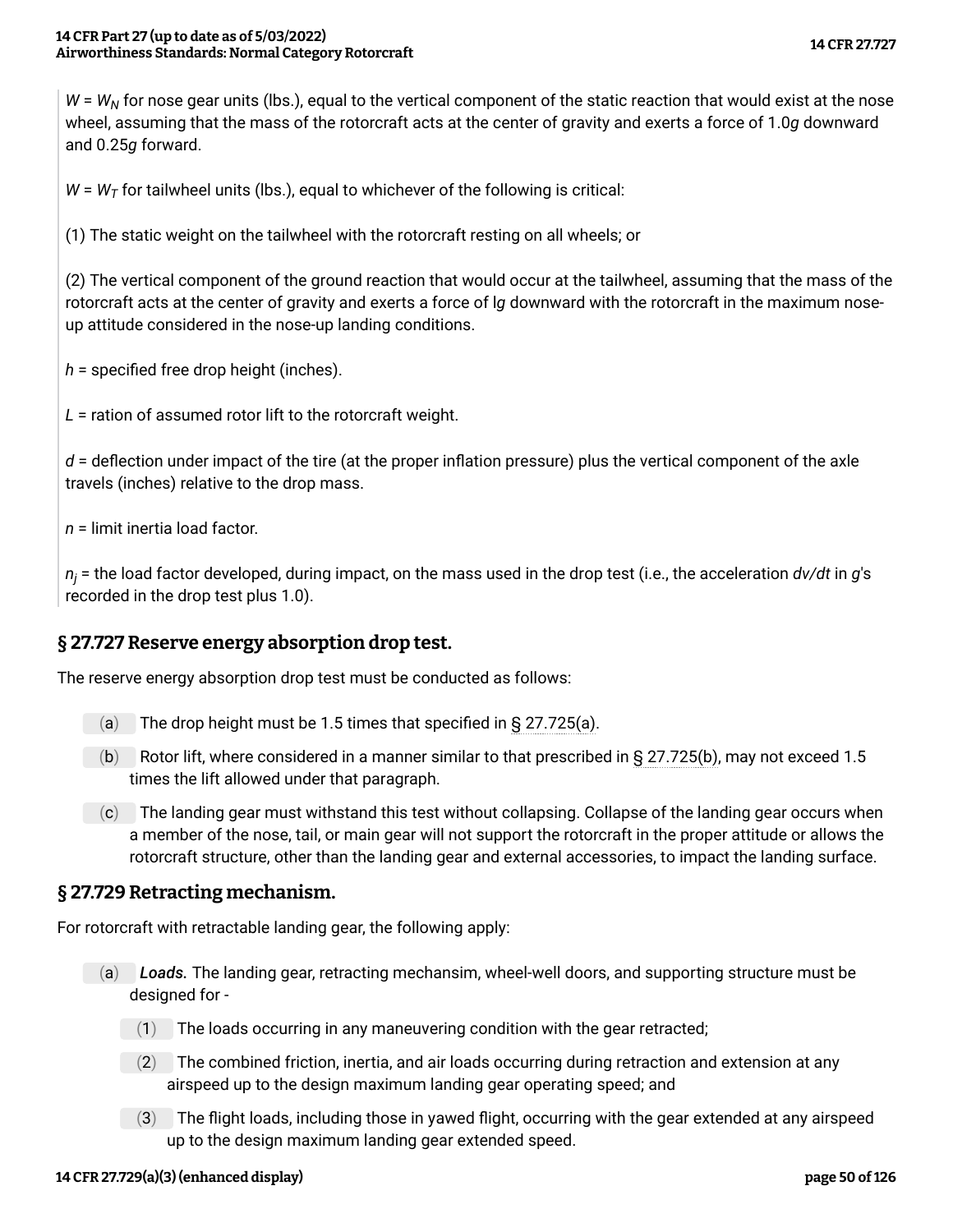$W = W_N$ for nose gear units (lbs.), equal to the vertical component of the static reaction that would exist at the nose wheel, assuming that the mass of the rotorcraft acts at the center of gravity and exerts a force of 1.0*g* downward and 0.25*g* forward.

$W = W_T$ for tailwheel units (lbs.), equal to whichever of the following is critical:

(1) The static weight on the tailwheel with the rotorcraft resting on all wheels; or

(2) The vertical component of the ground reaction that would occur at the tailwheel, assuming that the mass of the rotorcraft acts at the center of gravity and exerts a force of l*g* downward with the rotorcraft in the maximum nose-up attitude considered in the nose-up landing conditions.

$h$ = specified free drop height (inches).

$L$ = ration of assumed rotor lift to the rotorcraft weight.

$d$ = deflection under impact of the tire (at the proper inflation pressure) plus the vertical component of the axle travels (inches) relative to the drop mass.

$n$ = limit inertia load factor.

$n_j$ = the load factor developed, during impact, on the mass used in the drop test (i.e., the acceleration $dv/dt$ in *g*'s recorded in the drop test plus 1.0).

## § 27.727 Reserve energy absorption drop test.

The reserve energy absorption drop test must be conducted as follows:

(a) The drop height must be 1.5 times that specified in § 27.725(a).

(b) Rotor lift, where considered in a manner similar to that prescribed in § 27.725(b), may not exceed 1.5 times the lift allowed under that paragraph.

(c) The landing gear must withstand this test without collapsing. Collapse of the landing gear occurs when a member of the nose, tail, or main gear will not support the rotorcraft in the proper attitude or allows the rotorcraft structure, other than the landing gear and external accessories, to impact the landing surface.

## § 27.729 Retracting mechanism.

For rotorcraft with retractable landing gear, the following apply:

(a) ***Loads.*** The landing gear, retracting mechansim, wheel-well doors, and supporting structure must be designed for -

(1) The loads occurring in any maneuvering condition with the gear retracted;

(2) The combined friction, inertia, and air loads occurring during retraction and extension at any airspeed up to the design maximum landing gear operating speed; and

(3) The flight loads, including those in yawed flight, occurring with the gear extended at any airspeed up to the design maximum landing gear extended speed.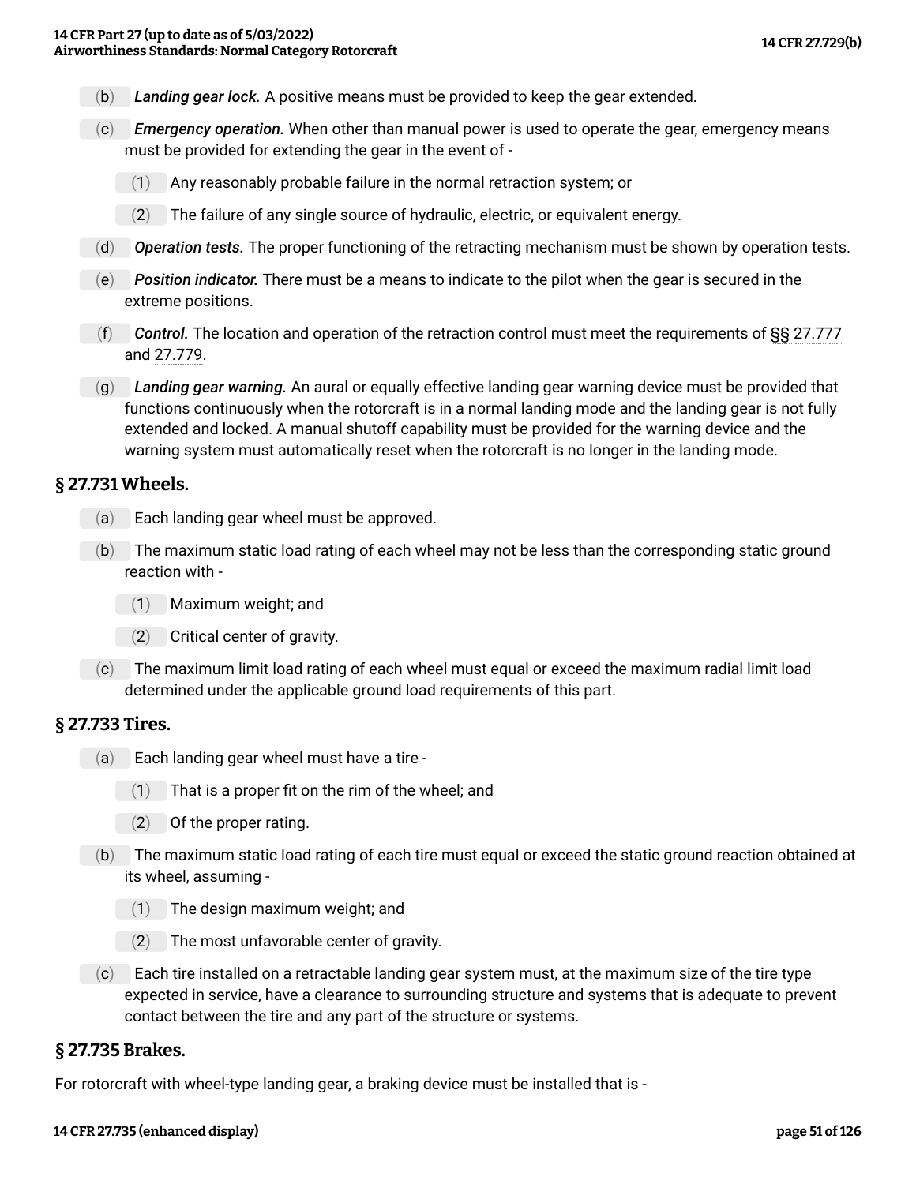(b) ***Landing gear lock.*** A positive means must be provided to keep the gear extended.

(c) ***Emergency operation.*** When other than manual power is used to operate the gear, emergency means must be provided for extending the gear in the event of -

(1) Any reasonably probable failure in the normal retraction system; or

(2) The failure of any single source of hydraulic, electric, or equivalent energy.

(d) ***Operation tests.*** The proper functioning of the retracting mechanism must be shown by operation tests.

(e) ***Position indicator.*** There must be a means to indicate to the pilot when the gear is secured in the extreme positions.

(f) ***Control.*** The location and operation of the retraction control must meet the requirements of §§ 27.777 and 27.779.

(g) ***Landing gear warning.*** An aural or equally effective landing gear warning device must be provided that functions continuously when the rotorcraft is in a normal landing mode and the landing gear is not fully extended and locked. A manual shutoff capability must be provided for the warning device and the warning system must automatically reset when the rotorcraft is no longer in the landing mode.

## § 27.731 Wheels.

(a) Each landing gear wheel must be approved.

(b) The maximum static load rating of each wheel may not be less than the corresponding static ground reaction with -

(1) Maximum weight; and

(2) Critical center of gravity.

(c) The maximum limit load rating of each wheel must equal or exceed the maximum radial limit load determined under the applicable ground load requirements of this part.

## § 27.733 Tires.

(a) Each landing gear wheel must have a tire -

(1) That is a proper fit on the rim of the wheel; and

(2) Of the proper rating.

(b) The maximum static load rating of each tire must equal or exceed the static ground reaction obtained at its wheel, assuming -

(1) The design maximum weight; and

(2) The most unfavorable center of gravity.

(c) Each tire installed on a retractable landing gear system must, at the maximum size of the tire type expected in service, have a clearance to surrounding structure and systems that is adequate to prevent contact between the tire and any part of the structure or systems.

## § 27.735 Brakes.

For rotorcraft with wheel-type landing gear, a braking device must be installed that is -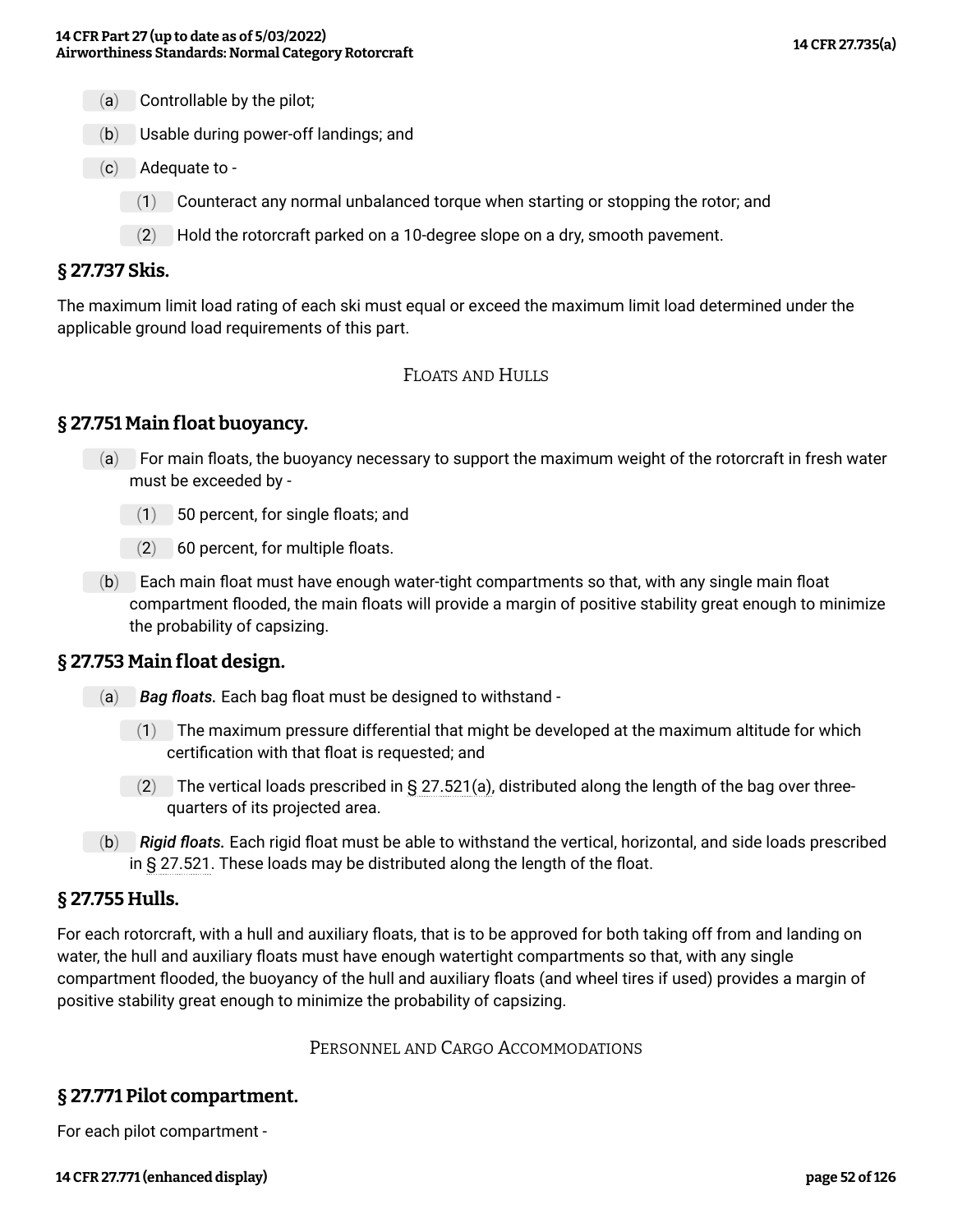(a) Controllable by the pilot;

(b) Usable during power-off landings; and

(c) Adequate to -

  (1) Counteract any normal unbalanced torque when starting or stopping the rotor; and

  (2) Hold the rotorcraft parked on a 10-degree slope on a dry, smooth pavement.

## § 27.737 Skis.

The maximum limit load rating of each ski must equal or exceed the maximum limit load determined under the applicable ground load requirements of this part.

FLOATS AND HULLS

## § 27.751 Main float buoyancy.

(a) For main floats, the buoyancy necessary to support the maximum weight of the rotorcraft in fresh water must be exceeded by -

  (1) 50 percent, for single floats; and

  (2) 60 percent, for multiple floats.

(b) Each main float must have enough water-tight compartments so that, with any single main float compartment flooded, the main floats will provide a margin of positive stability great enough to minimize the probability of capsizing.

## § 27.753 Main float design.

(a) ***Bag floats.*** Each bag float must be designed to withstand -

  (1) The maximum pressure differential that might be developed at the maximum altitude for which certification with that float is requested; and

  (2) The vertical loads prescribed in § 27.521(a), distributed along the length of the bag over three-quarters of its projected area.

(b) ***Rigid floats.*** Each rigid float must be able to withstand the vertical, horizontal, and side loads prescribed in § 27.521. These loads may be distributed along the length of the float.

## § 27.755 Hulls.

For each rotorcraft, with a hull and auxiliary floats, that is to be approved for both taking off from and landing on water, the hull and auxiliary floats must have enough watertight compartments so that, with any single compartment flooded, the buoyancy of the hull and auxiliary floats (and wheel tires if used) provides a margin of positive stability great enough to minimize the probability of capsizing.

PERSONNEL AND CARGO ACCOMMODATIONS

## § 27.771 Pilot compartment.

For each pilot compartment -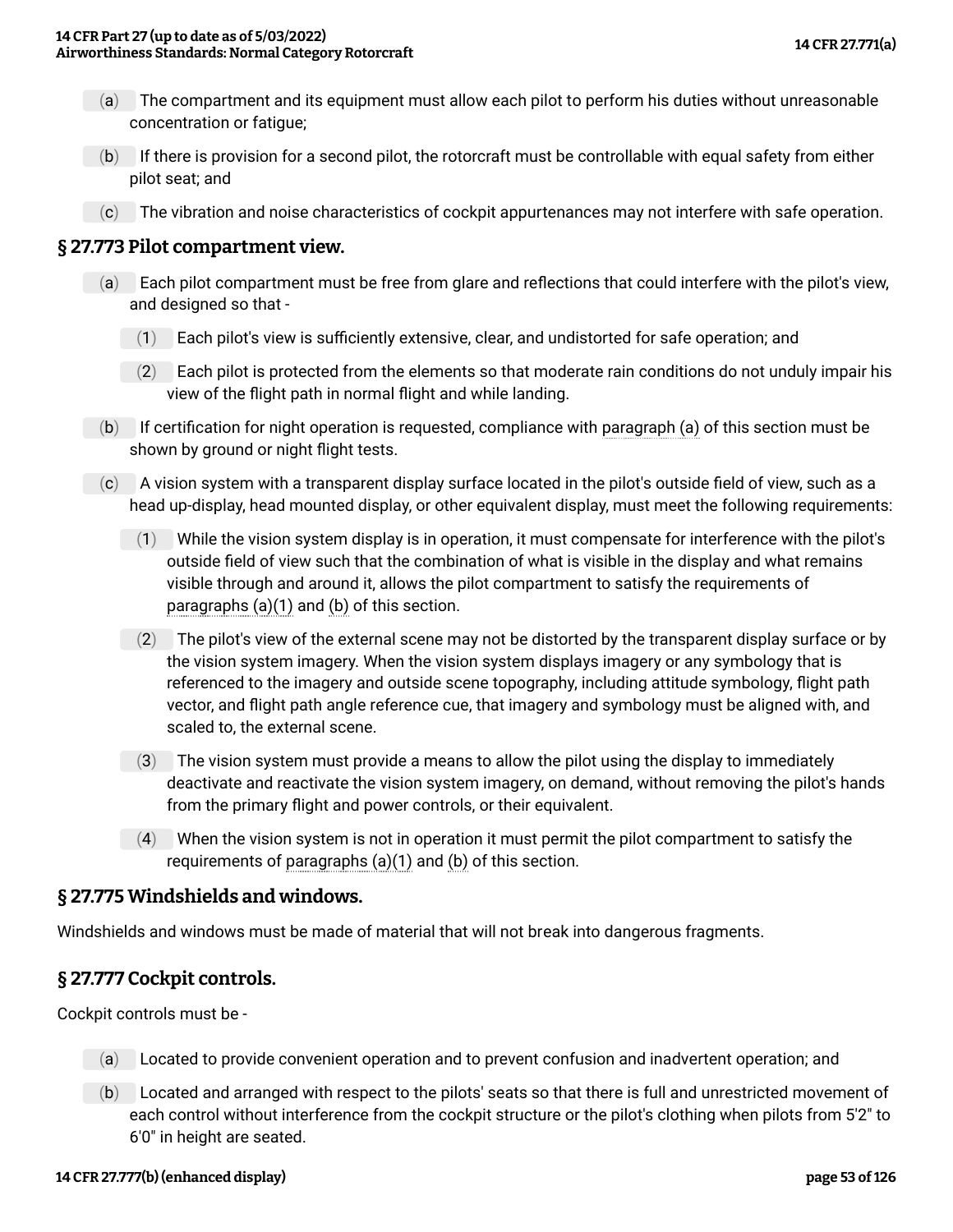(a) The compartment and its equipment must allow each pilot to perform his duties without unreasonable concentration or fatigue;

(b) If there is provision for a second pilot, the rotorcraft must be controllable with equal safety from either pilot seat; and

(c) The vibration and noise characteristics of cockpit appurtenances may not interfere with safe operation.

## § 27.773 Pilot compartment view.

(a) Each pilot compartment must be free from glare and reflections that could interfere with the pilot's view, and designed so that -

  (1) Each pilot's view is sufficiently extensive, clear, and undistorted for safe operation; and

  (2) Each pilot is protected from the elements so that moderate rain conditions do not unduly impair his view of the flight path in normal flight and while landing.

(b) If certification for night operation is requested, compliance with paragraph (a) of this section must be shown by ground or night flight tests.

(c) A vision system with a transparent display surface located in the pilot's outside field of view, such as a head up-display, head mounted display, or other equivalent display, must meet the following requirements:

  (1) While the vision system display is in operation, it must compensate for interference with the pilot's outside field of view such that the combination of what is visible in the display and what remains visible through and around it, allows the pilot compartment to satisfy the requirements of paragraphs (a)(1) and (b) of this section.

  (2) The pilot's view of the external scene may not be distorted by the transparent display surface or by the vision system imagery. When the vision system displays imagery or any symbology that is referenced to the imagery and outside scene topography, including attitude symbology, flight path vector, and flight path angle reference cue, that imagery and symbology must be aligned with, and scaled to, the external scene.

  (3) The vision system must provide a means to allow the pilot using the display to immediately deactivate and reactivate the vision system imagery, on demand, without removing the pilot's hands from the primary flight and power controls, or their equivalent.

  (4) When the vision system is not in operation it must permit the pilot compartment to satisfy the requirements of paragraphs (a)(1) and (b) of this section.

## § 27.775 Windshields and windows.

Windshields and windows must be made of material that will not break into dangerous fragments.

## § 27.777 Cockpit controls.

Cockpit controls must be -

(a) Located to provide convenient operation and to prevent confusion and inadvertent operation; and

(b) Located and arranged with respect to the pilots' seats so that there is full and unrestricted movement of each control without interference from the cockpit structure or the pilot's clothing when pilots from 5'2" to 6'0" in height are seated.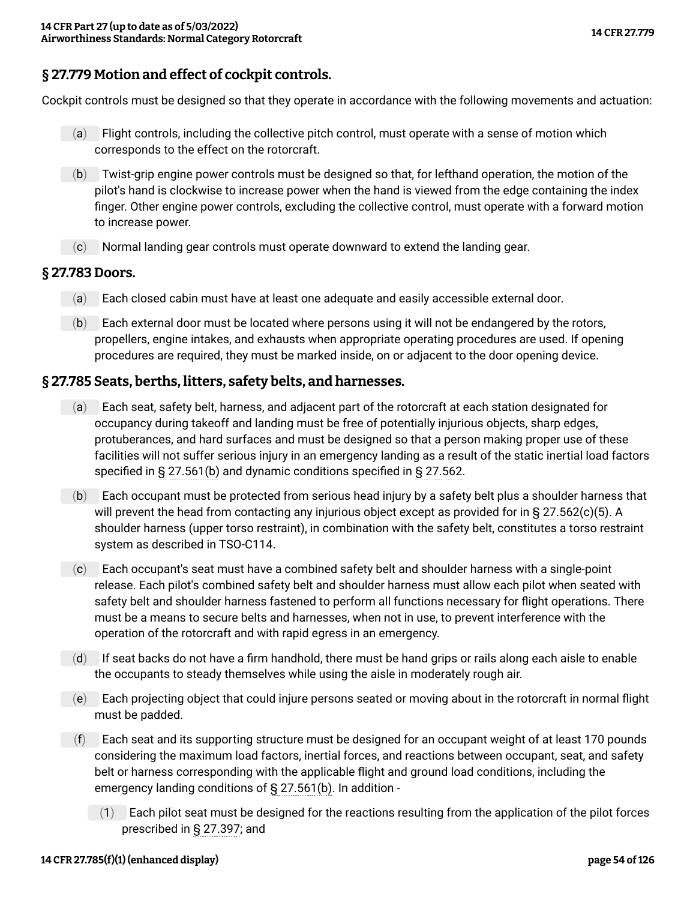## § 27.779 Motion and effect of cockpit controls.

Cockpit controls must be designed so that they operate in accordance with the following movements and actuation:

(a) Flight controls, including the collective pitch control, must operate with a sense of motion which corresponds to the effect on the rotorcraft.

(b) Twist-grip engine power controls must be designed so that, for lefthand operation, the motion of the pilot's hand is clockwise to increase power when the hand is viewed from the edge containing the index finger. Other engine power controls, excluding the collective control, must operate with a forward motion to increase power.

(c) Normal landing gear controls must operate downward to extend the landing gear.

## § 27.783 Doors.

(a) Each closed cabin must have at least one adequate and easily accessible external door.

(b) Each external door must be located where persons using it will not be endangered by the rotors, propellers, engine intakes, and exhausts when appropriate operating procedures are used. If opening procedures are required, they must be marked inside, on or adjacent to the door opening device.

## § 27.785 Seats, berths, litters, safety belts, and harnesses.

(a) Each seat, safety belt, harness, and adjacent part of the rotorcraft at each station designated for occupancy during takeoff and landing must be free of potentially injurious objects, sharp edges, protuberances, and hard surfaces and must be designed so that a person making proper use of these facilities will not suffer serious injury in an emergency landing as a result of the static inertial load factors specified in § 27.561(b) and dynamic conditions specified in § 27.562.

(b) Each occupant must be protected from serious head injury by a safety belt plus a shoulder harness that will prevent the head from contacting any injurious object except as provided for in § 27.562(c)(5). A shoulder harness (upper torso restraint), in combination with the safety belt, constitutes a torso restraint system as described in TSO-C114.

(c) Each occupant's seat must have a combined safety belt and shoulder harness with a single-point release. Each pilot's combined safety belt and shoulder harness must allow each pilot when seated with safety belt and shoulder harness fastened to perform all functions necessary for flight operations. There must be a means to secure belts and harnesses, when not in use, to prevent interference with the operation of the rotorcraft and with rapid egress in an emergency.

(d) If seat backs do not have a firm handhold, there must be hand grips or rails along each aisle to enable the occupants to steady themselves while using the aisle in moderately rough air.

(e) Each projecting object that could injure persons seated or moving about in the rotorcraft in normal flight must be padded.

(f) Each seat and its supporting structure must be designed for an occupant weight of at least 170 pounds considering the maximum load factors, inertial forces, and reactions between occupant, seat, and safety belt or harness corresponding with the applicable flight and ground load conditions, including the emergency landing conditions of § 27.561(b). In addition -

(1) Each pilot seat must be designed for the reactions resulting from the application of the pilot forces prescribed in § 27.397; and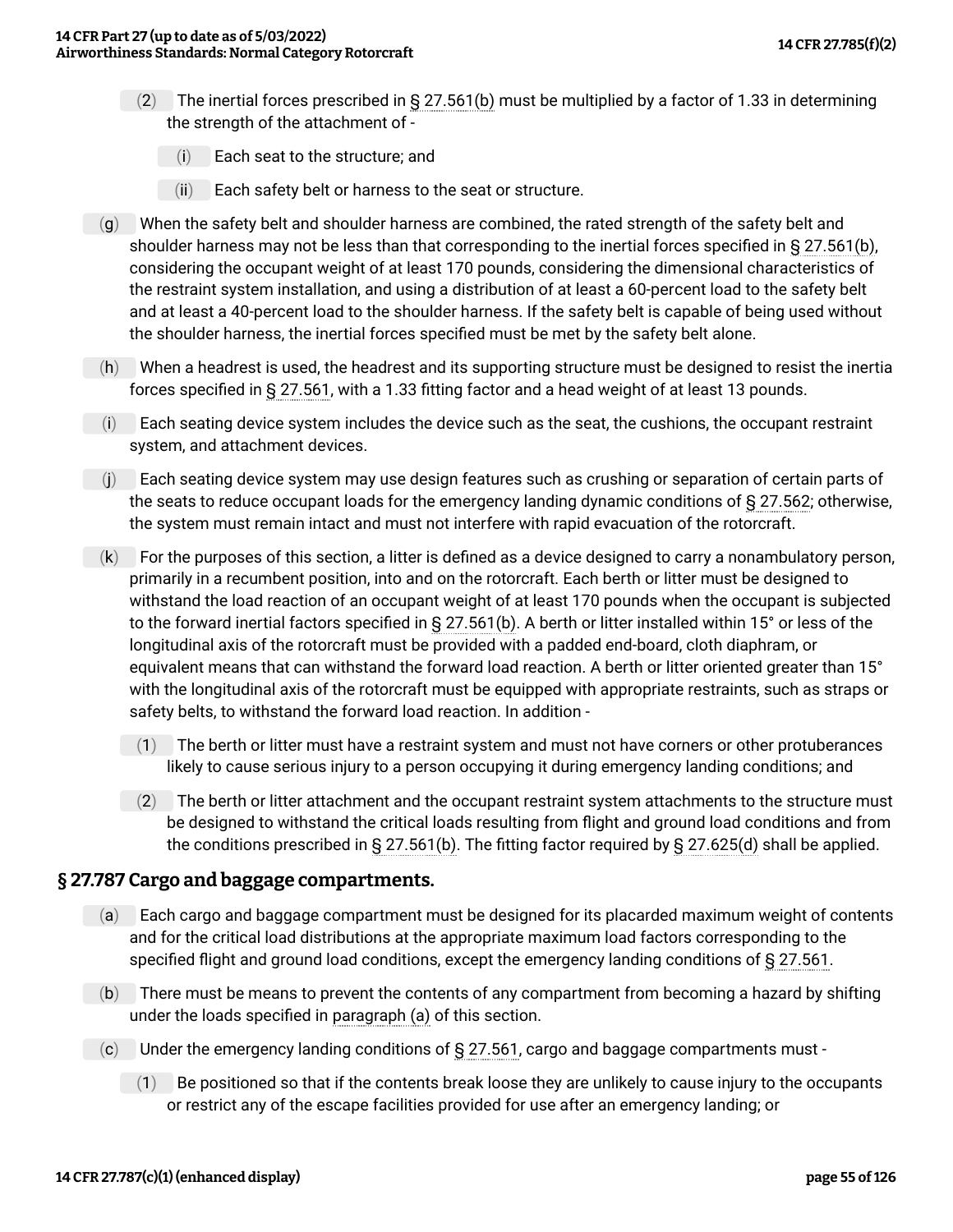(2) The inertial forces prescribed in § 27.561(b) must be multiplied by a factor of 1.33 in determining the strength of the attachment of -

(i) Each seat to the structure; and

(ii) Each safety belt or harness to the seat or structure.

(g) When the safety belt and shoulder harness are combined, the rated strength of the safety belt and shoulder harness may not be less than that corresponding to the inertial forces specified in § 27.561(b), considering the occupant weight of at least 170 pounds, considering the dimensional characteristics of the restraint system installation, and using a distribution of at least a 60-percent load to the safety belt and at least a 40-percent load to the shoulder harness. If the safety belt is capable of being used without the shoulder harness, the inertial forces specified must be met by the safety belt alone.

(h) When a headrest is used, the headrest and its supporting structure must be designed to resist the inertia forces specified in § 27.561, with a 1.33 fitting factor and a head weight of at least 13 pounds.

(i) Each seating device system includes the device such as the seat, the cushions, the occupant restraint system, and attachment devices.

(j) Each seating device system may use design features such as crushing or separation of certain parts of the seats to reduce occupant loads for the emergency landing dynamic conditions of § 27.562; otherwise, the system must remain intact and must not interfere with rapid evacuation of the rotorcraft.

(k) For the purposes of this section, a litter is defined as a device designed to carry a nonambulatory person, primarily in a recumbent position, into and on the rotorcraft. Each berth or litter must be designed to withstand the load reaction of an occupant weight of at least 170 pounds when the occupant is subjected to the forward inertial factors specified in § 27.561(b). A berth or litter installed within 15° or less of the longitudinal axis of the rotorcraft must be provided with a padded end-board, cloth diaphram, or equivalent means that can withstand the forward load reaction. A berth or litter oriented greater than 15° with the longitudinal axis of the rotorcraft must be equipped with appropriate restraints, such as straps or safety belts, to withstand the forward load reaction. In addition -

(1) The berth or litter must have a restraint system and must not have corners or other protuberances likely to cause serious injury to a person occupying it during emergency landing conditions; and

(2) The berth or litter attachment and the occupant restraint system attachments to the structure must be designed to withstand the critical loads resulting from flight and ground load conditions and from the conditions prescribed in § 27.561(b). The fitting factor required by § 27.625(d) shall be applied.

## § 27.787 Cargo and baggage compartments.

(a) Each cargo and baggage compartment must be designed for its placarded maximum weight of contents and for the critical load distributions at the appropriate maximum load factors corresponding to the specified flight and ground load conditions, except the emergency landing conditions of § 27.561.

(b) There must be means to prevent the contents of any compartment from becoming a hazard by shifting under the loads specified in paragraph (a) of this section.

(c) Under the emergency landing conditions of § 27.561, cargo and baggage compartments must -

(1) Be positioned so that if the contents break loose they are unlikely to cause injury to the occupants or restrict any of the escape facilities provided for use after an emergency landing; or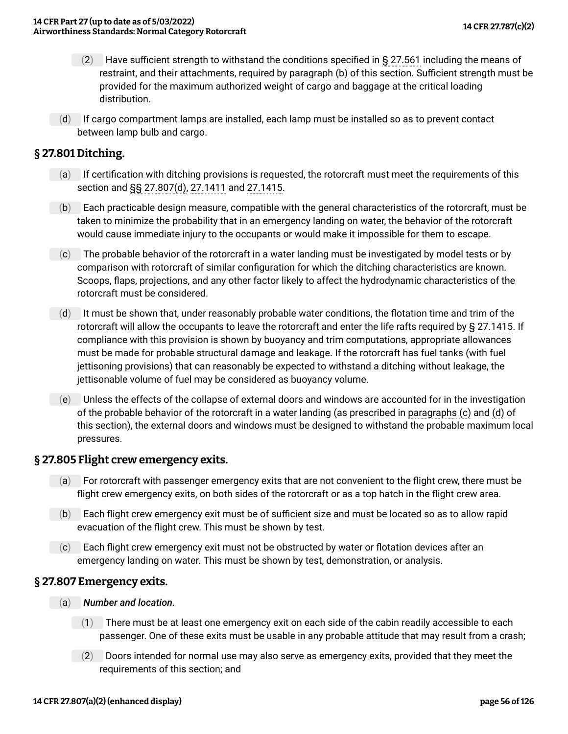(2) Have sufficient strength to withstand the conditions specified in § 27.561 including the means of restraint, and their attachments, required by paragraph (b) of this section. Sufficient strength must be provided for the maximum authorized weight of cargo and baggage at the critical loading distribution.

(d) If cargo compartment lamps are installed, each lamp must be installed so as to prevent contact between lamp bulb and cargo.

## § 27.801 Ditching.

(a) If certification with ditching provisions is requested, the rotorcraft must meet the requirements of this section and §§ 27.807(d), 27.1411 and 27.1415.

(b) Each practicable design measure, compatible with the general characteristics of the rotorcraft, must be taken to minimize the probability that in an emergency landing on water, the behavior of the rotorcraft would cause immediate injury to the occupants or would make it impossible for them to escape.

(c) The probable behavior of the rotorcraft in a water landing must be investigated by model tests or by comparison with rotorcraft of similar configuration for which the ditching characteristics are known. Scoops, flaps, projections, and any other factor likely to affect the hydrodynamic characteristics of the rotorcraft must be considered.

(d) It must be shown that, under reasonably probable water conditions, the flotation time and trim of the rotorcraft will allow the occupants to leave the rotorcraft and enter the life rafts required by § 27.1415. If compliance with this provision is shown by buoyancy and trim computations, appropriate allowances must be made for probable structural damage and leakage. If the rotorcraft has fuel tanks (with fuel jettisoning provisions) that can reasonably be expected to withstand a ditching without leakage, the jettisonable volume of fuel may be considered as buoyancy volume.

(e) Unless the effects of the collapse of external doors and windows are accounted for in the investigation of the probable behavior of the rotorcraft in a water landing (as prescribed in paragraphs (c) and (d) of this section), the external doors and windows must be designed to withstand the probable maximum local pressures.

## § 27.805 Flight crew emergency exits.

(a) For rotorcraft with passenger emergency exits that are not convenient to the flight crew, there must be flight crew emergency exits, on both sides of the rotorcraft or as a top hatch in the flight crew area.

(b) Each flight crew emergency exit must be of sufficient size and must be located so as to allow rapid evacuation of the flight crew. This must be shown by test.

(c) Each flight crew emergency exit must not be obstructed by water or flotation devices after an emergency landing on water. This must be shown by test, demonstration, or analysis.

## § 27.807 Emergency exits.

(a) ***Number and location.***

(1) There must be at least one emergency exit on each side of the cabin readily accessible to each passenger. One of these exits must be usable in any probable attitude that may result from a crash;

(2) Doors intended for normal use may also serve as emergency exits, provided that they meet the requirements of this section; and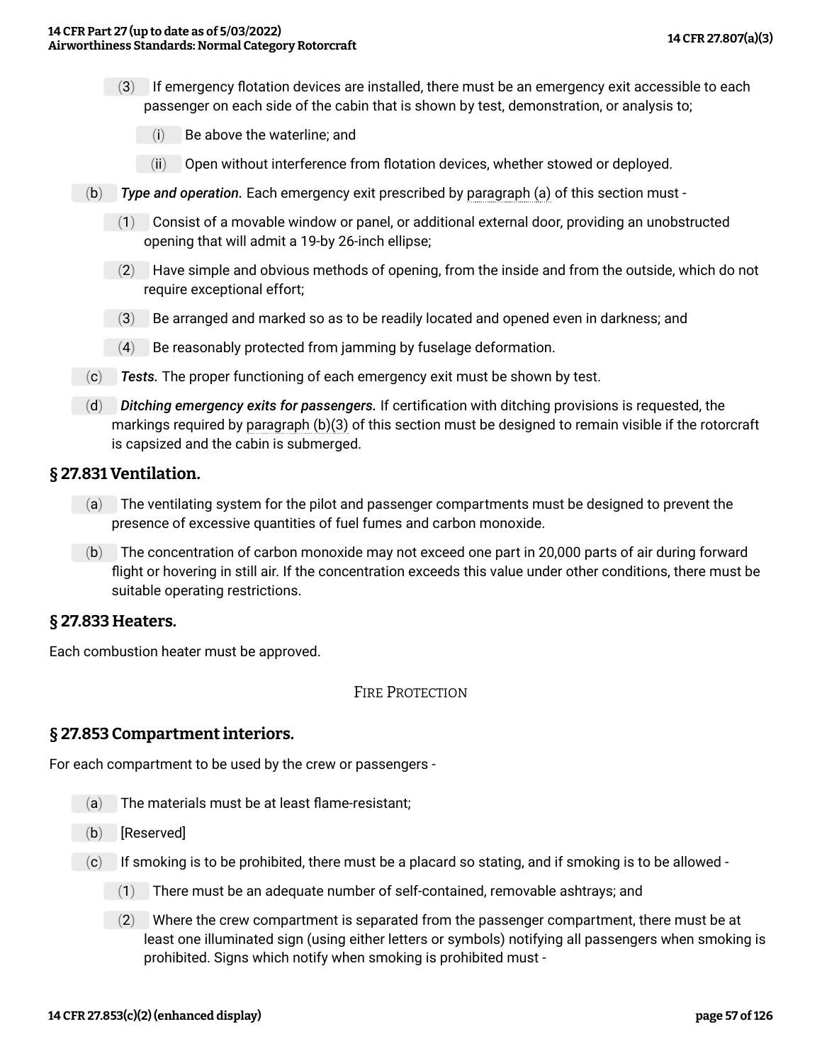(3) If emergency flotation devices are installed, there must be an emergency exit accessible to each passenger on each side of the cabin that is shown by test, demonstration, or analysis to;

(i) Be above the waterline; and

(ii) Open without interference from flotation devices, whether stowed or deployed.

(b) ***Type and operation.*** Each emergency exit prescribed by paragraph (a) of this section must -

(1) Consist of a movable window or panel, or additional external door, providing an unobstructed opening that will admit a 19-by 26-inch ellipse;

(2) Have simple and obvious methods of opening, from the inside and from the outside, which do not require exceptional effort;

(3) Be arranged and marked so as to be readily located and opened even in darkness; and

(4) Be reasonably protected from jamming by fuselage deformation.

(c) ***Tests.*** The proper functioning of each emergency exit must be shown by test.

(d) ***Ditching emergency exits for passengers.*** If certification with ditching provisions is requested, the markings required by paragraph (b)(3) of this section must be designed to remain visible if the rotorcraft is capsized and the cabin is submerged.

## § 27.831 Ventilation.

(a) The ventilating system for the pilot and passenger compartments must be designed to prevent the presence of excessive quantities of fuel fumes and carbon monoxide.

(b) The concentration of carbon monoxide may not exceed one part in 20,000 parts of air during forward flight or hovering in still air. If the concentration exceeds this value under other conditions, there must be suitable operating restrictions.

## § 27.833 Heaters.

Each combustion heater must be approved.

FIRE PROTECTION

## § 27.853 Compartment interiors.

For each compartment to be used by the crew or passengers -

(a) The materials must be at least flame-resistant;

(b) [Reserved]

(c) If smoking is to be prohibited, there must be a placard so stating, and if smoking is to be allowed -

(1) There must be an adequate number of self-contained, removable ashtrays; and

(2) Where the crew compartment is separated from the passenger compartment, there must be at least one illuminated sign (using either letters or symbols) notifying all passengers when smoking is prohibited. Signs which notify when smoking is prohibited must -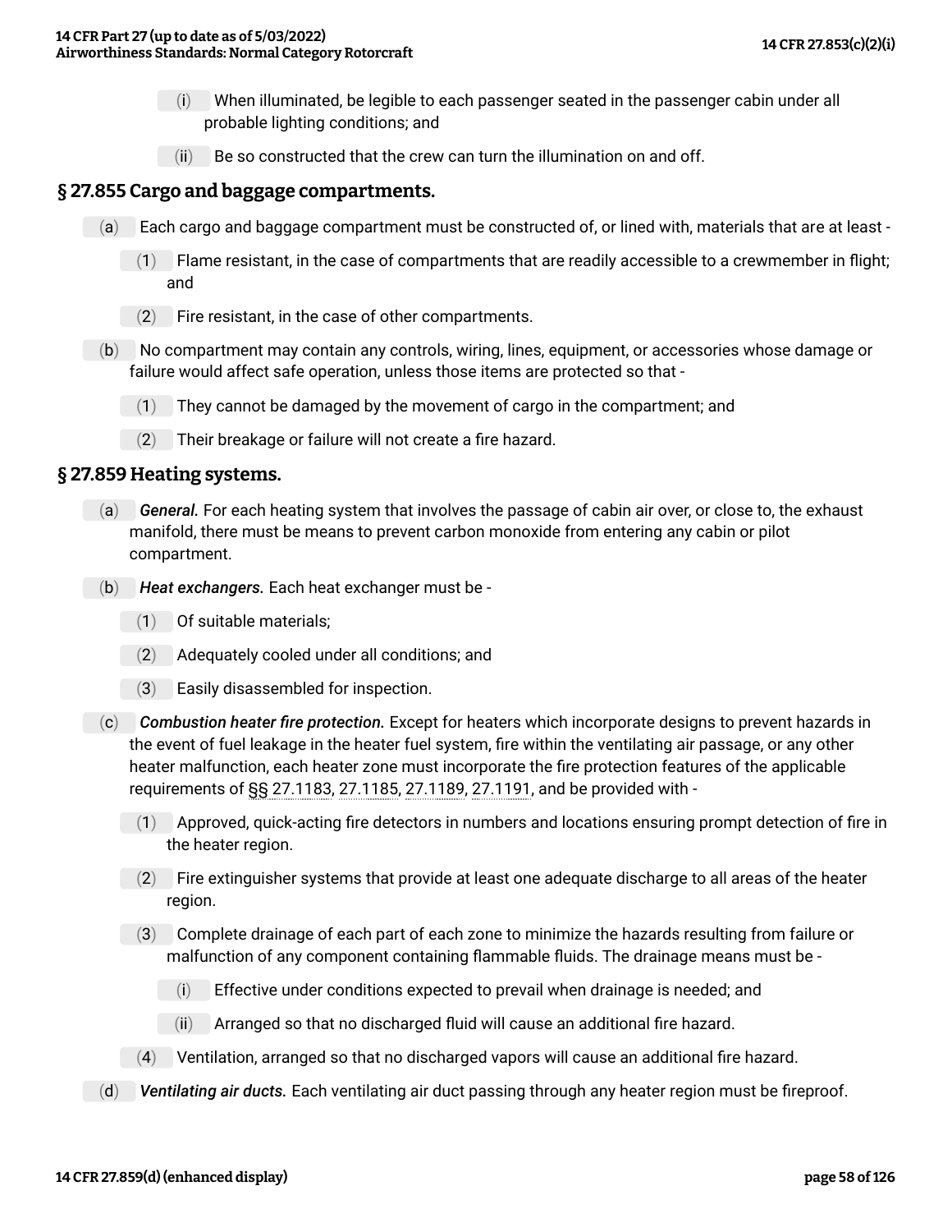(i) When illuminated, be legible to each passenger seated in the passenger cabin under all probable lighting conditions; and

(ii) Be so constructed that the crew can turn the illumination on and off.

## § 27.855 Cargo and baggage compartments.

(a) Each cargo and baggage compartment must be constructed of, or lined with, materials that are at least -

(1) Flame resistant, in the case of compartments that are readily accessible to a crewmember in flight; and

(2) Fire resistant, in the case of other compartments.

(b) No compartment may contain any controls, wiring, lines, equipment, or accessories whose damage or failure would affect safe operation, unless those items are protected so that -

(1) They cannot be damaged by the movement of cargo in the compartment; and

(2) Their breakage or failure will not create a fire hazard.

## § 27.859 Heating systems.

(a) *General.* For each heating system that involves the passage of cabin air over, or close to, the exhaust manifold, there must be means to prevent carbon monoxide from entering any cabin or pilot compartment.

(b) *Heat exchangers.* Each heat exchanger must be -

(1) Of suitable materials;

(2) Adequately cooled under all conditions; and

(3) Easily disassembled for inspection.

(c) *Combustion heater fire protection.* Except for heaters which incorporate designs to prevent hazards in the event of fuel leakage in the heater fuel system, fire within the ventilating air passage, or any other heater malfunction, each heater zone must incorporate the fire protection features of the applicable requirements of §§ 27.1183, 27.1185, 27.1189, 27.1191, and be provided with -

(1) Approved, quick-acting fire detectors in numbers and locations ensuring prompt detection of fire in the heater region.

(2) Fire extinguisher systems that provide at least one adequate discharge to all areas of the heater region.

(3) Complete drainage of each part of each zone to minimize the hazards resulting from failure or malfunction of any component containing flammable fluids. The drainage means must be -

(i) Effective under conditions expected to prevail when drainage is needed; and

(ii) Arranged so that no discharged fluid will cause an additional fire hazard.

(4) Ventilation, arranged so that no discharged vapors will cause an additional fire hazard.

(d) *Ventilating air ducts.* Each ventilating air duct passing through any heater region must be fireproof.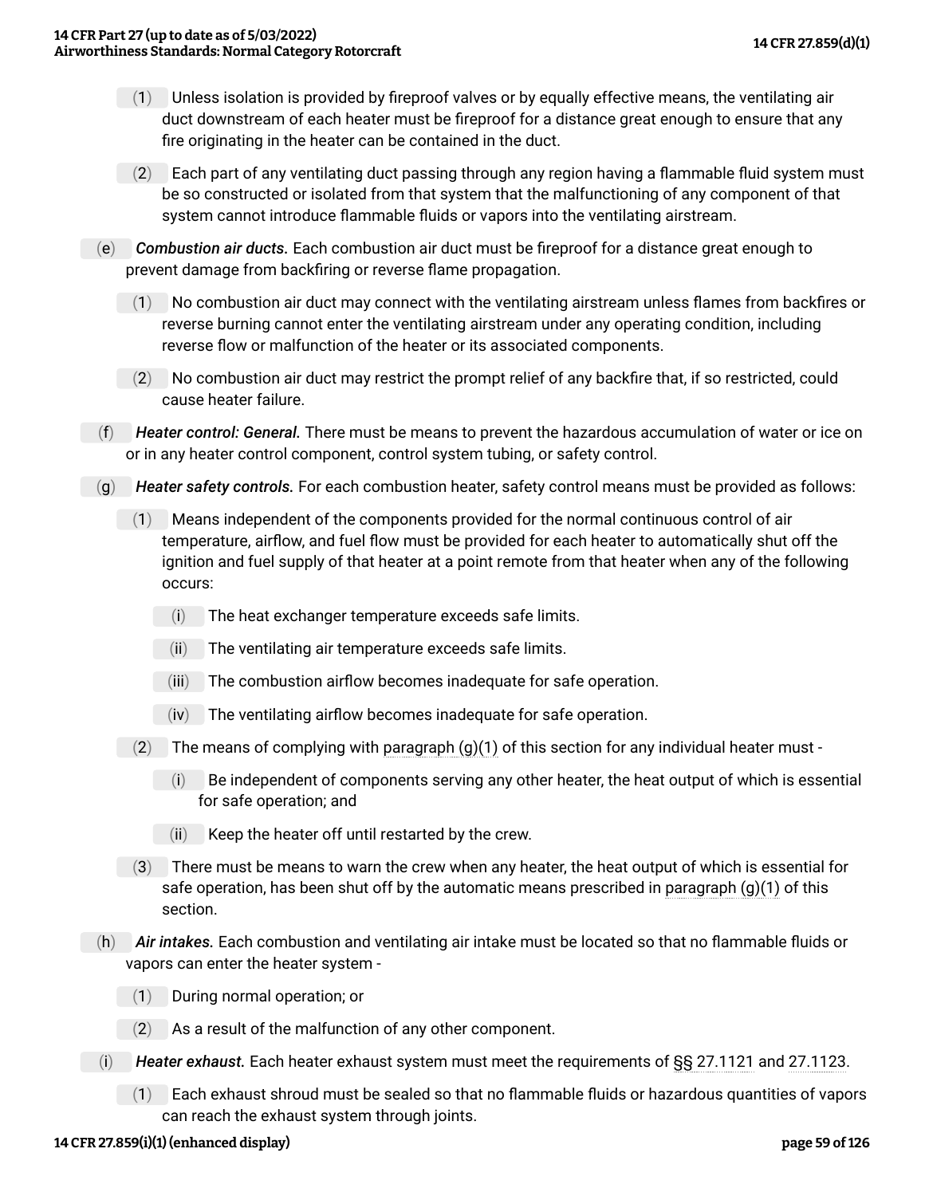(1) Unless isolation is provided by fireproof valves or by equally effective means, the ventilating air duct downstream of each heater must be fireproof for a distance great enough to ensure that any fire originating in the heater can be contained in the duct.

(2) Each part of any ventilating duct passing through any region having a flammable fluid system must be so constructed or isolated from that system that the malfunctioning of any component of that system cannot introduce flammable fluids or vapors into the ventilating airstream.

(e) *Combustion air ducts.* Each combustion air duct must be fireproof for a distance great enough to prevent damage from backfiring or reverse flame propagation.

(1) No combustion air duct may connect with the ventilating airstream unless flames from backfires or reverse burning cannot enter the ventilating airstream under any operating condition, including reverse flow or malfunction of the heater or its associated components.

(2) No combustion air duct may restrict the prompt relief of any backfire that, if so restricted, could cause heater failure.

(f) *Heater control: General.* There must be means to prevent the hazardous accumulation of water or ice on or in any heater control component, control system tubing, or safety control.

(g) *Heater safety controls.* For each combustion heater, safety control means must be provided as follows:

(1) Means independent of the components provided for the normal continuous control of air temperature, airflow, and fuel flow must be provided for each heater to automatically shut off the ignition and fuel supply of that heater at a point remote from that heater when any of the following occurs:

(i) The heat exchanger temperature exceeds safe limits.

(ii) The ventilating air temperature exceeds safe limits.

(iii) The combustion airflow becomes inadequate for safe operation.

(iv) The ventilating airflow becomes inadequate for safe operation.

(2) The means of complying with paragraph (g)(1) of this section for any individual heater must -

(i) Be independent of components serving any other heater, the heat output of which is essential for safe operation; and

(ii) Keep the heater off until restarted by the crew.

(3) There must be means to warn the crew when any heater, the heat output of which is essential for safe operation, has been shut off by the automatic means prescribed in paragraph (g)(1) of this section.

(h) *Air intakes.* Each combustion and ventilating air intake must be located so that no flammable fluids or vapors can enter the heater system -

(1) During normal operation; or

(2) As a result of the malfunction of any other component.

(i) *Heater exhaust.* Each heater exhaust system must meet the requirements of §§ 27.1121 and 27.1123.

(1) Each exhaust shroud must be sealed so that no flammable fluids or hazardous quantities of vapors can reach the exhaust system through joints.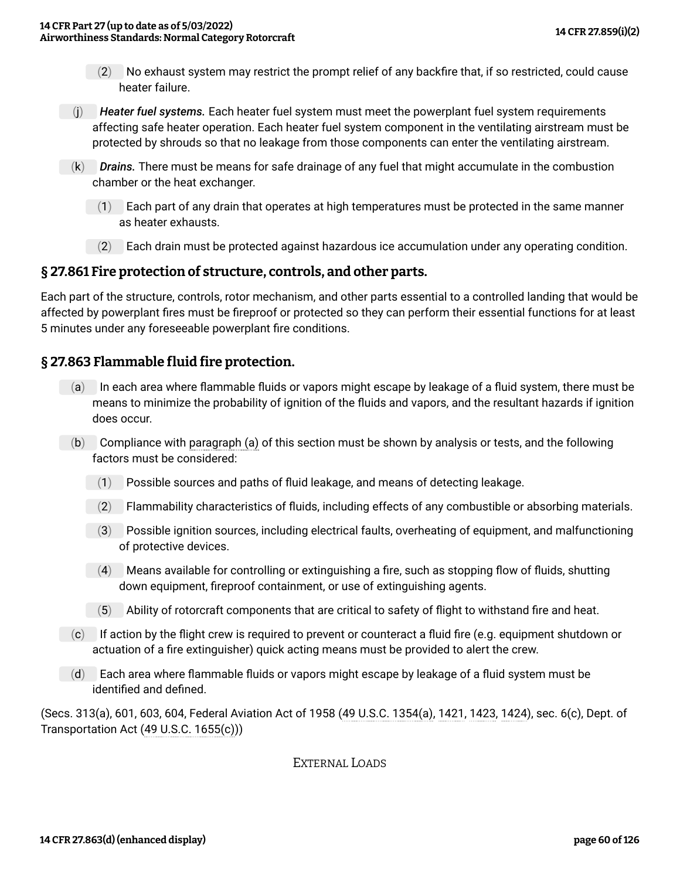(2) No exhaust system may restrict the prompt relief of any backfire that, if so restricted, could cause heater failure.

(j) ***Heater fuel systems.*** Each heater fuel system must meet the powerplant fuel system requirements affecting safe heater operation. Each heater fuel system component in the ventilating airstream must be protected by shrouds so that no leakage from those components can enter the ventilating airstream.

(k) ***Drains.*** There must be means for safe drainage of any fuel that might accumulate in the combustion chamber or the heat exchanger.

(1) Each part of any drain that operates at high temperatures must be protected in the same manner as heater exhausts.

(2) Each drain must be protected against hazardous ice accumulation under any operating condition.

## § 27.861 Fire protection of structure, controls, and other parts.

Each part of the structure, controls, rotor mechanism, and other parts essential to a controlled landing that would be affected by powerplant fires must be fireproof or protected so they can perform their essential functions for at least 5 minutes under any foreseeable powerplant fire conditions.

## § 27.863 Flammable fluid fire protection.

(a) In each area where flammable fluids or vapors might escape by leakage of a fluid system, there must be means to minimize the probability of ignition of the fluids and vapors, and the resultant hazards if ignition does occur.

(b) Compliance with paragraph (a) of this section must be shown by analysis or tests, and the following factors must be considered:

(1) Possible sources and paths of fluid leakage, and means of detecting leakage.

(2) Flammability characteristics of fluids, including effects of any combustible or absorbing materials.

(3) Possible ignition sources, including electrical faults, overheating of equipment, and malfunctioning of protective devices.

(4) Means available for controlling or extinguishing a fire, such as stopping flow of fluids, shutting down equipment, fireproof containment, or use of extinguishing agents.

(5) Ability of rotorcraft components that are critical to safety of flight to withstand fire and heat.

(c) If action by the flight crew is required to prevent or counteract a fluid fire (e.g. equipment shutdown or actuation of a fire extinguisher) quick acting means must be provided to alert the crew.

(d) Each area where flammable fluids or vapors might escape by leakage of a fluid system must be identified and defined.

(Secs. 313(a), 601, 603, 604, Federal Aviation Act of 1958 (49 U.S.C. 1354(a), 1421, 1423, 1424), sec. 6(c), Dept. of Transportation Act (49 U.S.C. 1655(c)))

EXTERNAL LOADS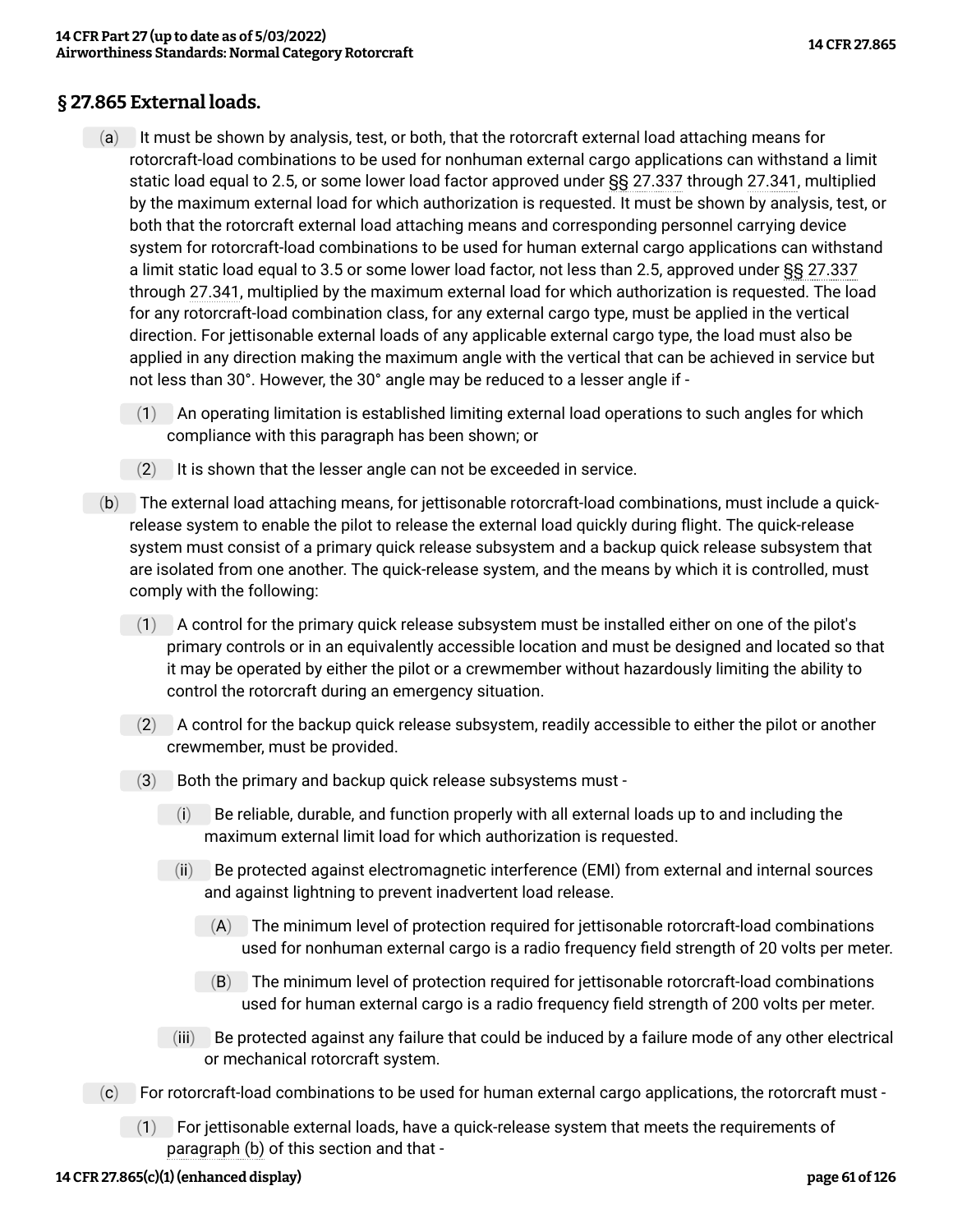## § 27.865 External loads.

(a) It must be shown by analysis, test, or both, that the rotorcraft external load attaching means for rotorcraft-load combinations to be used for nonhuman external cargo applications can withstand a limit static load equal to 2.5, or some lower load factor approved under §§ 27.337 through 27.341, multiplied by the maximum external load for which authorization is requested. It must be shown by analysis, test, or both that the rotorcraft external load attaching means and corresponding personnel carrying device system for rotorcraft-load combinations to be used for human external cargo applications can withstand a limit static load equal to 3.5 or some lower load factor, not less than 2.5, approved under §§ 27.337 through 27.341, multiplied by the maximum external load for which authorization is requested. The load for any rotorcraft-load combination class, for any external cargo type, must be applied in the vertical direction. For jettisonable external loads of any applicable external cargo type, the load must also be applied in any direction making the maximum angle with the vertical that can be achieved in service but not less than 30°. However, the 30° angle may be reduced to a lesser angle if -

- (1) An operating limitation is established limiting external load operations to such angles for which compliance with this paragraph has been shown; or
- (2) It is shown that the lesser angle can not be exceeded in service.

(b) The external load attaching means, for jettisonable rotorcraft-load combinations, must include a quick-release system to enable the pilot to release the external load quickly during flight. The quick-release system must consist of a primary quick release subsystem and a backup quick release subsystem that are isolated from one another. The quick-release system, and the means by which it is controlled, must comply with the following:

- (1) A control for the primary quick release subsystem must be installed either on one of the pilot's primary controls or in an equivalently accessible location and must be designed and located so that it may be operated by either the pilot or a crewmember without hazardously limiting the ability to control the rotorcraft during an emergency situation.
- (2) A control for the backup quick release subsystem, readily accessible to either the pilot or another crewmember, must be provided.
- (3) Both the primary and backup quick release subsystems must -
  - (i) Be reliable, durable, and function properly with all external loads up to and including the maximum external limit load for which authorization is requested.
  - (ii) Be protected against electromagnetic interference (EMI) from external and internal sources and against lightning to prevent inadvertent load release.
    - (A) The minimum level of protection required for jettisonable rotorcraft-load combinations used for nonhuman external cargo is a radio frequency field strength of 20 volts per meter.
    - (B) The minimum level of protection required for jettisonable rotorcraft-load combinations used for human external cargo is a radio frequency field strength of 200 volts per meter.
  - (iii) Be protected against any failure that could be induced by a failure mode of any other electrical or mechanical rotorcraft system.

(c) For rotorcraft-load combinations to be used for human external cargo applications, the rotorcraft must -

- (1) For jettisonable external loads, have a quick-release system that meets the requirements of paragraph (b) of this section and that -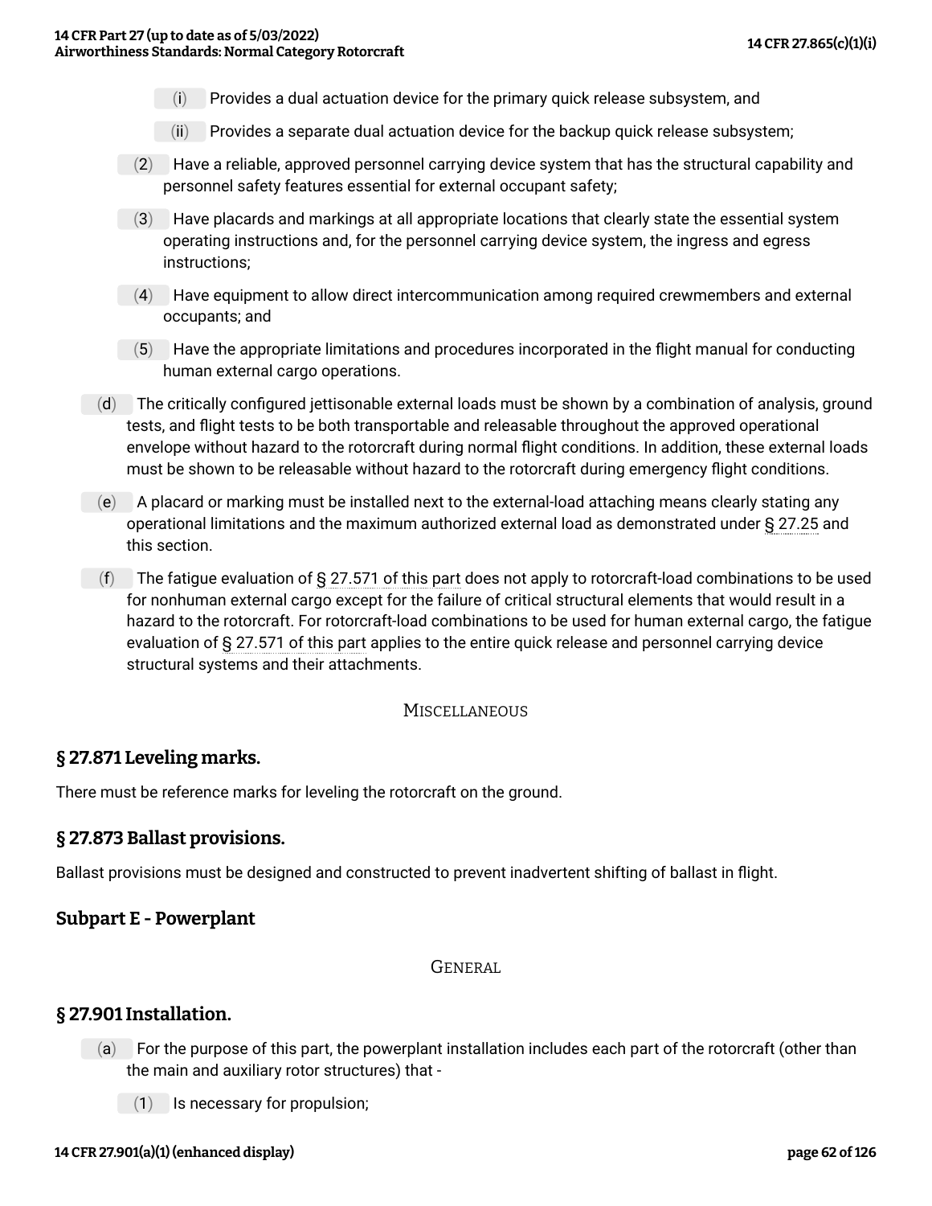(i) Provides a dual actuation device for the primary quick release subsystem, and

(ii) Provides a separate dual actuation device for the backup quick release subsystem;

(2) Have a reliable, approved personnel carrying device system that has the structural capability and personnel safety features essential for external occupant safety;

(3) Have placards and markings at all appropriate locations that clearly state the essential system operating instructions and, for the personnel carrying device system, the ingress and egress instructions;

(4) Have equipment to allow direct intercommunication among required crewmembers and external occupants; and

(5) Have the appropriate limitations and procedures incorporated in the flight manual for conducting human external cargo operations.

(d) The critically configured jettisonable external loads must be shown by a combination of analysis, ground tests, and flight tests to be both transportable and releasable throughout the approved operational envelope without hazard to the rotorcraft during normal flight conditions. In addition, these external loads must be shown to be releasable without hazard to the rotorcraft during emergency flight conditions.

(e) A placard or marking must be installed next to the external-load attaching means clearly stating any operational limitations and the maximum authorized external load as demonstrated under § 27.25 and this section.

(f) The fatigue evaluation of § 27.571 of this part does not apply to rotorcraft-load combinations to be used for nonhuman external cargo except for the failure of critical structural elements that would result in a hazard to the rotorcraft. For rotorcraft-load combinations to be used for human external cargo, the fatigue evaluation of § 27.571 of this part applies to the entire quick release and personnel carrying device structural systems and their attachments.

MISCELLANEOUS

## § 27.871 Leveling marks.

There must be reference marks for leveling the rotorcraft on the ground.

## § 27.873 Ballast provisions.

Ballast provisions must be designed and constructed to prevent inadvertent shifting of ballast in flight.

## Subpart E - Powerplant

GENERAL

## § 27.901 Installation.

(a) For the purpose of this part, the powerplant installation includes each part of the rotorcraft (other than the main and auxiliary rotor structures) that -

(1) Is necessary for propulsion;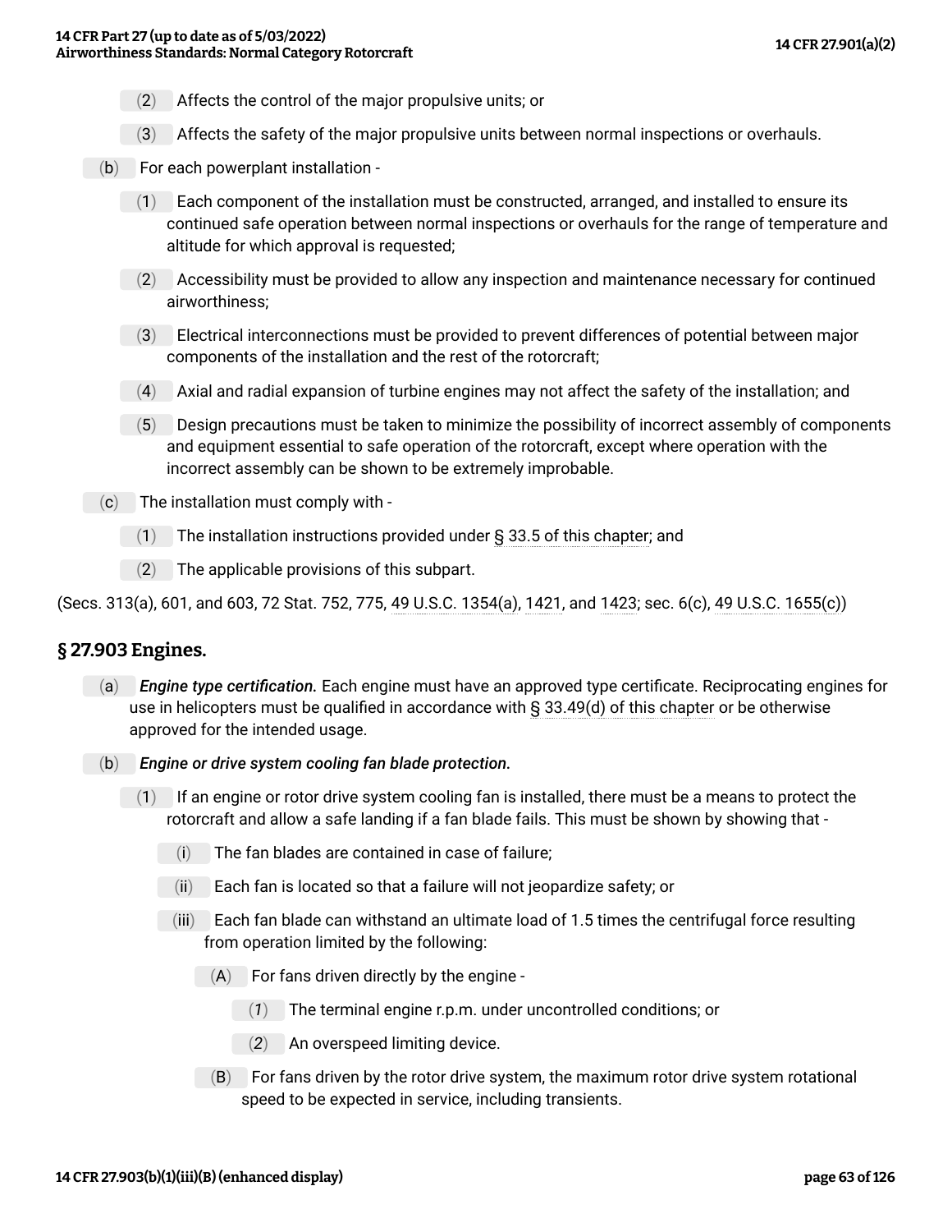(2) Affects the control of the major propulsive units; or

(3) Affects the safety of the major propulsive units between normal inspections or overhauls.

(b) For each powerplant installation -

(1) Each component of the installation must be constructed, arranged, and installed to ensure its continued safe operation between normal inspections or overhauls for the range of temperature and altitude for which approval is requested;

(2) Accessibility must be provided to allow any inspection and maintenance necessary for continued airworthiness;

(3) Electrical interconnections must be provided to prevent differences of potential between major components of the installation and the rest of the rotorcraft;

(4) Axial and radial expansion of turbine engines may not affect the safety of the installation; and

(5) Design precautions must be taken to minimize the possibility of incorrect assembly of components and equipment essential to safe operation of the rotorcraft, except where operation with the incorrect assembly can be shown to be extremely improbable.

(c) The installation must comply with -

(1) The installation instructions provided under § 33.5 of this chapter; and

(2) The applicable provisions of this subpart.

(Secs. 313(a), 601, and 603, 72 Stat. 752, 775, 49 U.S.C. 1354(a), 1421, and 1423; sec. 6(c), 49 U.S.C. 1655(c))

## § 27.903 Engines.

(a) *Engine type certification.* Each engine must have an approved type certificate. Reciprocating engines for use in helicopters must be qualified in accordance with § 33.49(d) of this chapter or be otherwise approved for the intended usage.

(b) *Engine or drive system cooling fan blade protection.*

(1) If an engine or rotor drive system cooling fan is installed, there must be a means to protect the rotorcraft and allow a safe landing if a fan blade fails. This must be shown by showing that -

(i) The fan blades are contained in case of failure;

(ii) Each fan is located so that a failure will not jeopardize safety; or

(iii) Each fan blade can withstand an ultimate load of 1.5 times the centrifugal force resulting from operation limited by the following:

(A) For fans driven directly by the engine -

(*1*) The terminal engine r.p.m. under uncontrolled conditions; or

(*2*) An overspeed limiting device.

(B) For fans driven by the rotor drive system, the maximum rotor drive system rotational speed to be expected in service, including transients.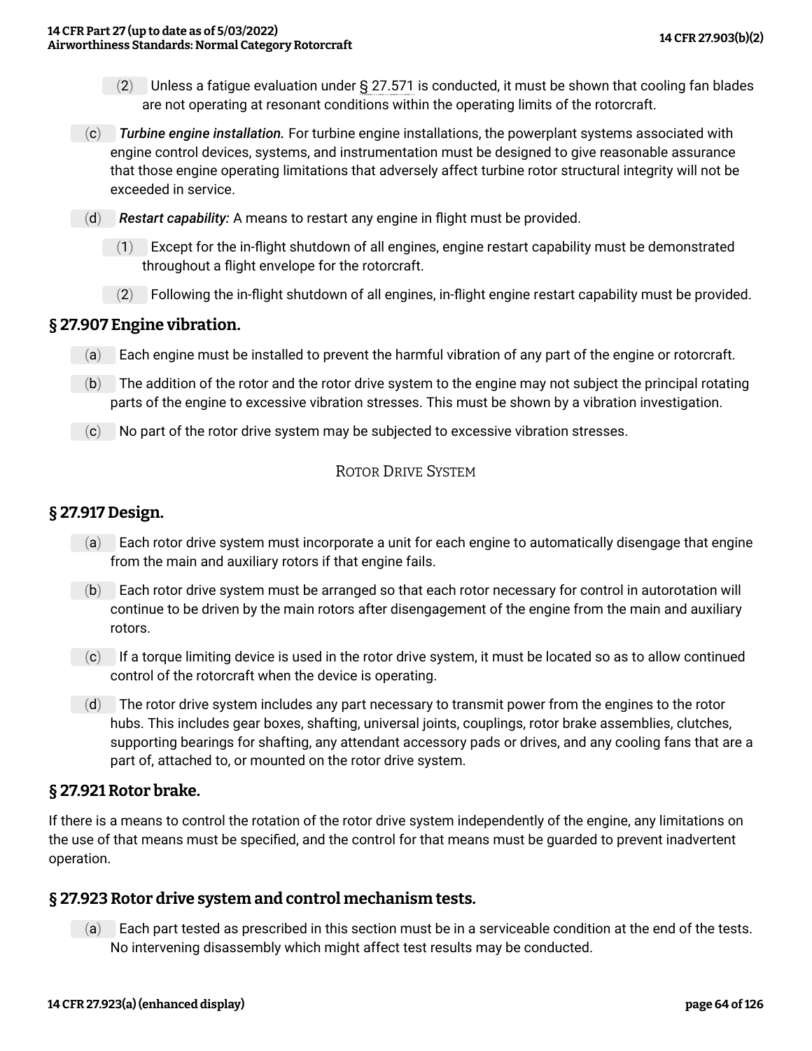(2) Unless a fatigue evaluation under § 27.571 is conducted, it must be shown that cooling fan blades are not operating at resonant conditions within the operating limits of the rotorcraft.

(c) *Turbine engine installation.* For turbine engine installations, the powerplant systems associated with engine control devices, systems, and instrumentation must be designed to give reasonable assurance that those engine operating limitations that adversely affect turbine rotor structural integrity will not be exceeded in service.

(d) *Restart capability:* A means to restart any engine in flight must be provided.

(1) Except for the in-flight shutdown of all engines, engine restart capability must be demonstrated throughout a flight envelope for the rotorcraft.

(2) Following the in-flight shutdown of all engines, in-flight engine restart capability must be provided.

## § 27.907 Engine vibration.

(a) Each engine must be installed to prevent the harmful vibration of any part of the engine or rotorcraft.

(b) The addition of the rotor and the rotor drive system to the engine may not subject the principal rotating parts of the engine to excessive vibration stresses. This must be shown by a vibration investigation.

(c) No part of the rotor drive system may be subjected to excessive vibration stresses.

ROTOR DRIVE SYSTEM

## § 27.917 Design.

(a) Each rotor drive system must incorporate a unit for each engine to automatically disengage that engine from the main and auxiliary rotors if that engine fails.

(b) Each rotor drive system must be arranged so that each rotor necessary for control in autorotation will continue to be driven by the main rotors after disengagement of the engine from the main and auxiliary rotors.

(c) If a torque limiting device is used in the rotor drive system, it must be located so as to allow continued control of the rotorcraft when the device is operating.

(d) The rotor drive system includes any part necessary to transmit power from the engines to the rotor hubs. This includes gear boxes, shafting, universal joints, couplings, rotor brake assemblies, clutches, supporting bearings for shafting, any attendant accessory pads or drives, and any cooling fans that are a part of, attached to, or mounted on the rotor drive system.

## § 27.921 Rotor brake.

If there is a means to control the rotation of the rotor drive system independently of the engine, any limitations on the use of that means must be specified, and the control for that means must be guarded to prevent inadvertent operation.

## § 27.923 Rotor drive system and control mechanism tests.

(a) Each part tested as prescribed in this section must be in a serviceable condition at the end of the tests. No intervening disassembly which might affect test results may be conducted.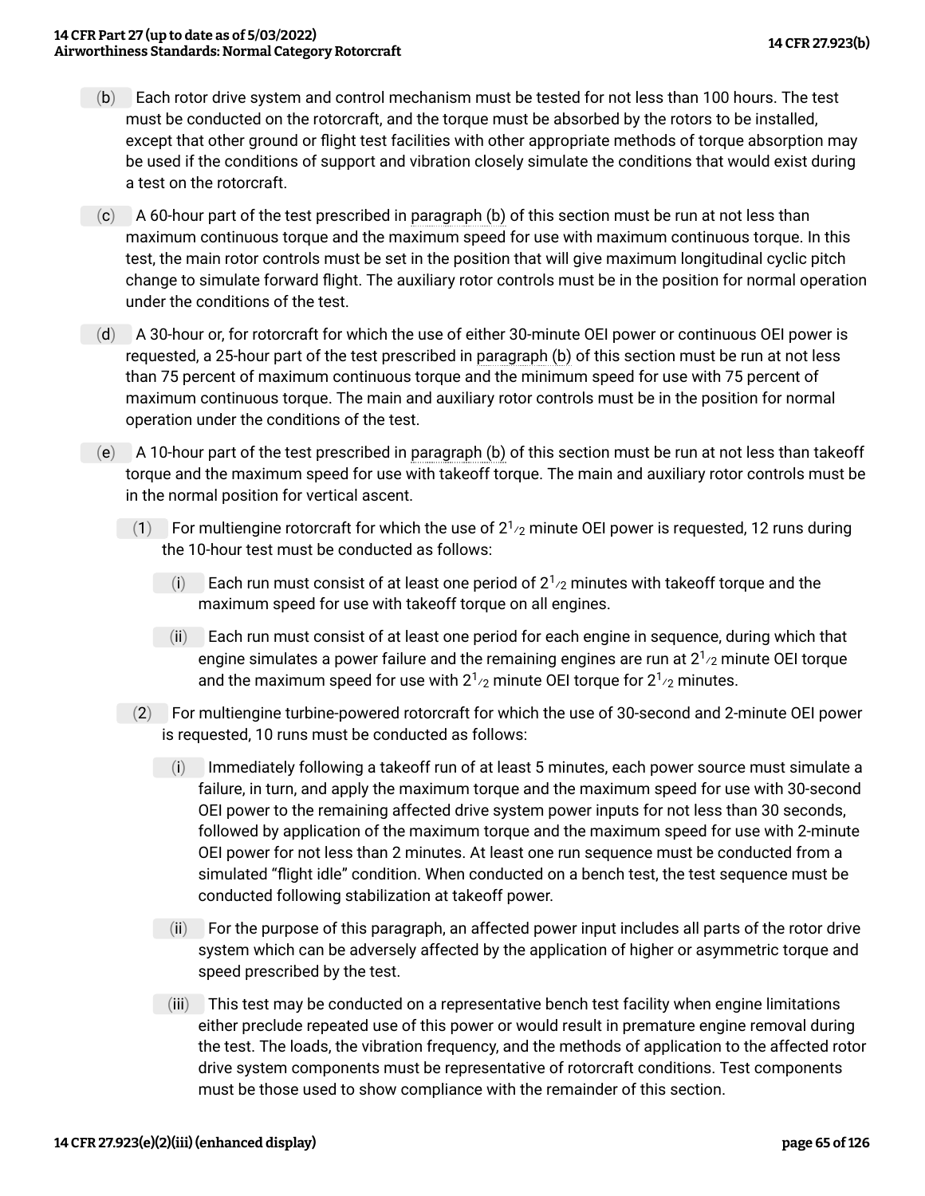(b) Each rotor drive system and control mechanism must be tested for not less than 100 hours. The test must be conducted on the rotorcraft, and the torque must be absorbed by the rotors to be installed, except that other ground or flight test facilities with other appropriate methods of torque absorption may be used if the conditions of support and vibration closely simulate the conditions that would exist during a test on the rotorcraft.

(c) A 60-hour part of the test prescribed in paragraph (b) of this section must be run at not less than maximum continuous torque and the maximum speed for use with maximum continuous torque. In this test, the main rotor controls must be set in the position that will give maximum longitudinal cyclic pitch change to simulate forward flight. The auxiliary rotor controls must be in the position for normal operation under the conditions of the test.

(d) A 30-hour or, for rotorcraft for which the use of either 30-minute OEI power or continuous OEI power is requested, a 25-hour part of the test prescribed in paragraph (b) of this section must be run at not less than 75 percent of maximum continuous torque and the minimum speed for use with 75 percent of maximum continuous torque. The main and auxiliary rotor controls must be in the position for normal operation under the conditions of the test.

(e) A 10-hour part of the test prescribed in paragraph (b) of this section must be run at not less than takeoff torque and the maximum speed for use with takeoff torque. The main and auxiliary rotor controls must be in the normal position for vertical ascent.

(1) For multiengine rotorcraft for which the use of 2½ minute OEI power is requested, 12 runs during the 10-hour test must be conducted as follows:

(i) Each run must consist of at least one period of 2½ minutes with takeoff torque and the maximum speed for use with takeoff torque on all engines.

(ii) Each run must consist of at least one period for each engine in sequence, during which that engine simulates a power failure and the remaining engines are run at 2½ minute OEI torque and the maximum speed for use with 2½ minute OEI torque for 2½ minutes.

(2) For multiengine turbine-powered rotorcraft for which the use of 30-second and 2-minute OEI power is requested, 10 runs must be conducted as follows:

(i) Immediately following a takeoff run of at least 5 minutes, each power source must simulate a failure, in turn, and apply the maximum torque and the maximum speed for use with 30-second OEI power to the remaining affected drive system power inputs for not less than 30 seconds, followed by application of the maximum torque and the maximum speed for use with 2-minute OEI power for not less than 2 minutes. At least one run sequence must be conducted from a simulated "flight idle" condition. When conducted on a bench test, the test sequence must be conducted following stabilization at takeoff power.

(ii) For the purpose of this paragraph, an affected power input includes all parts of the rotor drive system which can be adversely affected by the application of higher or asymmetric torque and speed prescribed by the test.

(iii) This test may be conducted on a representative bench test facility when engine limitations either preclude repeated use of this power or would result in premature engine removal during the test. The loads, the vibration frequency, and the methods of application to the affected rotor drive system components must be representative of rotorcraft conditions. Test components must be those used to show compliance with the remainder of this section.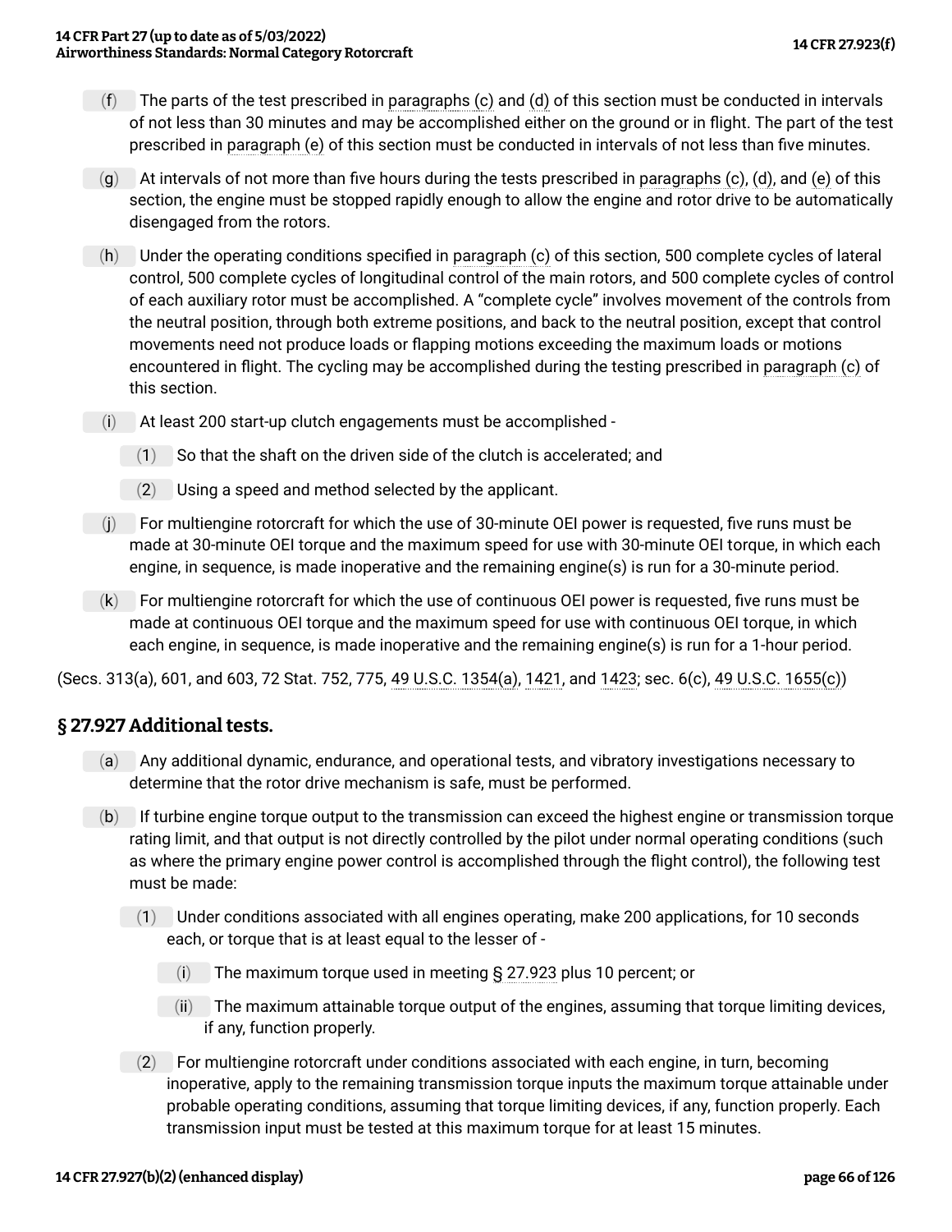(f) The parts of the test prescribed in paragraphs (c) and (d) of this section must be conducted in intervals of not less than 30 minutes and may be accomplished either on the ground or in flight. The part of the test prescribed in paragraph (e) of this section must be conducted in intervals of not less than five minutes.

(g) At intervals of not more than five hours during the tests prescribed in paragraphs (c), (d), and (e) of this section, the engine must be stopped rapidly enough to allow the engine and rotor drive to be automatically disengaged from the rotors.

(h) Under the operating conditions specified in paragraph (c) of this section, 500 complete cycles of lateral control, 500 complete cycles of longitudinal control of the main rotors, and 500 complete cycles of control of each auxiliary rotor must be accomplished. A “complete cycle” involves movement of the controls from the neutral position, through both extreme positions, and back to the neutral position, except that control movements need not produce loads or flapping motions exceeding the maximum loads or motions encountered in flight. The cycling may be accomplished during the testing prescribed in paragraph (c) of this section.

(i) At least 200 start-up clutch engagements must be accomplished -

(1) So that the shaft on the driven side of the clutch is accelerated; and

(2) Using a speed and method selected by the applicant.

(j) For multiengine rotorcraft for which the use of 30-minute OEI power is requested, five runs must be made at 30-minute OEI torque and the maximum speed for use with 30-minute OEI torque, in which each engine, in sequence, is made inoperative and the remaining engine(s) is run for a 30-minute period.

(k) For multiengine rotorcraft for which the use of continuous OEI power is requested, five runs must be made at continuous OEI torque and the maximum speed for use with continuous OEI torque, in which each engine, in sequence, is made inoperative and the remaining engine(s) is run for a 1-hour period.

(Secs. 313(a), 601, and 603, 72 Stat. 752, 775, 49 U.S.C. 1354(a), 1421, and 1423; sec. 6(c), 49 U.S.C. 1655(c))

## § 27.927 Additional tests.

(a) Any additional dynamic, endurance, and operational tests, and vibratory investigations necessary to determine that the rotor drive mechanism is safe, must be performed.

(b) If turbine engine torque output to the transmission can exceed the highest engine or transmission torque rating limit, and that output is not directly controlled by the pilot under normal operating conditions (such as where the primary engine power control is accomplished through the flight control), the following test must be made:

(1) Under conditions associated with all engines operating, make 200 applications, for 10 seconds each, or torque that is at least equal to the lesser of -

(i) The maximum torque used in meeting § 27.923 plus 10 percent; or

(ii) The maximum attainable torque output of the engines, assuming that torque limiting devices, if any, function properly.

(2) For multiengine rotorcraft under conditions associated with each engine, in turn, becoming inoperative, apply to the remaining transmission torque inputs the maximum torque attainable under probable operating conditions, assuming that torque limiting devices, if any, function properly. Each transmission input must be tested at this maximum torque for at least 15 minutes.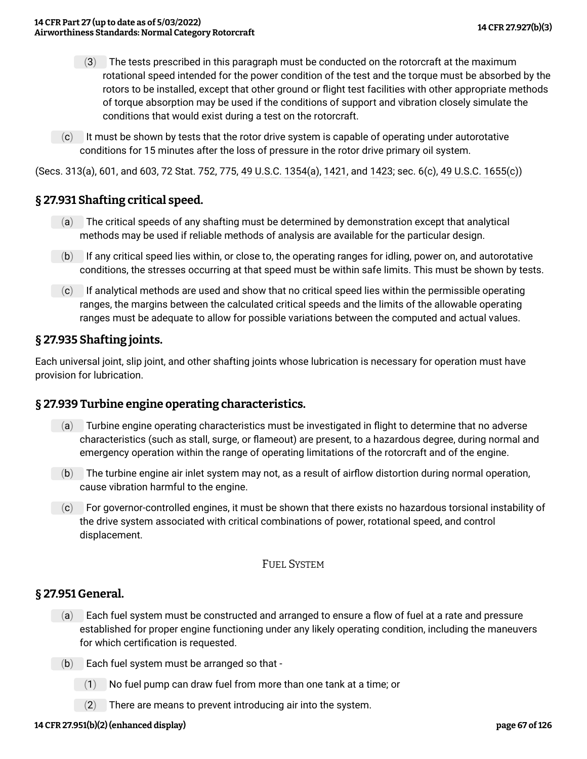(3) The tests prescribed in this paragraph must be conducted on the rotorcraft at the maximum rotational speed intended for the power condition of the test and the torque must be absorbed by the rotors to be installed, except that other ground or flight test facilities with other appropriate methods of torque absorption may be used if the conditions of support and vibration closely simulate the conditions that would exist during a test on the rotorcraft.

(c) It must be shown by tests that the rotor drive system is capable of operating under autorotative conditions for 15 minutes after the loss of pressure in the rotor drive primary oil system.

(Secs. 313(a), 601, and 603, 72 Stat. 752, 775, 49 U.S.C. 1354(a), 1421, and 1423; sec. 6(c), 49 U.S.C. 1655(c))

## § 27.931 Shafting critical speed.

(a) The critical speeds of any shafting must be determined by demonstration except that analytical methods may be used if reliable methods of analysis are available for the particular design.

(b) If any critical speed lies within, or close to, the operating ranges for idling, power on, and autorotative conditions, the stresses occurring at that speed must be within safe limits. This must be shown by tests.

(c) If analytical methods are used and show that no critical speed lies within the permissible operating ranges, the margins between the calculated critical speeds and the limits of the allowable operating ranges must be adequate to allow for possible variations between the computed and actual values.

## § 27.935 Shafting joints.

Each universal joint, slip joint, and other shafting joints whose lubrication is necessary for operation must have provision for lubrication.

## § 27.939 Turbine engine operating characteristics.

(a) Turbine engine operating characteristics must be investigated in flight to determine that no adverse characteristics (such as stall, surge, or flameout) are present, to a hazardous degree, during normal and emergency operation within the range of operating limitations of the rotorcraft and of the engine.

(b) The turbine engine air inlet system may not, as a result of airflow distortion during normal operation, cause vibration harmful to the engine.

(c) For governor-controlled engines, it must be shown that there exists no hazardous torsional instability of the drive system associated with critical combinations of power, rotational speed, and control displacement.

FUEL SYSTEM

## § 27.951 General.

(a) Each fuel system must be constructed and arranged to ensure a flow of fuel at a rate and pressure established for proper engine functioning under any likely operating condition, including the maneuvers for which certification is requested.

(b) Each fuel system must be arranged so that -

(1) No fuel pump can draw fuel from more than one tank at a time; or

(2) There are means to prevent introducing air into the system.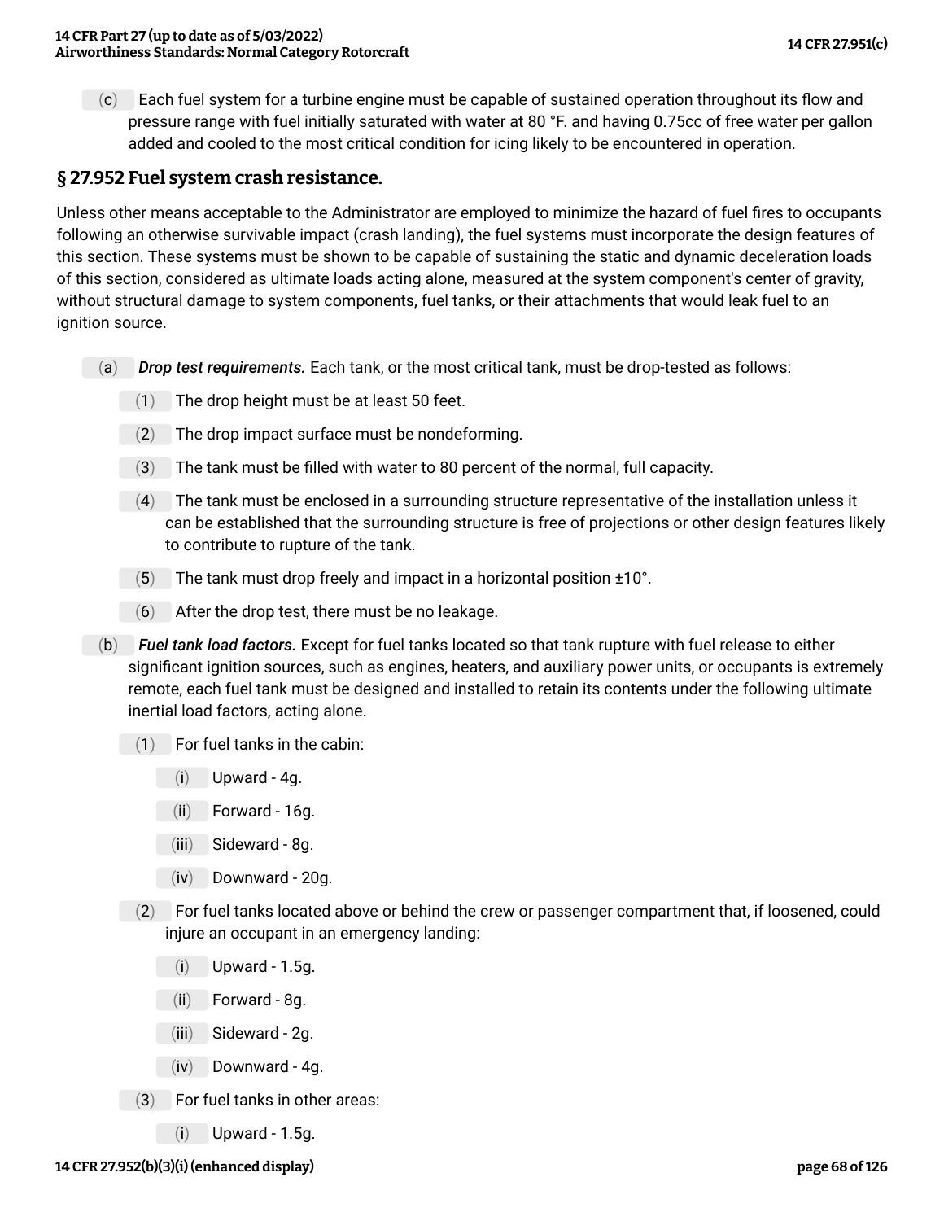(c) Each fuel system for a turbine engine must be capable of sustained operation throughout its flow and pressure range with fuel initially saturated with water at 80 °F. and having 0.75cc of free water per gallon added and cooled to the most critical condition for icing likely to be encountered in operation.

## § 27.952 Fuel system crash resistance.

Unless other means acceptable to the Administrator are employed to minimize the hazard of fuel fires to occupants following an otherwise survivable impact (crash landing), the fuel systems must incorporate the design features of this section. These systems must be shown to be capable of sustaining the static and dynamic deceleration loads of this section, considered as ultimate loads acting alone, measured at the system component's center of gravity, without structural damage to system components, fuel tanks, or their attachments that would leak fuel to an ignition source.

(a) ***Drop test requirements.*** Each tank, or the most critical tank, must be drop-tested as follows:

(1) The drop height must be at least 50 feet.

(2) The drop impact surface must be nondeforming.

(3) The tank must be filled with water to 80 percent of the normal, full capacity.

(4) The tank must be enclosed in a surrounding structure representative of the installation unless it can be established that the surrounding structure is free of projections or other design features likely to contribute to rupture of the tank.

(5) The tank must drop freely and impact in a horizontal position ±10°.

(6) After the drop test, there must be no leakage.

(b) ***Fuel tank load factors.*** Except for fuel tanks located so that tank rupture with fuel release to either significant ignition sources, such as engines, heaters, and auxiliary power units, or occupants is extremely remote, each fuel tank must be designed and installed to retain its contents under the following ultimate inertial load factors, acting alone.

(1) For fuel tanks in the cabin:

(i) Upward - 4g.

(ii) Forward - 16g.

(iii) Sideward - 8g.

(iv) Downward - 20g.

(2) For fuel tanks located above or behind the crew or passenger compartment that, if loosened, could injure an occupant in an emergency landing:

(i) Upward - 1.5g.

(ii) Forward - 8g.

(iii) Sideward - 2g.

(iv) Downward - 4g.

(3) For fuel tanks in other areas:

(i) Upward - 1.5g.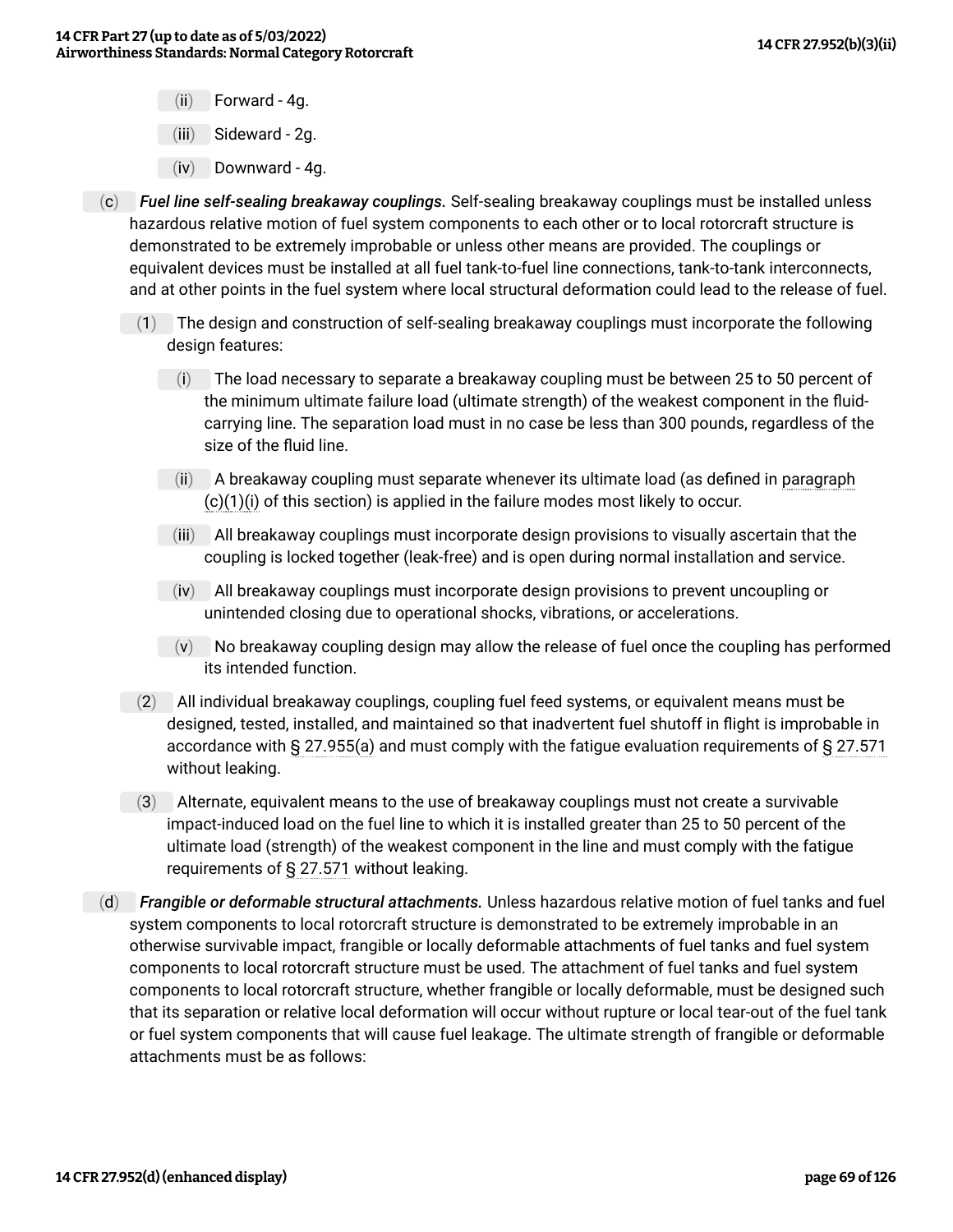(ii) Forward - 4g.

(iii) Sideward - 2g.

(iv) Downward - 4g.

(c) *Fuel line self-sealing breakaway couplings.* Self-sealing breakaway couplings must be installed unless hazardous relative motion of fuel system components to each other or to local rotorcraft structure is demonstrated to be extremely improbable or unless other means are provided. The couplings or equivalent devices must be installed at all fuel tank-to-fuel line connections, tank-to-tank interconnects, and at other points in the fuel system where local structural deformation could lead to the release of fuel.

(1) The design and construction of self-sealing breakaway couplings must incorporate the following design features:

(i) The load necessary to separate a breakaway coupling must be between 25 to 50 percent of the minimum ultimate failure load (ultimate strength) of the weakest component in the fluid-carrying line. The separation load must in no case be less than 300 pounds, regardless of the size of the fluid line.

(ii) A breakaway coupling must separate whenever its ultimate load (as defined in paragraph (c)(1)(i) of this section) is applied in the failure modes most likely to occur.

(iii) All breakaway couplings must incorporate design provisions to visually ascertain that the coupling is locked together (leak-free) and is open during normal installation and service.

(iv) All breakaway couplings must incorporate design provisions to prevent uncoupling or unintended closing due to operational shocks, vibrations, or accelerations.

(v) No breakaway coupling design may allow the release of fuel once the coupling has performed its intended function.

(2) All individual breakaway couplings, coupling fuel feed systems, or equivalent means must be designed, tested, installed, and maintained so that inadvertent fuel shutoff in flight is improbable in accordance with § 27.955(a) and must comply with the fatigue evaluation requirements of § 27.571 without leaking.

(3) Alternate, equivalent means to the use of breakaway couplings must not create a survivable impact-induced load on the fuel line to which it is installed greater than 25 to 50 percent of the ultimate load (strength) of the weakest component in the line and must comply with the fatigue requirements of § 27.571 without leaking.

(d) *Frangible or deformable structural attachments.* Unless hazardous relative motion of fuel tanks and fuel system components to local rotorcraft structure is demonstrated to be extremely improbable in an otherwise survivable impact, frangible or locally deformable attachments of fuel tanks and fuel system components to local rotorcraft structure must be used. The attachment of fuel tanks and fuel system components to local rotorcraft structure, whether frangible or locally deformable, must be designed such that its separation or relative local deformation will occur without rupture or local tear-out of the fuel tank or fuel system components that will cause fuel leakage. The ultimate strength of frangible or deformable attachments must be as follows: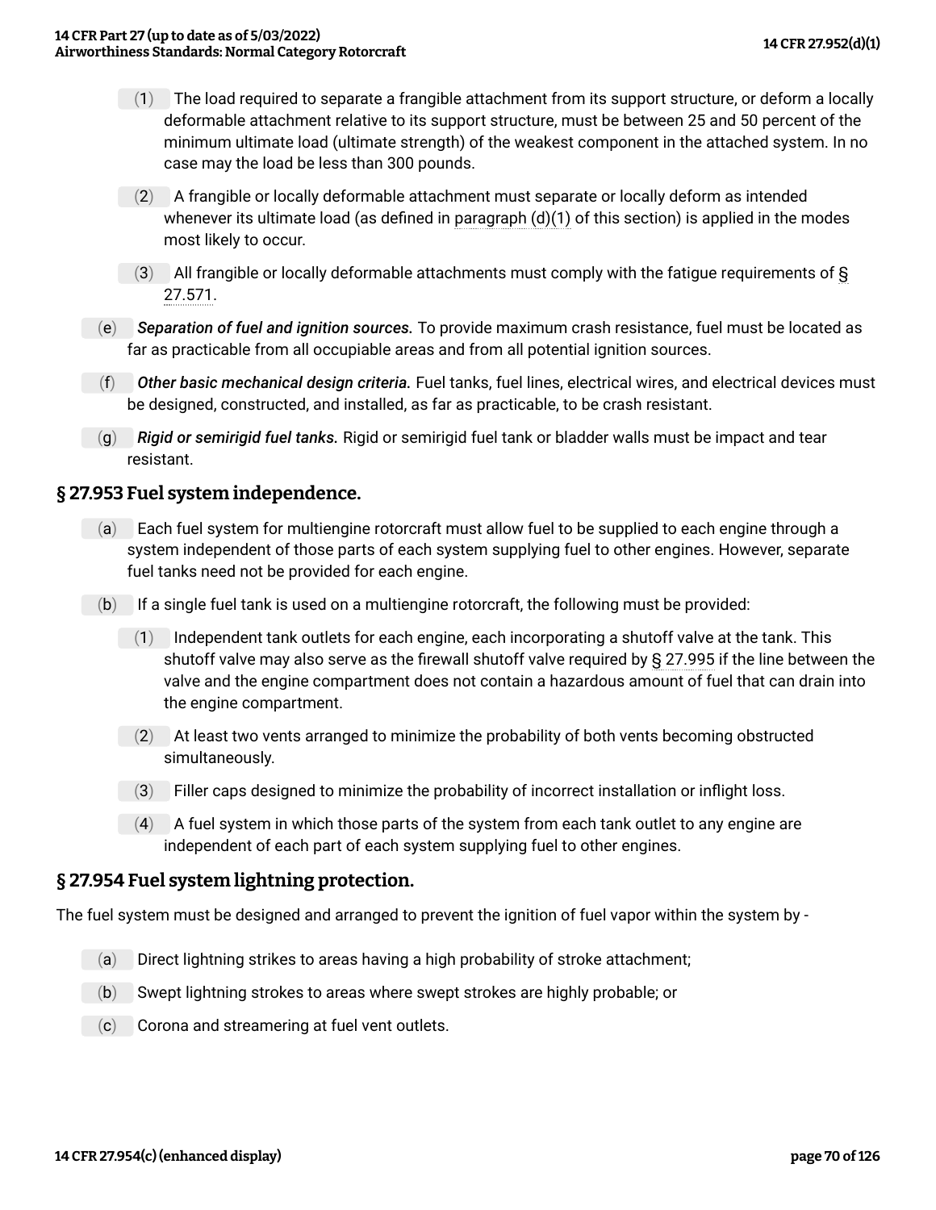(1) The load required to separate a frangible attachment from its support structure, or deform a locally deformable attachment relative to its support structure, must be between 25 and 50 percent of the minimum ultimate load (ultimate strength) of the weakest component in the attached system. In no case may the load be less than 300 pounds.

(2) A frangible or locally deformable attachment must separate or locally deform as intended whenever its ultimate load (as defined in paragraph (d)(1) of this section) is applied in the modes most likely to occur.

(3) All frangible or locally deformable attachments must comply with the fatigue requirements of § 27.571.

(e) ***Separation of fuel and ignition sources.*** To provide maximum crash resistance, fuel must be located as far as practicable from all occupiable areas and from all potential ignition sources.

(f) ***Other basic mechanical design criteria.*** Fuel tanks, fuel lines, electrical wires, and electrical devices must be designed, constructed, and installed, as far as practicable, to be crash resistant.

(g) ***Rigid or semirigid fuel tanks.*** Rigid or semirigid fuel tank or bladder walls must be impact and tear resistant.

## § 27.953 Fuel system independence.

(a) Each fuel system for multiengine rotorcraft must allow fuel to be supplied to each engine through a system independent of those parts of each system supplying fuel to other engines. However, separate fuel tanks need not be provided for each engine.

(b) If a single fuel tank is used on a multiengine rotorcraft, the following must be provided:

(1) Independent tank outlets for each engine, each incorporating a shutoff valve at the tank. This shutoff valve may also serve as the firewall shutoff valve required by § 27.995 if the line between the valve and the engine compartment does not contain a hazardous amount of fuel that can drain into the engine compartment.

(2) At least two vents arranged to minimize the probability of both vents becoming obstructed simultaneously.

(3) Filler caps designed to minimize the probability of incorrect installation or inflight loss.

(4) A fuel system in which those parts of the system from each tank outlet to any engine are independent of each part of each system supplying fuel to other engines.

## § 27.954 Fuel system lightning protection.

The fuel system must be designed and arranged to prevent the ignition of fuel vapor within the system by -

(a) Direct lightning strikes to areas having a high probability of stroke attachment;

(b) Swept lightning strokes to areas where swept strokes are highly probable; or

(c) Corona and streamering at fuel vent outlets.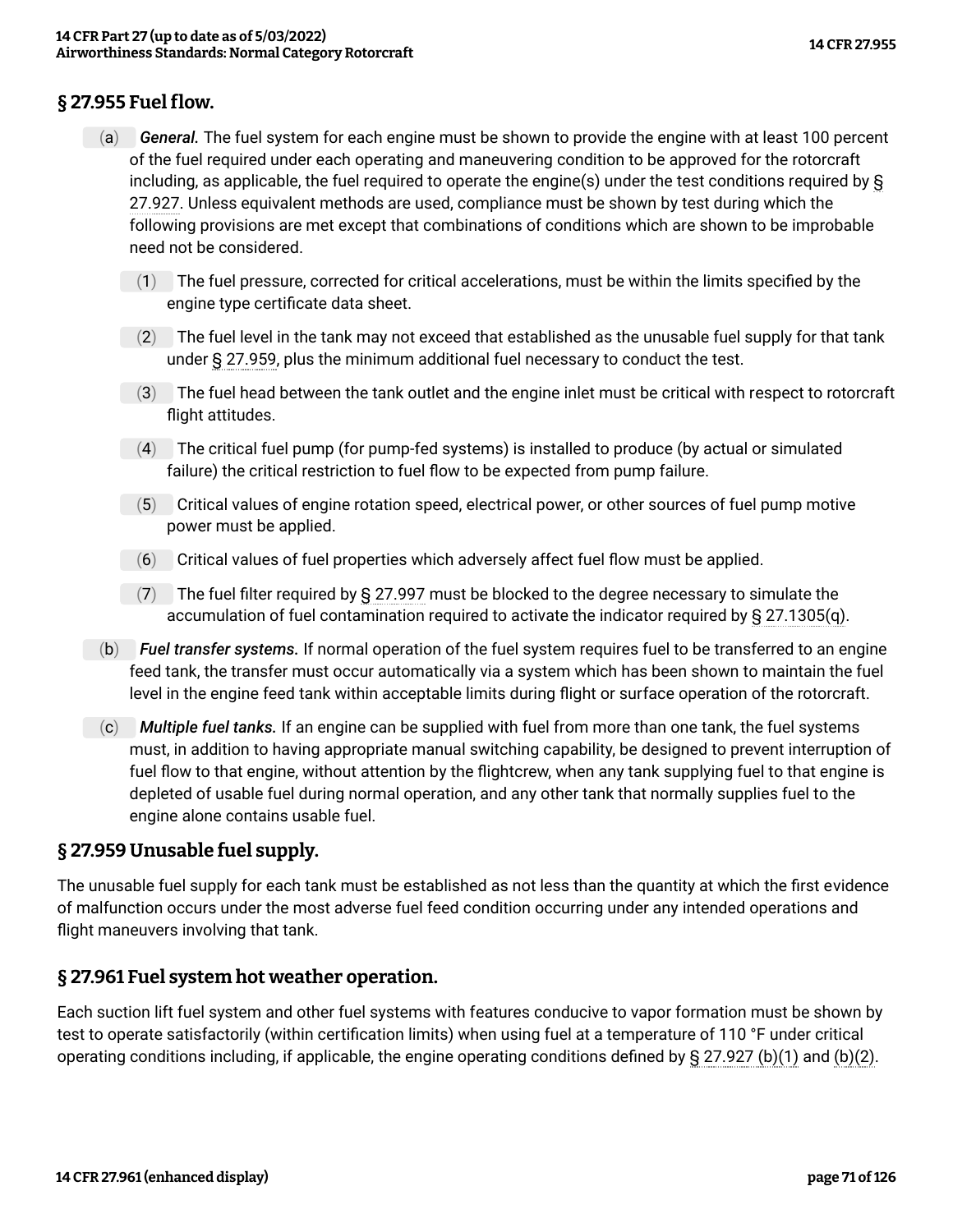## § 27.955 Fuel flow.

(a) *General.* The fuel system for each engine must be shown to provide the engine with at least 100 percent of the fuel required under each operating and maneuvering condition to be approved for the rotorcraft including, as applicable, the fuel required to operate the engine(s) under the test conditions required by § 27.927. Unless equivalent methods are used, compliance must be shown by test during which the following provisions are met except that combinations of conditions which are shown to be improbable need not be considered.

(1) The fuel pressure, corrected for critical accelerations, must be within the limits specified by the engine type certificate data sheet.

(2) The fuel level in the tank may not exceed that established as the unusable fuel supply for that tank under § 27.959, plus the minimum additional fuel necessary to conduct the test.

(3) The fuel head between the tank outlet and the engine inlet must be critical with respect to rotorcraft flight attitudes.

(4) The critical fuel pump (for pump-fed systems) is installed to produce (by actual or simulated failure) the critical restriction to fuel flow to be expected from pump failure.

(5) Critical values of engine rotation speed, electrical power, or other sources of fuel pump motive power must be applied.

(6) Critical values of fuel properties which adversely affect fuel flow must be applied.

(7) The fuel filter required by § 27.997 must be blocked to the degree necessary to simulate the accumulation of fuel contamination required to activate the indicator required by § 27.1305(q).

(b) *Fuel transfer systems.* If normal operation of the fuel system requires fuel to be transferred to an engine feed tank, the transfer must occur automatically via a system which has been shown to maintain the fuel level in the engine feed tank within acceptable limits during flight or surface operation of the rotorcraft.

(c) *Multiple fuel tanks.* If an engine can be supplied with fuel from more than one tank, the fuel systems must, in addition to having appropriate manual switching capability, be designed to prevent interruption of fuel flow to that engine, without attention by the flightcrew, when any tank supplying fuel to that engine is depleted of usable fuel during normal operation, and any other tank that normally supplies fuel to the engine alone contains usable fuel.

## § 27.959 Unusable fuel supply.

The unusable fuel supply for each tank must be established as not less than the quantity at which the first evidence of malfunction occurs under the most adverse fuel feed condition occurring under any intended operations and flight maneuvers involving that tank.

## § 27.961 Fuel system hot weather operation.

Each suction lift fuel system and other fuel systems with features conducive to vapor formation must be shown by test to operate satisfactorily (within certification limits) when using fuel at a temperature of 110 °F under critical operating conditions including, if applicable, the engine operating conditions defined by § 27.927 (b)(1) and (b)(2).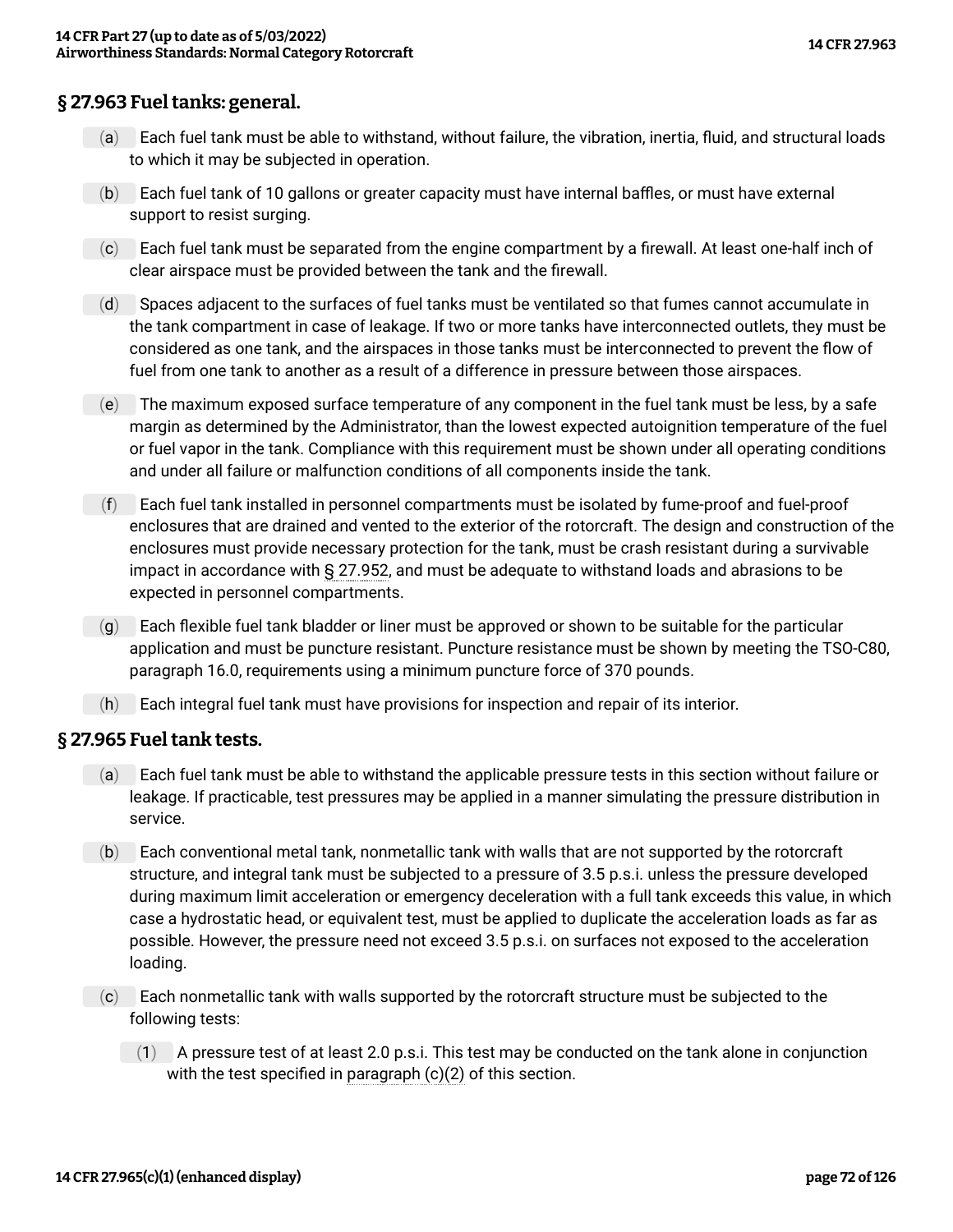## § 27.963 Fuel tanks: general.

(a) Each fuel tank must be able to withstand, without failure, the vibration, inertia, fluid, and structural loads to which it may be subjected in operation.

(b) Each fuel tank of 10 gallons or greater capacity must have internal baffles, or must have external support to resist surging.

(c) Each fuel tank must be separated from the engine compartment by a firewall. At least one-half inch of clear airspace must be provided between the tank and the firewall.

(d) Spaces adjacent to the surfaces of fuel tanks must be ventilated so that fumes cannot accumulate in the tank compartment in case of leakage. If two or more tanks have interconnected outlets, they must be considered as one tank, and the airspaces in those tanks must be interconnected to prevent the flow of fuel from one tank to another as a result of a difference in pressure between those airspaces.

(e) The maximum exposed surface temperature of any component in the fuel tank must be less, by a safe margin as determined by the Administrator, than the lowest expected autoignition temperature of the fuel or fuel vapor in the tank. Compliance with this requirement must be shown under all operating conditions and under all failure or malfunction conditions of all components inside the tank.

(f) Each fuel tank installed in personnel compartments must be isolated by fume-proof and fuel-proof enclosures that are drained and vented to the exterior of the rotorcraft. The design and construction of the enclosures must provide necessary protection for the tank, must be crash resistant during a survivable impact in accordance with § 27.952, and must be adequate to withstand loads and abrasions to be expected in personnel compartments.

(g) Each flexible fuel tank bladder or liner must be approved or shown to be suitable for the particular application and must be puncture resistant. Puncture resistance must be shown by meeting the TSO-C80, paragraph 16.0, requirements using a minimum puncture force of 370 pounds.

(h) Each integral fuel tank must have provisions for inspection and repair of its interior.

## § 27.965 Fuel tank tests.

(a) Each fuel tank must be able to withstand the applicable pressure tests in this section without failure or leakage. If practicable, test pressures may be applied in a manner simulating the pressure distribution in service.

(b) Each conventional metal tank, nonmetallic tank with walls that are not supported by the rotorcraft structure, and integral tank must be subjected to a pressure of 3.5 p.s.i. unless the pressure developed during maximum limit acceleration or emergency deceleration with a full tank exceeds this value, in which case a hydrostatic head, or equivalent test, must be applied to duplicate the acceleration loads as far as possible. However, the pressure need not exceed 3.5 p.s.i. on surfaces not exposed to the acceleration loading.

(c) Each nonmetallic tank with walls supported by the rotorcraft structure must be subjected to the following tests:

(1) A pressure test of at least 2.0 p.s.i. This test may be conducted on the tank alone in conjunction with the test specified in paragraph (c)(2) of this section.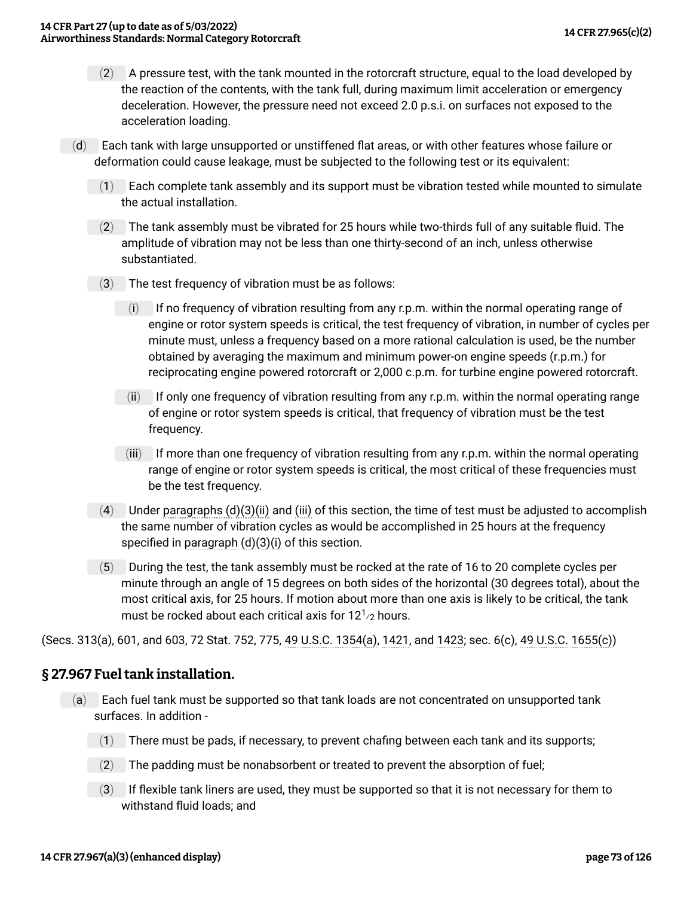(2) A pressure test, with the tank mounted in the rotorcraft structure, equal to the load developed by the reaction of the contents, with the tank full, during maximum limit acceleration or emergency deceleration. However, the pressure need not exceed 2.0 p.s.i. on surfaces not exposed to the acceleration loading.

(d) Each tank with large unsupported or unstiffened flat areas, or with other features whose failure or deformation could cause leakage, must be subjected to the following test or its equivalent:

(1) Each complete tank assembly and its support must be vibration tested while mounted to simulate the actual installation.

(2) The tank assembly must be vibrated for 25 hours while two-thirds full of any suitable fluid. The amplitude of vibration may not be less than one thirty-second of an inch, unless otherwise substantiated.

(3) The test frequency of vibration must be as follows:

(i) If no frequency of vibration resulting from any r.p.m. within the normal operating range of engine or rotor system speeds is critical, the test frequency of vibration, in number of cycles per minute must, unless a frequency based on a more rational calculation is used, be the number obtained by averaging the maximum and minimum power-on engine speeds (r.p.m.) for reciprocating engine powered rotorcraft or 2,000 c.p.m. for turbine engine powered rotorcraft.

(ii) If only one frequency of vibration resulting from any r.p.m. within the normal operating range of engine or rotor system speeds is critical, that frequency of vibration must be the test frequency.

(iii) If more than one frequency of vibration resulting from any r.p.m. within the normal operating range of engine or rotor system speeds is critical, the most critical of these frequencies must be the test frequency.

(4) Under paragraphs (d)(3)(ii) and (iii) of this section, the time of test must be adjusted to accomplish the same number of vibration cycles as would be accomplished in 25 hours at the frequency specified in paragraph (d)(3)(i) of this section.

(5) During the test, the tank assembly must be rocked at the rate of 16 to 20 complete cycles per minute through an angle of 15 degrees on both sides of the horizontal (30 degrees total), about the most critical axis, for 25 hours. If motion about more than one axis is likely to be critical, the tank must be rocked about each critical axis for $12\frac{1}{2}$ hours.

(Secs. 313(a), 601, and 603, 72 Stat. 752, 775, 49 U.S.C. 1354(a), 1421, and 1423; sec. 6(c), 49 U.S.C. 1655(c))

## § 27.967 Fuel tank installation.

(a) Each fuel tank must be supported so that tank loads are not concentrated on unsupported tank surfaces. In addition -

(1) There must be pads, if necessary, to prevent chafing between each tank and its supports;

(2) The padding must be nonabsorbent or treated to prevent the absorption of fuel;

(3) If flexible tank liners are used, they must be supported so that it is not necessary for them to withstand fluid loads; and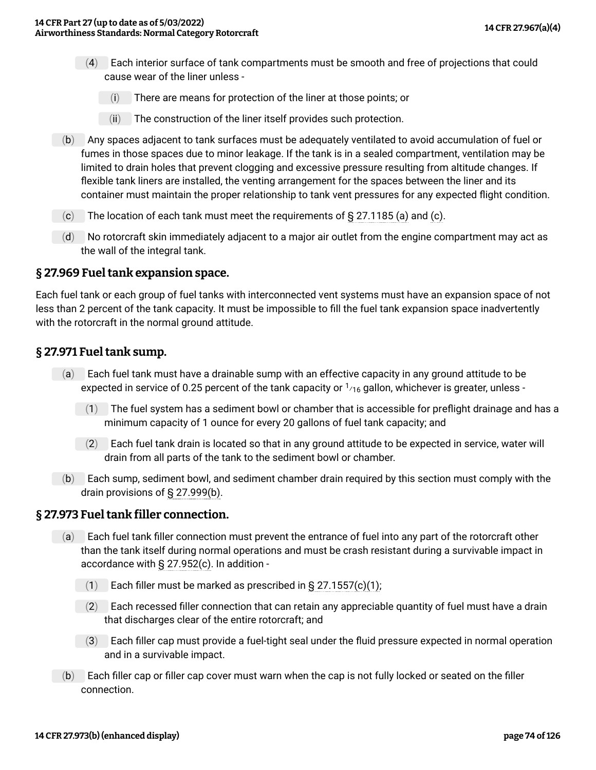(4) Each interior surface of tank compartments must be smooth and free of projections that could cause wear of the liner unless -

(i) There are means for protection of the liner at those points; or

(ii) The construction of the liner itself provides such protection.

(b) Any spaces adjacent to tank surfaces must be adequately ventilated to avoid accumulation of fuel or fumes in those spaces due to minor leakage. If the tank is in a sealed compartment, ventilation may be limited to drain holes that prevent clogging and excessive pressure resulting from altitude changes. If flexible tank liners are installed, the venting arrangement for the spaces between the liner and its container must maintain the proper relationship to tank vent pressures for any expected flight condition.

(c) The location of each tank must meet the requirements of § 27.1185 (a) and (c).

(d) No rotorcraft skin immediately adjacent to a major air outlet from the engine compartment may act as the wall of the integral tank.

## § 27.969 Fuel tank expansion space.

Each fuel tank or each group of fuel tanks with interconnected vent systems must have an expansion space of not less than 2 percent of the tank capacity. It must be impossible to fill the fuel tank expansion space inadvertently with the rotorcraft in the normal ground attitude.

## § 27.971 Fuel tank sump.

(a) Each fuel tank must have a drainable sump with an effective capacity in any ground attitude to be expected in service of 0.25 percent of the tank capacity or $^{1}/_{16}$ gallon, whichever is greater, unless -

(1) The fuel system has a sediment bowl or chamber that is accessible for preflight drainage and has a minimum capacity of 1 ounce for every 20 gallons of fuel tank capacity; and

(2) Each fuel tank drain is located so that in any ground attitude to be expected in service, water will drain from all parts of the tank to the sediment bowl or chamber.

(b) Each sump, sediment bowl, and sediment chamber drain required by this section must comply with the drain provisions of § 27.999(b).

## § 27.973 Fuel tank filler connection.

(a) Each fuel tank filler connection must prevent the entrance of fuel into any part of the rotorcraft other than the tank itself during normal operations and must be crash resistant during a survivable impact in accordance with § 27.952(c). In addition -

(1) Each filler must be marked as prescribed in § 27.1557(c)(1);

(2) Each recessed filler connection that can retain any appreciable quantity of fuel must have a drain that discharges clear of the entire rotorcraft; and

(3) Each filler cap must provide a fuel-tight seal under the fluid pressure expected in normal operation and in a survivable impact.

(b) Each filler cap or filler cap cover must warn when the cap is not fully locked or seated on the filler connection.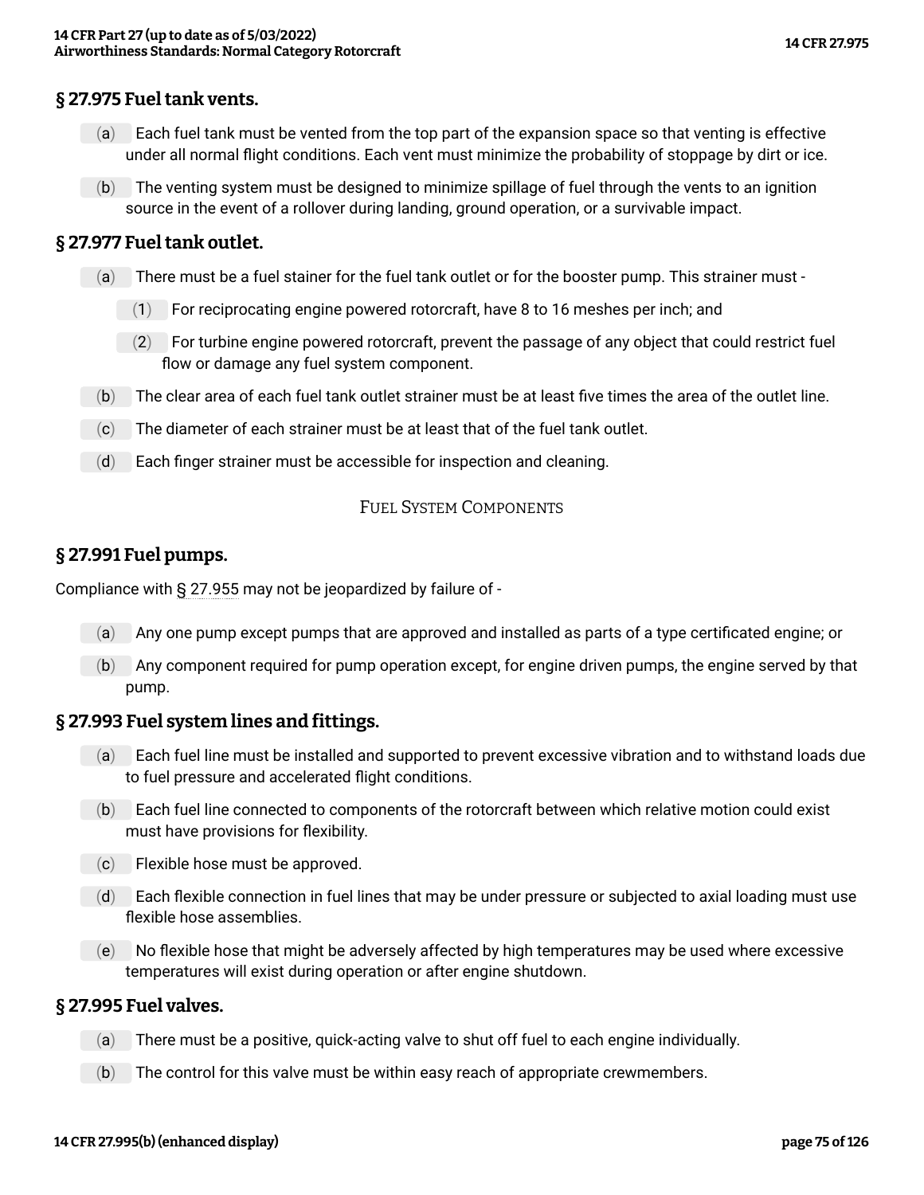## § 27.975 Fuel tank vents.

(a) Each fuel tank must be vented from the top part of the expansion space so that venting is effective under all normal flight conditions. Each vent must minimize the probability of stoppage by dirt or ice.

(b) The venting system must be designed to minimize spillage of fuel through the vents to an ignition source in the event of a rollover during landing, ground operation, or a survivable impact.

## § 27.977 Fuel tank outlet.

(a) There must be a fuel stainer for the fuel tank outlet or for the booster pump. This strainer must -

(1) For reciprocating engine powered rotorcraft, have 8 to 16 meshes per inch; and

(2) For turbine engine powered rotorcraft, prevent the passage of any object that could restrict fuel flow or damage any fuel system component.

(b) The clear area of each fuel tank outlet strainer must be at least five times the area of the outlet line.

(c) The diameter of each strainer must be at least that of the fuel tank outlet.

(d) Each finger strainer must be accessible for inspection and cleaning.

FUEL SYSTEM COMPONENTS

## § 27.991 Fuel pumps.

Compliance with § 27.955 may not be jeopardized by failure of -

(a) Any one pump except pumps that are approved and installed as parts of a type certificated engine; or

(b) Any component required for pump operation except, for engine driven pumps, the engine served by that pump.

## § 27.993 Fuel system lines and fittings.

(a) Each fuel line must be installed and supported to prevent excessive vibration and to withstand loads due to fuel pressure and accelerated flight conditions.

(b) Each fuel line connected to components of the rotorcraft between which relative motion could exist must have provisions for flexibility.

(c) Flexible hose must be approved.

(d) Each flexible connection in fuel lines that may be under pressure or subjected to axial loading must use flexible hose assemblies.

(e) No flexible hose that might be adversely affected by high temperatures may be used where excessive temperatures will exist during operation or after engine shutdown.

## § 27.995 Fuel valves.

(a) There must be a positive, quick-acting valve to shut off fuel to each engine individually.

(b) The control for this valve must be within easy reach of appropriate crewmembers.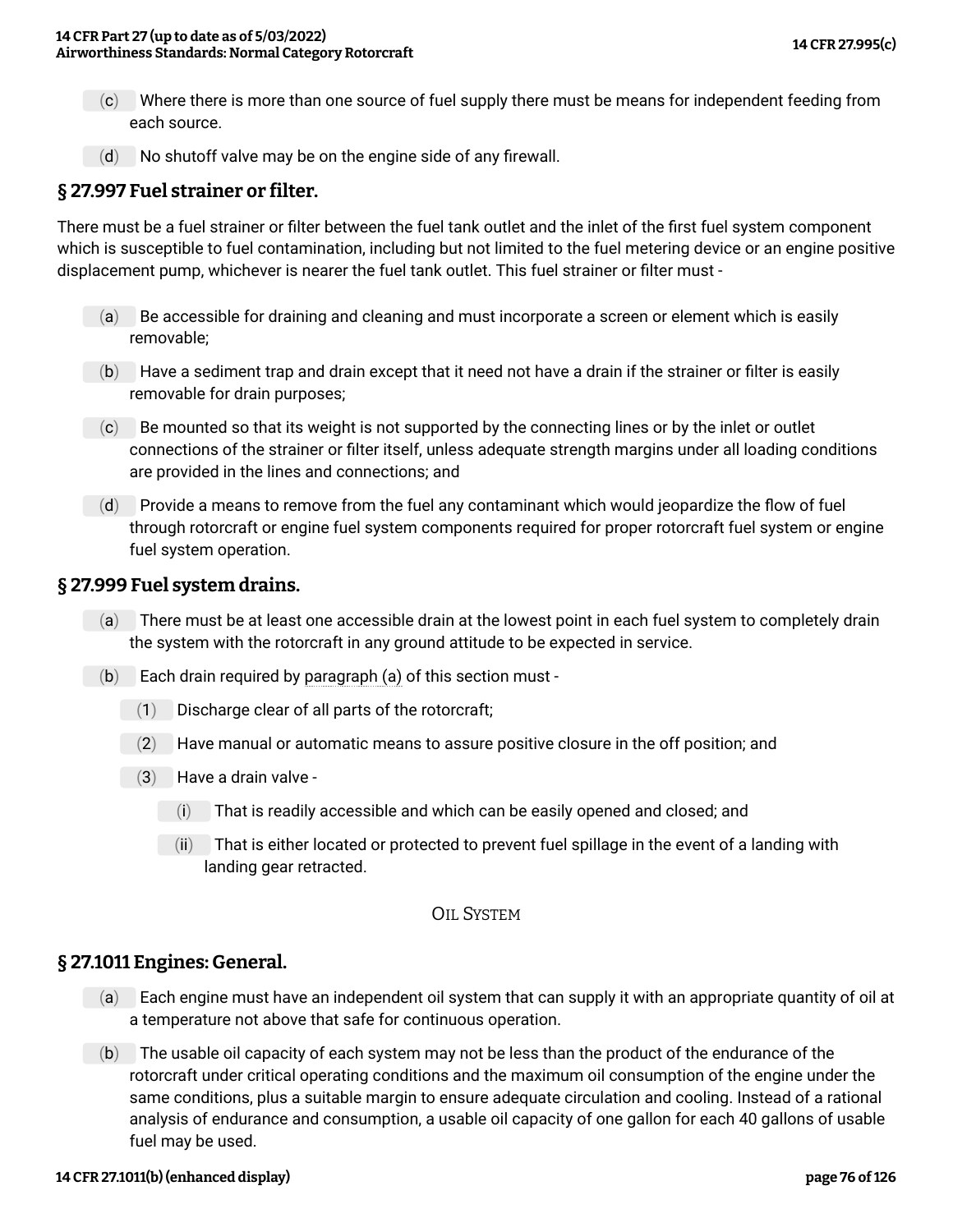(c) Where there is more than one source of fuel supply there must be means for independent feeding from each source.

(d) No shutoff valve may be on the engine side of any firewall.

## § 27.997 Fuel strainer or filter.

There must be a fuel strainer or filter between the fuel tank outlet and the inlet of the first fuel system component which is susceptible to fuel contamination, including but not limited to the fuel metering device or an engine positive displacement pump, whichever is nearer the fuel tank outlet. This fuel strainer or filter must -

(a) Be accessible for draining and cleaning and must incorporate a screen or element which is easily removable;

(b) Have a sediment trap and drain except that it need not have a drain if the strainer or filter is easily removable for drain purposes;

(c) Be mounted so that its weight is not supported by the connecting lines or by the inlet or outlet connections of the strainer or filter itself, unless adequate strength margins under all loading conditions are provided in the lines and connections; and

(d) Provide a means to remove from the fuel any contaminant which would jeopardize the flow of fuel through rotorcraft or engine fuel system components required for proper rotorcraft fuel system or engine fuel system operation.

## § 27.999 Fuel system drains.

(a) There must be at least one accessible drain at the lowest point in each fuel system to completely drain the system with the rotorcraft in any ground attitude to be expected in service.

(b) Each drain required by paragraph (a) of this section must -

(1) Discharge clear of all parts of the rotorcraft;

(2) Have manual or automatic means to assure positive closure in the off position; and

(3) Have a drain valve -

(i) That is readily accessible and which can be easily opened and closed; and

(ii) That is either located or protected to prevent fuel spillage in the event of a landing with landing gear retracted.

### OIL SYSTEM

## § 27.1011 Engines: General.

(a) Each engine must have an independent oil system that can supply it with an appropriate quantity of oil at a temperature not above that safe for continuous operation.

(b) The usable oil capacity of each system may not be less than the product of the endurance of the rotorcraft under critical operating conditions and the maximum oil consumption of the engine under the same conditions, plus a suitable margin to ensure adequate circulation and cooling. Instead of a rational analysis of endurance and consumption, a usable oil capacity of one gallon for each 40 gallons of usable fuel may be used.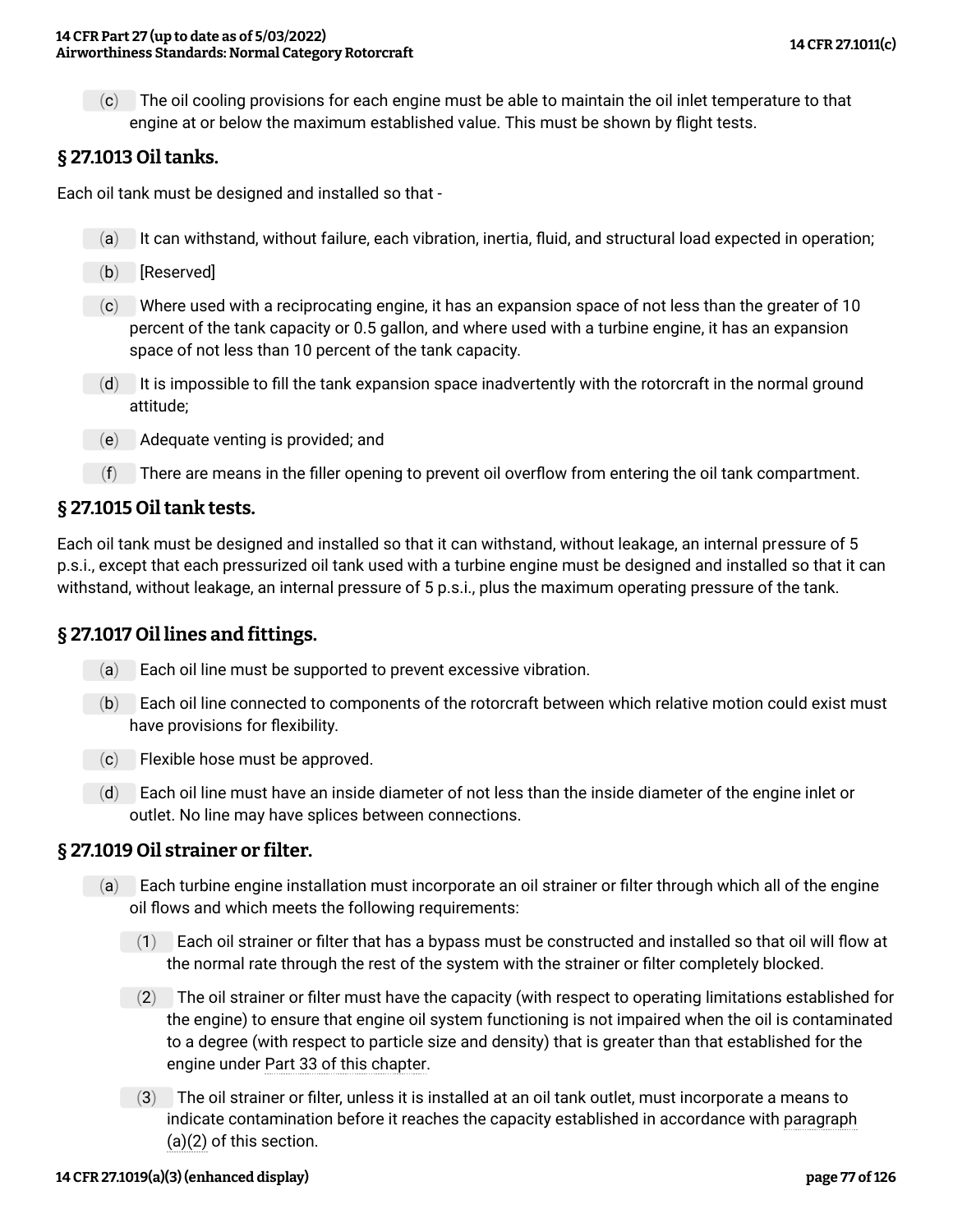(c) The oil cooling provisions for each engine must be able to maintain the oil inlet temperature to that engine at or below the maximum established value. This must be shown by flight tests.

## § 27.1013 Oil tanks.

Each oil tank must be designed and installed so that -

(a) It can withstand, without failure, each vibration, inertia, fluid, and structural load expected in operation;

(b) [Reserved]

(c) Where used with a reciprocating engine, it has an expansion space of not less than the greater of 10 percent of the tank capacity or 0.5 gallon, and where used with a turbine engine, it has an expansion space of not less than 10 percent of the tank capacity.

(d) It is impossible to fill the tank expansion space inadvertently with the rotorcraft in the normal ground attitude;

(e) Adequate venting is provided; and

(f) There are means in the filler opening to prevent oil overflow from entering the oil tank compartment.

## § 27.1015 Oil tank tests.

Each oil tank must be designed and installed so that it can withstand, without leakage, an internal pressure of 5 p.s.i., except that each pressurized oil tank used with a turbine engine must be designed and installed so that it can withstand, without leakage, an internal pressure of 5 p.s.i., plus the maximum operating pressure of the tank.

## § 27.1017 Oil lines and fittings.

(a) Each oil line must be supported to prevent excessive vibration.

(b) Each oil line connected to components of the rotorcraft between which relative motion could exist must have provisions for flexibility.

(c) Flexible hose must be approved.

(d) Each oil line must have an inside diameter of not less than the inside diameter of the engine inlet or outlet. No line may have splices between connections.

## § 27.1019 Oil strainer or filter.

(a) Each turbine engine installation must incorporate an oil strainer or filter through which all of the engine oil flows and which meets the following requirements:

(1) Each oil strainer or filter that has a bypass must be constructed and installed so that oil will flow at the normal rate through the rest of the system with the strainer or filter completely blocked.

(2) The oil strainer or filter must have the capacity (with respect to operating limitations established for the engine) to ensure that engine oil system functioning is not impaired when the oil is contaminated to a degree (with respect to particle size and density) that is greater than that established for the engine under Part 33 of this chapter.

(3) The oil strainer or filter, unless it is installed at an oil tank outlet, must incorporate a means to indicate contamination before it reaches the capacity established in accordance with paragraph (a)(2) of this section.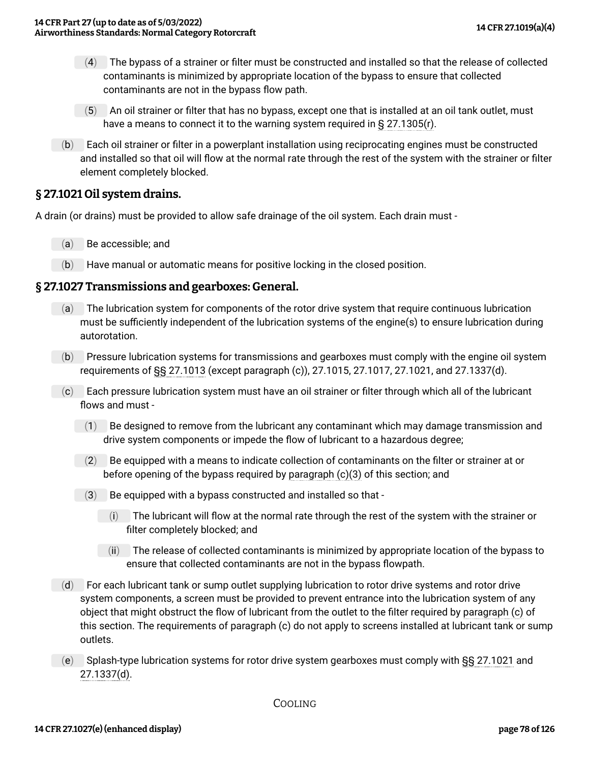(4) The bypass of a strainer or filter must be constructed and installed so that the release of collected contaminants is minimized by appropriate location of the bypass to ensure that collected contaminants are not in the bypass flow path.

(5) An oil strainer or filter that has no bypass, except one that is installed at an oil tank outlet, must have a means to connect it to the warning system required in § 27.1305(r).

(b) Each oil strainer or filter in a powerplant installation using reciprocating engines must be constructed and installed so that oil will flow at the normal rate through the rest of the system with the strainer or filter element completely blocked.

## § 27.1021 Oil system drains.

A drain (or drains) must be provided to allow safe drainage of the oil system. Each drain must -

(a) Be accessible; and

(b) Have manual or automatic means for positive locking in the closed position.

## § 27.1027 Transmissions and gearboxes: General.

(a) The lubrication system for components of the rotor drive system that require continuous lubrication must be sufficiently independent of the lubrication systems of the engine(s) to ensure lubrication during autorotation.

(b) Pressure lubrication systems for transmissions and gearboxes must comply with the engine oil system requirements of §§ 27.1013 (except paragraph (c)), 27.1015, 27.1017, 27.1021, and 27.1337(d).

(c) Each pressure lubrication system must have an oil strainer or filter through which all of the lubricant flows and must -

(1) Be designed to remove from the lubricant any contaminant which may damage transmission and drive system components or impede the flow of lubricant to a hazardous degree;

(2) Be equipped with a means to indicate collection of contaminants on the filter or strainer at or before opening of the bypass required by paragraph (c)(3) of this section; and

(3) Be equipped with a bypass constructed and installed so that -

(i) The lubricant will flow at the normal rate through the rest of the system with the strainer or filter completely blocked; and

(ii) The release of collected contaminants is minimized by appropriate location of the bypass to ensure that collected contaminants are not in the bypass flowpath.

(d) For each lubricant tank or sump outlet supplying lubrication to rotor drive systems and rotor drive system components, a screen must be provided to prevent entrance into the lubrication system of any object that might obstruct the flow of lubricant from the outlet to the filter required by paragraph (c) of this section. The requirements of paragraph (c) do not apply to screens installed at lubricant tank or sump outlets.

(e) Splash-type lubrication systems for rotor drive system gearboxes must comply with §§ 27.1021 and 27.1337(d).

COOLING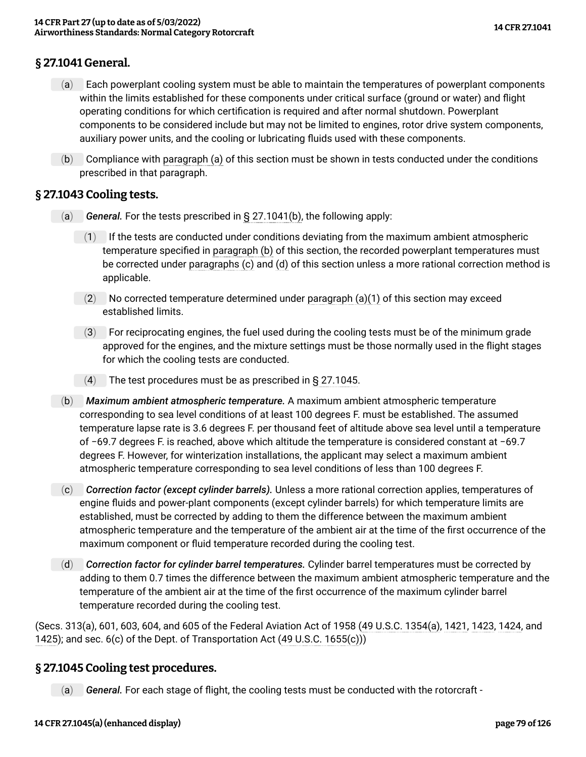## § 27.1041 General.

(a) Each powerplant cooling system must be able to maintain the temperatures of powerplant components within the limits established for these components under critical surface (ground or water) and flight operating conditions for which certification is required and after normal shutdown. Powerplant components to be considered include but may not be limited to engines, rotor drive system components, auxiliary power units, and the cooling or lubricating fluids used with these components.

(b) Compliance with paragraph (a) of this section must be shown in tests conducted under the conditions prescribed in that paragraph.

## § 27.1043 Cooling tests.

(a) *General.* For the tests prescribed in § 27.1041(b), the following apply:

(1) If the tests are conducted under conditions deviating from the maximum ambient atmospheric temperature specified in paragraph (b) of this section, the recorded powerplant temperatures must be corrected under paragraphs (c) and (d) of this section unless a more rational correction method is applicable.

(2) No corrected temperature determined under paragraph (a)(1) of this section may exceed established limits.

(3) For reciprocating engines, the fuel used during the cooling tests must be of the minimum grade approved for the engines, and the mixture settings must be those normally used in the flight stages for which the cooling tests are conducted.

(4) The test procedures must be as prescribed in § 27.1045.

(b) *Maximum ambient atmospheric temperature.* A maximum ambient atmospheric temperature corresponding to sea level conditions of at least 100 degrees F. must be established. The assumed temperature lapse rate is 3.6 degrees F. per thousand feet of altitude above sea level until a temperature of −69.7 degrees F. is reached, above which altitude the temperature is considered constant at −69.7 degrees F. However, for winterization installations, the applicant may select a maximum ambient atmospheric temperature corresponding to sea level conditions of less than 100 degrees F.

(c) *Correction factor (except cylinder barrels).* Unless a more rational correction applies, temperatures of engine fluids and power-plant components (except cylinder barrels) for which temperature limits are established, must be corrected by adding to them the difference between the maximum ambient atmospheric temperature and the temperature of the ambient air at the time of the first occurrence of the maximum component or fluid temperature recorded during the cooling test.

(d) *Correction factor for cylinder barrel temperatures.* Cylinder barrel temperatures must be corrected by adding to them 0.7 times the difference between the maximum ambient atmospheric temperature and the temperature of the ambient air at the time of the first occurrence of the maximum cylinder barrel temperature recorded during the cooling test.

(Secs. 313(a), 601, 603, 604, and 605 of the Federal Aviation Act of 1958 (49 U.S.C. 1354(a), 1421, 1423, 1424, and 1425); and sec. 6(c) of the Dept. of Transportation Act (49 U.S.C. 1655(c)))

## § 27.1045 Cooling test procedures.

(a) *General.* For each stage of flight, the cooling tests must be conducted with the rotorcraft -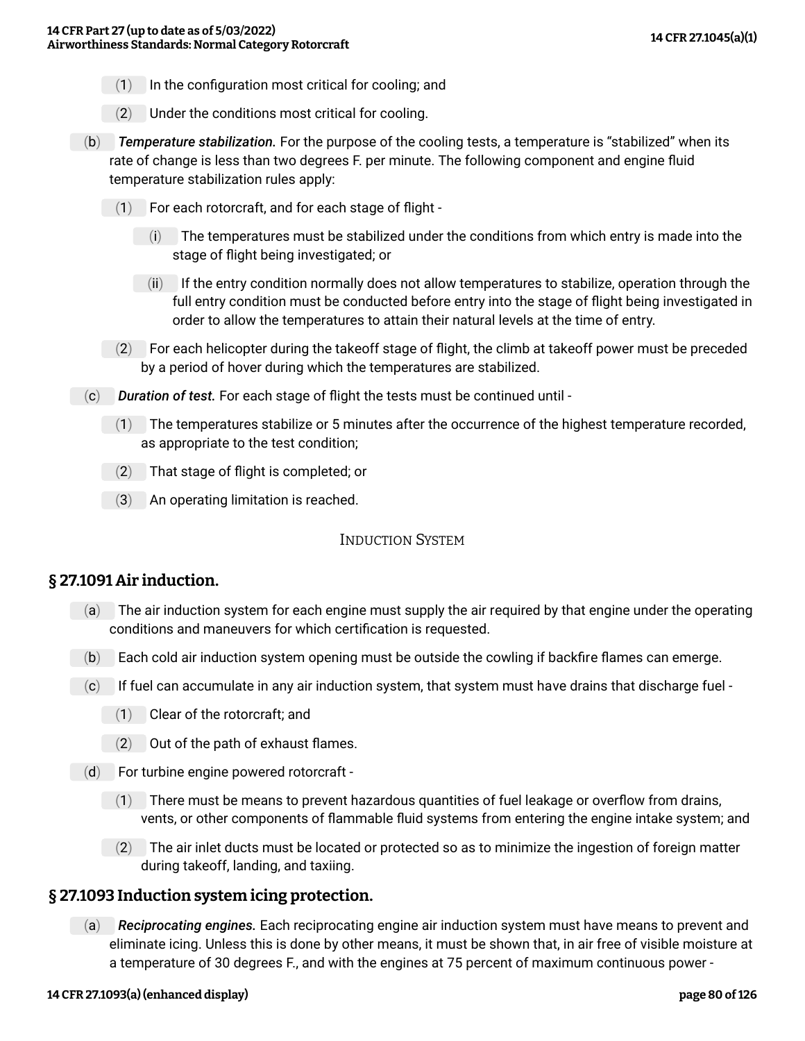(1) In the configuration most critical for cooling; and

(2) Under the conditions most critical for cooling.

(b) *Temperature stabilization.* For the purpose of the cooling tests, a temperature is "stabilized" when its rate of change is less than two degrees F. per minute. The following component and engine fluid temperature stabilization rules apply:

(1) For each rotorcraft, and for each stage of flight -

(i) The temperatures must be stabilized under the conditions from which entry is made into the stage of flight being investigated; or

(ii) If the entry condition normally does not allow temperatures to stabilize, operation through the full entry condition must be conducted before entry into the stage of flight being investigated in order to allow the temperatures to attain their natural levels at the time of entry.

(2) For each helicopter during the takeoff stage of flight, the climb at takeoff power must be preceded by a period of hover during which the temperatures are stabilized.

(c) *Duration of test.* For each stage of flight the tests must be continued until -

(1) The temperatures stabilize or 5 minutes after the occurrence of the highest temperature recorded, as appropriate to the test condition;

(2) That stage of flight is completed; or

(3) An operating limitation is reached.

INDUCTION SYSTEM

## § 27.1091 Air induction.

(a) The air induction system for each engine must supply the air required by that engine under the operating conditions and maneuvers for which certification is requested.

(b) Each cold air induction system opening must be outside the cowling if backfire flames can emerge.

(c) If fuel can accumulate in any air induction system, that system must have drains that discharge fuel -

(1) Clear of the rotorcraft; and

(2) Out of the path of exhaust flames.

(d) For turbine engine powered rotorcraft -

(1) There must be means to prevent hazardous quantities of fuel leakage or overflow from drains, vents, or other components of flammable fluid systems from entering the engine intake system; and

(2) The air inlet ducts must be located or protected so as to minimize the ingestion of foreign matter during takeoff, landing, and taxiing.

## § 27.1093 Induction system icing protection.

(a) *Reciprocating engines.* Each reciprocating engine air induction system must have means to prevent and eliminate icing. Unless this is done by other means, it must be shown that, in air free of visible moisture at a temperature of 30 degrees F., and with the engines at 75 percent of maximum continuous power -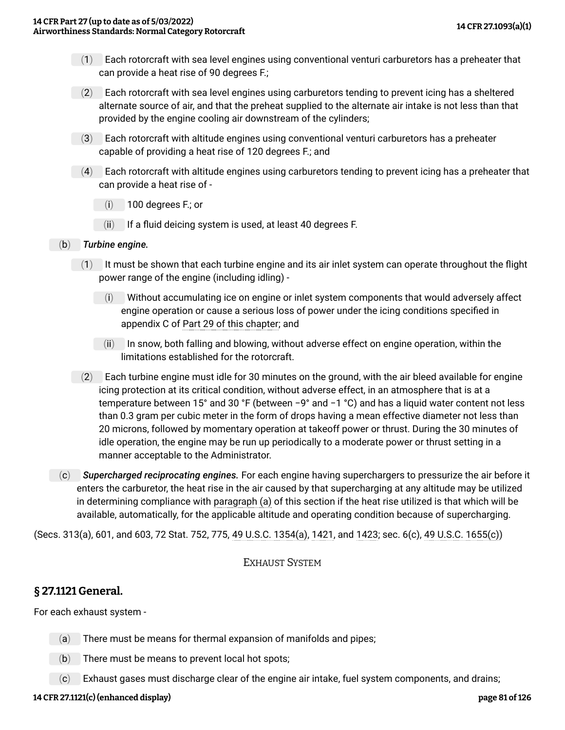(1) Each rotorcraft with sea level engines using conventional venturi carburetors has a preheater that can provide a heat rise of 90 degrees F.;

(2) Each rotorcraft with sea level engines using carburetors tending to prevent icing has a sheltered alternate source of air, and that the preheat supplied to the alternate air intake is not less than that provided by the engine cooling air downstream of the cylinders;

(3) Each rotorcraft with altitude engines using conventional venturi carburetors has a preheater capable of providing a heat rise of 120 degrees F.; and

(4) Each rotorcraft with altitude engines using carburetors tending to prevent icing has a preheater that can provide a heat rise of -

(i) 100 degrees F.; or

(ii) If a fluid deicing system is used, at least 40 degrees F.

(b) ***Turbine engine.***

(1) It must be shown that each turbine engine and its air inlet system can operate throughout the flight power range of the engine (including idling) -

(i) Without accumulating ice on engine or inlet system components that would adversely affect engine operation or cause a serious loss of power under the icing conditions specified in appendix C of Part 29 of this chapter; and

(ii) In snow, both falling and blowing, without adverse effect on engine operation, within the limitations established for the rotorcraft.

(2) Each turbine engine must idle for 30 minutes on the ground, with the air bleed available for engine icing protection at its critical condition, without adverse effect, in an atmosphere that is at a temperature between 15° and 30 °F (between −9° and −1 °C) and has a liquid water content not less than 0.3 gram per cubic meter in the form of drops having a mean effective diameter not less than 20 microns, followed by momentary operation at takeoff power or thrust. During the 30 minutes of idle operation, the engine may be run up periodically to a moderate power or thrust setting in a manner acceptable to the Administrator.

(c) ***Supercharged reciprocating engines.*** For each engine having superchargers to pressurize the air before it enters the carburetor, the heat rise in the air caused by that supercharging at any altitude may be utilized in determining compliance with paragraph (a) of this section if the heat rise utilized is that which will be available, automatically, for the applicable altitude and operating condition because of supercharging.

(Secs. 313(a), 601, and 603, 72 Stat. 752, 775, 49 U.S.C. 1354(a), 1421, and 1423; sec. 6(c), 49 U.S.C. 1655(c))

EXHAUST SYSTEM

## § 27.1121 General.

For each exhaust system -

(a) There must be means for thermal expansion of manifolds and pipes;

(b) There must be means to prevent local hot spots;

(c) Exhaust gases must discharge clear of the engine air intake, fuel system components, and drains;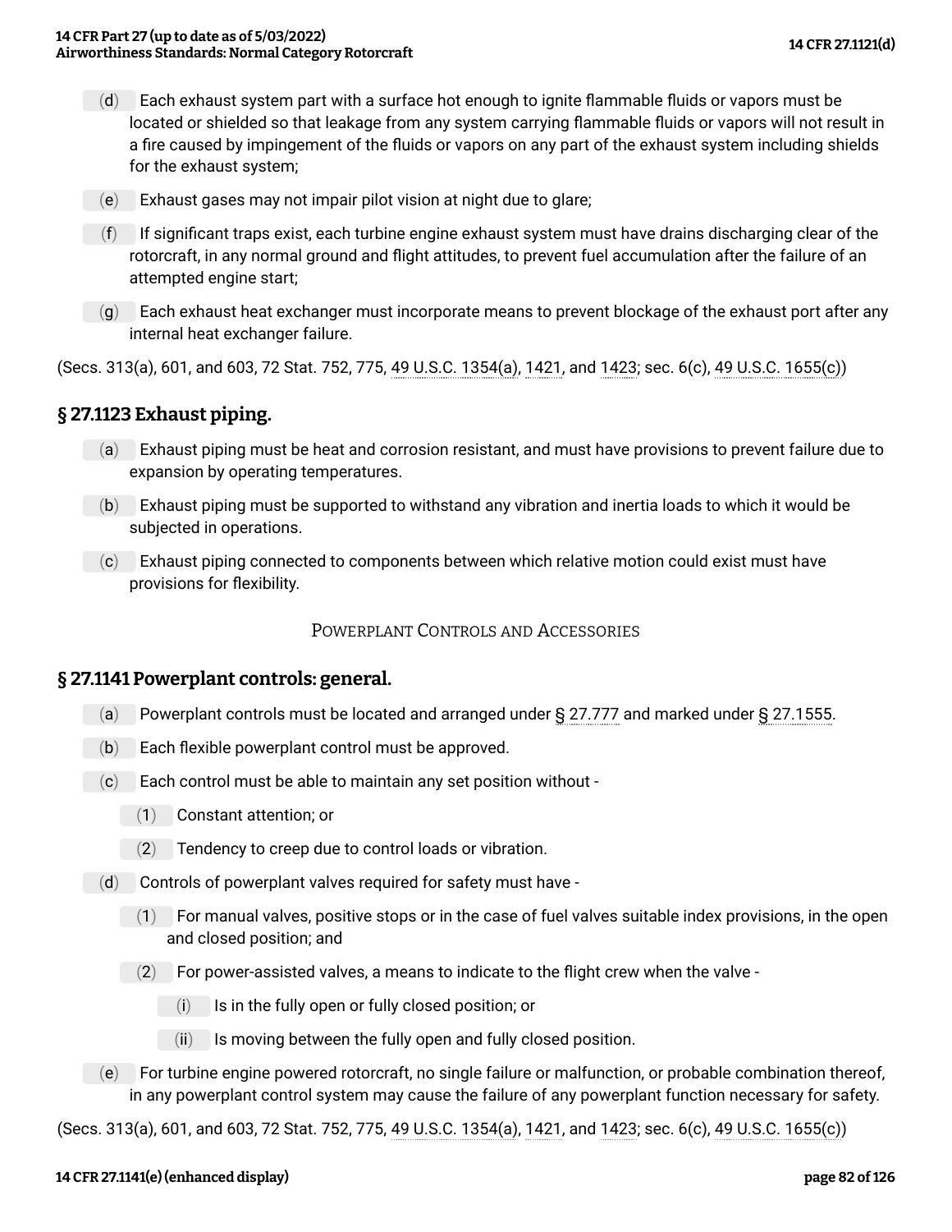(d) Each exhaust system part with a surface hot enough to ignite flammable fluids or vapors must be located or shielded so that leakage from any system carrying flammable fluids or vapors will not result in a fire caused by impingement of the fluids or vapors on any part of the exhaust system including shields for the exhaust system;

(e) Exhaust gases may not impair pilot vision at night due to glare;

(f) If significant traps exist, each turbine engine exhaust system must have drains discharging clear of the rotorcraft, in any normal ground and flight attitudes, to prevent fuel accumulation after the failure of an attempted engine start;

(g) Each exhaust heat exchanger must incorporate means to prevent blockage of the exhaust port after any internal heat exchanger failure.

(Secs. 313(a), 601, and 603, 72 Stat. 752, 775, 49 U.S.C. 1354(a), 1421, and 1423; sec. 6(c), 49 U.S.C. 1655(c))

## § 27.1123 Exhaust piping.

(a) Exhaust piping must be heat and corrosion resistant, and must have provisions to prevent failure due to expansion by operating temperatures.

(b) Exhaust piping must be supported to withstand any vibration and inertia loads to which it would be subjected in operations.

(c) Exhaust piping connected to components between which relative motion could exist must have provisions for flexibility.

### POWERPLANT CONTROLS AND ACCESSORIES

## § 27.1141 Powerplant controls: general.

(a) Powerplant controls must be located and arranged under § 27.777 and marked under § 27.1555.

(b) Each flexible powerplant control must be approved.

(c) Each control must be able to maintain any set position without -

- (1) Constant attention; or
- (2) Tendency to creep due to control loads or vibration.

(d) Controls of powerplant valves required for safety must have -

- (1) For manual valves, positive stops or in the case of fuel valves suitable index provisions, in the open and closed position; and
- (2) For power-assisted valves, a means to indicate to the flight crew when the valve -
  - (i) Is in the fully open or fully closed position; or
  - (ii) Is moving between the fully open and fully closed position.

(e) For turbine engine powered rotorcraft, no single failure or malfunction, or probable combination thereof, in any powerplant control system may cause the failure of any powerplant function necessary for safety.

(Secs. 313(a), 601, and 603, 72 Stat. 752, 775, 49 U.S.C. 1354(a), 1421, and 1423; sec. 6(c), 49 U.S.C. 1655(c))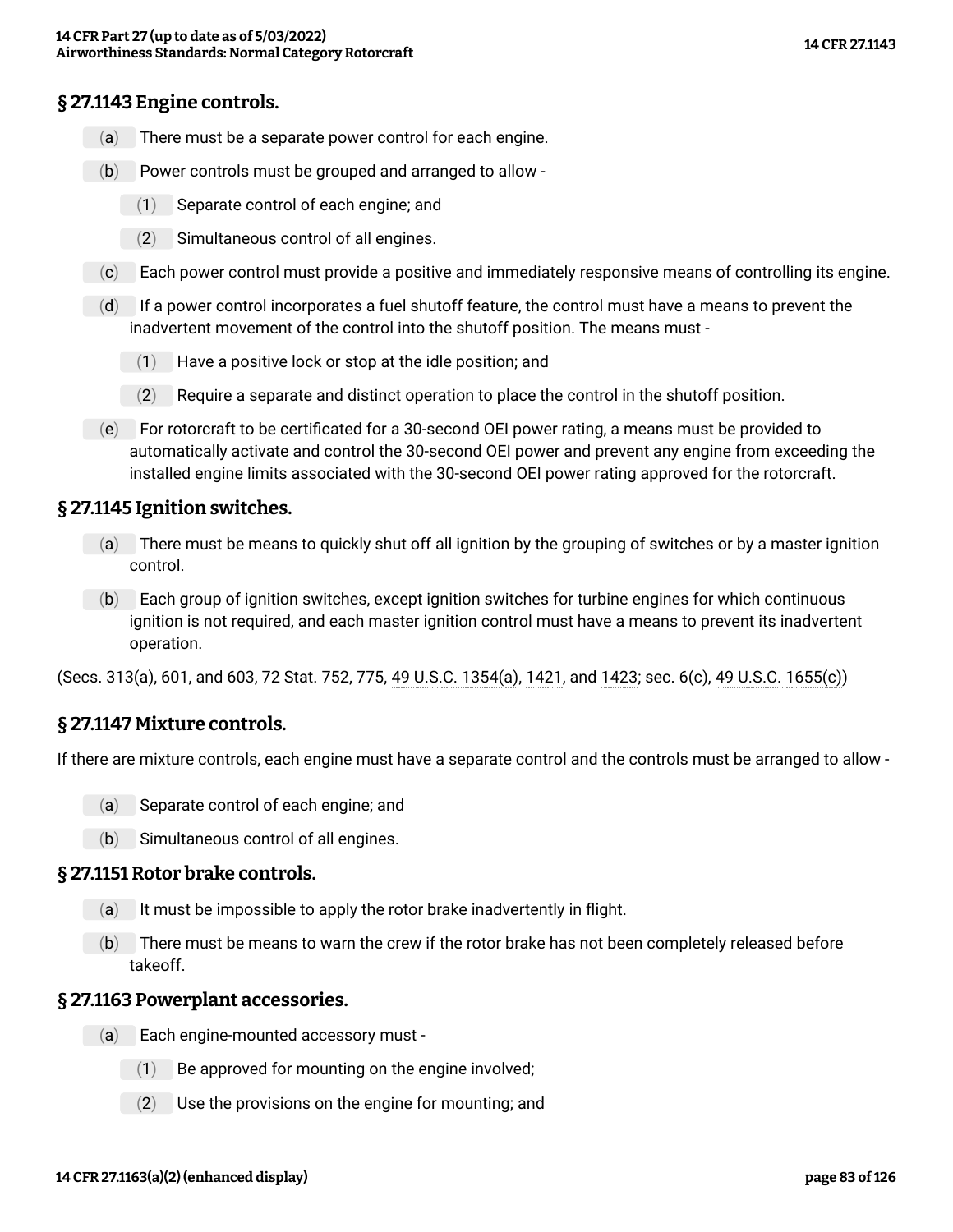## § 27.1143 Engine controls.

(a) There must be a separate power control for each engine.

(b) Power controls must be grouped and arranged to allow -

(1) Separate control of each engine; and

(2) Simultaneous control of all engines.

(c) Each power control must provide a positive and immediately responsive means of controlling its engine.

(d) If a power control incorporates a fuel shutoff feature, the control must have a means to prevent the inadvertent movement of the control into the shutoff position. The means must -

(1) Have a positive lock or stop at the idle position; and

(2) Require a separate and distinct operation to place the control in the shutoff position.

(e) For rotorcraft to be certificated for a 30-second OEI power rating, a means must be provided to automatically activate and control the 30-second OEI power and prevent any engine from exceeding the installed engine limits associated with the 30-second OEI power rating approved for the rotorcraft.

## § 27.1145 Ignition switches.

(a) There must be means to quickly shut off all ignition by the grouping of switches or by a master ignition control.

(b) Each group of ignition switches, except ignition switches for turbine engines for which continuous ignition is not required, and each master ignition control must have a means to prevent its inadvertent operation.

(Secs. 313(a), 601, and 603, 72 Stat. 752, 775, 49 U.S.C. 1354(a), 1421, and 1423; sec. 6(c), 49 U.S.C. 1655(c))

## § 27.1147 Mixture controls.

If there are mixture controls, each engine must have a separate control and the controls must be arranged to allow -

(a) Separate control of each engine; and

(b) Simultaneous control of all engines.

## § 27.1151 Rotor brake controls.

(a) It must be impossible to apply the rotor brake inadvertently in flight.

(b) There must be means to warn the crew if the rotor brake has not been completely released before takeoff.

## § 27.1163 Powerplant accessories.

(a) Each engine-mounted accessory must -

(1) Be approved for mounting on the engine involved;

(2) Use the provisions on the engine for mounting; and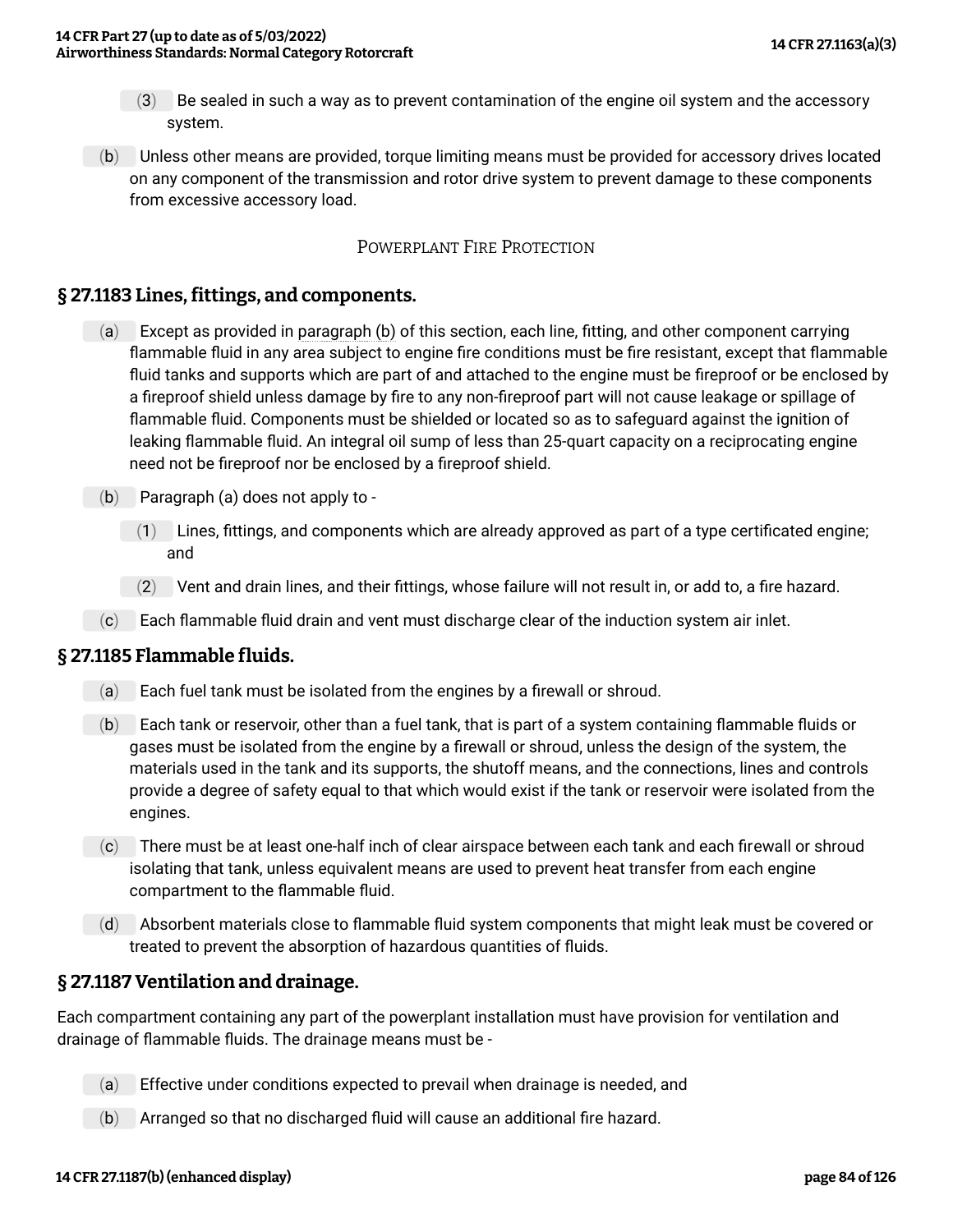(3) Be sealed in such a way as to prevent contamination of the engine oil system and the accessory system.

(b) Unless other means are provided, torque limiting means must be provided for accessory drives located on any component of the transmission and rotor drive system to prevent damage to these components from excessive accessory load.

POWERPLANT FIRE PROTECTION

## § 27.1183 Lines, fittings, and components.

(a) Except as provided in paragraph (b) of this section, each line, fitting, and other component carrying flammable fluid in any area subject to engine fire conditions must be fire resistant, except that flammable fluid tanks and supports which are part of and attached to the engine must be fireproof or be enclosed by a fireproof shield unless damage by fire to any non-fireproof part will not cause leakage or spillage of flammable fluid. Components must be shielded or located so as to safeguard against the ignition of leaking flammable fluid. An integral oil sump of less than 25-quart capacity on a reciprocating engine need not be fireproof nor be enclosed by a fireproof shield.

(b) Paragraph (a) does not apply to -

(1) Lines, fittings, and components which are already approved as part of a type certificated engine; and

(2) Vent and drain lines, and their fittings, whose failure will not result in, or add to, a fire hazard.

(c) Each flammable fluid drain and vent must discharge clear of the induction system air inlet.

## § 27.1185 Flammable fluids.

(a) Each fuel tank must be isolated from the engines by a firewall or shroud.

(b) Each tank or reservoir, other than a fuel tank, that is part of a system containing flammable fluids or gases must be isolated from the engine by a firewall or shroud, unless the design of the system, the materials used in the tank and its supports, the shutoff means, and the connections, lines and controls provide a degree of safety equal to that which would exist if the tank or reservoir were isolated from the engines.

(c) There must be at least one-half inch of clear airspace between each tank and each firewall or shroud isolating that tank, unless equivalent means are used to prevent heat transfer from each engine compartment to the flammable fluid.

(d) Absorbent materials close to flammable fluid system components that might leak must be covered or treated to prevent the absorption of hazardous quantities of fluids.

## § 27.1187 Ventilation and drainage.

Each compartment containing any part of the powerplant installation must have provision for ventilation and drainage of flammable fluids. The drainage means must be -

(a) Effective under conditions expected to prevail when drainage is needed, and

(b) Arranged so that no discharged fluid will cause an additional fire hazard.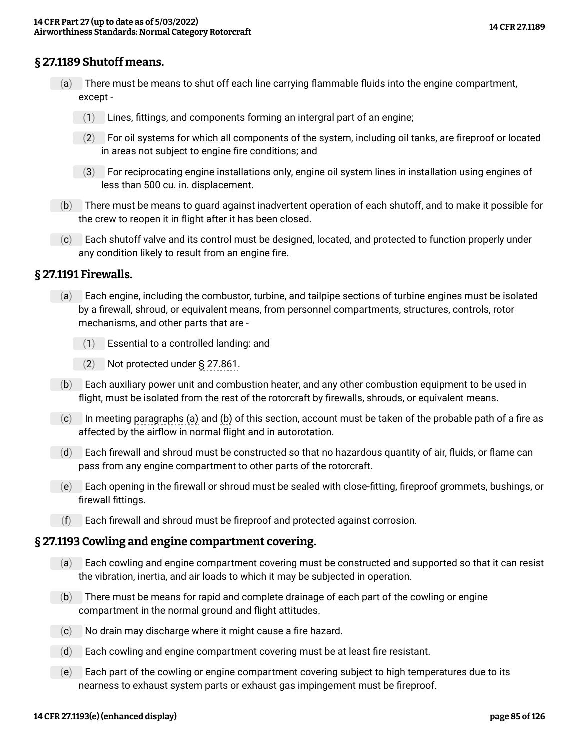## § 27.1189 Shutoff means.

(a) There must be means to shut off each line carrying flammable fluids into the engine compartment, except -

(1) Lines, fittings, and components forming an intergral part of an engine;

(2) For oil systems for which all components of the system, including oil tanks, are fireproof or located in areas not subject to engine fire conditions; and

(3) For reciprocating engine installations only, engine oil system lines in installation using engines of less than 500 cu. in. displacement.

(b) There must be means to guard against inadvertent operation of each shutoff, and to make it possible for the crew to reopen it in flight after it has been closed.

(c) Each shutoff valve and its control must be designed, located, and protected to function properly under any condition likely to result from an engine fire.

## § 27.1191 Firewalls.

(a) Each engine, including the combustor, turbine, and tailpipe sections of turbine engines must be isolated by a firewall, shroud, or equivalent means, from personnel compartments, structures, controls, rotor mechanisms, and other parts that are -

(1) Essential to a controlled landing: and

(2) Not protected under § 27.861.

(b) Each auxiliary power unit and combustion heater, and any other combustion equipment to be used in flight, must be isolated from the rest of the rotorcraft by firewalls, shrouds, or equivalent means.

(c) In meeting paragraphs (a) and (b) of this section, account must be taken of the probable path of a fire as affected by the airflow in normal flight and in autorotation.

(d) Each firewall and shroud must be constructed so that no hazardous quantity of air, fluids, or flame can pass from any engine compartment to other parts of the rotorcraft.

(e) Each opening in the firewall or shroud must be sealed with close-fitting, fireproof grommets, bushings, or firewall fittings.

(f) Each firewall and shroud must be fireproof and protected against corrosion.

## § 27.1193 Cowling and engine compartment covering.

(a) Each cowling and engine compartment covering must be constructed and supported so that it can resist the vibration, inertia, and air loads to which it may be subjected in operation.

(b) There must be means for rapid and complete drainage of each part of the cowling or engine compartment in the normal ground and flight attitudes.

(c) No drain may discharge where it might cause a fire hazard.

(d) Each cowling and engine compartment covering must be at least fire resistant.

(e) Each part of the cowling or engine compartment covering subject to high temperatures due to its nearness to exhaust system parts or exhaust gas impingement must be fireproof.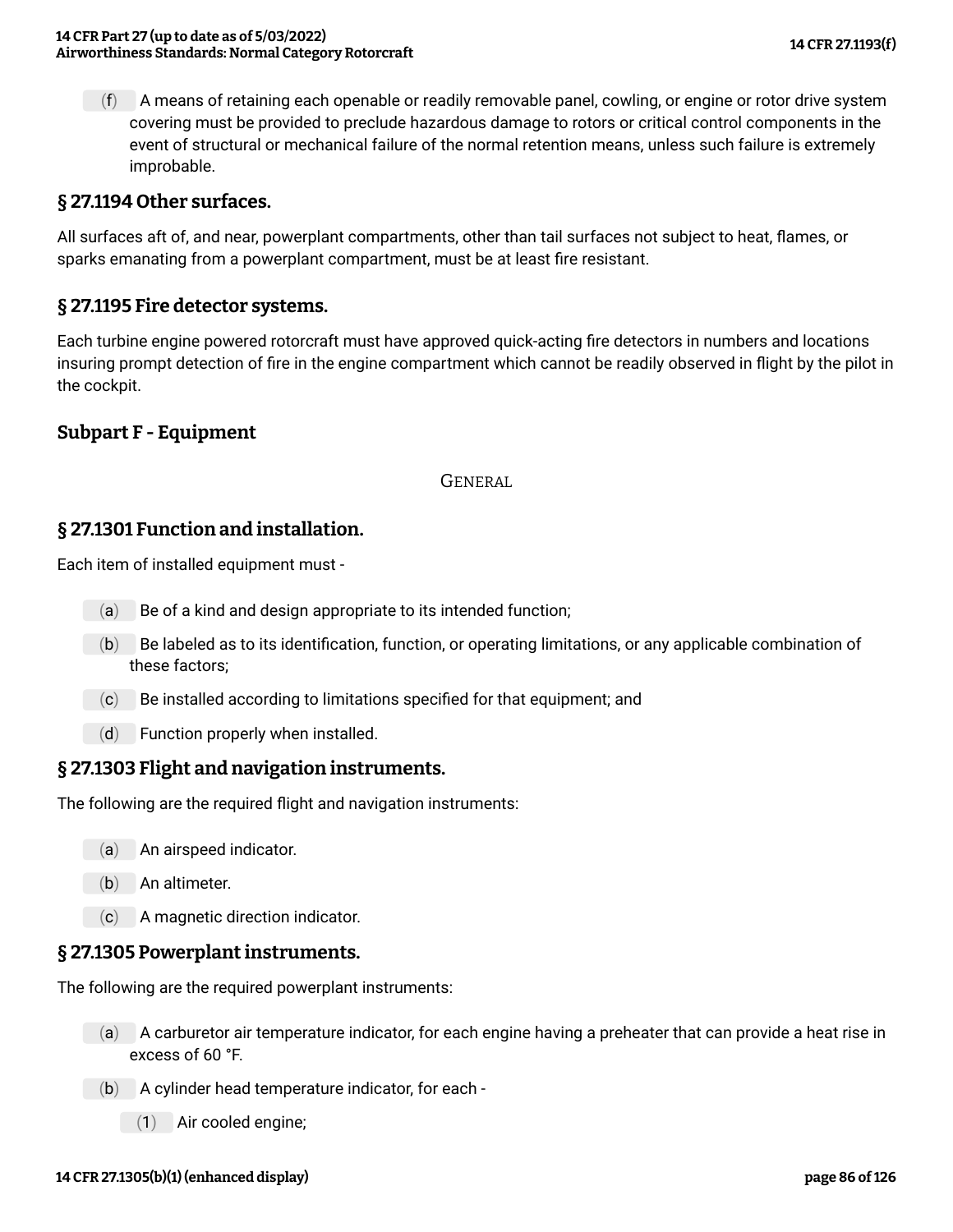(f) A means of retaining each openable or readily removable panel, cowling, or engine or rotor drive system covering must be provided to preclude hazardous damage to rotors or critical control components in the event of structural or mechanical failure of the normal retention means, unless such failure is extremely improbable.

## § 27.1194 Other surfaces.

All surfaces aft of, and near, powerplant compartments, other than tail surfaces not subject to heat, flames, or sparks emanating from a powerplant compartment, must be at least fire resistant.

## § 27.1195 Fire detector systems.

Each turbine engine powered rotorcraft must have approved quick-acting fire detectors in numbers and locations insuring prompt detection of fire in the engine compartment which cannot be readily observed in flight by the pilot in the cockpit.

# Subpart F - Equipment

GENERAL

## § 27.1301 Function and installation.

Each item of installed equipment must -

(a) Be of a kind and design appropriate to its intended function;

(b) Be labeled as to its identification, function, or operating limitations, or any applicable combination of these factors;

(c) Be installed according to limitations specified for that equipment; and

(d) Function properly when installed.

## § 27.1303 Flight and navigation instruments.

The following are the required flight and navigation instruments:

(a) An airspeed indicator.

(b) An altimeter.

(c) A magnetic direction indicator.

## § 27.1305 Powerplant instruments.

The following are the required powerplant instruments:

(a) A carburetor air temperature indicator, for each engine having a preheater that can provide a heat rise in excess of 60 °F.

(b) A cylinder head temperature indicator, for each -

(1) Air cooled engine;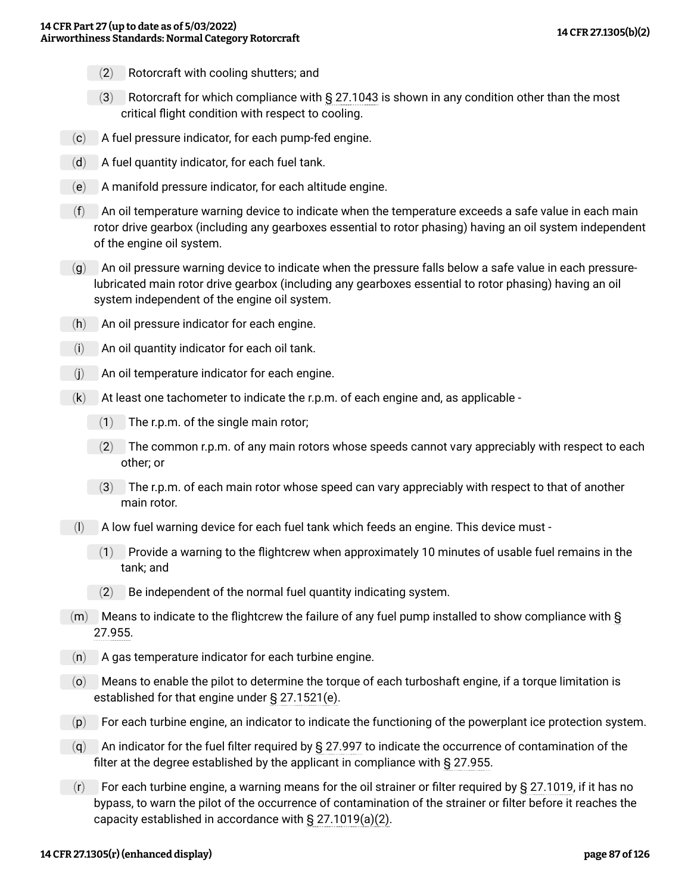(2) Rotorcraft with cooling shutters; and

(3) Rotorcraft for which compliance with § 27.1043 is shown in any condition other than the most critical flight condition with respect to cooling.

(c) A fuel pressure indicator, for each pump-fed engine.

(d) A fuel quantity indicator, for each fuel tank.

(e) A manifold pressure indicator, for each altitude engine.

(f) An oil temperature warning device to indicate when the temperature exceeds a safe value in each main rotor drive gearbox (including any gearboxes essential to rotor phasing) having an oil system independent of the engine oil system.

(g) An oil pressure warning device to indicate when the pressure falls below a safe value in each pressure-lubricated main rotor drive gearbox (including any gearboxes essential to rotor phasing) having an oil system independent of the engine oil system.

(h) An oil pressure indicator for each engine.

(i) An oil quantity indicator for each oil tank.

(j) An oil temperature indicator for each engine.

(k) At least one tachometer to indicate the r.p.m. of each engine and, as applicable -

(1) The r.p.m. of the single main rotor;

(2) The common r.p.m. of any main rotors whose speeds cannot vary appreciably with respect to each other; or

(3) The r.p.m. of each main rotor whose speed can vary appreciably with respect to that of another main rotor.

(l) A low fuel warning device for each fuel tank which feeds an engine. This device must -

(1) Provide a warning to the flightcrew when approximately 10 minutes of usable fuel remains in the tank; and

(2) Be independent of the normal fuel quantity indicating system.

(m) Means to indicate to the flightcrew the failure of any fuel pump installed to show compliance with § 27.955.

(n) A gas temperature indicator for each turbine engine.

(o) Means to enable the pilot to determine the torque of each turboshaft engine, if a torque limitation is established for that engine under § 27.1521(e).

(p) For each turbine engine, an indicator to indicate the functioning of the powerplant ice protection system.

(q) An indicator for the fuel filter required by § 27.997 to indicate the occurrence of contamination of the filter at the degree established by the applicant in compliance with § 27.955.

(r) For each turbine engine, a warning means for the oil strainer or filter required by § 27.1019, if it has no bypass, to warn the pilot of the occurrence of contamination of the strainer or filter before it reaches the capacity established in accordance with § 27.1019(a)(2).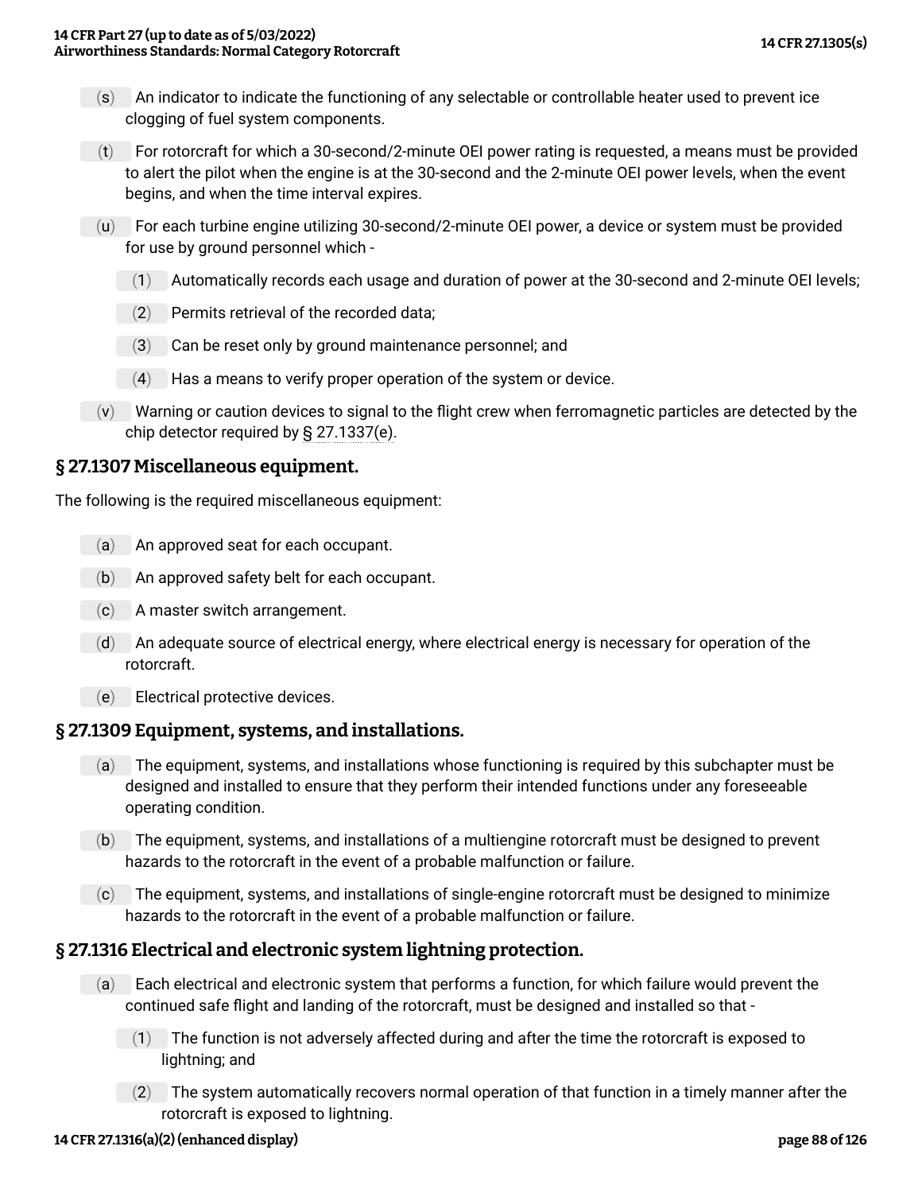(s) An indicator to indicate the functioning of any selectable or controllable heater used to prevent ice clogging of fuel system components.

(t) For rotorcraft for which a 30-second/2-minute OEI power rating is requested, a means must be provided to alert the pilot when the engine is at the 30-second and the 2-minute OEI power levels, when the event begins, and when the time interval expires.

(u) For each turbine engine utilizing 30-second/2-minute OEI power, a device or system must be provided for use by ground personnel which -

  (1) Automatically records each usage and duration of power at the 30-second and 2-minute OEI levels;

  (2) Permits retrieval of the recorded data;

  (3) Can be reset only by ground maintenance personnel; and

  (4) Has a means to verify proper operation of the system or device.

(v) Warning or caution devices to signal to the flight crew when ferromagnetic particles are detected by the chip detector required by § 27.1337(e).

## § 27.1307 Miscellaneous equipment.

The following is the required miscellaneous equipment:

(a) An approved seat for each occupant.

(b) An approved safety belt for each occupant.

(c) A master switch arrangement.

(d) An adequate source of electrical energy, where electrical energy is necessary for operation of the rotorcraft.

(e) Electrical protective devices.

## § 27.1309 Equipment, systems, and installations.

(a) The equipment, systems, and installations whose functioning is required by this subchapter must be designed and installed to ensure that they perform their intended functions under any foreseeable operating condition.

(b) The equipment, systems, and installations of a multiengine rotorcraft must be designed to prevent hazards to the rotorcraft in the event of a probable malfunction or failure.

(c) The equipment, systems, and installations of single-engine rotorcraft must be designed to minimize hazards to the rotorcraft in the event of a probable malfunction or failure.

## § 27.1316 Electrical and electronic system lightning protection.

(a) Each electrical and electronic system that performs a function, for which failure would prevent the continued safe flight and landing of the rotorcraft, must be designed and installed so that -

  (1) The function is not adversely affected during and after the time the rotorcraft is exposed to lightning; and

  (2) The system automatically recovers normal operation of that function in a timely manner after the rotorcraft is exposed to lightning.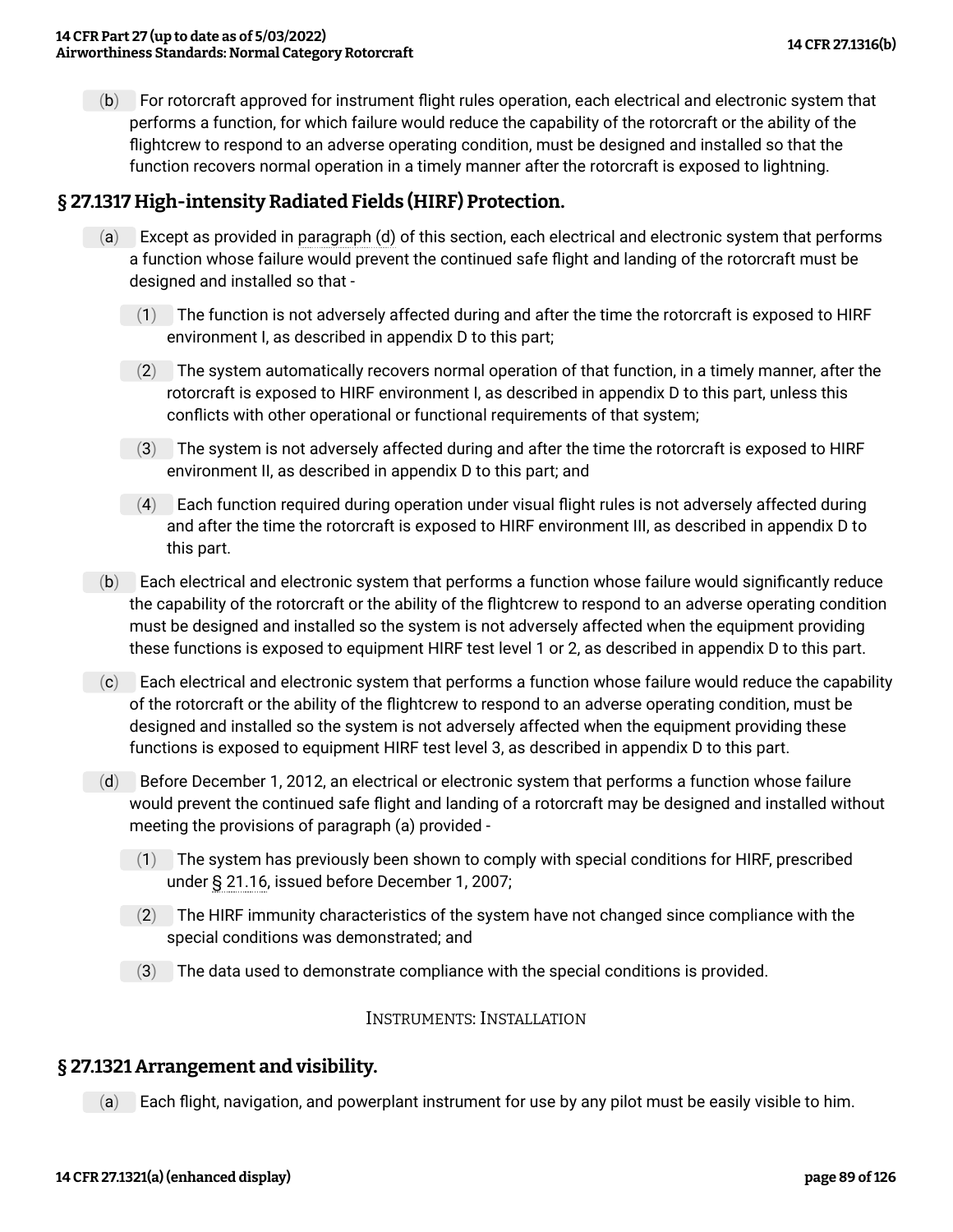(b) For rotorcraft approved for instrument flight rules operation, each electrical and electronic system that performs a function, for which failure would reduce the capability of the rotorcraft or the ability of the flightcrew to respond to an adverse operating condition, must be designed and installed so that the function recovers normal operation in a timely manner after the rotorcraft is exposed to lightning.

## § 27.1317 High-intensity Radiated Fields (HIRF) Protection.

(a) Except as provided in paragraph (d) of this section, each electrical and electronic system that performs a function whose failure would prevent the continued safe flight and landing of the rotorcraft must be designed and installed so that -

(1) The function is not adversely affected during and after the time the rotorcraft is exposed to HIRF environment I, as described in appendix D to this part;

(2) The system automatically recovers normal operation of that function, in a timely manner, after the rotorcraft is exposed to HIRF environment I, as described in appendix D to this part, unless this conflicts with other operational or functional requirements of that system;

(3) The system is not adversely affected during and after the time the rotorcraft is exposed to HIRF environment II, as described in appendix D to this part; and

(4) Each function required during operation under visual flight rules is not adversely affected during and after the time the rotorcraft is exposed to HIRF environment III, as described in appendix D to this part.

(b) Each electrical and electronic system that performs a function whose failure would significantly reduce the capability of the rotorcraft or the ability of the flightcrew to respond to an adverse operating condition must be designed and installed so the system is not adversely affected when the equipment providing these functions is exposed to equipment HIRF test level 1 or 2, as described in appendix D to this part.

(c) Each electrical and electronic system that performs a function whose failure would reduce the capability of the rotorcraft or the ability of the flightcrew to respond to an adverse operating condition, must be designed and installed so the system is not adversely affected when the equipment providing these functions is exposed to equipment HIRF test level 3, as described in appendix D to this part.

(d) Before December 1, 2012, an electrical or electronic system that performs a function whose failure would prevent the continued safe flight and landing of a rotorcraft may be designed and installed without meeting the provisions of paragraph (a) provided -

(1) The system has previously been shown to comply with special conditions for HIRF, prescribed under § 21.16, issued before December 1, 2007;

(2) The HIRF immunity characteristics of the system have not changed since compliance with the special conditions was demonstrated; and

(3) The data used to demonstrate compliance with the special conditions is provided.

INSTRUMENTS: INSTALLATION

## § 27.1321 Arrangement and visibility.

(a) Each flight, navigation, and powerplant instrument for use by any pilot must be easily visible to him.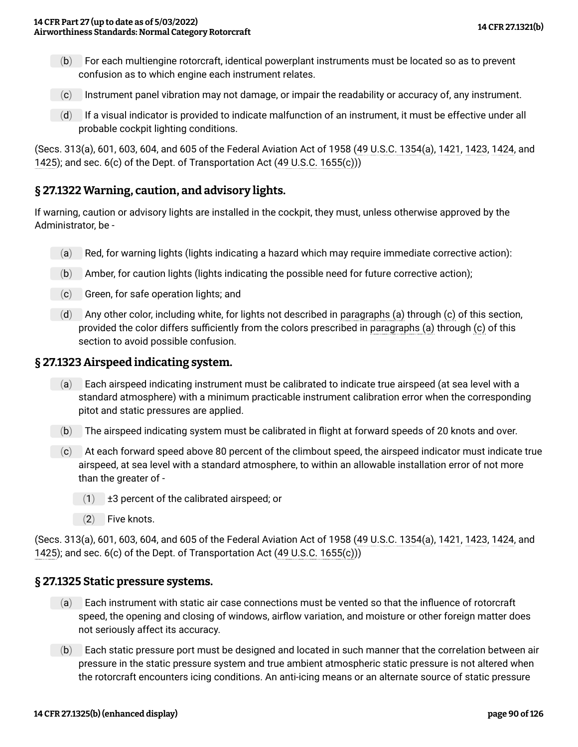(b) For each multiengine rotorcraft, identical powerplant instruments must be located so as to prevent confusion as to which engine each instrument relates.

(c) Instrument panel vibration may not damage, or impair the readability or accuracy of, any instrument.

(d) If a visual indicator is provided to indicate malfunction of an instrument, it must be effective under all probable cockpit lighting conditions.

(Secs. 313(a), 601, 603, 604, and 605 of the Federal Aviation Act of 1958 (49 U.S.C. 1354(a), 1421, 1423, 1424, and 1425); and sec. 6(c) of the Dept. of Transportation Act (49 U.S.C. 1655(c)))

## § 27.1322 Warning, caution, and advisory lights.

If warning, caution or advisory lights are installed in the cockpit, they must, unless otherwise approved by the Administrator, be -

(a) Red, for warning lights (lights indicating a hazard which may require immediate corrective action):

(b) Amber, for caution lights (lights indicating the possible need for future corrective action);

(c) Green, for safe operation lights; and

(d) Any other color, including white, for lights not described in paragraphs (a) through (c) of this section, provided the color differs sufficiently from the colors prescribed in paragraphs (a) through (c) of this section to avoid possible confusion.

## § 27.1323 Airspeed indicating system.

(a) Each airspeed indicating instrument must be calibrated to indicate true airspeed (at sea level with a standard atmosphere) with a minimum practicable instrument calibration error when the corresponding pitot and static pressures are applied.

(b) The airspeed indicating system must be calibrated in flight at forward speeds of 20 knots and over.

(c) At each forward speed above 80 percent of the climbout speed, the airspeed indicator must indicate true airspeed, at sea level with a standard atmosphere, to within an allowable installation error of not more than the greater of -

(1) ±3 percent of the calibrated airspeed; or

(2) Five knots.

(Secs. 313(a), 601, 603, 604, and 605 of the Federal Aviation Act of 1958 (49 U.S.C. 1354(a), 1421, 1423, 1424, and 1425); and sec. 6(c) of the Dept. of Transportation Act (49 U.S.C. 1655(c)))

## § 27.1325 Static pressure systems.

(a) Each instrument with static air case connections must be vented so that the influence of rotorcraft speed, the opening and closing of windows, airflow variation, and moisture or other foreign matter does not seriously affect its accuracy.

(b) Each static pressure port must be designed and located in such manner that the correlation between air pressure in the static pressure system and true ambient atmospheric static pressure is not altered when the rotorcraft encounters icing conditions. An anti-icing means or an alternate source of static pressure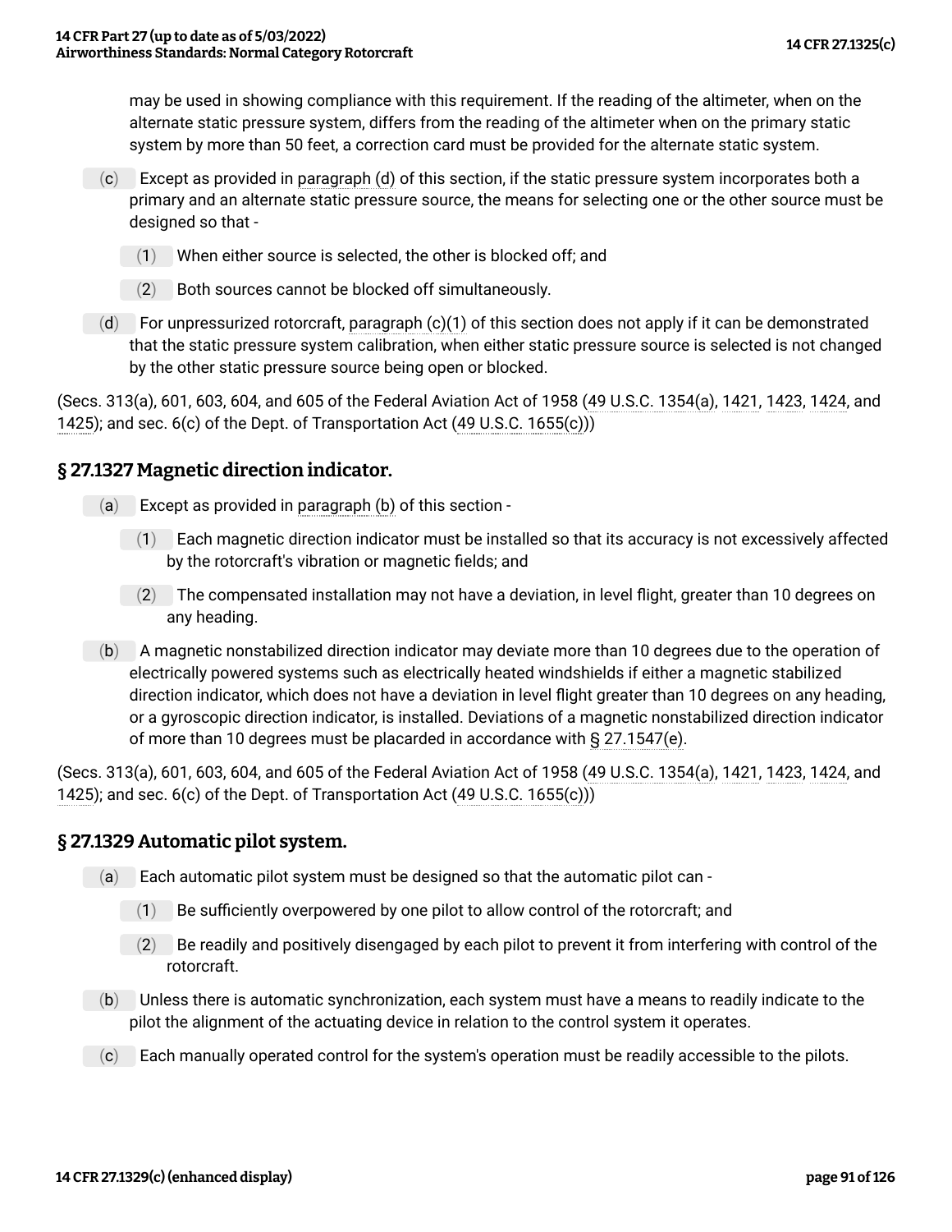may be used in showing compliance with this requirement. If the reading of the altimeter, when on the alternate static pressure system, differs from the reading of the altimeter when on the primary static system by more than 50 feet, a correction card must be provided for the alternate static system.

(c) Except as provided in paragraph (d) of this section, if the static pressure system incorporates both a primary and an alternate static pressure source, the means for selecting one or the other source must be designed so that -

(1) When either source is selected, the other is blocked off; and

(2) Both sources cannot be blocked off simultaneously.

(d) For unpressurized rotorcraft, paragraph (c)(1) of this section does not apply if it can be demonstrated that the static pressure system calibration, when either static pressure source is selected is not changed by the other static pressure source being open or blocked.

(Secs. 313(a), 601, 603, 604, and 605 of the Federal Aviation Act of 1958 (49 U.S.C. 1354(a), 1421, 1423, 1424, and 1425); and sec. 6(c) of the Dept. of Transportation Act (49 U.S.C. 1655(c)))

## § 27.1327 Magnetic direction indicator.

(a) Except as provided in paragraph (b) of this section -

(1) Each magnetic direction indicator must be installed so that its accuracy is not excessively affected by the rotorcraft's vibration or magnetic fields; and

(2) The compensated installation may not have a deviation, in level flight, greater than 10 degrees on any heading.

(b) A magnetic nonstabilized direction indicator may deviate more than 10 degrees due to the operation of electrically powered systems such as electrically heated windshields if either a magnetic stabilized direction indicator, which does not have a deviation in level flight greater than 10 degrees on any heading, or a gyroscopic direction indicator, is installed. Deviations of a magnetic nonstabilized direction indicator of more than 10 degrees must be placarded in accordance with § 27.1547(e).

(Secs. 313(a), 601, 603, 604, and 605 of the Federal Aviation Act of 1958 (49 U.S.C. 1354(a), 1421, 1423, 1424, and 1425); and sec. 6(c) of the Dept. of Transportation Act (49 U.S.C. 1655(c)))

## § 27.1329 Automatic pilot system.

(a) Each automatic pilot system must be designed so that the automatic pilot can -

(1) Be sufficiently overpowered by one pilot to allow control of the rotorcraft; and

(2) Be readily and positively disengaged by each pilot to prevent it from interfering with control of the rotorcraft.

(b) Unless there is automatic synchronization, each system must have a means to readily indicate to the pilot the alignment of the actuating device in relation to the control system it operates.

(c) Each manually operated control for the system's operation must be readily accessible to the pilots.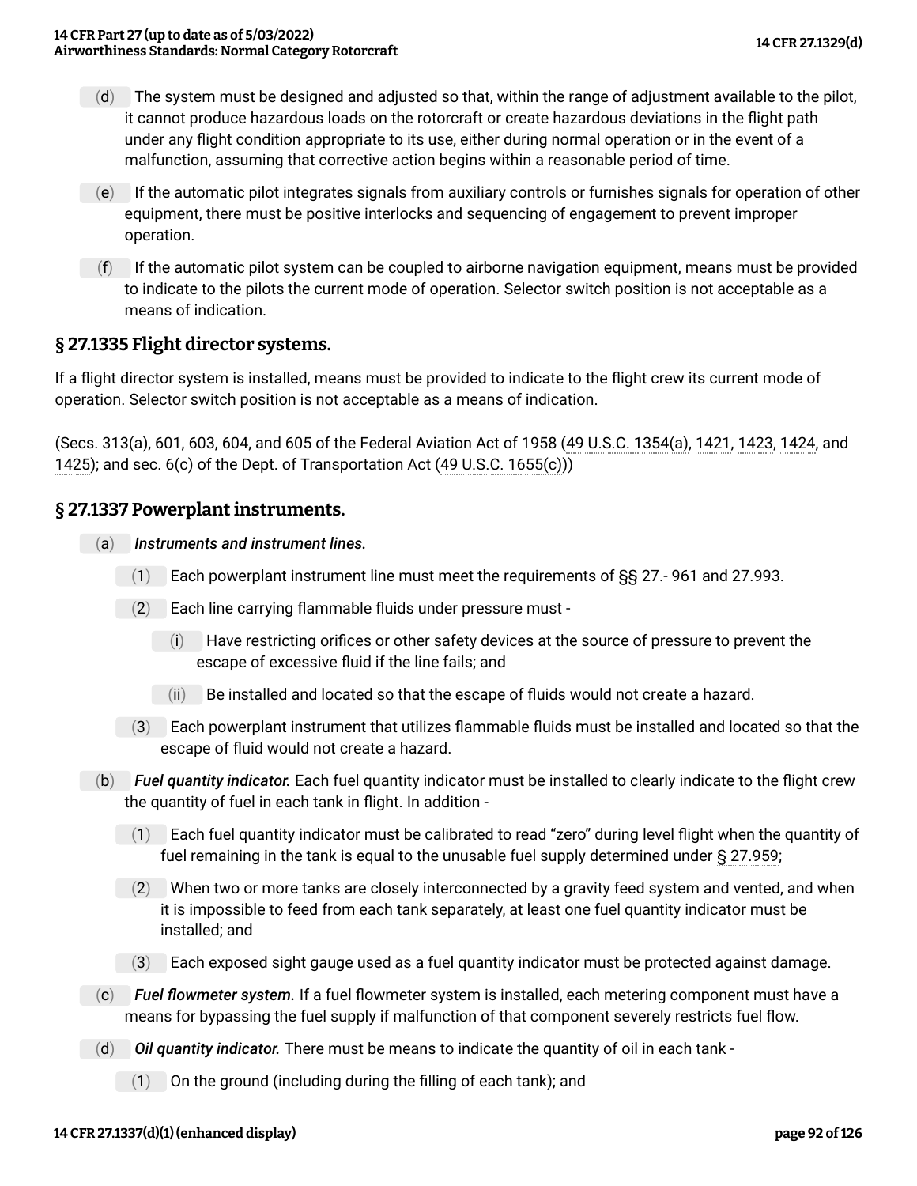(d) The system must be designed and adjusted so that, within the range of adjustment available to the pilot, it cannot produce hazardous loads on the rotorcraft or create hazardous deviations in the flight path under any flight condition appropriate to its use, either during normal operation or in the event of a malfunction, assuming that corrective action begins within a reasonable period of time.

(e) If the automatic pilot integrates signals from auxiliary controls or furnishes signals for operation of other equipment, there must be positive interlocks and sequencing of engagement to prevent improper operation.

(f) If the automatic pilot system can be coupled to airborne navigation equipment, means must be provided to indicate to the pilots the current mode of operation. Selector switch position is not acceptable as a means of indication.

## § 27.1335 Flight director systems.

If a flight director system is installed, means must be provided to indicate to the flight crew its current mode of operation. Selector switch position is not acceptable as a means of indication.

(Secs. 313(a), 601, 603, 604, and 605 of the Federal Aviation Act of 1958 (49 U.S.C. 1354(a), 1421, 1423, 1424, and 1425); and sec. 6(c) of the Dept. of Transportation Act (49 U.S.C. 1655(c)))

## § 27.1337 Powerplant instruments.

(a) *Instruments and instrument lines.*

(1) Each powerplant instrument line must meet the requirements of §§ 27.- 961 and 27.993.

(2) Each line carrying flammable fluids under pressure must -

(i) Have restricting orifices or other safety devices at the source of pressure to prevent the escape of excessive fluid if the line fails; and

(ii) Be installed and located so that the escape of fluids would not create a hazard.

(3) Each powerplant instrument that utilizes flammable fluids must be installed and located so that the escape of fluid would not create a hazard.

(b) *Fuel quantity indicator.* Each fuel quantity indicator must be installed to clearly indicate to the flight crew the quantity of fuel in each tank in flight. In addition -

(1) Each fuel quantity indicator must be calibrated to read "zero" during level flight when the quantity of fuel remaining in the tank is equal to the unusable fuel supply determined under § 27.959;

(2) When two or more tanks are closely interconnected by a gravity feed system and vented, and when it is impossible to feed from each tank separately, at least one fuel quantity indicator must be installed; and

(3) Each exposed sight gauge used as a fuel quantity indicator must be protected against damage.

(c) *Fuel flowmeter system.* If a fuel flowmeter system is installed, each metering component must have a means for bypassing the fuel supply if malfunction of that component severely restricts fuel flow.

(d) *Oil quantity indicator.* There must be means to indicate the quantity of oil in each tank -

(1) On the ground (including during the filling of each tank); and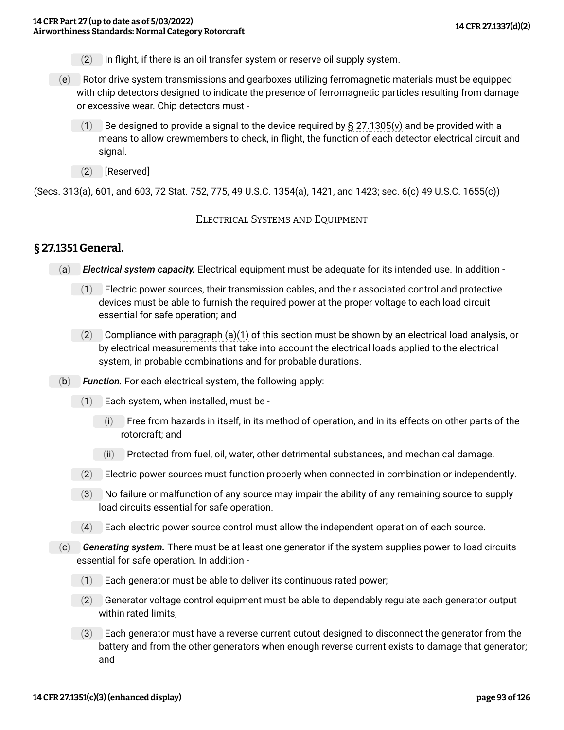(2) In flight, if there is an oil transfer system or reserve oil supply system.

(e) Rotor drive system transmissions and gearboxes utilizing ferromagnetic materials must be equipped with chip detectors designed to indicate the presence of ferromagnetic particles resulting from damage or excessive wear. Chip detectors must -

(1) Be designed to provide a signal to the device required by § 27.1305(v) and be provided with a means to allow crewmembers to check, in flight, the function of each detector electrical circuit and signal.

(2) [Reserved]

(Secs. 313(a), 601, and 603, 72 Stat. 752, 775, 49 U.S.C. 1354(a), 1421, and 1423; sec. 6(c) 49 U.S.C. 1655(c))

ELECTRICAL SYSTEMS AND EQUIPMENT

## § 27.1351 General.

(a) ***Electrical system capacity.*** Electrical equipment must be adequate for its intended use. In addition -

(1) Electric power sources, their transmission cables, and their associated control and protective devices must be able to furnish the required power at the proper voltage to each load circuit essential for safe operation; and

(2) Compliance with paragraph (a)(1) of this section must be shown by an electrical load analysis, or by electrical measurements that take into account the electrical loads applied to the electrical system, in probable combinations and for probable durations.

(b) ***Function.*** For each electrical system, the following apply:

(1) Each system, when installed, must be -

(i) Free from hazards in itself, in its method of operation, and in its effects on other parts of the rotorcraft; and

(ii) Protected from fuel, oil, water, other detrimental substances, and mechanical damage.

(2) Electric power sources must function properly when connected in combination or independently.

(3) No failure or malfunction of any source may impair the ability of any remaining source to supply load circuits essential for safe operation.

(4) Each electric power source control must allow the independent operation of each source.

(c) ***Generating system.*** There must be at least one generator if the system supplies power to load circuits essential for safe operation. In addition -

(1) Each generator must be able to deliver its continuous rated power;

(2) Generator voltage control equipment must be able to dependably regulate each generator output within rated limits;

(3) Each generator must have a reverse current cutout designed to disconnect the generator from the battery and from the other generators when enough reverse current exists to damage that generator; and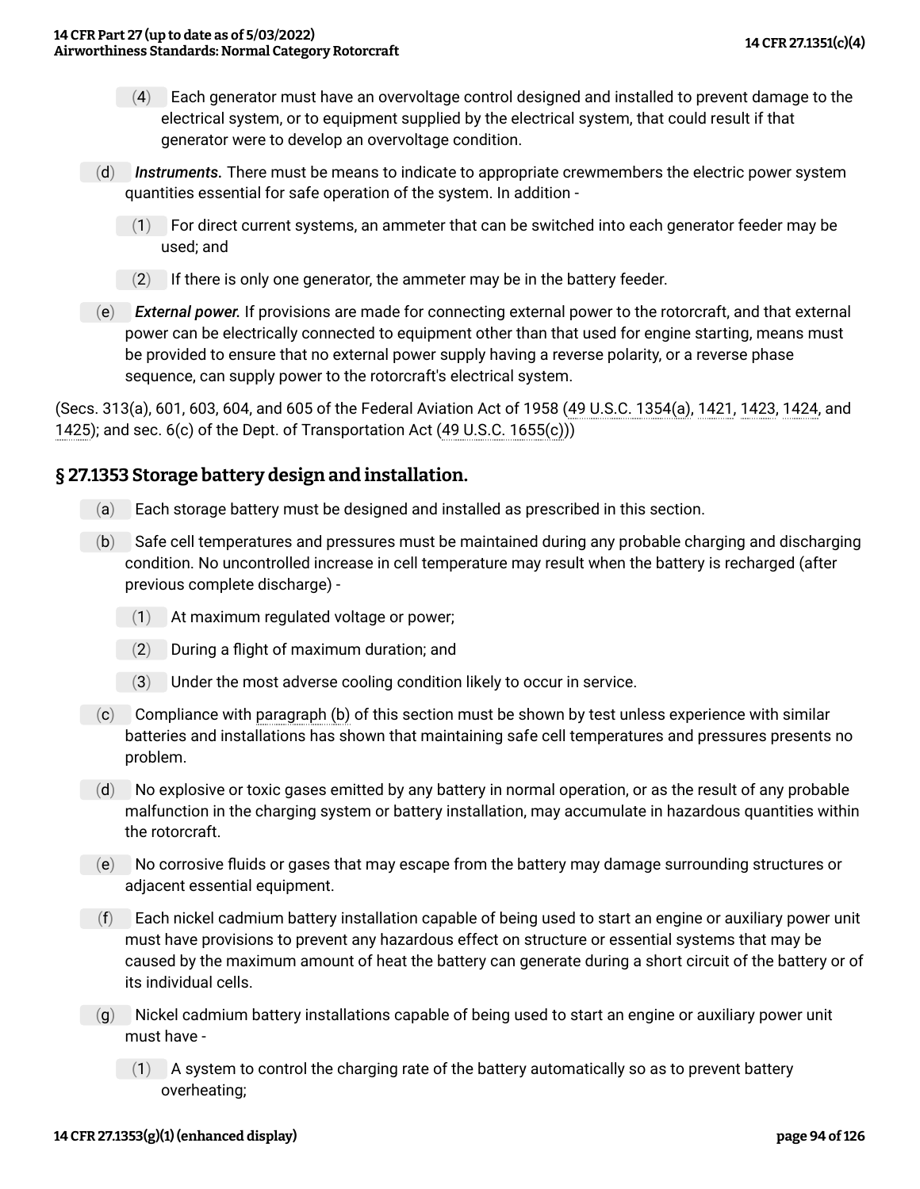(4) Each generator must have an overvoltage control designed and installed to prevent damage to the electrical system, or to equipment supplied by the electrical system, that could result if that generator were to develop an overvoltage condition.

(d) *Instruments.* There must be means to indicate to appropriate crewmembers the electric power system quantities essential for safe operation of the system. In addition -

(1) For direct current systems, an ammeter that can be switched into each generator feeder may be used; and

(2) If there is only one generator, the ammeter may be in the battery feeder.

(e) *External power.* If provisions are made for connecting external power to the rotorcraft, and that external power can be electrically connected to equipment other than that used for engine starting, means must be provided to ensure that no external power supply having a reverse polarity, or a reverse phase sequence, can supply power to the rotorcraft's electrical system.

(Secs. 313(a), 601, 603, 604, and 605 of the Federal Aviation Act of 1958 (49 U.S.C. 1354(a), 1421, 1423, 1424, and 1425); and sec. 6(c) of the Dept. of Transportation Act (49 U.S.C. 1655(c)))

## § 27.1353 Storage battery design and installation.

(a) Each storage battery must be designed and installed as prescribed in this section.

(b) Safe cell temperatures and pressures must be maintained during any probable charging and discharging condition. No uncontrolled increase in cell temperature may result when the battery is recharged (after previous complete discharge) -

(1) At maximum regulated voltage or power;

(2) During a flight of maximum duration; and

(3) Under the most adverse cooling condition likely to occur in service.

(c) Compliance with paragraph (b) of this section must be shown by test unless experience with similar batteries and installations has shown that maintaining safe cell temperatures and pressures presents no problem.

(d) No explosive or toxic gases emitted by any battery in normal operation, or as the result of any probable malfunction in the charging system or battery installation, may accumulate in hazardous quantities within the rotorcraft.

(e) No corrosive fluids or gases that may escape from the battery may damage surrounding structures or adjacent essential equipment.

(f) Each nickel cadmium battery installation capable of being used to start an engine or auxiliary power unit must have provisions to prevent any hazardous effect on structure or essential systems that may be caused by the maximum amount of heat the battery can generate during a short circuit of the battery or of its individual cells.

(g) Nickel cadmium battery installations capable of being used to start an engine or auxiliary power unit must have -

(1) A system to control the charging rate of the battery automatically so as to prevent battery overheating;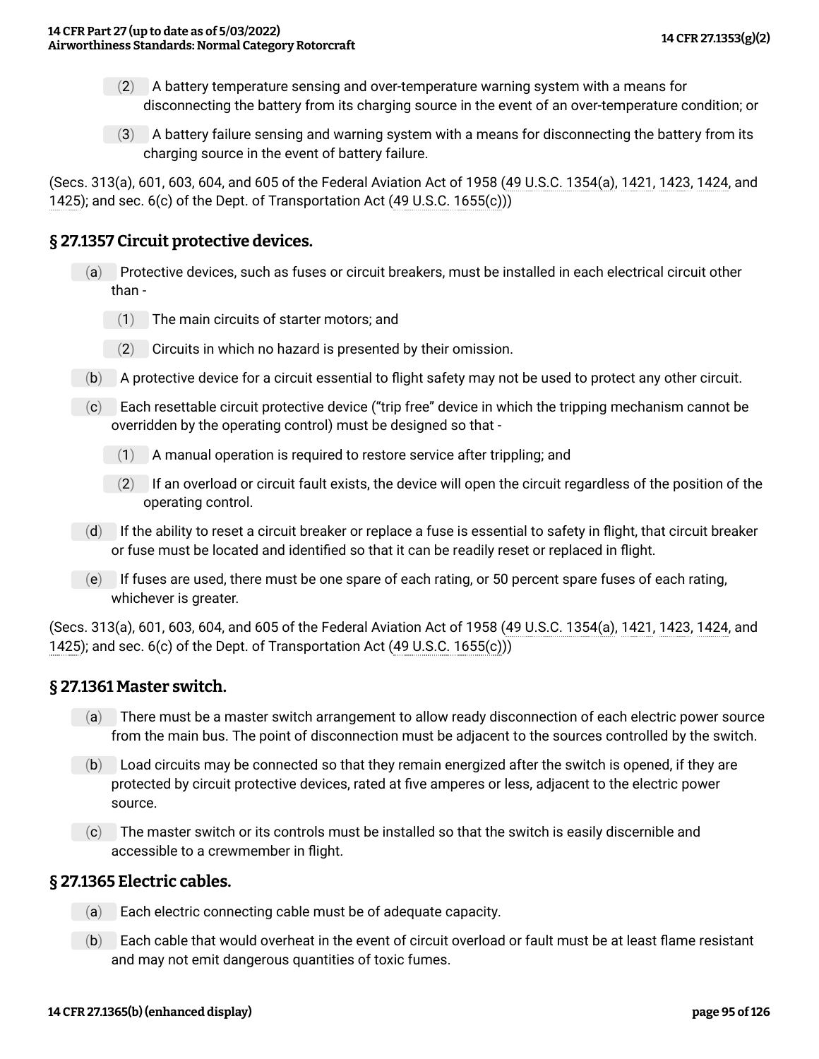(2) A battery temperature sensing and over-temperature warning system with a means for disconnecting the battery from its charging source in the event of an over-temperature condition; or

(3) A battery failure sensing and warning system with a means for disconnecting the battery from its charging source in the event of battery failure.

(Secs. 313(a), 601, 603, 604, and 605 of the Federal Aviation Act of 1958 (49 U.S.C. 1354(a), 1421, 1423, 1424, and 1425); and sec. 6(c) of the Dept. of Transportation Act (49 U.S.C. 1655(c)))

## § 27.1357 Circuit protective devices.

(a) Protective devices, such as fuses or circuit breakers, must be installed in each electrical circuit other than -

(1) The main circuits of starter motors; and

(2) Circuits in which no hazard is presented by their omission.

(b) A protective device for a circuit essential to flight safety may not be used to protect any other circuit.

(c) Each resettable circuit protective device ("trip free" device in which the tripping mechanism cannot be overridden by the operating control) must be designed so that -

(1) A manual operation is required to restore service after trippling; and

(2) If an overload or circuit fault exists, the device will open the circuit regardless of the position of the operating control.

(d) If the ability to reset a circuit breaker or replace a fuse is essential to safety in flight, that circuit breaker or fuse must be located and identified so that it can be readily reset or replaced in flight.

(e) If fuses are used, there must be one spare of each rating, or 50 percent spare fuses of each rating, whichever is greater.

(Secs. 313(a), 601, 603, 604, and 605 of the Federal Aviation Act of 1958 (49 U.S.C. 1354(a), 1421, 1423, 1424, and 1425); and sec. 6(c) of the Dept. of Transportation Act (49 U.S.C. 1655(c)))

## § 27.1361 Master switch.

(a) There must be a master switch arrangement to allow ready disconnection of each electric power source from the main bus. The point of disconnection must be adjacent to the sources controlled by the switch.

(b) Load circuits may be connected so that they remain energized after the switch is opened, if they are protected by circuit protective devices, rated at five amperes or less, adjacent to the electric power source.

(c) The master switch or its controls must be installed so that the switch is easily discernible and accessible to a crewmember in flight.

## § 27.1365 Electric cables.

(a) Each electric connecting cable must be of adequate capacity.

(b) Each cable that would overheat in the event of circuit overload or fault must be at least flame resistant and may not emit dangerous quantities of toxic fumes.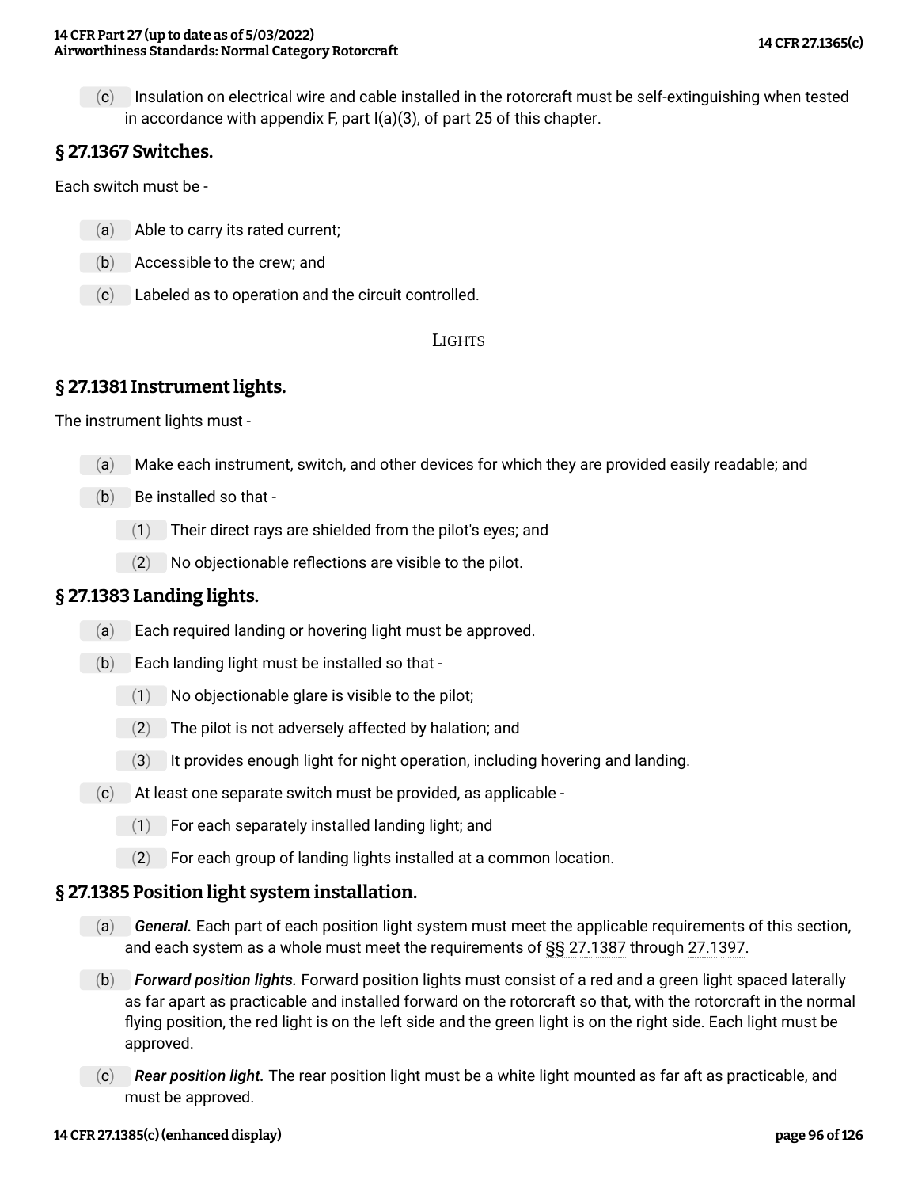(c) Insulation on electrical wire and cable installed in the rotorcraft must be self-extinguishing when tested in accordance with appendix F, part I(a)(3), of part 25 of this chapter.

## § 27.1367 Switches.

Each switch must be -

- (a) Able to carry its rated current;
- (b) Accessible to the crew; and
- (c) Labeled as to operation and the circuit controlled.

LIGHTS

## § 27.1381 Instrument lights.

The instrument lights must -

- (a) Make each instrument, switch, and other devices for which they are provided easily readable; and
- (b) Be installed so that -
  - (1) Their direct rays are shielded from the pilot's eyes; and
  - (2) No objectionable reflections are visible to the pilot.

## § 27.1383 Landing lights.

- (a) Each required landing or hovering light must be approved.
- (b) Each landing light must be installed so that -
  - (1) No objectionable glare is visible to the pilot;
  - (2) The pilot is not adversely affected by halation; and
  - (3) It provides enough light for night operation, including hovering and landing.
- (c) At least one separate switch must be provided, as applicable -
  - (1) For each separately installed landing light; and
  - (2) For each group of landing lights installed at a common location.

## § 27.1385 Position light system installation.

- (a) ***General.*** Each part of each position light system must meet the applicable requirements of this section, and each system as a whole must meet the requirements of §§ 27.1387 through 27.1397.
- (b) ***Forward position lights.*** Forward position lights must consist of a red and a green light spaced laterally as far apart as practicable and installed forward on the rotorcraft so that, with the rotorcraft in the normal flying position, the red light is on the left side and the green light is on the right side. Each light must be approved.
- (c) ***Rear position light.*** The rear position light must be a white light mounted as far aft as practicable, and must be approved.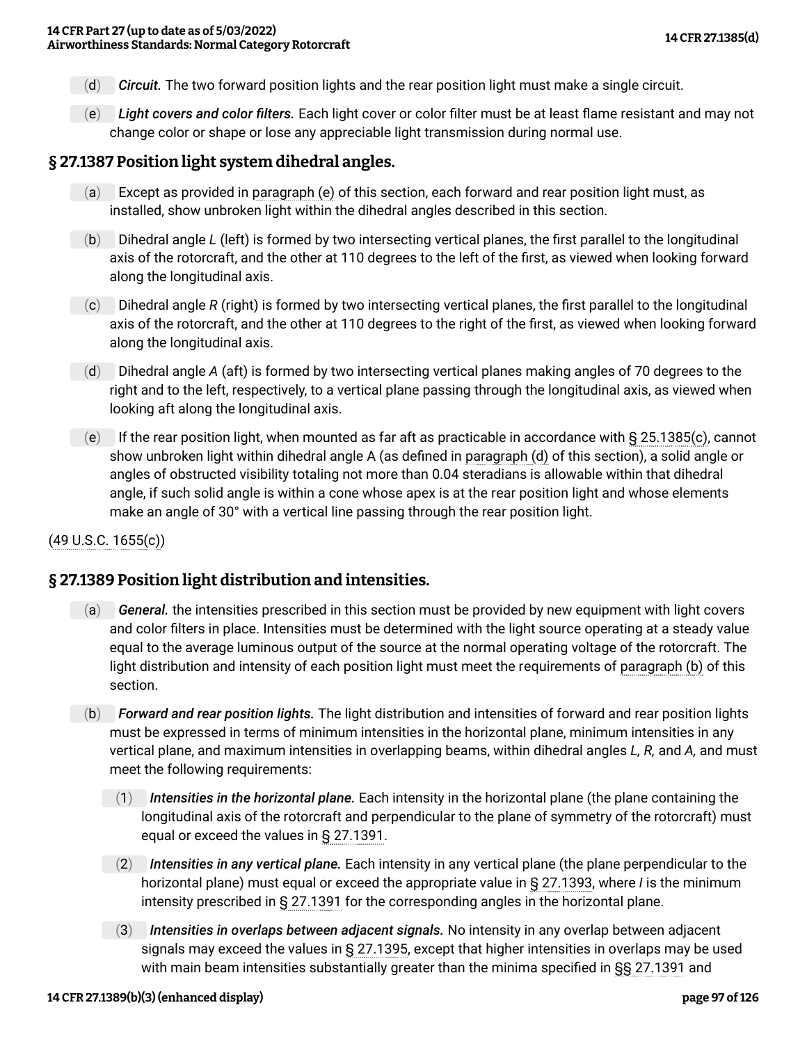(d) ***Circuit.*** The two forward position lights and the rear position light must make a single circuit.

(e) ***Light covers and color filters.*** Each light cover or color filter must be at least flame resistant and may not change color or shape or lose any appreciable light transmission during normal use.

## § 27.1387 Position light system dihedral angles.

(a) Except as provided in paragraph (e) of this section, each forward and rear position light must, as installed, show unbroken light within the dihedral angles described in this section.

(b) Dihedral angle *L* (left) is formed by two intersecting vertical planes, the first parallel to the longitudinal axis of the rotorcraft, and the other at 110 degrees to the left of the first, as viewed when looking forward along the longitudinal axis.

(c) Dihedral angle *R* (right) is formed by two intersecting vertical planes, the first parallel to the longitudinal axis of the rotorcraft, and the other at 110 degrees to the right of the first, as viewed when looking forward along the longitudinal axis.

(d) Dihedral angle *A* (aft) is formed by two intersecting vertical planes making angles of 70 degrees to the right and to the left, respectively, to a vertical plane passing through the longitudinal axis, as viewed when looking aft along the longitudinal axis.

(e) If the rear position light, when mounted as far aft as practicable in accordance with § 25.1385(c), cannot show unbroken light within dihedral angle A (as defined in paragraph (d) of this section), a solid angle or angles of obstructed visibility totaling not more than 0.04 steradians is allowable within that dihedral angle, if such solid angle is within a cone whose apex is at the rear position light and whose elements make an angle of 30° with a vertical line passing through the rear position light.

(49 U.S.C. 1655(c))

## § 27.1389 Position light distribution and intensities.

(a) ***General.*** the intensities prescribed in this section must be provided by new equipment with light covers and color filters in place. Intensities must be determined with the light source operating at a steady value equal to the average luminous output of the source at the normal operating voltage of the rotorcraft. The light distribution and intensity of each position light must meet the requirements of paragraph (b) of this section.

(b) ***Forward and rear position lights.*** The light distribution and intensities of forward and rear position lights must be expressed in terms of minimum intensities in the horizontal plane, minimum intensities in any vertical plane, and maximum intensities in overlapping beams, within dihedral angles *L, R,* and *A,* and must meet the following requirements:

(1) ***Intensities in the horizontal plane.*** Each intensity in the horizontal plane (the plane containing the longitudinal axis of the rotorcraft and perpendicular to the plane of symmetry of the rotorcraft) must equal or exceed the values in § 27.1391.

(2) ***Intensities in any vertical plane.*** Each intensity in any vertical plane (the plane perpendicular to the horizontal plane) must equal or exceed the appropriate value in § 27.1393, where *I* is the minimum intensity prescribed in § 27.1391 for the corresponding angles in the horizontal plane.

(3) ***Intensities in overlaps between adjacent signals.*** No intensity in any overlap between adjacent signals may exceed the values in § 27.1395, except that higher intensities in overlaps may be used with main beam intensities substantially greater than the minima specified in §§ 27.1391 and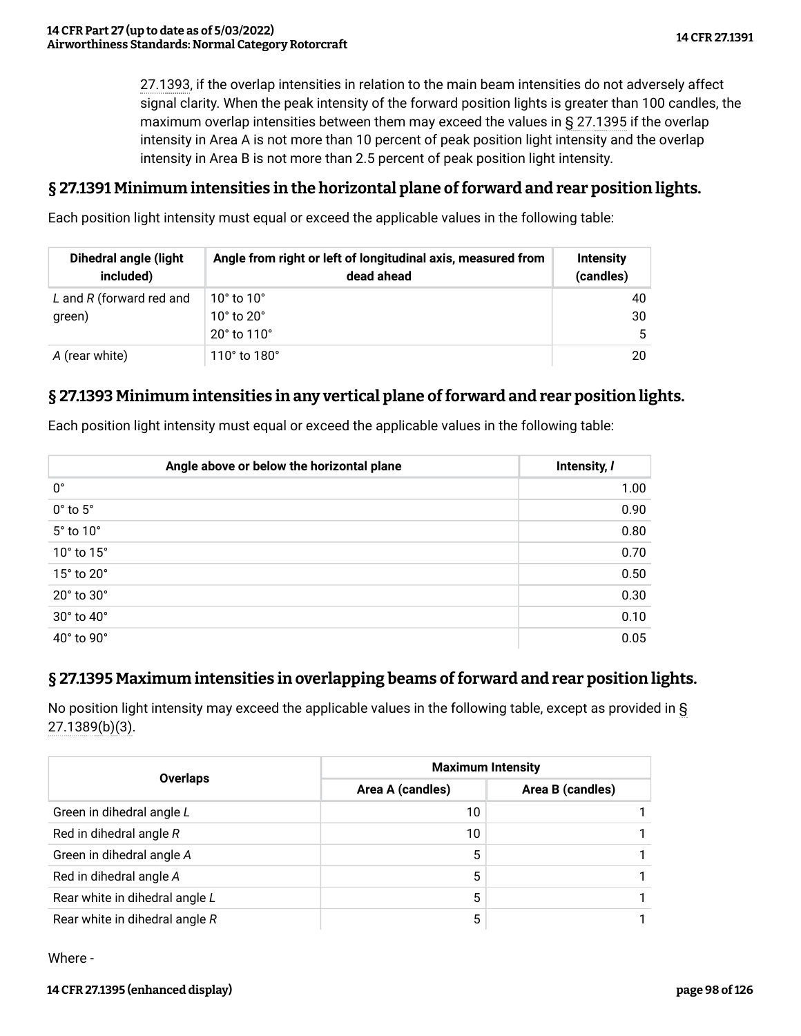27.1393, if the overlap intensities in relation to the main beam intensities do not adversely affect signal clarity. When the peak intensity of the forward position lights is greater than 100 candles, the maximum overlap intensities between them may exceed the values in § 27.1395 if the overlap intensity in Area A is not more than 10 percent of peak position light intensity and the overlap intensity in Area B is not more than 2.5 percent of peak position light intensity.

## § 27.1391 Minimum intensities in the horizontal plane of forward and rear position lights.

Each position light intensity must equal or exceed the applicable values in the following table:

| Dihedral angle (light included) | Angle from right or left of longitudinal axis, measured from dead ahead | Intensity (candles) |
|---|---|---|
| *L* and *R* (forward red and green) | 10° to 10° | 40 |
| | 10° to 20° | 30 |
| | 20° to 110° | 5 |
| *A* (rear white) | 110° to 180° | 20 |

## § 27.1393 Minimum intensities in any vertical plane of forward and rear position lights.

Each position light intensity must equal or exceed the applicable values in the following table:

| Angle above or below the horizontal plane | Intensity, *I* |
|---|---|
| 0° | 1.00 |
| 0° to 5° | 0.90 |
| 5° to 10° | 0.80 |
| 10° to 15° | 0.70 |
| 15° to 20° | 0.50 |
| 20° to 30° | 0.30 |
| 30° to 40° | 0.10 |
| 40° to 90° | 0.05 |

## § 27.1395 Maximum intensities in overlapping beams of forward and rear position lights.

No position light intensity may exceed the applicable values in the following table, except as provided in § 27.1389(b)(3).

| Overlaps | Maximum Intensity | |
|---|---|---|
| | Area A (candles) | Area B (candles) |
| Green in dihedral angle *L* | 10 | 1 |
| Red in dihedral angle *R* | 10 | 1 |
| Green in dihedral angle *A* | 5 | 1 |
| Red in dihedral angle *A* | 5 | 1 |
| Rear white in dihedral angle *L* | 5 | 1 |
| Rear white in dihedral angle *R* | 5 | 1 |

Where -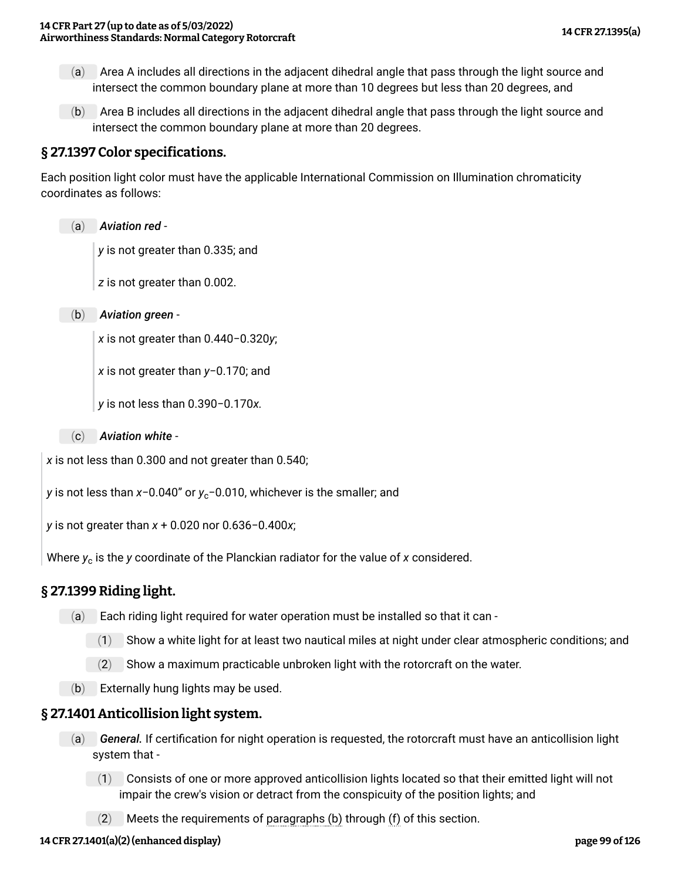(a) Area A includes all directions in the adjacent dihedral angle that pass through the light source and intersect the common boundary plane at more than 10 degrees but less than 20 degrees, and

(b) Area B includes all directions in the adjacent dihedral angle that pass through the light source and intersect the common boundary plane at more than 20 degrees.

## § 27.1397 Color specifications.

Each position light color must have the applicable International Commission on Illumination chromaticity coordinates as follows:

(a) ***Aviation red*** -

> $y$ is not greater than 0.335; and
>
> $z$ is not greater than 0.002.

(b) ***Aviation green*** -

> $x$ is not greater than $0.440-0.320y$;
>
> $x$ is not greater than $y-0.170$; and
>
> $y$ is not less than $0.390-0.170x$.

(c) ***Aviation white*** -

> $x$ is not less than 0.300 and not greater than 0.540;
>
> $y$ is not less than $x-0.040$" or $y_c-0.010$, whichever is the smaller; and
>
> $y$ is not greater than $x + 0.020$ nor $0.636-0.400x$;
>
> Where $y_c$ is the $y$ coordinate of the Planckian radiator for the value of $x$ considered.

## § 27.1399 Riding light.

(a) Each riding light required for water operation must be installed so that it can -

(1) Show a white light for at least two nautical miles at night under clear atmospheric conditions; and

(2) Show a maximum practicable unbroken light with the rotorcraft on the water.

(b) Externally hung lights may be used.

## § 27.1401 Anticollision light system.

(a) ***General.*** If certification for night operation is requested, the rotorcraft must have an anticollision light system that -

(1) Consists of one or more approved anticollision lights located so that their emitted light will not impair the crew's vision or detract from the conspicuity of the position lights; and

(2) Meets the requirements of paragraphs (b) through (f) of this section.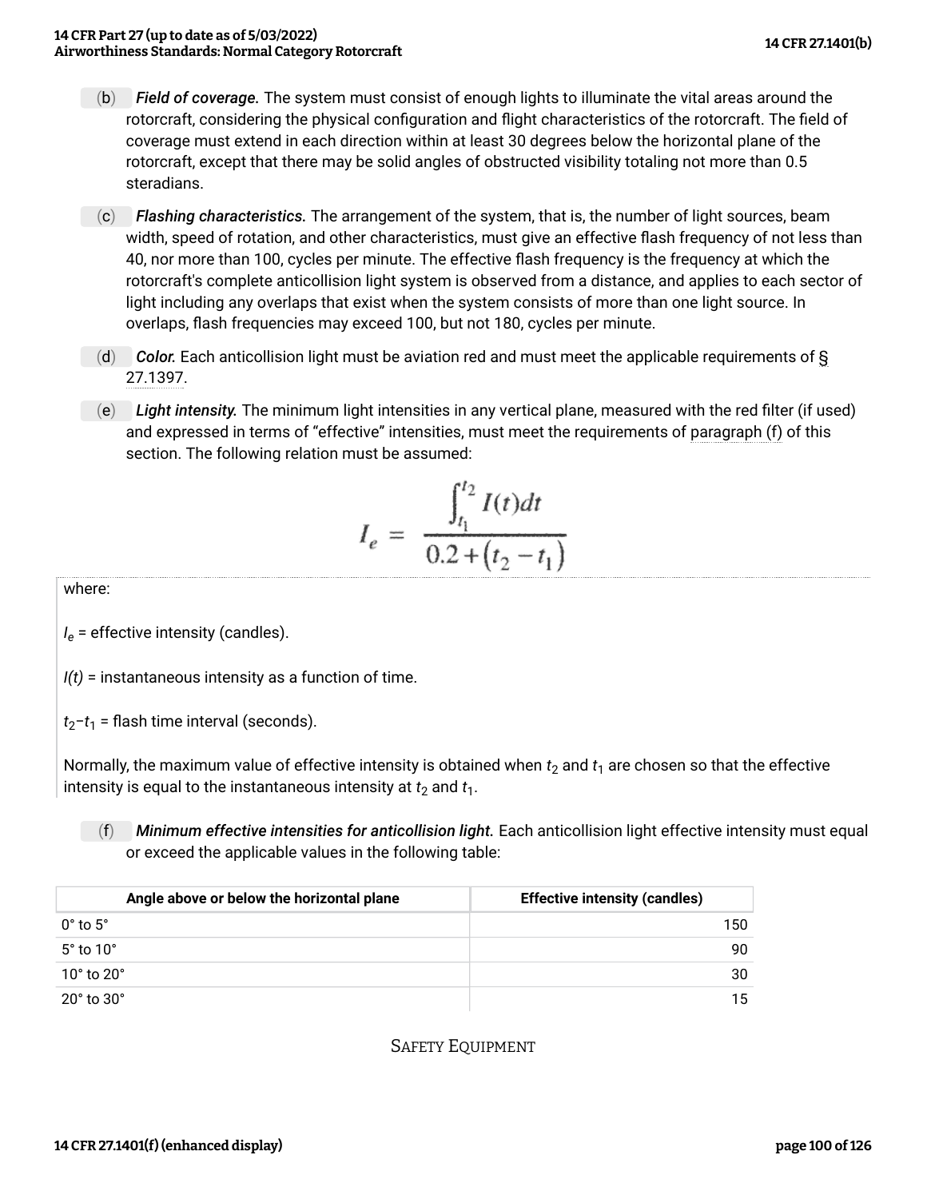(b) *Field of coverage.* The system must consist of enough lights to illuminate the vital areas around the rotorcraft, considering the physical configuration and flight characteristics of the rotorcraft. The field of coverage must extend in each direction within at least 30 degrees below the horizontal plane of the rotorcraft, except that there may be solid angles of obstructed visibility totaling not more than 0.5 steradians.

(c) *Flashing characteristics.* The arrangement of the system, that is, the number of light sources, beam width, speed of rotation, and other characteristics, must give an effective flash frequency of not less than 40, nor more than 100, cycles per minute. The effective flash frequency is the frequency at which the rotorcraft's complete anticollision light system is observed from a distance, and applies to each sector of light including any overlaps that exist when the system consists of more than one light source. In overlaps, flash frequencies may exceed 100, but not 180, cycles per minute.

(d) *Color.* Each anticollision light must be aviation red and must meet the applicable requirements of § 27.1397.

(e) *Light intensity.* The minimum light intensities in any vertical plane, measured with the red filter (if used) and expressed in terms of "effective" intensities, must meet the requirements of paragraph (f) of this section. The following relation must be assumed:

$$I_e = \frac{\int_{t_1}^{t_2} I(t)dt}{0.2 + (t_2 - t_1)}$$

where:

$I_e$ = effective intensity (candles).

$I(t)$ = instantaneous intensity as a function of time.

$t_2 - t_1$ = flash time interval (seconds).

Normally, the maximum value of effective intensity is obtained when $t_2$ and $t_1$ are chosen so that the effective intensity is equal to the instantaneous intensity at $t_2$ and $t_1$.

(f) *Minimum effective intensities for anticollision light.* Each anticollision light effective intensity must equal or exceed the applicable values in the following table:

| Angle above or below the horizontal plane | Effective intensity (candles) |
|---|---|
| 0° to 5° | 150 |
| 5° to 10° | 90 |
| 10° to 20° | 30 |
| 20° to 30° | 15 |

## Safety Equipment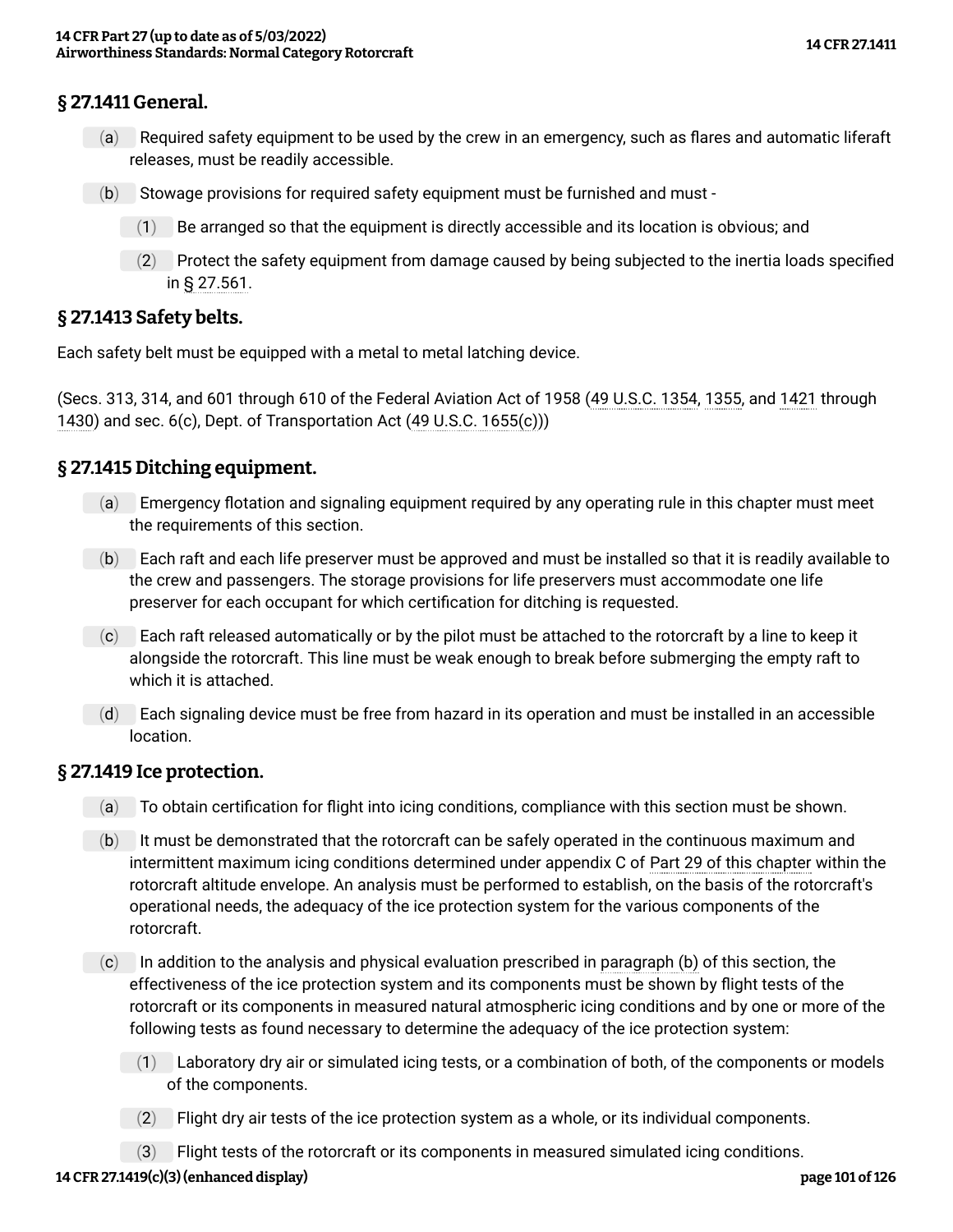## § 27.1411 General.

(a) Required safety equipment to be used by the crew in an emergency, such as flares and automatic liferaft releases, must be readily accessible.

(b) Stowage provisions for required safety equipment must be furnished and must -

(1) Be arranged so that the equipment is directly accessible and its location is obvious; and

(2) Protect the safety equipment from damage caused by being subjected to the inertia loads specified in § 27.561.

## § 27.1413 Safety belts.

Each safety belt must be equipped with a metal to metal latching device.

(Secs. 313, 314, and 601 through 610 of the Federal Aviation Act of 1958 (49 U.S.C. 1354, 1355, and 1421 through 1430) and sec. 6(c), Dept. of Transportation Act (49 U.S.C. 1655(c)))

## § 27.1415 Ditching equipment.

(a) Emergency flotation and signaling equipment required by any operating rule in this chapter must meet the requirements of this section.

(b) Each raft and each life preserver must be approved and must be installed so that it is readily available to the crew and passengers. The storage provisions for life preservers must accommodate one life preserver for each occupant for which certification for ditching is requested.

(c) Each raft released automatically or by the pilot must be attached to the rotorcraft by a line to keep it alongside the rotorcraft. This line must be weak enough to break before submerging the empty raft to which it is attached.

(d) Each signaling device must be free from hazard in its operation and must be installed in an accessible location.

## § 27.1419 Ice protection.

(a) To obtain certification for flight into icing conditions, compliance with this section must be shown.

(b) It must be demonstrated that the rotorcraft can be safely operated in the continuous maximum and intermittent maximum icing conditions determined under appendix C of Part 29 of this chapter within the rotorcraft altitude envelope. An analysis must be performed to establish, on the basis of the rotorcraft's operational needs, the adequacy of the ice protection system for the various components of the rotorcraft.

(c) In addition to the analysis and physical evaluation prescribed in paragraph (b) of this section, the effectiveness of the ice protection system and its components must be shown by flight tests of the rotorcraft or its components in measured natural atmospheric icing conditions and by one or more of the following tests as found necessary to determine the adequacy of the ice protection system:

(1) Laboratory dry air or simulated icing tests, or a combination of both, of the components or models of the components.

(2) Flight dry air tests of the ice protection system as a whole, or its individual components.

(3) Flight tests of the rotorcraft or its components in measured simulated icing conditions.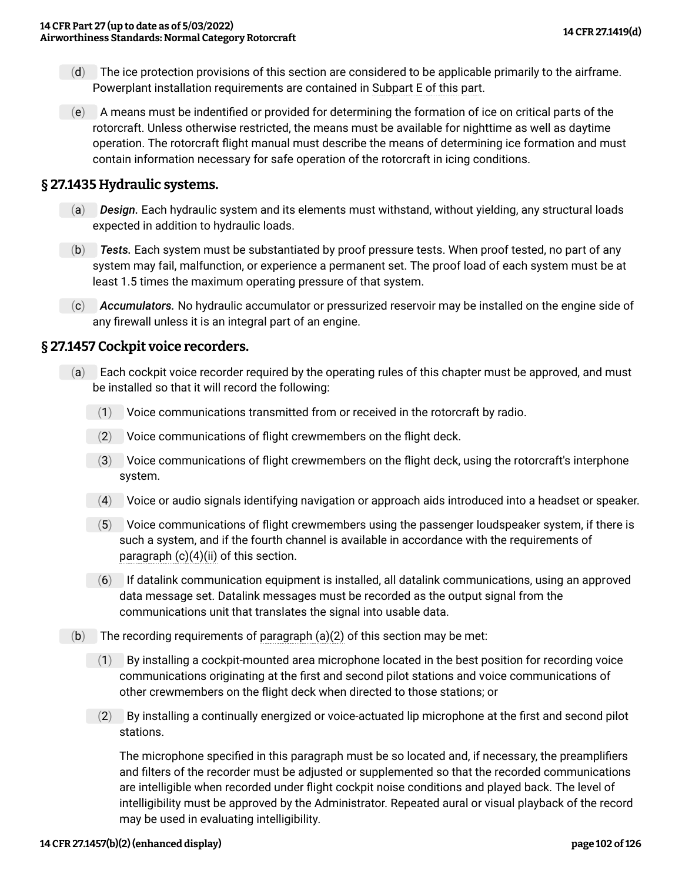(d) The ice protection provisions of this section are considered to be applicable primarily to the airframe. Powerplant installation requirements are contained in Subpart E of this part.

(e) A means must be indentified or provided for determining the formation of ice on critical parts of the rotorcraft. Unless otherwise restricted, the means must be available for nighttime as well as daytime operation. The rotorcraft flight manual must describe the means of determining ice formation and must contain information necessary for safe operation of the rotorcraft in icing conditions.

## § 27.1435 Hydraulic systems.

(a) *Design.* Each hydraulic system and its elements must withstand, without yielding, any structural loads expected in addition to hydraulic loads.

(b) *Tests.* Each system must be substantiated by proof pressure tests. When proof tested, no part of any system may fail, malfunction, or experience a permanent set. The proof load of each system must be at least 1.5 times the maximum operating pressure of that system.

(c) *Accumulators.* No hydraulic accumulator or pressurized reservoir may be installed on the engine side of any firewall unless it is an integral part of an engine.

## § 27.1457 Cockpit voice recorders.

(a) Each cockpit voice recorder required by the operating rules of this chapter must be approved, and must be installed so that it will record the following:

(1) Voice communications transmitted from or received in the rotorcraft by radio.

(2) Voice communications of flight crewmembers on the flight deck.

(3) Voice communications of flight crewmembers on the flight deck, using the rotorcraft's interphone system.

(4) Voice or audio signals identifying navigation or approach aids introduced into a headset or speaker.

(5) Voice communications of flight crewmembers using the passenger loudspeaker system, if there is such a system, and if the fourth channel is available in accordance with the requirements of paragraph (c)(4)(ii) of this section.

(6) If datalink communication equipment is installed, all datalink communications, using an approved data message set. Datalink messages must be recorded as the output signal from the communications unit that translates the signal into usable data.

(b) The recording requirements of paragraph (a)(2) of this section may be met:

(1) By installing a cockpit-mounted area microphone located in the best position for recording voice communications originating at the first and second pilot stations and voice communications of other crewmembers on the flight deck when directed to those stations; or

(2) By installing a continually energized or voice-actuated lip microphone at the first and second pilot stations.

The microphone specified in this paragraph must be so located and, if necessary, the preamplifiers and filters of the recorder must be adjusted or supplemented so that the recorded communications are intelligible when recorded under flight cockpit noise conditions and played back. The level of intelligibility must be approved by the Administrator. Repeated aural or visual playback of the record may be used in evaluating intelligibility.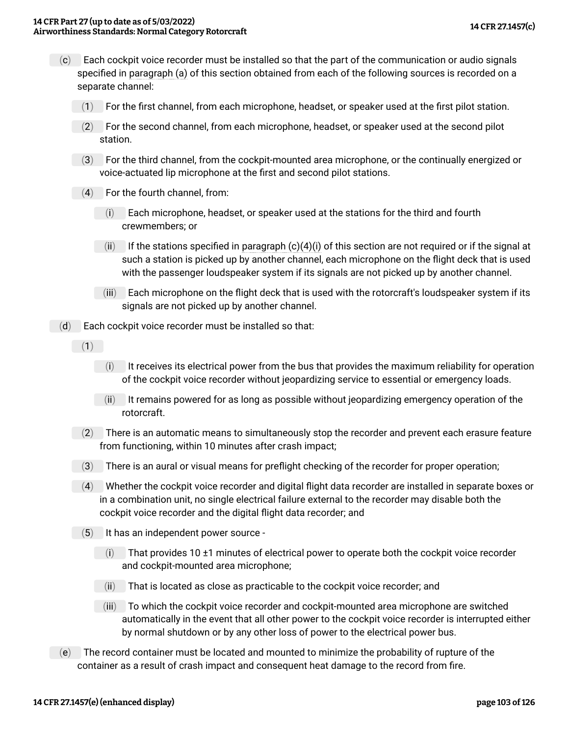(c) Each cockpit voice recorder must be installed so that the part of the communication or audio signals specified in paragraph (a) of this section obtained from each of the following sources is recorded on a separate channel:

(1) For the first channel, from each microphone, headset, or speaker used at the first pilot station.

(2) For the second channel, from each microphone, headset, or speaker used at the second pilot station.

(3) For the third channel, from the cockpit-mounted area microphone, or the continually energized or voice-actuated lip microphone at the first and second pilot stations.

(4) For the fourth channel, from:

(i) Each microphone, headset, or speaker used at the stations for the third and fourth crewmembers; or

(ii) If the stations specified in paragraph (c)(4)(i) of this section are not required or if the signal at such a station is picked up by another channel, each microphone on the flight deck that is used with the passenger loudspeaker system if its signals are not picked up by another channel.

(iii) Each microphone on the flight deck that is used with the rotorcraft's loudspeaker system if its signals are not picked up by another channel.

(d) Each cockpit voice recorder must be installed so that:

(1)

(i) It receives its electrical power from the bus that provides the maximum reliability for operation of the cockpit voice recorder without jeopardizing service to essential or emergency loads.

(ii) It remains powered for as long as possible without jeopardizing emergency operation of the rotorcraft.

(2) There is an automatic means to simultaneously stop the recorder and prevent each erasure feature from functioning, within 10 minutes after crash impact;

(3) There is an aural or visual means for preflight checking of the recorder for proper operation;

(4) Whether the cockpit voice recorder and digital flight data recorder are installed in separate boxes or in a combination unit, no single electrical failure external to the recorder may disable both the cockpit voice recorder and the digital flight data recorder; and

(5) It has an independent power source -

(i) That provides 10 ±1 minutes of electrical power to operate both the cockpit voice recorder and cockpit-mounted area microphone;

(ii) That is located as close as practicable to the cockpit voice recorder; and

(iii) To which the cockpit voice recorder and cockpit-mounted area microphone are switched automatically in the event that all other power to the cockpit voice recorder is interrupted either by normal shutdown or by any other loss of power to the electrical power bus.

(e) The record container must be located and mounted to minimize the probability of rupture of the container as a result of crash impact and consequent heat damage to the record from fire.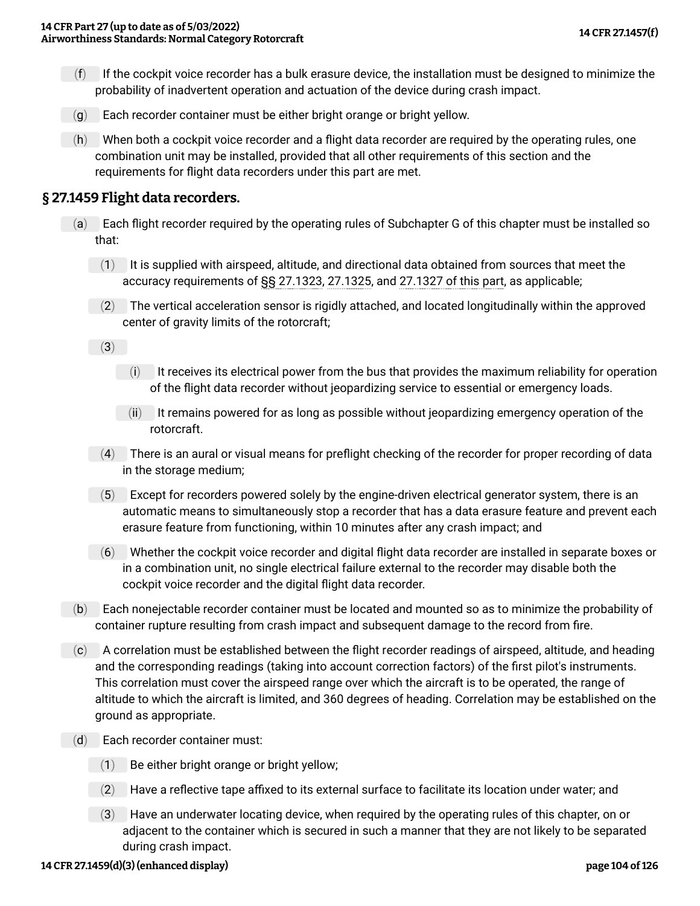(f) If the cockpit voice recorder has a bulk erasure device, the installation must be designed to minimize the probability of inadvertent operation and actuation of the device during crash impact.

(g) Each recorder container must be either bright orange or bright yellow.

(h) When both a cockpit voice recorder and a flight data recorder are required by the operating rules, one combination unit may be installed, provided that all other requirements of this section and the requirements for flight data recorders under this part are met.

## § 27.1459 Flight data recorders.

(a) Each flight recorder required by the operating rules of Subchapter G of this chapter must be installed so that:

(1) It is supplied with airspeed, altitude, and directional data obtained from sources that meet the accuracy requirements of §§ 27.1323, 27.1325, and 27.1327 of this part, as applicable;

(2) The vertical acceleration sensor is rigidly attached, and located longitudinally within the approved center of gravity limits of the rotorcraft;

(3)

(i) It receives its electrical power from the bus that provides the maximum reliability for operation of the flight data recorder without jeopardizing service to essential or emergency loads.

(ii) It remains powered for as long as possible without jeopardizing emergency operation of the rotorcraft.

(4) There is an aural or visual means for preflight checking of the recorder for proper recording of data in the storage medium;

(5) Except for recorders powered solely by the engine-driven electrical generator system, there is an automatic means to simultaneously stop a recorder that has a data erasure feature and prevent each erasure feature from functioning, within 10 minutes after any crash impact; and

(6) Whether the cockpit voice recorder and digital flight data recorder are installed in separate boxes or in a combination unit, no single electrical failure external to the recorder may disable both the cockpit voice recorder and the digital flight data recorder.

(b) Each nonejectable recorder container must be located and mounted so as to minimize the probability of container rupture resulting from crash impact and subsequent damage to the record from fire.

(c) A correlation must be established between the flight recorder readings of airspeed, altitude, and heading and the corresponding readings (taking into account correction factors) of the first pilot's instruments. This correlation must cover the airspeed range over which the aircraft is to be operated, the range of altitude to which the aircraft is limited, and 360 degrees of heading. Correlation may be established on the ground as appropriate.

(d) Each recorder container must:

(1) Be either bright orange or bright yellow;

(2) Have a reflective tape affixed to its external surface to facilitate its location under water; and

(3) Have an underwater locating device, when required by the operating rules of this chapter, on or adjacent to the container which is secured in such a manner that they are not likely to be separated during crash impact.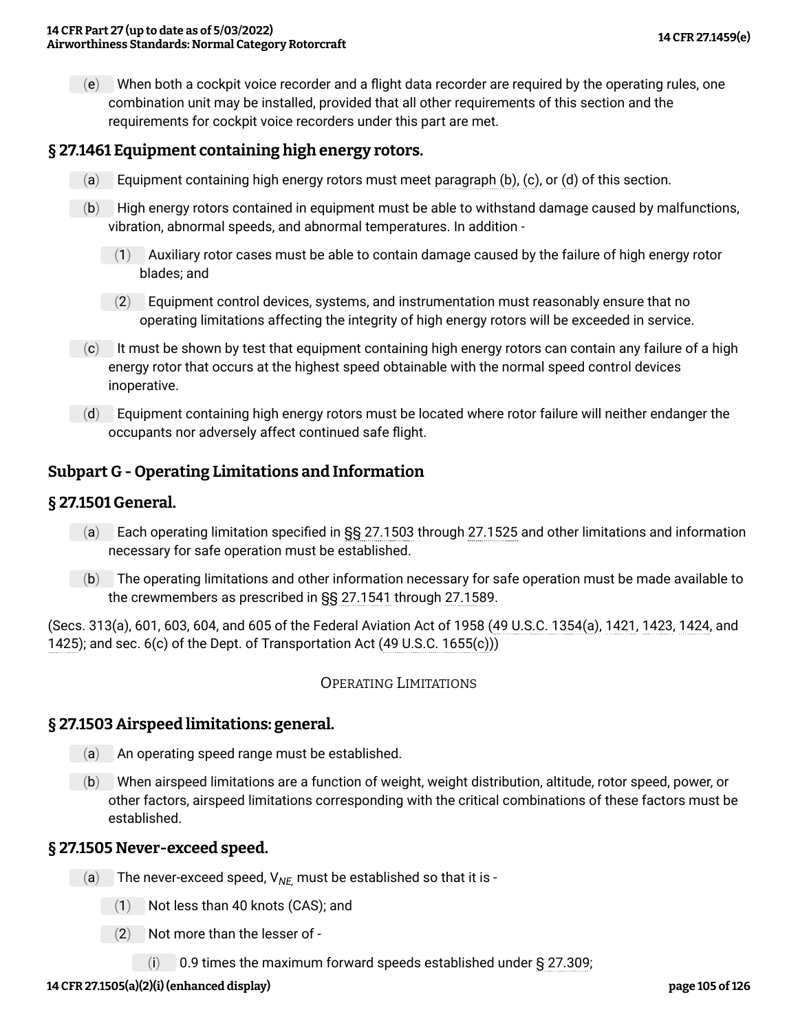(e) When both a cockpit voice recorder and a flight data recorder are required by the operating rules, one combination unit may be installed, provided that all other requirements of this section and the requirements for cockpit voice recorders under this part are met.

## § 27.1461 Equipment containing high energy rotors.

(a) Equipment containing high energy rotors must meet paragraph (b), (c), or (d) of this section.

(b) High energy rotors contained in equipment must be able to withstand damage caused by malfunctions, vibration, abnormal speeds, and abnormal temperatures. In addition -

(1) Auxiliary rotor cases must be able to contain damage caused by the failure of high energy rotor blades; and

(2) Equipment control devices, systems, and instrumentation must reasonably ensure that no operating limitations affecting the integrity of high energy rotors will be exceeded in service.

(c) It must be shown by test that equipment containing high energy rotors can contain any failure of a high energy rotor that occurs at the highest speed obtainable with the normal speed control devices inoperative.

(d) Equipment containing high energy rotors must be located where rotor failure will neither endanger the occupants nor adversely affect continued safe flight.

## Subpart G - Operating Limitations and Information

## § 27.1501 General.

(a) Each operating limitation specified in §§ 27.1503 through 27.1525 and other limitations and information necessary for safe operation must be established.

(b) The operating limitations and other information necessary for safe operation must be made available to the crewmembers as prescribed in §§ 27.1541 through 27.1589.

(Secs. 313(a), 601, 603, 604, and 605 of the Federal Aviation Act of 1958 (49 U.S.C. 1354(a), 1421, 1423, 1424, and 1425); and sec. 6(c) of the Dept. of Transportation Act (49 U.S.C. 1655(c)))

### Operating Limitations

## § 27.1503 Airspeed limitations: general.

(a) An operating speed range must be established.

(b) When airspeed limitations are a function of weight, weight distribution, altitude, rotor speed, power, or other factors, airspeed limitations corresponding with the critical combinations of these factors must be established.

## § 27.1505 Never-exceed speed.

(a) The never-exceed speed, $V_{NE}$, must be established so that it is -

(1) Not less than 40 knots (CAS); and

(2) Not more than the lesser of -

(i) 0.9 times the maximum forward speeds established under § 27.309;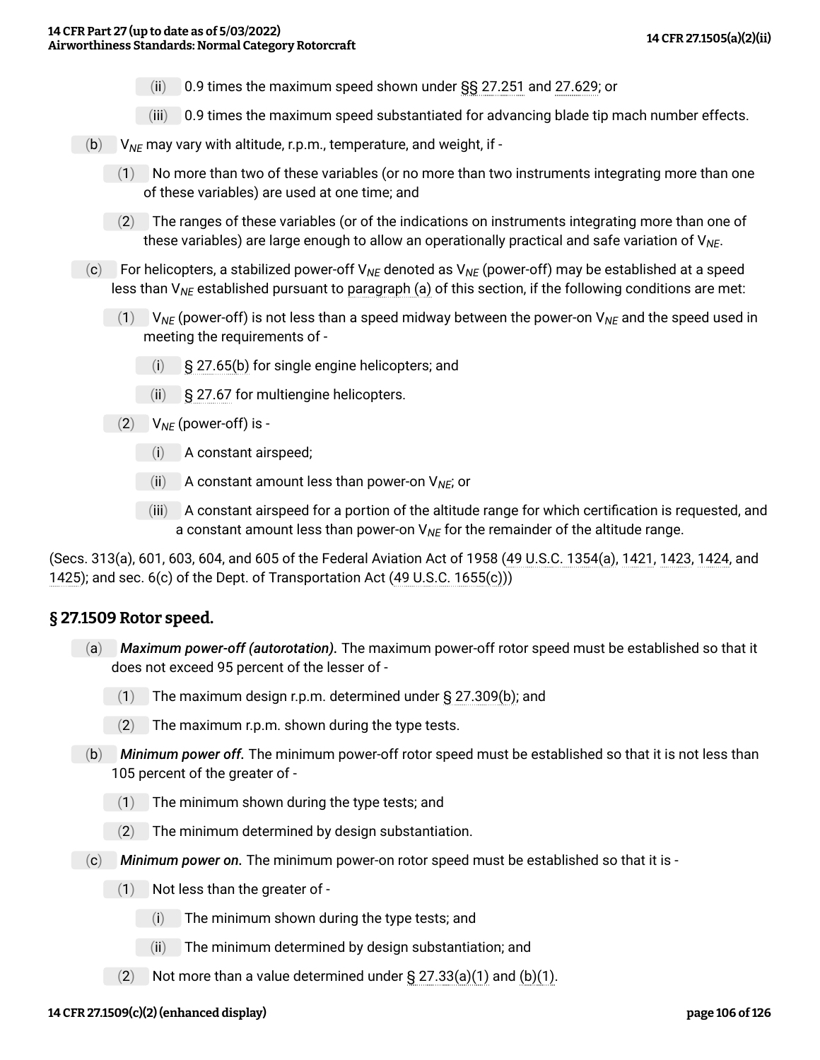- (ii) 0.9 times the maximum speed shown under §§ 27.251 and 27.629; or
- (iii) 0.9 times the maximum speed substantiated for advancing blade tip mach number effects.

(b) $V_{NE}$ may vary with altitude, r.p.m., temperature, and weight, if -

- (1) No more than two of these variables (or no more than two instruments integrating more than one of these variables) are used at one time; and
- (2) The ranges of these variables (or of the indications on instruments integrating more than one of these variables) are large enough to allow an operationally practical and safe variation of $V_{NE}$.

(c) For helicopters, a stabilized power-off $V_{NE}$ denoted as $V_{NE}$ (power-off) may be established at a speed less than $V_{NE}$ established pursuant to paragraph (a) of this section, if the following conditions are met:

- (1) $V_{NE}$ (power-off) is not less than a speed midway between the power-on $V_{NE}$ and the speed used in meeting the requirements of -
  - (i) § 27.65(b) for single engine helicopters; and
  - (ii) § 27.67 for multiengine helicopters.
- (2) $V_{NE}$ (power-off) is -
  - (i) A constant airspeed;
  - (ii) A constant amount less than power-on $V_{NE}$; or
  - (iii) A constant airspeed for a portion of the altitude range for which certification is requested, and a constant amount less than power-on $V_{NE}$ for the remainder of the altitude range.

(Secs. 313(a), 601, 603, 604, and 605 of the Federal Aviation Act of 1958 (49 U.S.C. 1354(a), 1421, 1423, 1424, and 1425); and sec. 6(c) of the Dept. of Transportation Act (49 U.S.C. 1655(c)))

## § 27.1509 Rotor speed.

(a) *Maximum power-off (autorotation).* The maximum power-off rotor speed must be established so that it does not exceed 95 percent of the lesser of -

- (1) The maximum design r.p.m. determined under § 27.309(b); and
- (2) The maximum r.p.m. shown during the type tests.

(b) *Minimum power off.* The minimum power-off rotor speed must be established so that it is not less than 105 percent of the greater of -

- (1) The minimum shown during the type tests; and
- (2) The minimum determined by design substantiation.

(c) *Minimum power on.* The minimum power-on rotor speed must be established so that it is -

- (1) Not less than the greater of -
  - (i) The minimum shown during the type tests; and
  - (ii) The minimum determined by design substantiation; and
- (2) Not more than a value determined under § 27.33(a)(1) and (b)(1).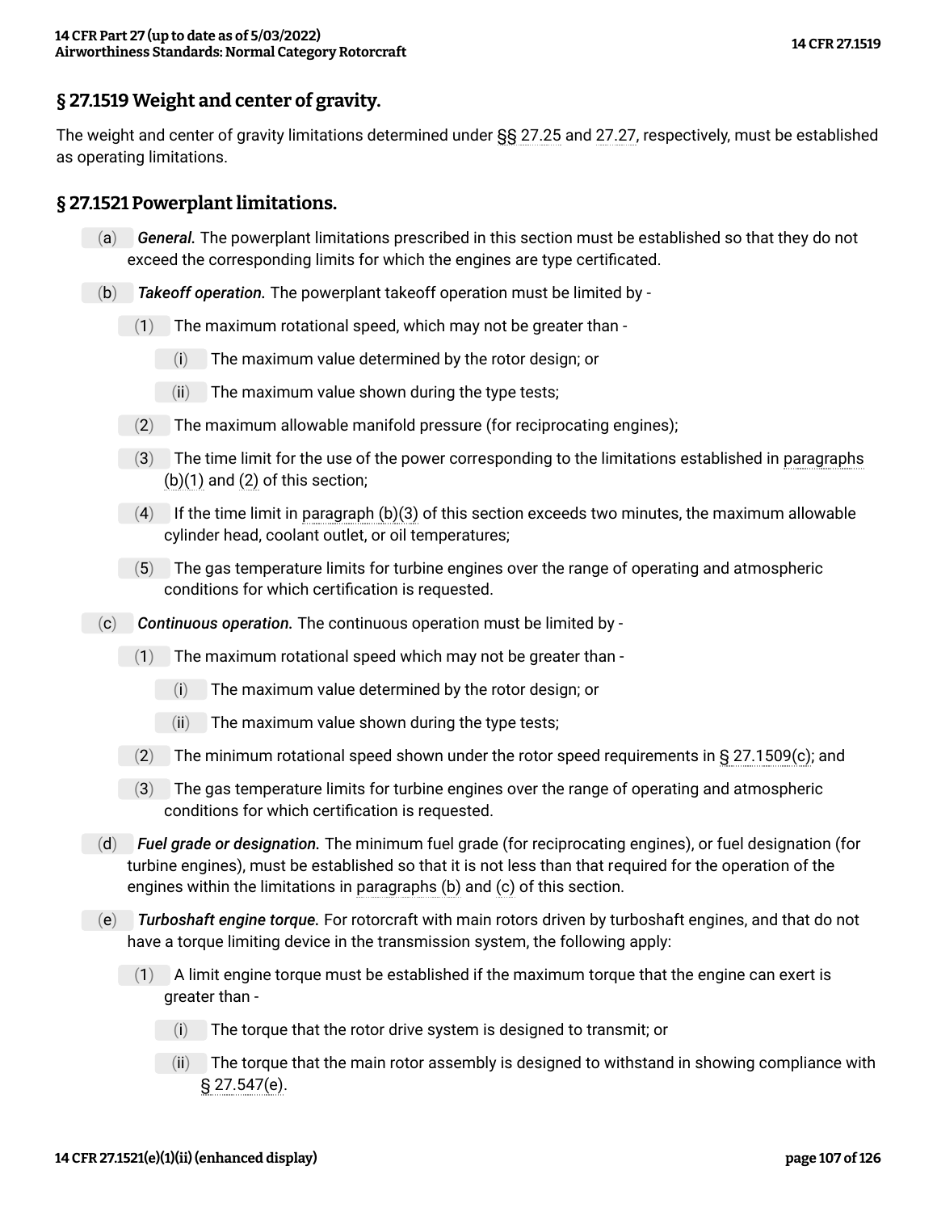## § 27.1519 Weight and center of gravity.

The weight and center of gravity limitations determined under §§ 27.25 and 27.27, respectively, must be established as operating limitations.

## § 27.1521 Powerplant limitations.

(a) *General.* The powerplant limitations prescribed in this section must be established so that they do not exceed the corresponding limits for which the engines are type certificated.

(b) *Takeoff operation.* The powerplant takeoff operation must be limited by -

(1) The maximum rotational speed, which may not be greater than -

(i) The maximum value determined by the rotor design; or

(ii) The maximum value shown during the type tests;

(2) The maximum allowable manifold pressure (for reciprocating engines);

(3) The time limit for the use of the power corresponding to the limitations established in paragraphs (b)(1) and (2) of this section;

(4) If the time limit in paragraph (b)(3) of this section exceeds two minutes, the maximum allowable cylinder head, coolant outlet, or oil temperatures;

(5) The gas temperature limits for turbine engines over the range of operating and atmospheric conditions for which certification is requested.

(c) *Continuous operation.* The continuous operation must be limited by -

(1) The maximum rotational speed which may not be greater than -

(i) The maximum value determined by the rotor design; or

(ii) The maximum value shown during the type tests;

(2) The minimum rotational speed shown under the rotor speed requirements in § 27.1509(c); and

(3) The gas temperature limits for turbine engines over the range of operating and atmospheric conditions for which certification is requested.

(d) *Fuel grade or designation.* The minimum fuel grade (for reciprocating engines), or fuel designation (for turbine engines), must be established so that it is not less than that required for the operation of the engines within the limitations in paragraphs (b) and (c) of this section.

(e) *Turboshaft engine torque.* For rotorcraft with main rotors driven by turboshaft engines, and that do not have a torque limiting device in the transmission system, the following apply:

(1) A limit engine torque must be established if the maximum torque that the engine can exert is greater than -

(i) The torque that the rotor drive system is designed to transmit; or

(ii) The torque that the main rotor assembly is designed to withstand in showing compliance with § 27.547(e).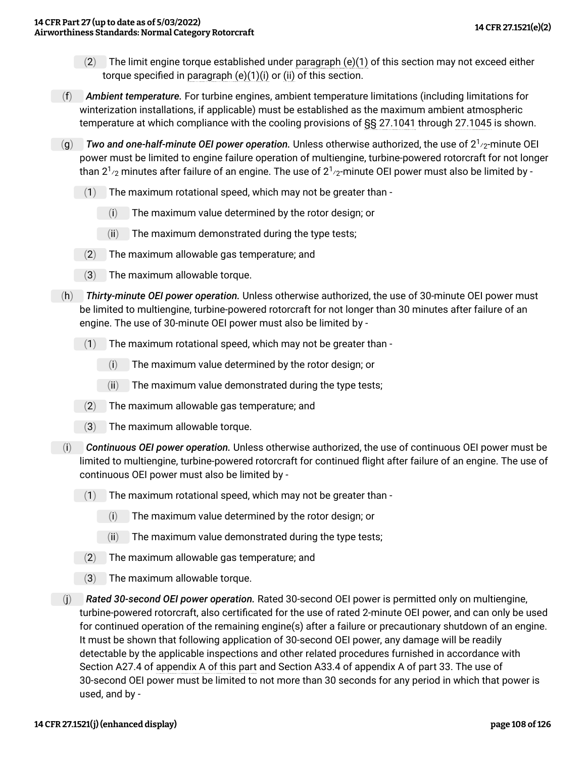(2) The limit engine torque established under paragraph (e)(1) of this section may not exceed either torque specified in paragraph (e)(1)(i) or (ii) of this section.

(f) ***Ambient temperature.*** For turbine engines, ambient temperature limitations (including limitations for winterization installations, if applicable) must be established as the maximum ambient atmospheric temperature at which compliance with the cooling provisions of §§ 27.1041 through 27.1045 is shown.

(g) ***Two and one-half-minute OEI power operation.*** Unless otherwise authorized, the use of $2^1/_2$-minute OEI power must be limited to engine failure operation of multiengine, turbine-powered rotorcraft for not longer than $2^1/_2$ minutes after failure of an engine. The use of $2^1/_2$-minute OEI power must also be limited by -

(1) The maximum rotational speed, which may not be greater than -

(i) The maximum value determined by the rotor design; or

(ii) The maximum demonstrated during the type tests;

(2) The maximum allowable gas temperature; and

(3) The maximum allowable torque.

(h) ***Thirty-minute OEI power operation.*** Unless otherwise authorized, the use of 30-minute OEI power must be limited to multiengine, turbine-powered rotorcraft for not longer than 30 minutes after failure of an engine. The use of 30-minute OEI power must also be limited by -

(1) The maximum rotational speed, which may not be greater than -

(i) The maximum value determined by the rotor design; or

(ii) The maximum value demonstrated during the type tests;

(2) The maximum allowable gas temperature; and

(3) The maximum allowable torque.

(i) ***Continuous OEI power operation.*** Unless otherwise authorized, the use of continuous OEI power must be limited to multiengine, turbine-powered rotorcraft for continued flight after failure of an engine. The use of continuous OEI power must also be limited by -

(1) The maximum rotational speed, which may not be greater than -

(i) The maximum value determined by the rotor design; or

(ii) The maximum value demonstrated during the type tests;

(2) The maximum allowable gas temperature; and

(3) The maximum allowable torque.

(j) ***Rated 30-second OEI power operation.*** Rated 30-second OEI power is permitted only on multiengine, turbine-powered rotorcraft, also certificated for the use of rated 2-minute OEI power, and can only be used for continued operation of the remaining engine(s) after a failure or precautionary shutdown of an engine. It must be shown that following application of 30-second OEI power, any damage will be readily detectable by the applicable inspections and other related procedures furnished in accordance with Section A27.4 of appendix A of this part and Section A33.4 of appendix A of part 33. The use of 30-second OEI power must be limited to not more than 30 seconds for any period in which that power is used, and by -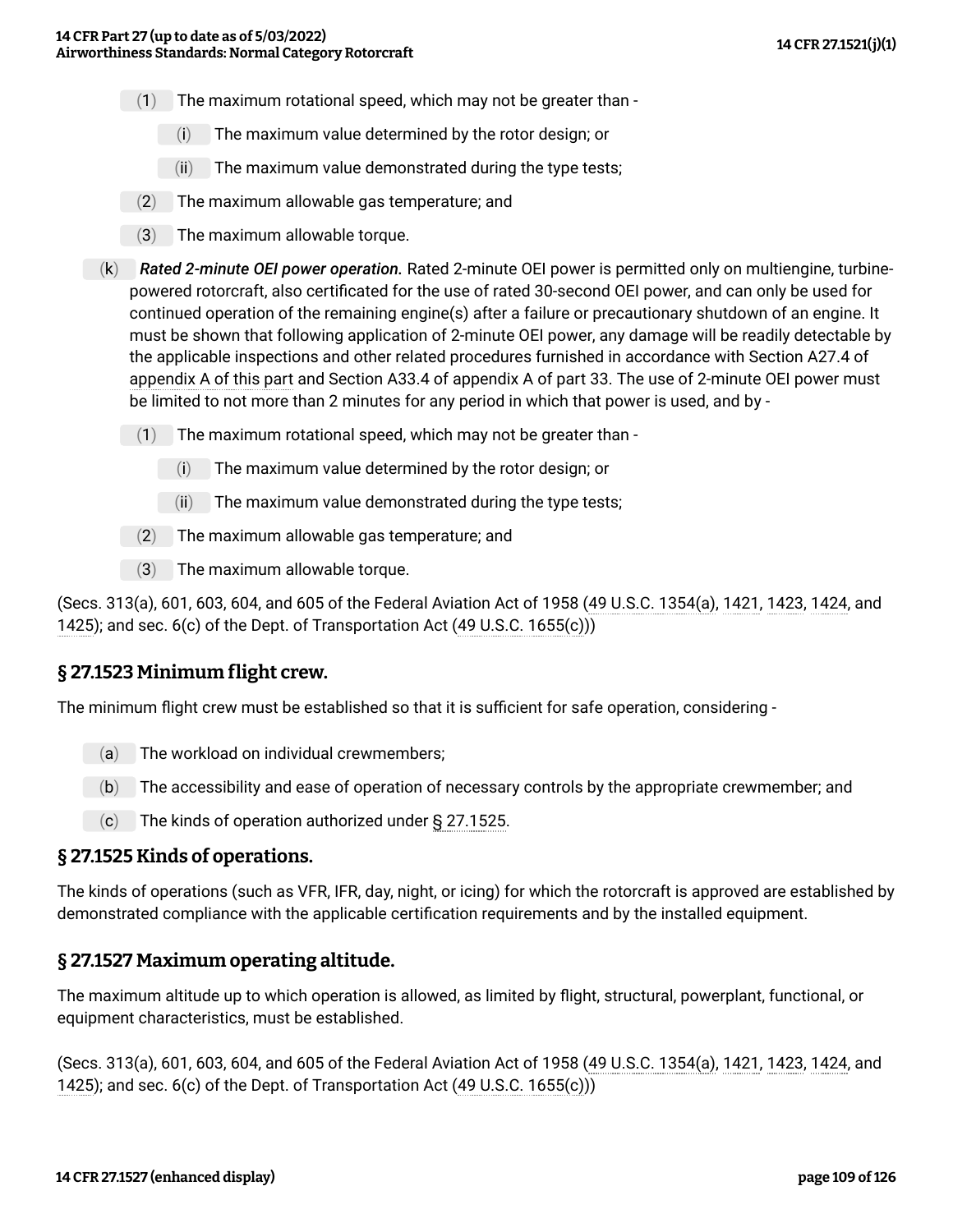(1) The maximum rotational speed, which may not be greater than -

(i) The maximum value determined by the rotor design; or

(ii) The maximum value demonstrated during the type tests;

(2) The maximum allowable gas temperature; and

(3) The maximum allowable torque.

(k) ***Rated 2-minute OEI power operation.*** Rated 2-minute OEI power is permitted only on multiengine, turbine-powered rotorcraft, also certificated for the use of rated 30-second OEI power, and can only be used for continued operation of the remaining engine(s) after a failure or precautionary shutdown of an engine. It must be shown that following application of 2-minute OEI power, any damage will be readily detectable by the applicable inspections and other related procedures furnished in accordance with Section A27.4 of appendix A of this part and Section A33.4 of appendix A of part 33. The use of 2-minute OEI power must be limited to not more than 2 minutes for any period in which that power is used, and by -

(1) The maximum rotational speed, which may not be greater than -

(i) The maximum value determined by the rotor design; or

(ii) The maximum value demonstrated during the type tests;

(2) The maximum allowable gas temperature; and

(3) The maximum allowable torque.

(Secs. 313(a), 601, 603, 604, and 605 of the Federal Aviation Act of 1958 (49 U.S.C. 1354(a), 1421, 1423, 1424, and 1425); and sec. 6(c) of the Dept. of Transportation Act (49 U.S.C. 1655(c)))

## § 27.1523 Minimum flight crew.

The minimum flight crew must be established so that it is sufficient for safe operation, considering -

(a) The workload on individual crewmembers;

(b) The accessibility and ease of operation of necessary controls by the appropriate crewmember; and

(c) The kinds of operation authorized under § 27.1525.

## § 27.1525 Kinds of operations.

The kinds of operations (such as VFR, IFR, day, night, or icing) for which the rotorcraft is approved are established by demonstrated compliance with the applicable certification requirements and by the installed equipment.

## § 27.1527 Maximum operating altitude.

The maximum altitude up to which operation is allowed, as limited by flight, structural, powerplant, functional, or equipment characteristics, must be established.

(Secs. 313(a), 601, 603, 604, and 605 of the Federal Aviation Act of 1958 (49 U.S.C. 1354(a), 1421, 1423, 1424, and 1425); and sec. 6(c) of the Dept. of Transportation Act (49 U.S.C. 1655(c)))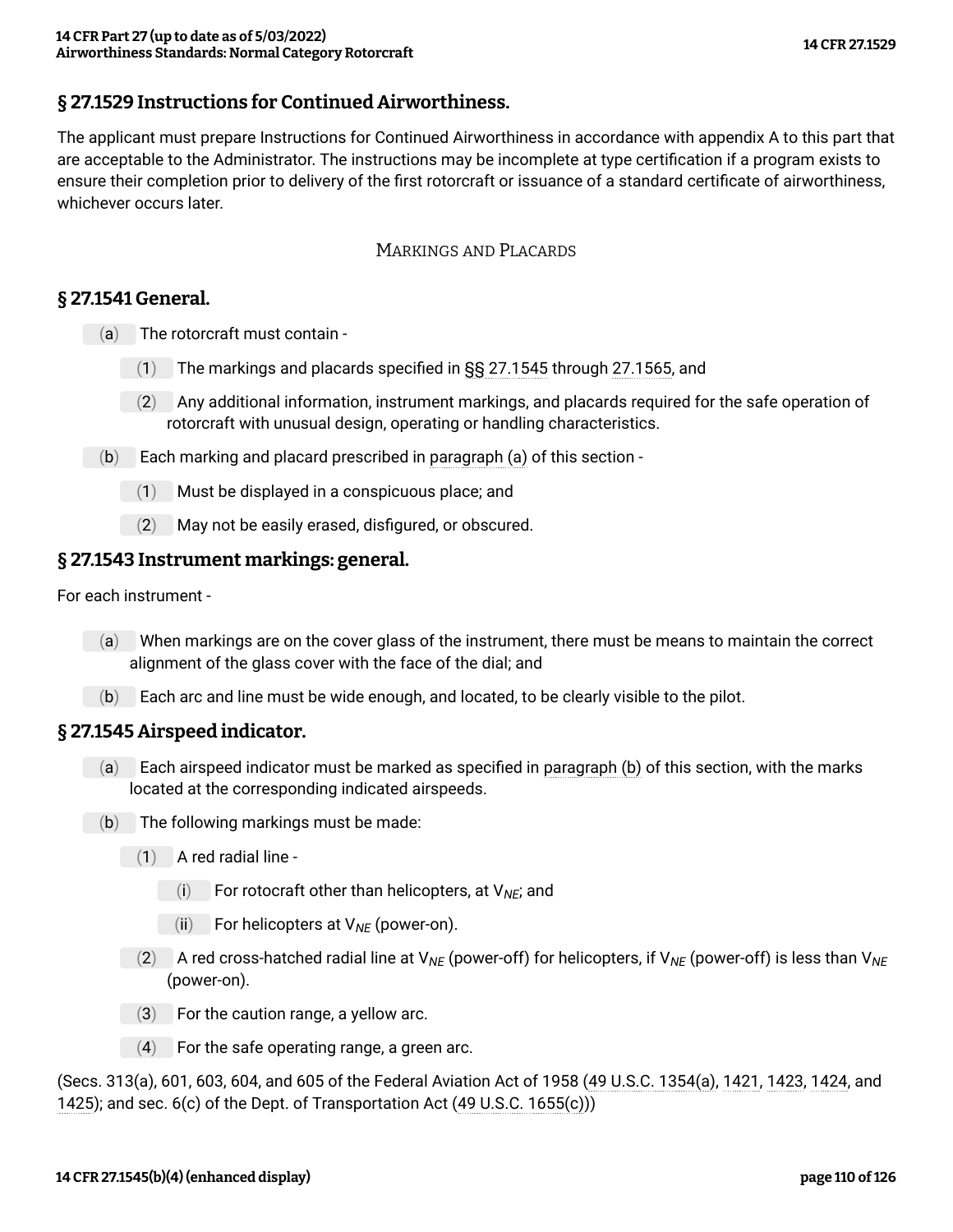## § 27.1529 Instructions for Continued Airworthiness.

The applicant must prepare Instructions for Continued Airworthiness in accordance with appendix A to this part that are acceptable to the Administrator. The instructions may be incomplete at type certification if a program exists to ensure their completion prior to delivery of the first rotorcraft or issuance of a standard certificate of airworthiness, whichever occurs later.

### MARKINGS AND PLACARDS

## § 27.1541 General.

(a) The rotorcraft must contain -

(1) The markings and placards specified in §§ 27.1545 through 27.1565, and

(2) Any additional information, instrument markings, and placards required for the safe operation of rotorcraft with unusual design, operating or handling characteristics.

(b) Each marking and placard prescribed in paragraph (a) of this section -

(1) Must be displayed in a conspicuous place; and

(2) May not be easily erased, disfigured, or obscured.

## § 27.1543 Instrument markings: general.

For each instrument -

(a) When markings are on the cover glass of the instrument, there must be means to maintain the correct alignment of the glass cover with the face of the dial; and

(b) Each arc and line must be wide enough, and located, to be clearly visible to the pilot.

## § 27.1545 Airspeed indicator.

(a) Each airspeed indicator must be marked as specified in paragraph (b) of this section, with the marks located at the corresponding indicated airspeeds.

(b) The following markings must be made:

(1) A red radial line -

(i) For rotocraft other than helicopters, at $V_{NE}$; and

(ii) For helicopters at $V_{NE}$ (power-on).

(2) A red cross-hatched radial line at $V_{NE}$ (power-off) for helicopters, if $V_{NE}$ (power-off) is less than $V_{NE}$ (power-on).

(3) For the caution range, a yellow arc.

(4) For the safe operating range, a green arc.

(Secs. 313(a), 601, 603, 604, and 605 of the Federal Aviation Act of 1958 (49 U.S.C. 1354(a), 1421, 1423, 1424, and 1425); and sec. 6(c) of the Dept. of Transportation Act (49 U.S.C. 1655(c)))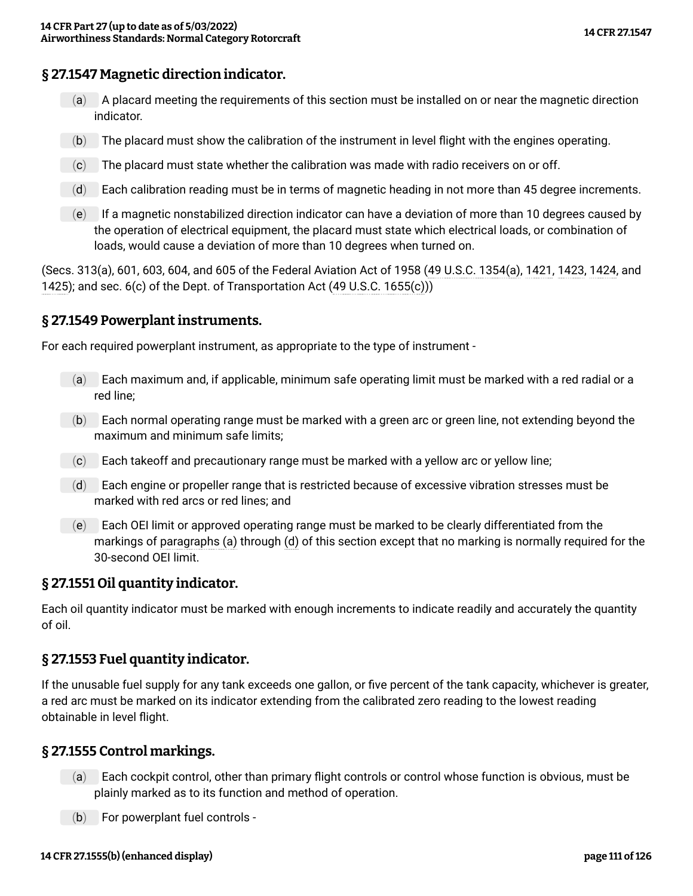## § 27.1547 Magnetic direction indicator.

(a) A placard meeting the requirements of this section must be installed on or near the magnetic direction indicator.

(b) The placard must show the calibration of the instrument in level flight with the engines operating.

(c) The placard must state whether the calibration was made with radio receivers on or off.

(d) Each calibration reading must be in terms of magnetic heading in not more than 45 degree increments.

(e) If a magnetic nonstabilized direction indicator can have a deviation of more than 10 degrees caused by the operation of electrical equipment, the placard must state which electrical loads, or combination of loads, would cause a deviation of more than 10 degrees when turned on.

(Secs. 313(a), 601, 603, 604, and 605 of the Federal Aviation Act of 1958 (49 U.S.C. 1354(a), 1421, 1423, 1424, and 1425); and sec. 6(c) of the Dept. of Transportation Act (49 U.S.C. 1655(c)))

## § 27.1549 Powerplant instruments.

For each required powerplant instrument, as appropriate to the type of instrument -

(a) Each maximum and, if applicable, minimum safe operating limit must be marked with a red radial or a red line;

(b) Each normal operating range must be marked with a green arc or green line, not extending beyond the maximum and minimum safe limits;

(c) Each takeoff and precautionary range must be marked with a yellow arc or yellow line;

(d) Each engine or propeller range that is restricted because of excessive vibration stresses must be marked with red arcs or red lines; and

(e) Each OEI limit or approved operating range must be marked to be clearly differentiated from the markings of paragraphs (a) through (d) of this section except that no marking is normally required for the 30-second OEI limit.

## § 27.1551 Oil quantity indicator.

Each oil quantity indicator must be marked with enough increments to indicate readily and accurately the quantity of oil.

## § 27.1553 Fuel quantity indicator.

If the unusable fuel supply for any tank exceeds one gallon, or five percent of the tank capacity, whichever is greater, a red arc must be marked on its indicator extending from the calibrated zero reading to the lowest reading obtainable in level flight.

## § 27.1555 Control markings.

(a) Each cockpit control, other than primary flight controls or control whose function is obvious, must be plainly marked as to its function and method of operation.

(b) For powerplant fuel controls -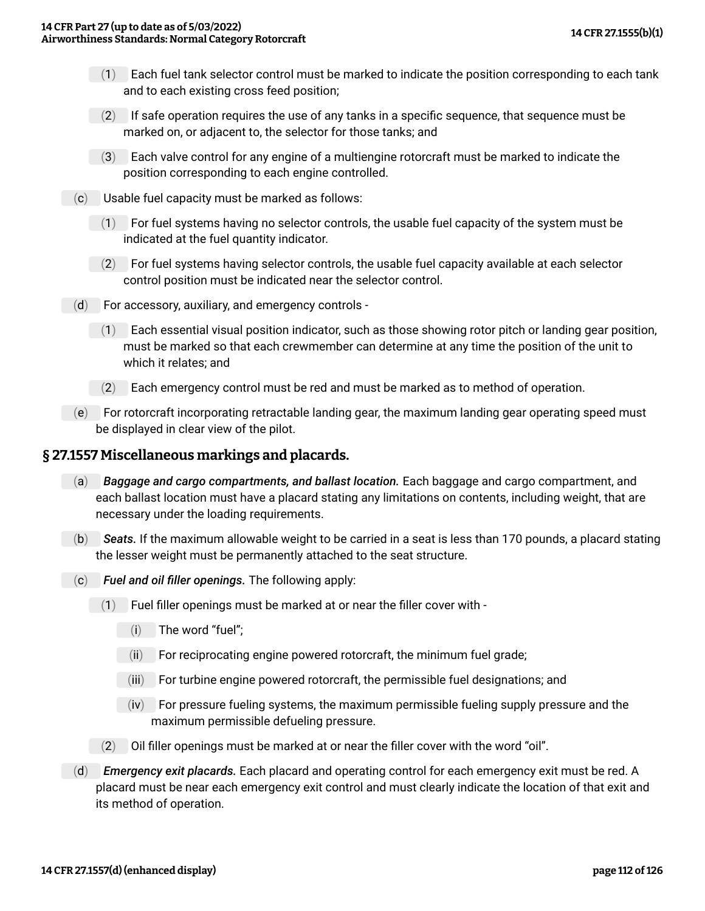(1) Each fuel tank selector control must be marked to indicate the position corresponding to each tank and to each existing cross feed position;

(2) If safe operation requires the use of any tanks in a specific sequence, that sequence must be marked on, or adjacent to, the selector for those tanks; and

(3) Each valve control for any engine of a multiengine rotorcraft must be marked to indicate the position corresponding to each engine controlled.

(c) Usable fuel capacity must be marked as follows:

(1) For fuel systems having no selector controls, the usable fuel capacity of the system must be indicated at the fuel quantity indicator.

(2) For fuel systems having selector controls, the usable fuel capacity available at each selector control position must be indicated near the selector control.

(d) For accessory, auxiliary, and emergency controls -

(1) Each essential visual position indicator, such as those showing rotor pitch or landing gear position, must be marked so that each crewmember can determine at any time the position of the unit to which it relates; and

(2) Each emergency control must be red and must be marked as to method of operation.

(e) For rotorcraft incorporating retractable landing gear, the maximum landing gear operating speed must be displayed in clear view of the pilot.

## § 27.1557 Miscellaneous markings and placards.

(a) ***Baggage and cargo compartments, and ballast location.*** Each baggage and cargo compartment, and each ballast location must have a placard stating any limitations on contents, including weight, that are necessary under the loading requirements.

(b) ***Seats.*** If the maximum allowable weight to be carried in a seat is less than 170 pounds, a placard stating the lesser weight must be permanently attached to the seat structure.

(c) ***Fuel and oil filler openings.*** The following apply:

(1) Fuel filler openings must be marked at or near the filler cover with -

(i) The word “fuel”;

(ii) For reciprocating engine powered rotorcraft, the minimum fuel grade;

(iii) For turbine engine powered rotorcraft, the permissible fuel designations; and

(iv) For pressure fueling systems, the maximum permissible fueling supply pressure and the maximum permissible defueling pressure.

(2) Oil filler openings must be marked at or near the filler cover with the word “oil”.

(d) ***Emergency exit placards.*** Each placard and operating control for each emergency exit must be red. A placard must be near each emergency exit control and must clearly indicate the location of that exit and its method of operation.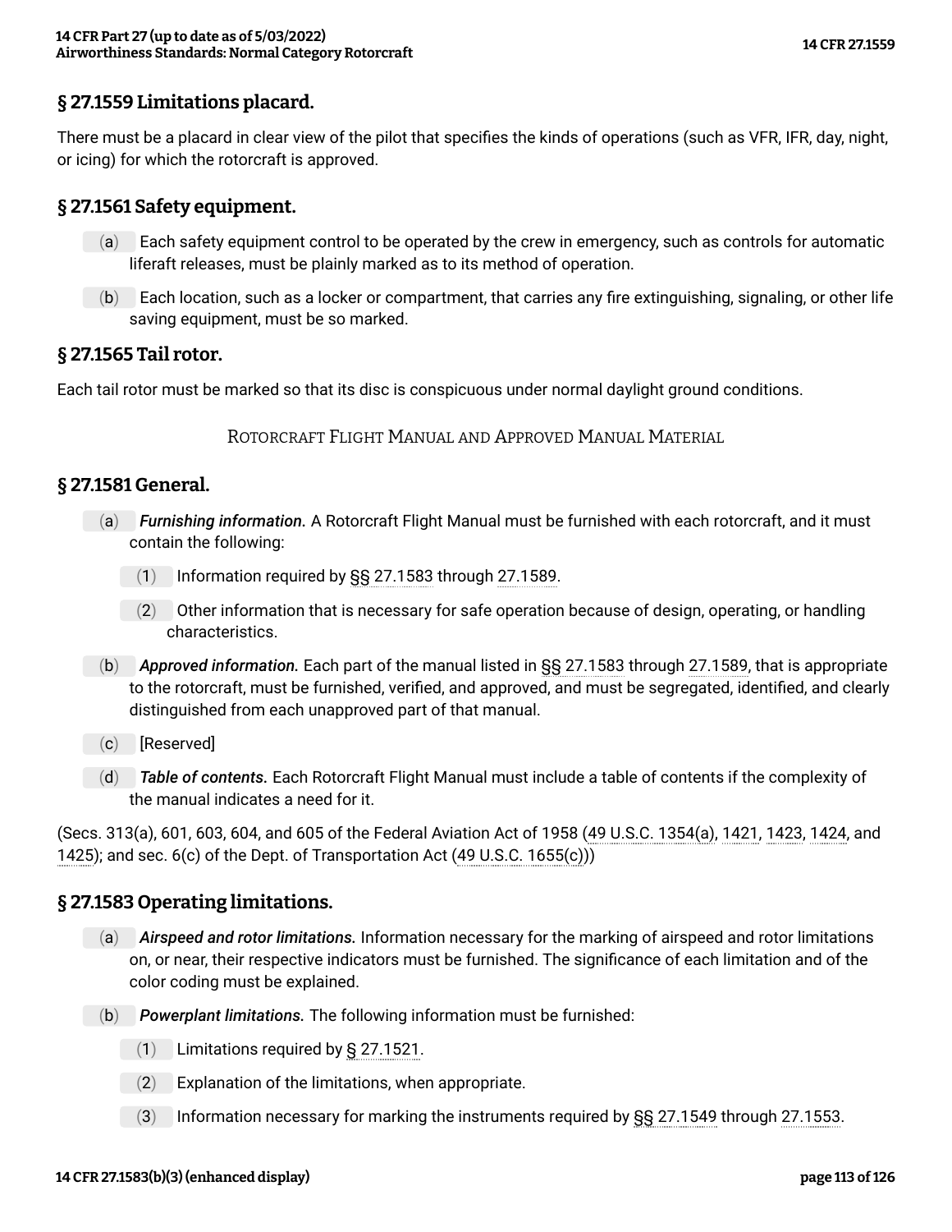## § 27.1559 Limitations placard.

There must be a placard in clear view of the pilot that specifies the kinds of operations (such as VFR, IFR, day, night, or icing) for which the rotorcraft is approved.

## § 27.1561 Safety equipment.

(a) Each safety equipment control to be operated by the crew in emergency, such as controls for automatic liferaft releases, must be plainly marked as to its method of operation.

(b) Each location, such as a locker or compartment, that carries any fire extinguishing, signaling, or other life saving equipment, must be so marked.

## § 27.1565 Tail rotor.

Each tail rotor must be marked so that its disc is conspicuous under normal daylight ground conditions.

ROTORCRAFT FLIGHT MANUAL AND APPROVED MANUAL MATERIAL

## § 27.1581 General.

(a) *Furnishing information.* A Rotorcraft Flight Manual must be furnished with each rotorcraft, and it must contain the following:

(1) Information required by §§ 27.1583 through 27.1589.

(2) Other information that is necessary for safe operation because of design, operating, or handling characteristics.

(b) *Approved information.* Each part of the manual listed in §§ 27.1583 through 27.1589, that is appropriate to the rotorcraft, must be furnished, verified, and approved, and must be segregated, identified, and clearly distinguished from each unapproved part of that manual.

(c) [Reserved]

(d) *Table of contents.* Each Rotorcraft Flight Manual must include a table of contents if the complexity of the manual indicates a need for it.

(Secs. 313(a), 601, 603, 604, and 605 of the Federal Aviation Act of 1958 (49 U.S.C. 1354(a), 1421, 1423, 1424, and 1425); and sec. 6(c) of the Dept. of Transportation Act (49 U.S.C. 1655(c)))

## § 27.1583 Operating limitations.

(a) *Airspeed and rotor limitations.* Information necessary for the marking of airspeed and rotor limitations on, or near, their respective indicators must be furnished. The significance of each limitation and of the color coding must be explained.

(b) *Powerplant limitations.* The following information must be furnished:

(1) Limitations required by § 27.1521.

(2) Explanation of the limitations, when appropriate.

(3) Information necessary for marking the instruments required by §§ 27.1549 through 27.1553.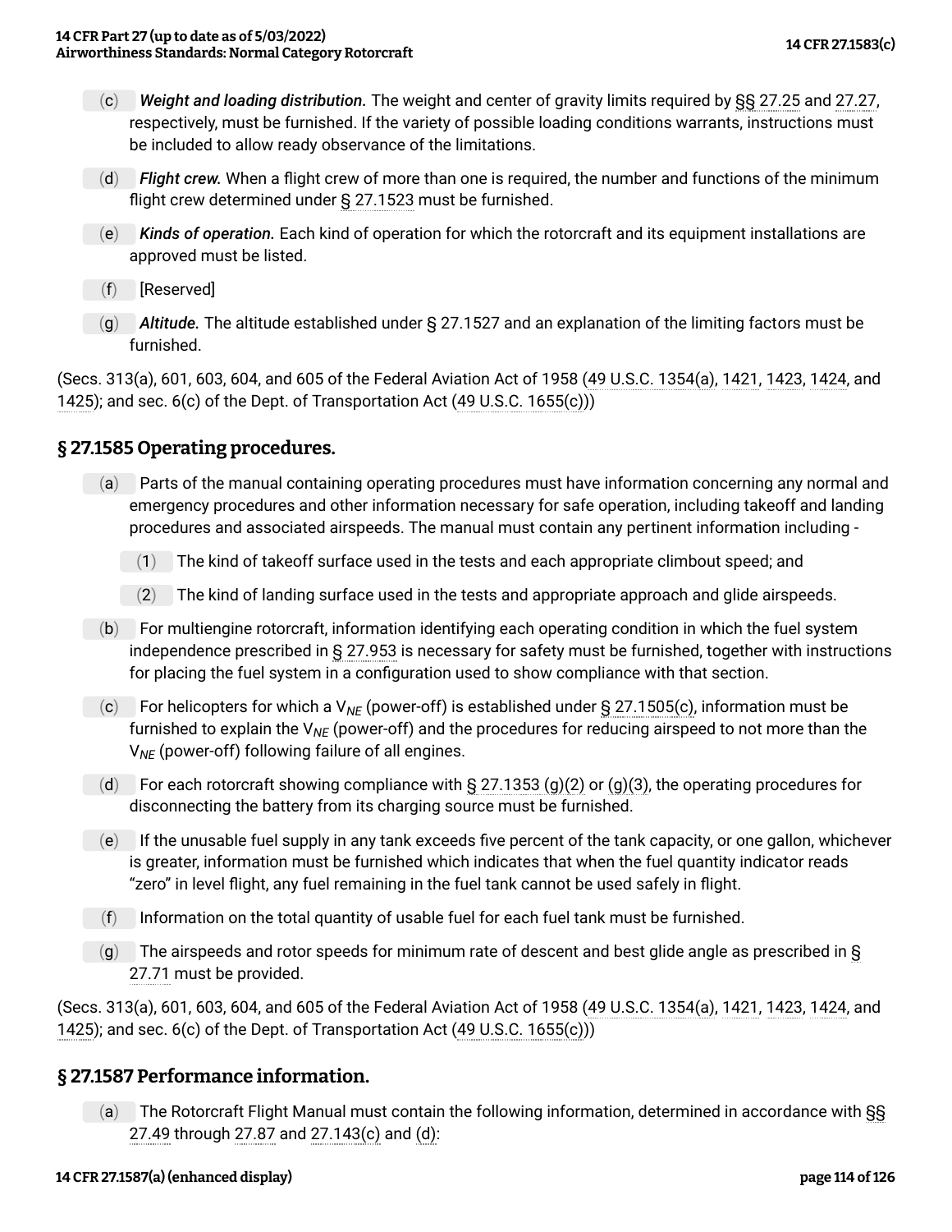(c) *Weight and loading distribution.* The weight and center of gravity limits required by §§ 27.25 and 27.27, respectively, must be furnished. If the variety of possible loading conditions warrants, instructions must be included to allow ready observance of the limitations.

(d) *Flight crew.* When a flight crew of more than one is required, the number and functions of the minimum flight crew determined under § 27.1523 must be furnished.

(e) *Kinds of operation.* Each kind of operation for which the rotorcraft and its equipment installations are approved must be listed.

(f) [Reserved]

(g) *Altitude.* The altitude established under § 27.1527 and an explanation of the limiting factors must be furnished.

(Secs. 313(a), 601, 603, 604, and 605 of the Federal Aviation Act of 1958 (49 U.S.C. 1354(a), 1421, 1423, 1424, and 1425); and sec. 6(c) of the Dept. of Transportation Act (49 U.S.C. 1655(c)))

## § 27.1585 Operating procedures.

(a) Parts of the manual containing operating procedures must have information concerning any normal and emergency procedures and other information necessary for safe operation, including takeoff and landing procedures and associated airspeeds. The manual must contain any pertinent information including -

(1) The kind of takeoff surface used in the tests and each appropriate climbout speed; and

(2) The kind of landing surface used in the tests and appropriate approach and glide airspeeds.

(b) For multiengine rotorcraft, information identifying each operating condition in which the fuel system independence prescribed in § 27.953 is necessary for safety must be furnished, together with instructions for placing the fuel system in a configuration used to show compliance with that section.

(c) For helicopters for which a $V_{NE}$ (power-off) is established under § 27.1505(c), information must be furnished to explain the $V_{NE}$ (power-off) and the procedures for reducing airspeed to not more than the $V_{NE}$ (power-off) following failure of all engines.

(d) For each rotorcraft showing compliance with § 27.1353 (g)(2) or (g)(3), the operating procedures for disconnecting the battery from its charging source must be furnished.

(e) If the unusable fuel supply in any tank exceeds five percent of the tank capacity, or one gallon, whichever is greater, information must be furnished which indicates that when the fuel quantity indicator reads "zero" in level flight, any fuel remaining in the fuel tank cannot be used safely in flight.

(f) Information on the total quantity of usable fuel for each fuel tank must be furnished.

(g) The airspeeds and rotor speeds for minimum rate of descent and best glide angle as prescribed in § 27.71 must be provided.

(Secs. 313(a), 601, 603, 604, and 605 of the Federal Aviation Act of 1958 (49 U.S.C. 1354(a), 1421, 1423, 1424, and 1425); and sec. 6(c) of the Dept. of Transportation Act (49 U.S.C. 1655(c)))

## § 27.1587 Performance information.

(a) The Rotorcraft Flight Manual must contain the following information, determined in accordance with §§ 27.49 through 27.87 and 27.143(c) and (d):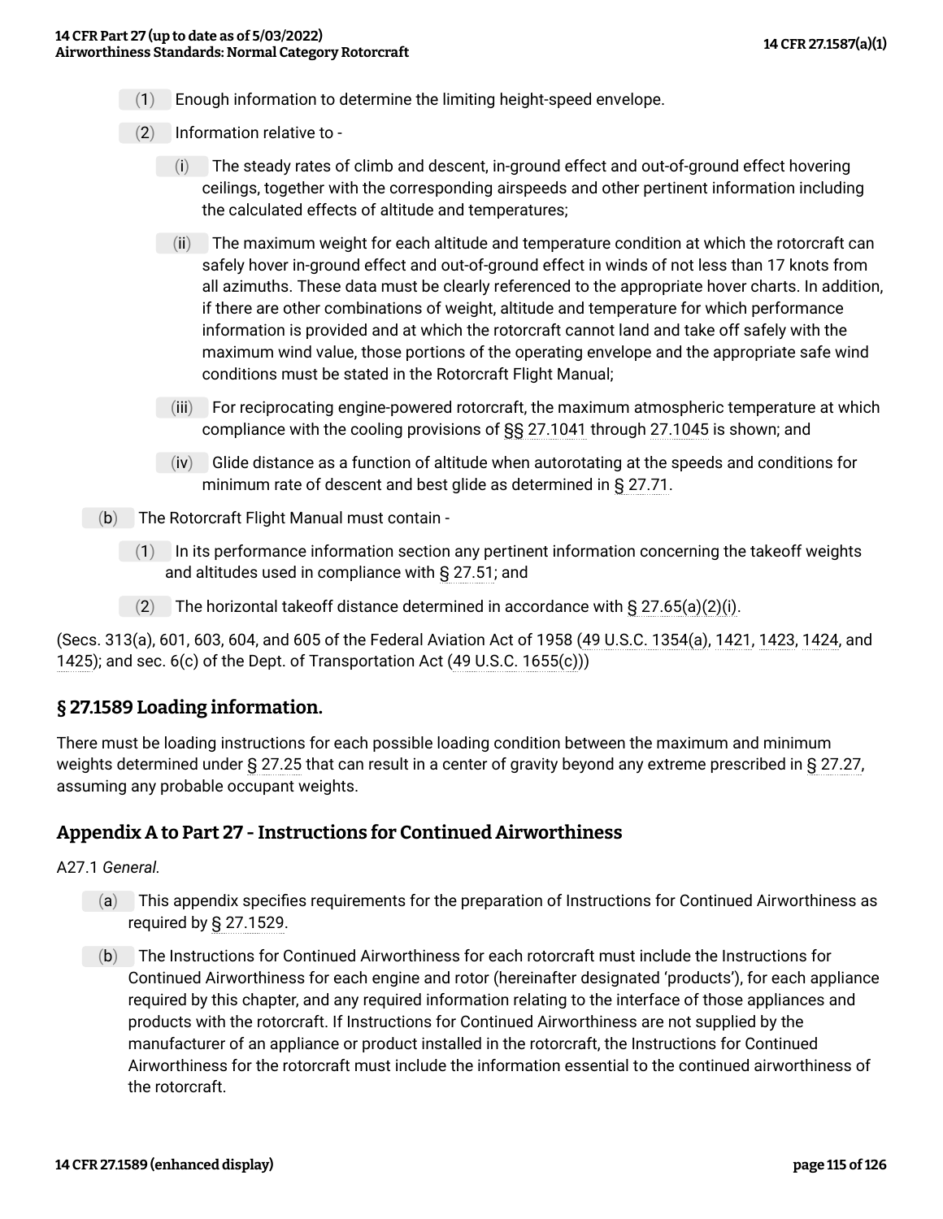(1) Enough information to determine the limiting height-speed envelope.

(2) Information relative to -

(i) The steady rates of climb and descent, in-ground effect and out-of-ground effect hovering ceilings, together with the corresponding airspeeds and other pertinent information including the calculated effects of altitude and temperatures;

(ii) The maximum weight for each altitude and temperature condition at which the rotorcraft can safely hover in-ground effect and out-of-ground effect in winds of not less than 17 knots from all azimuths. These data must be clearly referenced to the appropriate hover charts. In addition, if there are other combinations of weight, altitude and temperature for which performance information is provided and at which the rotorcraft cannot land and take off safely with the maximum wind value, those portions of the operating envelope and the appropriate safe wind conditions must be stated in the Rotorcraft Flight Manual;

(iii) For reciprocating engine-powered rotorcraft, the maximum atmospheric temperature at which compliance with the cooling provisions of §§ 27.1041 through 27.1045 is shown; and

(iv) Glide distance as a function of altitude when autorotating at the speeds and conditions for minimum rate of descent and best glide as determined in § 27.71.

(b) The Rotorcraft Flight Manual must contain -

(1) In its performance information section any pertinent information concerning the takeoff weights and altitudes used in compliance with § 27.51; and

(2) The horizontal takeoff distance determined in accordance with § 27.65(a)(2)(i).

(Secs. 313(a), 601, 603, 604, and 605 of the Federal Aviation Act of 1958 (49 U.S.C. 1354(a), 1421, 1423, 1424, and 1425); and sec. 6(c) of the Dept. of Transportation Act (49 U.S.C. 1655(c)))

## § 27.1589 Loading information.

There must be loading instructions for each possible loading condition between the maximum and minimum weights determined under § 27.25 that can result in a center of gravity beyond any extreme prescribed in § 27.27, assuming any probable occupant weights.

## Appendix A to Part 27 - Instructions for Continued Airworthiness

A27.1 *General.*

(a) This appendix specifies requirements for the preparation of Instructions for Continued Airworthiness as required by § 27.1529.

(b) The Instructions for Continued Airworthiness for each rotorcraft must include the Instructions for Continued Airworthiness for each engine and rotor (hereinafter designated 'products'), for each appliance required by this chapter, and any required information relating to the interface of those appliances and products with the rotorcraft. If Instructions for Continued Airworthiness are not supplied by the manufacturer of an appliance or product installed in the rotorcraft, the Instructions for Continued Airworthiness for the rotorcraft must include the information essential to the continued airworthiness of the rotorcraft.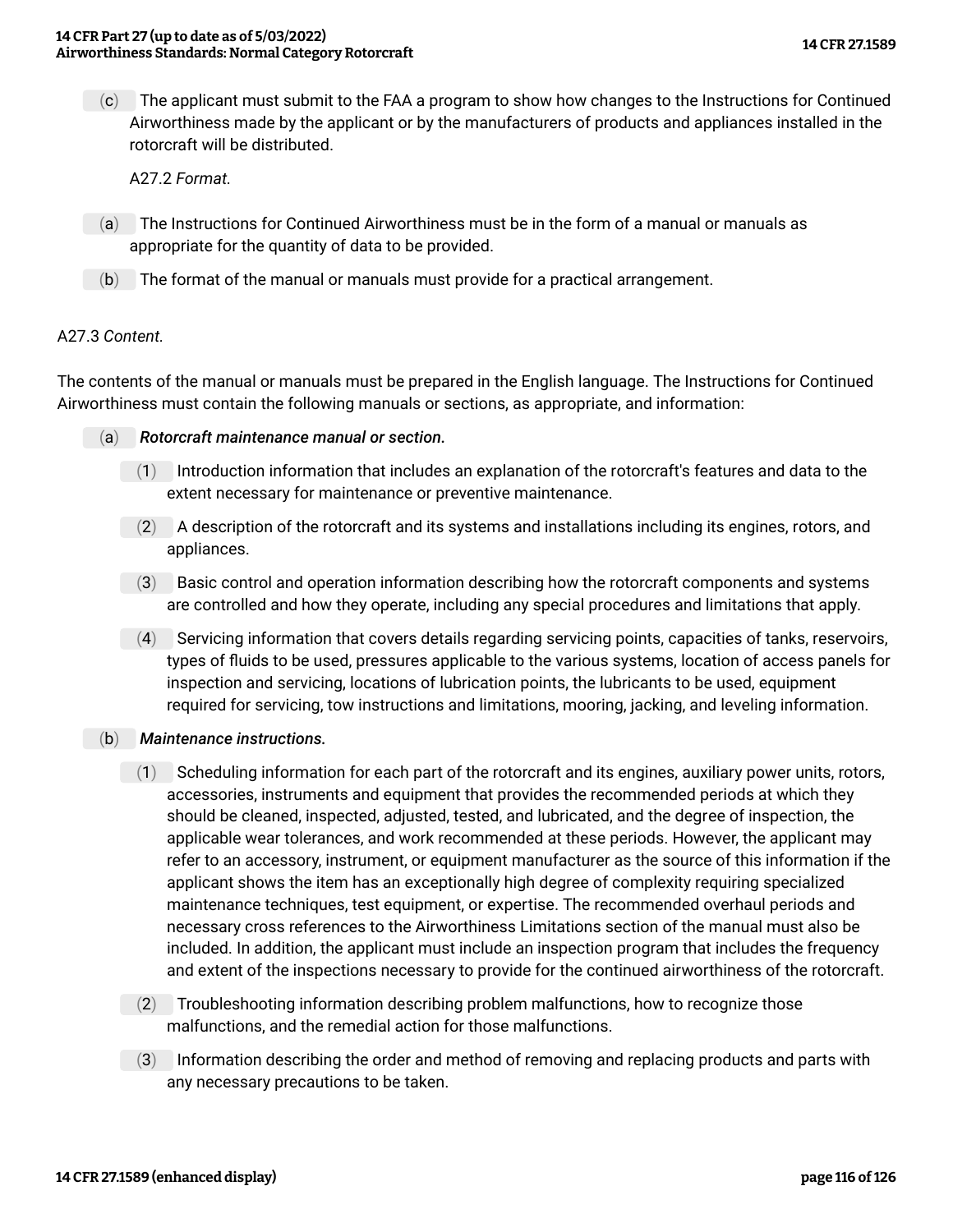(c) The applicant must submit to the FAA a program to show how changes to the Instructions for Continued Airworthiness made by the applicant or by the manufacturers of products and appliances installed in the rotorcraft will be distributed.

A27.2 *Format.*

(a) The Instructions for Continued Airworthiness must be in the form of a manual or manuals as appropriate for the quantity of data to be provided.

(b) The format of the manual or manuals must provide for a practical arrangement.

A27.3 *Content.*

The contents of the manual or manuals must be prepared in the English language. The Instructions for Continued Airworthiness must contain the following manuals or sections, as appropriate, and information:

(a) ***Rotorcraft maintenance manual or section.***

(1) Introduction information that includes an explanation of the rotorcraft's features and data to the extent necessary for maintenance or preventive maintenance.

(2) A description of the rotorcraft and its systems and installations including its engines, rotors, and appliances.

(3) Basic control and operation information describing how the rotorcraft components and systems are controlled and how they operate, including any special procedures and limitations that apply.

(4) Servicing information that covers details regarding servicing points, capacities of tanks, reservoirs, types of fluids to be used, pressures applicable to the various systems, location of access panels for inspection and servicing, locations of lubrication points, the lubricants to be used, equipment required for servicing, tow instructions and limitations, mooring, jacking, and leveling information.

(b) ***Maintenance instructions.***

(1) Scheduling information for each part of the rotorcraft and its engines, auxiliary power units, rotors, accessories, instruments and equipment that provides the recommended periods at which they should be cleaned, inspected, adjusted, tested, and lubricated, and the degree of inspection, the applicable wear tolerances, and work recommended at these periods. However, the applicant may refer to an accessory, instrument, or equipment manufacturer as the source of this information if the applicant shows the item has an exceptionally high degree of complexity requiring specialized maintenance techniques, test equipment, or expertise. The recommended overhaul periods and necessary cross references to the Airworthiness Limitations section of the manual must also be included. In addition, the applicant must include an inspection program that includes the frequency and extent of the inspections necessary to provide for the continued airworthiness of the rotorcraft.

(2) Troubleshooting information describing problem malfunctions, how to recognize those malfunctions, and the remedial action for those malfunctions.

(3) Information describing the order and method of removing and replacing products and parts with any necessary precautions to be taken.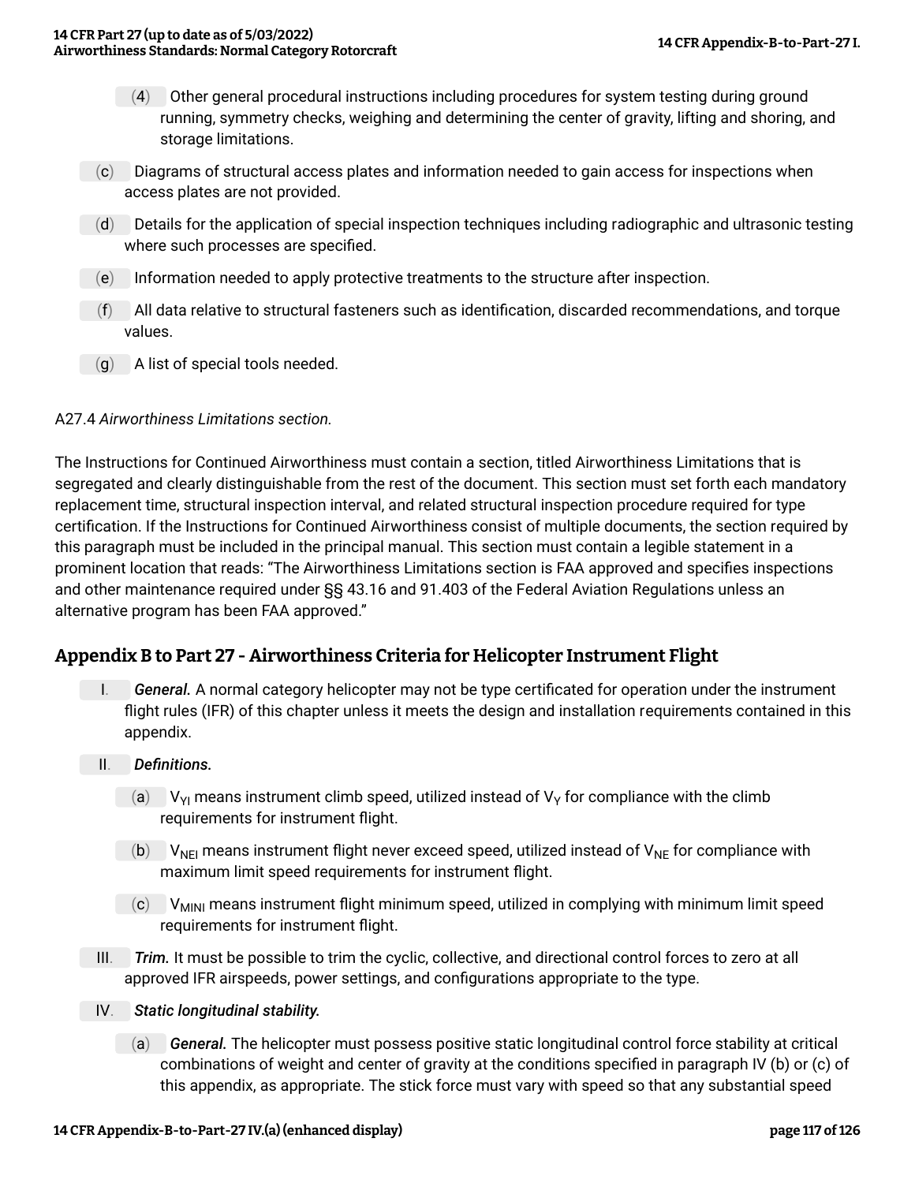(4) Other general procedural instructions including procedures for system testing during ground running, symmetry checks, weighing and determining the center of gravity, lifting and shoring, and storage limitations.

(c) Diagrams of structural access plates and information needed to gain access for inspections when access plates are not provided.

(d) Details for the application of special inspection techniques including radiographic and ultrasonic testing where such processes are specified.

(e) Information needed to apply protective treatments to the structure after inspection.

(f) All data relative to structural fasteners such as identification, discarded recommendations, and torque values.

(g) A list of special tools needed.

A27.4 *Airworthiness Limitations section.*

The Instructions for Continued Airworthiness must contain a section, titled Airworthiness Limitations that is segregated and clearly distinguishable from the rest of the document. This section must set forth each mandatory replacement time, structural inspection interval, and related structural inspection procedure required for type certification. If the Instructions for Continued Airworthiness consist of multiple documents, the section required by this paragraph must be included in the principal manual. This section must contain a legible statement in a prominent location that reads: "The Airworthiness Limitations section is FAA approved and specifies inspections and other maintenance required under §§ 43.16 and 91.403 of the Federal Aviation Regulations unless an alternative program has been FAA approved."

## Appendix B to Part 27 - Airworthiness Criteria for Helicopter Instrument Flight

I. ***General.*** A normal category helicopter may not be type certificated for operation under the instrument flight rules (IFR) of this chapter unless it meets the design and installation requirements contained in this appendix.

II. ***Definitions.***

(a) $V_{YI}$ means instrument climb speed, utilized instead of $V_Y$ for compliance with the climb requirements for instrument flight.

(b) $V_{NEI}$ means instrument flight never exceed speed, utilized instead of $V_{NE}$ for compliance with maximum limit speed requirements for instrument flight.

(c) $V_{MINI}$ means instrument flight minimum speed, utilized in complying with minimum limit speed requirements for instrument flight.

III. ***Trim.*** It must be possible to trim the cyclic, collective, and directional control forces to zero at all approved IFR airspeeds, power settings, and configurations appropriate to the type.

IV. ***Static longitudinal stability.***

(a) ***General.*** The helicopter must possess positive static longitudinal control force stability at critical combinations of weight and center of gravity at the conditions specified in paragraph IV (b) or (c) of this appendix, as appropriate. The stick force must vary with speed so that any substantial speed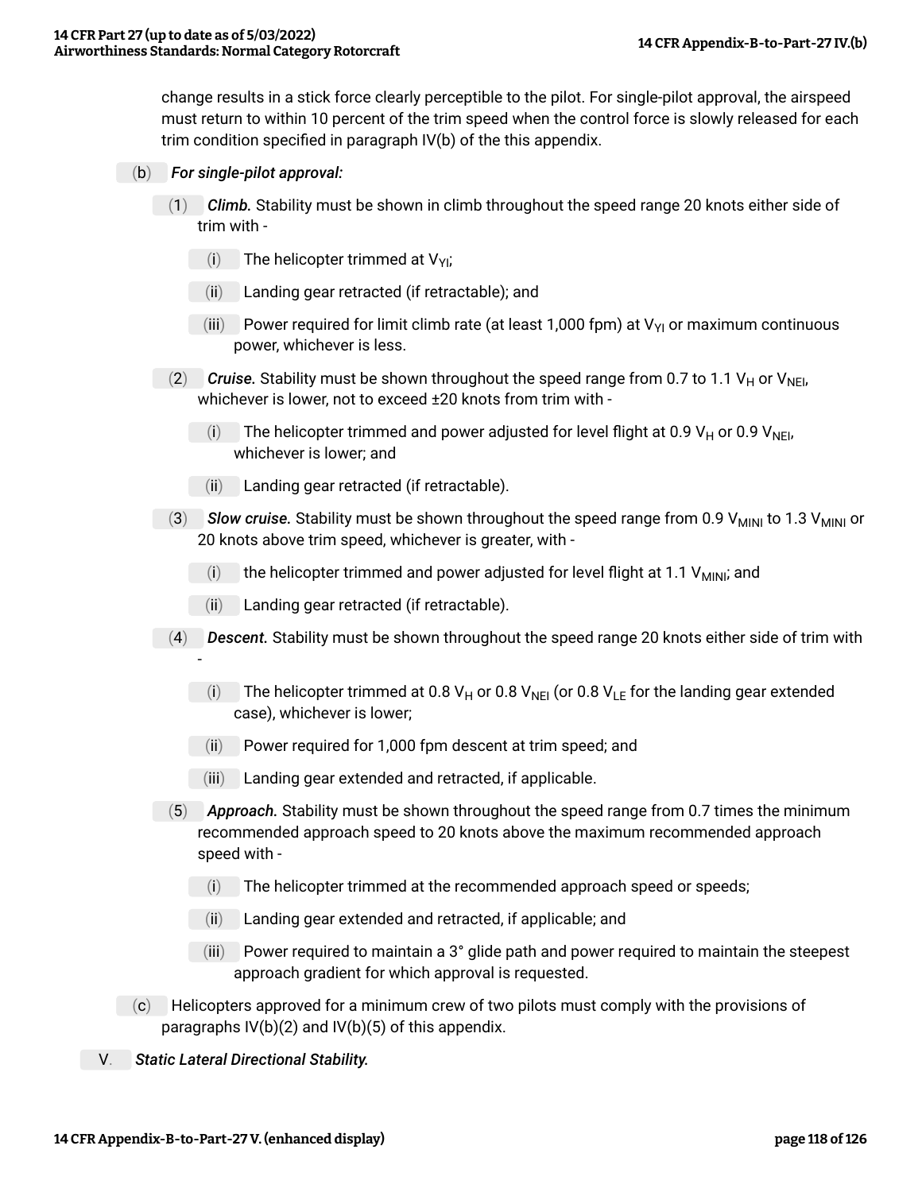change results in a stick force clearly perceptible to the pilot. For single-pilot approval, the airspeed must return to within 10 percent of the trim speed when the control force is slowly released for each trim condition specified in paragraph IV(b) of the this appendix.

(b) *For single-pilot approval:*

(1) ***Climb.*** Stability must be shown in climb throughout the speed range 20 knots either side of trim with -

(i) The helicopter trimmed at $V_{YI}$;

(ii) Landing gear retracted (if retractable); and

(iii) Power required for limit climb rate (at least 1,000 fpm) at $V_{YI}$ or maximum continuous power, whichever is less.

(2) ***Cruise.*** Stability must be shown throughout the speed range from 0.7 to 1.1 $V_H$ or $V_{NEI}$, whichever is lower, not to exceed ±20 knots from trim with -

(i) The helicopter trimmed and power adjusted for level flight at 0.9 $V_H$ or 0.9 $V_{NEI}$, whichever is lower; and

(ii) Landing gear retracted (if retractable).

(3) ***Slow cruise.*** Stability must be shown throughout the speed range from 0.9 $V_{MINI}$ to 1.3 $V_{MINI}$ or 20 knots above trim speed, whichever is greater, with -

(i) the helicopter trimmed and power adjusted for level flight at 1.1 $V_{MINI}$; and

(ii) Landing gear retracted (if retractable).

(4) ***Descent.*** Stability must be shown throughout the speed range 20 knots either side of trim with -

(i) The helicopter trimmed at 0.8 $V_H$ or 0.8 $V_{NEI}$ (or 0.8 $V_{LE}$ for the landing gear extended case), whichever is lower;

(ii) Power required for 1,000 fpm descent at trim speed; and

(iii) Landing gear extended and retracted, if applicable.

(5) ***Approach.*** Stability must be shown throughout the speed range from 0.7 times the minimum recommended approach speed to 20 knots above the maximum recommended approach speed with -

(i) The helicopter trimmed at the recommended approach speed or speeds;

(ii) Landing gear extended and retracted, if applicable; and

(iii) Power required to maintain a 3° glide path and power required to maintain the steepest approach gradient for which approval is requested.

(c) Helicopters approved for a minimum crew of two pilots must comply with the provisions of paragraphs IV(b)(2) and IV(b)(5) of this appendix.

V. *Static Lateral Directional Stability.*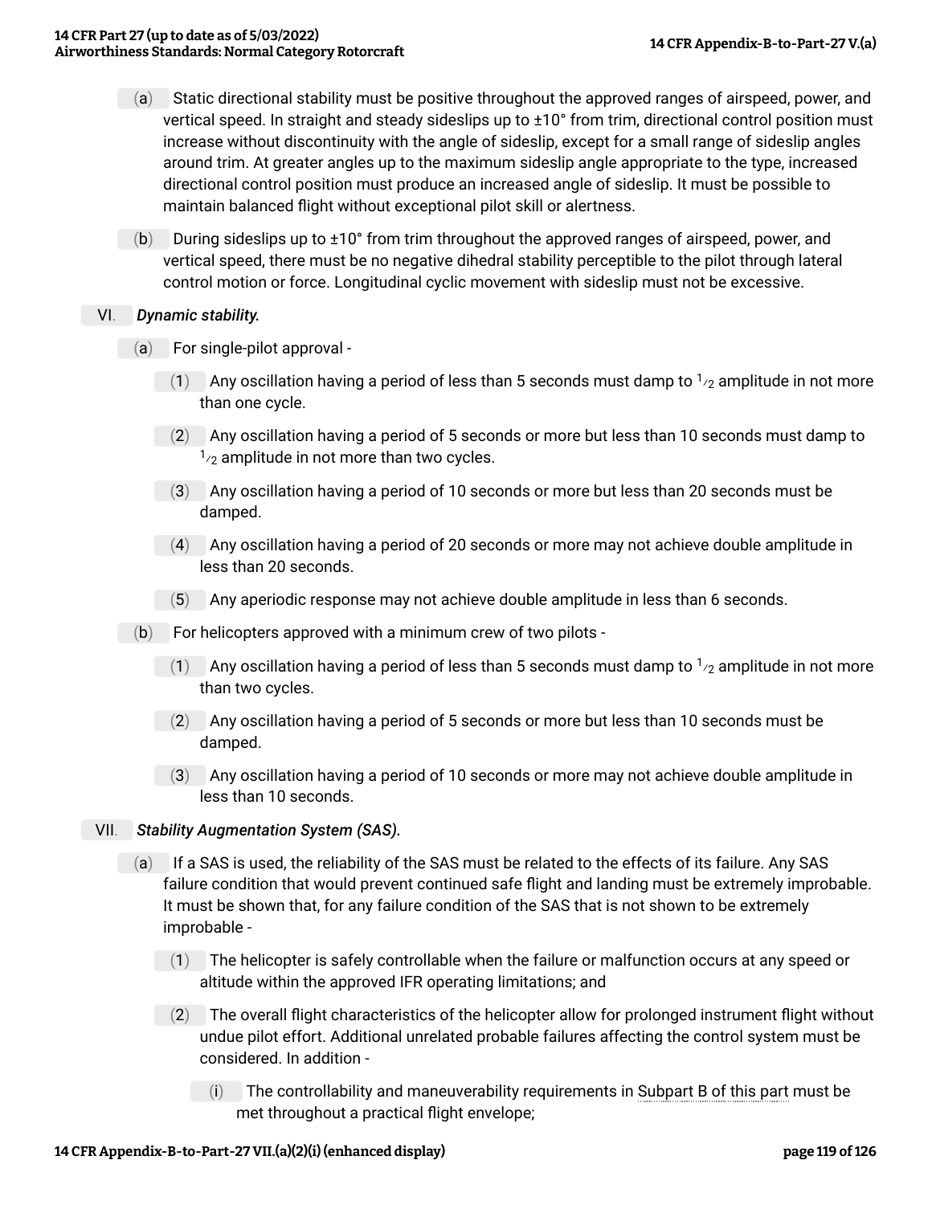(a) Static directional stability must be positive throughout the approved ranges of airspeed, power, and vertical speed. In straight and steady sideslips up to ±10° from trim, directional control position must increase without discontinuity with the angle of sideslip, except for a small range of sideslip angles around trim. At greater angles up to the maximum sideslip angle appropriate to the type, increased directional control position must produce an increased angle of sideslip. It must be possible to maintain balanced flight without exceptional pilot skill or alertness.

(b) During sideslips up to ±10° from trim throughout the approved ranges of airspeed, power, and vertical speed, there must be no negative dihedral stability perceptible to the pilot through lateral control motion or force. Longitudinal cyclic movement with sideslip must not be excessive.

VI. *Dynamic stability.*

(a) For single-pilot approval -

(1) Any oscillation having a period of less than 5 seconds must damp to $1/2$ amplitude in not more than one cycle.

(2) Any oscillation having a period of 5 seconds or more but less than 10 seconds must damp to $1/2$ amplitude in not more than two cycles.

(3) Any oscillation having a period of 10 seconds or more but less than 20 seconds must be damped.

(4) Any oscillation having a period of 20 seconds or more may not achieve double amplitude in less than 20 seconds.

(5) Any aperiodic response may not achieve double amplitude in less than 6 seconds.

(b) For helicopters approved with a minimum crew of two pilots -

(1) Any oscillation having a period of less than 5 seconds must damp to $1/2$ amplitude in not more than two cycles.

(2) Any oscillation having a period of 5 seconds or more but less than 10 seconds must be damped.

(3) Any oscillation having a period of 10 seconds or more may not achieve double amplitude in less than 10 seconds.

VII. *Stability Augmentation System (SAS).*

(a) If a SAS is used, the reliability of the SAS must be related to the effects of its failure. Any SAS failure condition that would prevent continued safe flight and landing must be extremely improbable. It must be shown that, for any failure condition of the SAS that is not shown to be extremely improbable -

(1) The helicopter is safely controllable when the failure or malfunction occurs at any speed or altitude within the approved IFR operating limitations; and

(2) The overall flight characteristics of the helicopter allow for prolonged instrument flight without undue pilot effort. Additional unrelated probable failures affecting the control system must be considered. In addition -

(i) The controllability and maneuverability requirements in Subpart B of this part must be met throughout a practical flight envelope;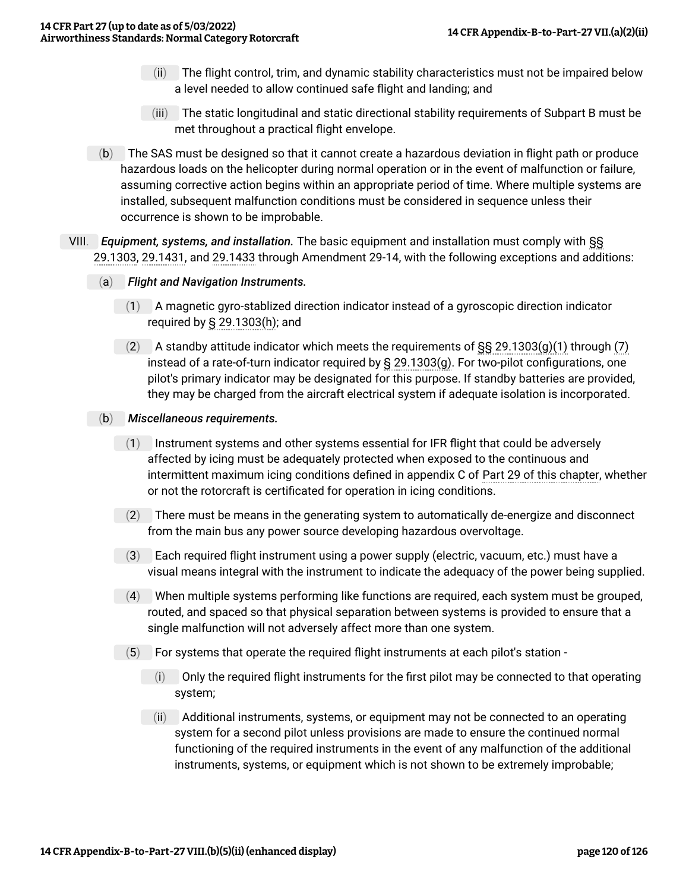(ii) The flight control, trim, and dynamic stability characteristics must not be impaired below a level needed to allow continued safe flight and landing; and

(iii) The static longitudinal and static directional stability requirements of Subpart B must be met throughout a practical flight envelope.

(b) The SAS must be designed so that it cannot create a hazardous deviation in flight path or produce hazardous loads on the helicopter during normal operation or in the event of malfunction or failure, assuming corrective action begins within an appropriate period of time. Where multiple systems are installed, subsequent malfunction conditions must be considered in sequence unless their occurrence is shown to be improbable.

VIII. ***Equipment, systems, and installation.*** The basic equipment and installation must comply with §§ 29.1303, 29.1431, and 29.1433 through Amendment 29-14, with the following exceptions and additions:

(a) ***Flight and Navigation Instruments.***

(1) A magnetic gyro-stablized direction indicator instead of a gyroscopic direction indicator required by § 29.1303(h); and

(2) A standby attitude indicator which meets the requirements of §§ 29.1303(g)(1) through (7) instead of a rate-of-turn indicator required by § 29.1303(g). For two-pilot configurations, one pilot's primary indicator may be designated for this purpose. If standby batteries are provided, they may be charged from the aircraft electrical system if adequate isolation is incorporated.

(b) ***Miscellaneous requirements.***

(1) Instrument systems and other systems essential for IFR flight that could be adversely affected by icing must be adequately protected when exposed to the continuous and intermittent maximum icing conditions defined in appendix C of Part 29 of this chapter, whether or not the rotorcraft is certificated for operation in icing conditions.

(2) There must be means in the generating system to automatically de-energize and disconnect from the main bus any power source developing hazardous overvoltage.

(3) Each required flight instrument using a power supply (electric, vacuum, etc.) must have a visual means integral with the instrument to indicate the adequacy of the power being supplied.

(4) When multiple systems performing like functions are required, each system must be grouped, routed, and spaced so that physical separation between systems is provided to ensure that a single malfunction will not adversely affect more than one system.

(5) For systems that operate the required flight instruments at each pilot's station -

(i) Only the required flight instruments for the first pilot may be connected to that operating system;

(ii) Additional instruments, systems, or equipment may not be connected to an operating system for a second pilot unless provisions are made to ensure the continued normal functioning of the required instruments in the event of any malfunction of the additional instruments, systems, or equipment which is not shown to be extremely improbable;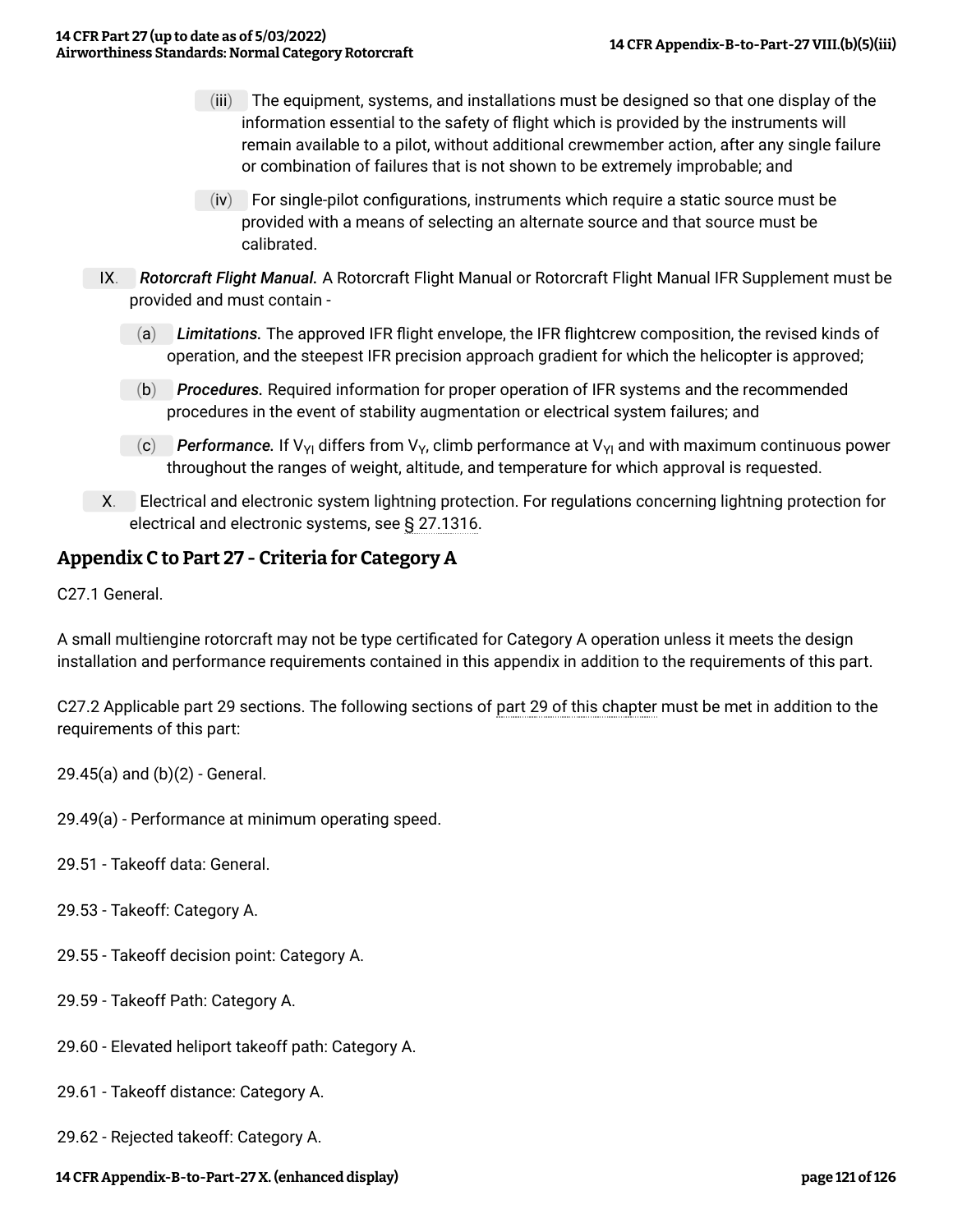(iii) The equipment, systems, and installations must be designed so that one display of the information essential to the safety of flight which is provided by the instruments will remain available to a pilot, without additional crewmember action, after any single failure or combination of failures that is not shown to be extremely improbable; and

(iv) For single-pilot configurations, instruments which require a static source must be provided with a means of selecting an alternate source and that source must be calibrated.

IX. ***Rotorcraft Flight Manual.*** A Rotorcraft Flight Manual or Rotorcraft Flight Manual IFR Supplement must be provided and must contain -

(a) ***Limitations.*** The approved IFR flight envelope, the IFR flightcrew composition, the revised kinds of operation, and the steepest IFR precision approach gradient for which the helicopter is approved;

(b) ***Procedures.*** Required information for proper operation of IFR systems and the recommended procedures in the event of stability augmentation or electrical system failures; and

(c) ***Performance.*** If $V_{YI}$ differs from $V_Y$, climb performance at $V_{YI}$ and with maximum continuous power throughout the ranges of weight, altitude, and temperature for which approval is requested.

X. Electrical and electronic system lightning protection. For regulations concerning lightning protection for electrical and electronic systems, see § 27.1316.

## Appendix C to Part 27 - Criteria for Category A

C27.1 General.

A small multiengine rotorcraft may not be type certificated for Category A operation unless it meets the design installation and performance requirements contained in this appendix in addition to the requirements of this part.

C27.2 Applicable part 29 sections. The following sections of part 29 of this chapter must be met in addition to the requirements of this part:

29.45(a) and (b)(2) - General.

29.49(a) - Performance at minimum operating speed.

29.51 - Takeoff data: General.

29.53 - Takeoff: Category A.

29.55 - Takeoff decision point: Category A.

29.59 - Takeoff Path: Category A.

29.60 - Elevated heliport takeoff path: Category A.

29.61 - Takeoff distance: Category A.

29.62 - Rejected takeoff: Category A.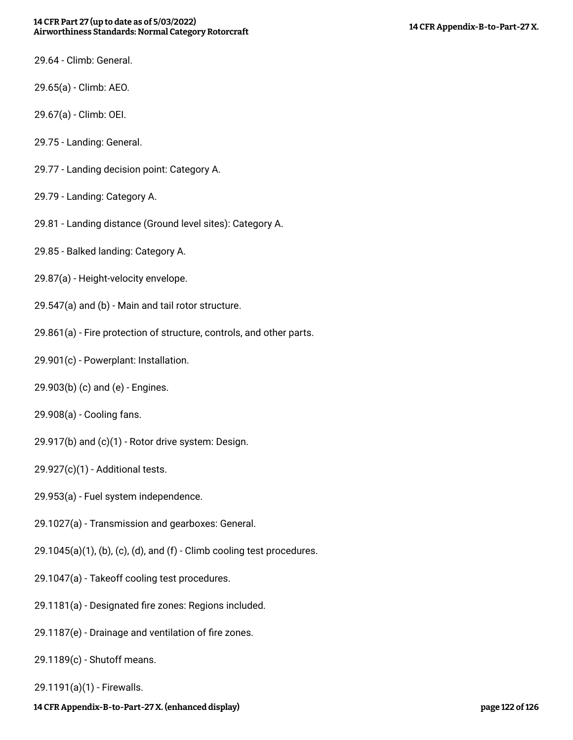29.64 - Climb: General.

29.65(a) - Climb: AEO.

29.67(a) - Climb: OEI.

29.75 - Landing: General.

29.77 - Landing decision point: Category A.

29.79 - Landing: Category A.

29.81 - Landing distance (Ground level sites): Category A.

29.85 - Balked landing: Category A.

29.87(a) - Height-velocity envelope.

29.547(a) and (b) - Main and tail rotor structure.

29.861(a) - Fire protection of structure, controls, and other parts.

29.901(c) - Powerplant: Installation.

29.903(b) (c) and (e) - Engines.

29.908(a) - Cooling fans.

29.917(b) and (c)(1) - Rotor drive system: Design.

29.927(c)(1) - Additional tests.

29.953(a) - Fuel system independence.

29.1027(a) - Transmission and gearboxes: General.

29.1045(a)(1), (b), (c), (d), and (f) - Climb cooling test procedures.

29.1047(a) - Takeoff cooling test procedures.

29.1181(a) - Designated fire zones: Regions included.

29.1187(e) - Drainage and ventilation of fire zones.

29.1189(c) - Shutoff means.

29.1191(a)(1) - Firewalls.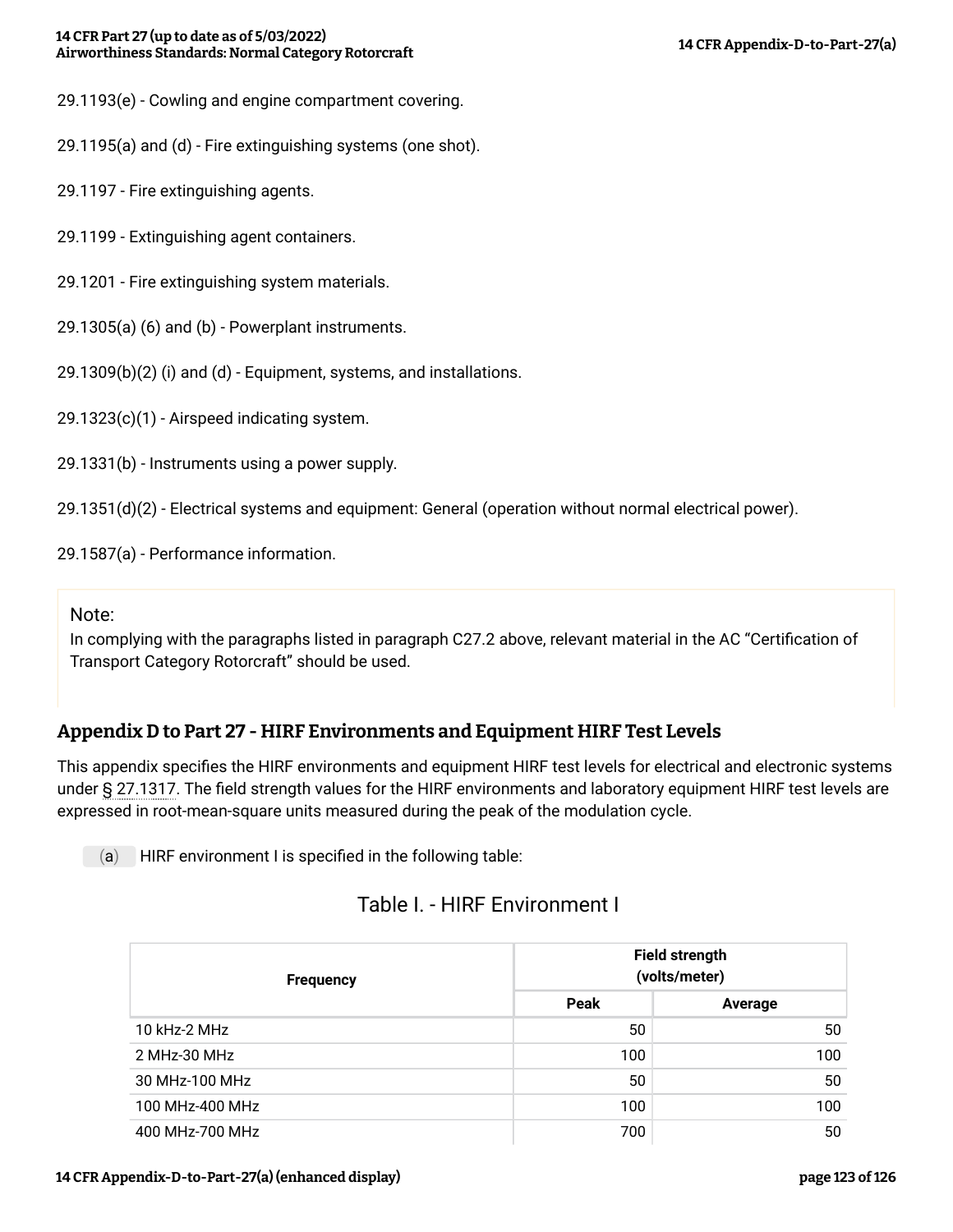29.1193(e) - Cowling and engine compartment covering.

29.1195(a) and (d) - Fire extinguishing systems (one shot).

29.1197 - Fire extinguishing agents.

29.1199 - Extinguishing agent containers.

29.1201 - Fire extinguishing system materials.

29.1305(a) (6) and (b) - Powerplant instruments.

29.1309(b)(2) (i) and (d) - Equipment, systems, and installations.

29.1323(c)(1) - Airspeed indicating system.

29.1331(b) - Instruments using a power supply.

29.1351(d)(2) - Electrical systems and equipment: General (operation without normal electrical power).

29.1587(a) - Performance information.

> Note:
> In complying with the paragraphs listed in paragraph C27.2 above, relevant material in the AC "Certification of Transport Category Rotorcraft" should be used.

## Appendix D to Part 27 - HIRF Environments and Equipment HIRF Test Levels

This appendix specifies the HIRF environments and equipment HIRF test levels for electrical and electronic systems under § 27.1317. The field strength values for the HIRF environments and laboratory equipment HIRF test levels are expressed in root-mean-square units measured during the peak of the modulation cycle.

(a) HIRF environment I is specified in the following table:

### Table I. - HIRF Environment I

| Frequency | Field strength (volts/meter) | |
|---|---|---|
| | Peak | Average |
| 10 kHz-2 MHz | 50 | 50 |
| 2 MHz-30 MHz | 100 | 100 |
| 30 MHz-100 MHz | 50 | 50 |
| 100 MHz-400 MHz | 100 | 100 |
| 400 MHz-700 MHz | 700 | 50 |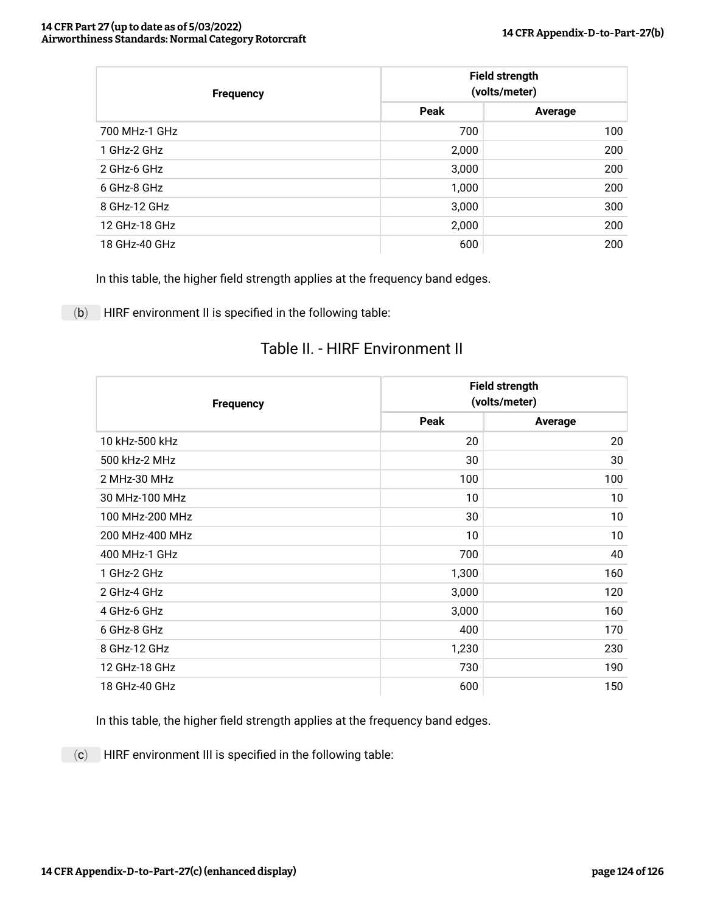| Frequency | Field strength (volts/meter) | |
|---|---|---|
| | Peak | Average |
| 700 MHz-1 GHz | 700 | 100 |
| 1 GHz-2 GHz | 2,000 | 200 |
| 2 GHz-6 GHz | 3,000 | 200 |
| 6 GHz-8 GHz | 1,000 | 200 |
| 8 GHz-12 GHz | 3,000 | 300 |
| 12 GHz-18 GHz | 2,000 | 200 |
| 18 GHz-40 GHz | 600 | 200 |

In this table, the higher field strength applies at the frequency band edges.

(b) HIRF environment II is specified in the following table:

## Table II. - HIRF Environment II

| Frequency | Field strength (volts/meter) | |
|---|---|---|
| | Peak | Average |
| 10 kHz-500 kHz | 20 | 20 |
| 500 kHz-2 MHz | 30 | 30 |
| 2 MHz-30 MHz | 100 | 100 |
| 30 MHz-100 MHz | 10 | 10 |
| 100 MHz-200 MHz | 30 | 10 |
| 200 MHz-400 MHz | 10 | 10 |
| 400 MHz-1 GHz | 700 | 40 |
| 1 GHz-2 GHz | 1,300 | 160 |
| 2 GHz-4 GHz | 3,000 | 120 |
| 4 GHz-6 GHz | 3,000 | 160 |
| 6 GHz-8 GHz | 400 | 170 |
| 8 GHz-12 GHz | 1,230 | 230 |
| 12 GHz-18 GHz | 730 | 190 |
| 18 GHz-40 GHz | 600 | 150 |

In this table, the higher field strength applies at the frequency band edges.

(c) HIRF environment III is specified in the following table: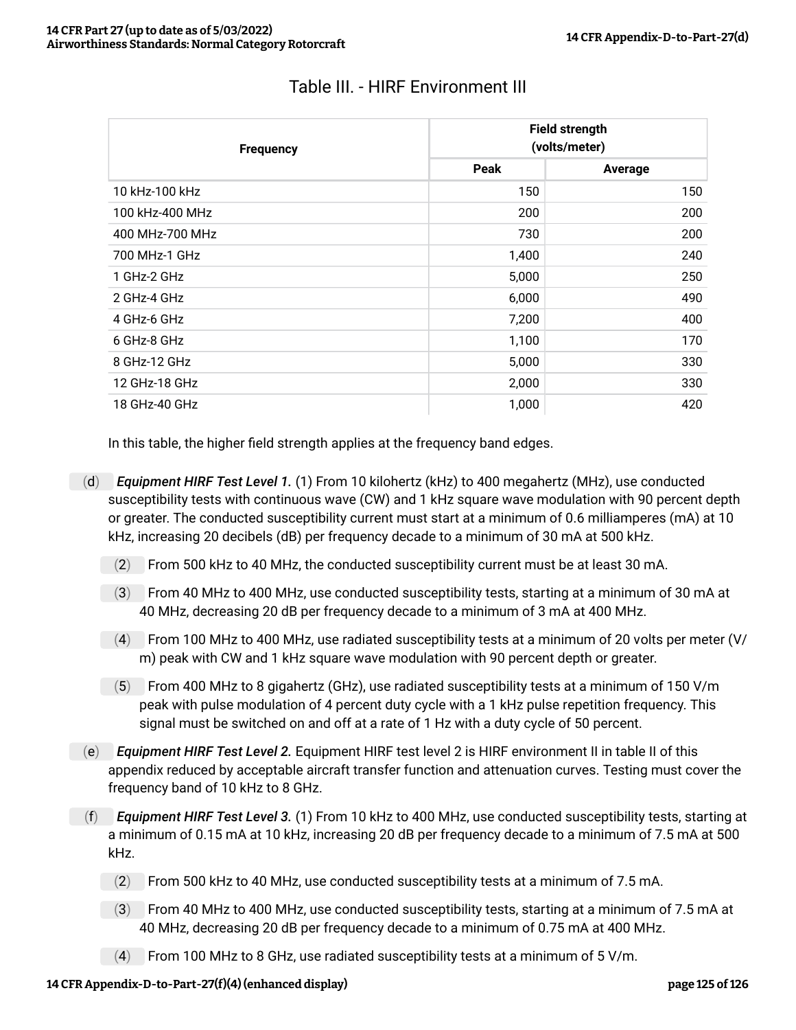## Table III. - HIRF Environment III

| Frequency | Field strength (volts/meter) | |
|---|---|---|
| | Peak | Average |
| 10 kHz-100 kHz | 150 | 150 |
| 100 kHz-400 MHz | 200 | 200 |
| 400 MHz-700 MHz | 730 | 200 |
| 700 MHz-1 GHz | 1,400 | 240 |
| 1 GHz-2 GHz | 5,000 | 250 |
| 2 GHz-4 GHz | 6,000 | 490 |
| 4 GHz-6 GHz | 7,200 | 400 |
| 6 GHz-8 GHz | 1,100 | 170 |
| 8 GHz-12 GHz | 5,000 | 330 |
| 12 GHz-18 GHz | 2,000 | 330 |
| 18 GHz-40 GHz | 1,000 | 420 |

In this table, the higher field strength applies at the frequency band edges.

(d) *Equipment HIRF Test Level 1.* (1) From 10 kilohertz (kHz) to 400 megahertz (MHz), use conducted susceptibility tests with continuous wave (CW) and 1 kHz square wave modulation with 90 percent depth or greater. The conducted susceptibility current must start at a minimum of 0.6 milliamperes (mA) at 10 kHz, increasing 20 decibels (dB) per frequency decade to a minimum of 30 mA at 500 kHz.

(2) From 500 kHz to 40 MHz, the conducted susceptibility current must be at least 30 mA.

(3) From 40 MHz to 400 MHz, use conducted susceptibility tests, starting at a minimum of 30 mA at 40 MHz, decreasing 20 dB per frequency decade to a minimum of 3 mA at 400 MHz.

(4) From 100 MHz to 400 MHz, use radiated susceptibility tests at a minimum of 20 volts per meter (V/m) peak with CW and 1 kHz square wave modulation with 90 percent depth or greater.

(5) From 400 MHz to 8 gigahertz (GHz), use radiated susceptibility tests at a minimum of 150 V/m peak with pulse modulation of 4 percent duty cycle with a 1 kHz pulse repetition frequency. This signal must be switched on and off at a rate of 1 Hz with a duty cycle of 50 percent.

(e) *Equipment HIRF Test Level 2.* Equipment HIRF test level 2 is HIRF environment II in table II of this appendix reduced by acceptable aircraft transfer function and attenuation curves. Testing must cover the frequency band of 10 kHz to 8 GHz.

(f) *Equipment HIRF Test Level 3.* (1) From 10 kHz to 400 MHz, use conducted susceptibility tests, starting at a minimum of 0.15 mA at 10 kHz, increasing 20 dB per frequency decade to a minimum of 7.5 mA at 500 kHz.

(2) From 500 kHz to 40 MHz, use conducted susceptibility tests at a minimum of 7.5 mA.

(3) From 40 MHz to 400 MHz, use conducted susceptibility tests, starting at a minimum of 7.5 mA at 40 MHz, decreasing 20 dB per frequency decade to a minimum of 0.75 mA at 400 MHz.

(4) From 100 MHz to 8 GHz, use radiated susceptibility tests at a minimum of 5 V/m.